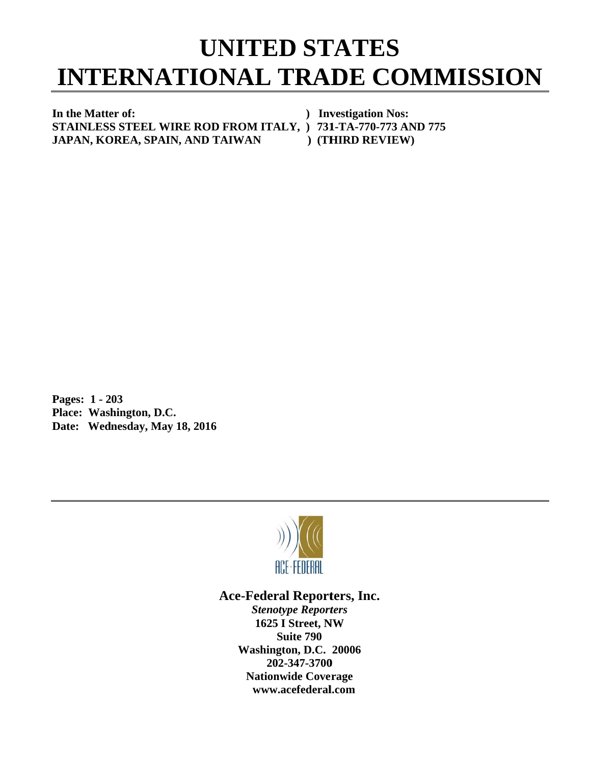# UNITED STATES INTERNATIONAL TRADE COMMISSION

**In the Matter of:** ) **Investigation Nos:**
**STAINLESS STEEL WIRE ROD FROM ITALY,** ) **731-TA-770-773 AND 775**
**JAPAN, KOREA, SPAIN, AND TAIWAN** ) **(THIRD REVIEW)**

**Pages: 1 - 203**
**Place: Washington, D.C.**
**Date: Wednesday, May 18, 2016**

ACE·FEDERAL

**Ace-Federal Reporters, Inc.**
***Stenotype Reporters***
**1625 I Street, NW**
**Suite 790**
**Washington, D.C. 20006**
**202-347-3700**
**Nationwide Coverage**
**www.acefederal.com**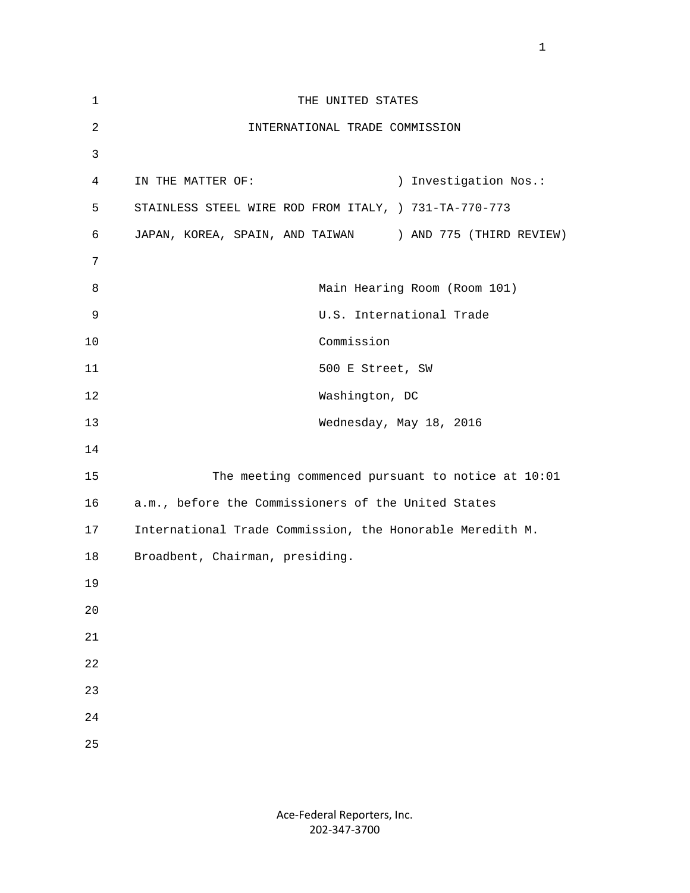THE UNITED STATES

INTERNATIONAL TRADE COMMISSION

IN THE MATTER OF: ) Investigation Nos.:
STAINLESS STEEL WIRE ROD FROM ITALY, ) 731-TA-770-773
JAPAN, KOREA, SPAIN, AND TAIWAN ) AND 775 (THIRD REVIEW)

Main Hearing Room (Room 101)
U.S. International Trade
Commission
500 E Street, SW
Washington, DC
Wednesday, May 18, 2016

The meeting commenced pursuant to notice at 10:01 a.m., before the Commissioners of the United States International Trade Commission, the Honorable Meredith M. Broadbent, Chairman, presiding.

Ace-Federal Reporters, Inc.
202-347-3700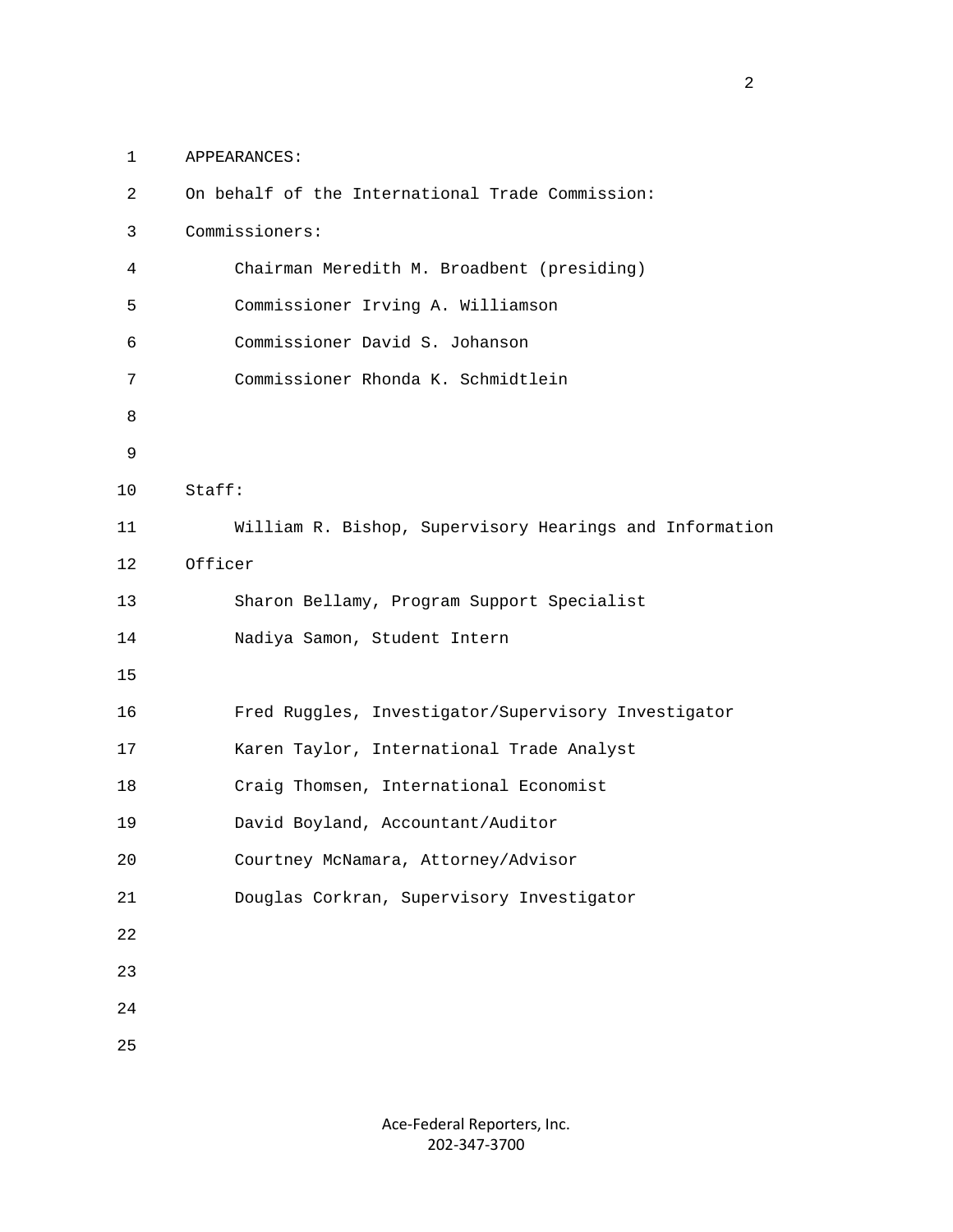APPEARANCES:

On behalf of the International Trade Commission:

Commissioners:

Chairman Meredith M. Broadbent (presiding)

Commissioner Irving A. Williamson

Commissioner David S. Johanson

Commissioner Rhonda K. Schmidtlein

Staff:

William R. Bishop, Supervisory Hearings and Information Officer

Sharon Bellamy, Program Support Specialist

Nadiya Samon, Student Intern

Fred Ruggles, Investigator/Supervisory Investigator

Karen Taylor, International Trade Analyst

Craig Thomsen, International Economist

David Boyland, Accountant/Auditor

Courtney McNamara, Attorney/Advisor

Douglas Corkran, Supervisory Investigator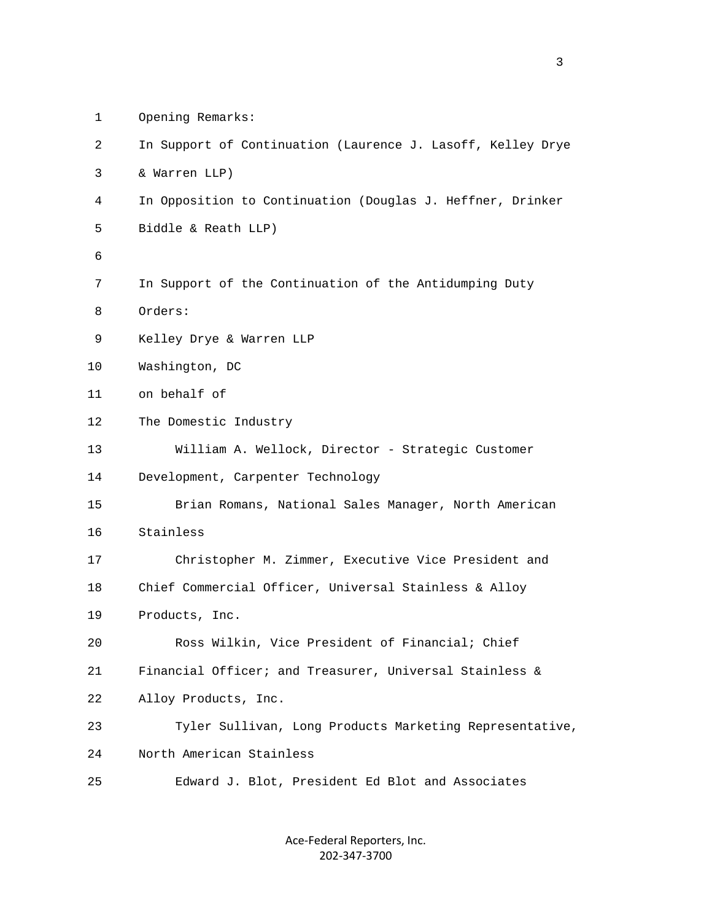Opening Remarks:

In Support of Continuation (Laurence J. Lasoff, Kelley Drye & Warren LLP)

In Opposition to Continuation (Douglas J. Heffner, Drinker Biddle & Reath LLP)

In Support of the Continuation of the Antidumping Duty Orders:

Kelley Drye & Warren LLP

Washington, DC

on behalf of

The Domestic Industry

William A. Wellock, Director - Strategic Customer Development, Carpenter Technology

Brian Romans, National Sales Manager, North American Stainless

Christopher M. Zimmer, Executive Vice President and Chief Commercial Officer, Universal Stainless & Alloy Products, Inc.

Ross Wilkin, Vice President of Financial; Chief Financial Officer; and Treasurer, Universal Stainless & Alloy Products, Inc.

Tyler Sullivan, Long Products Marketing Representative, North American Stainless

Edward J. Blot, President Ed Blot and Associates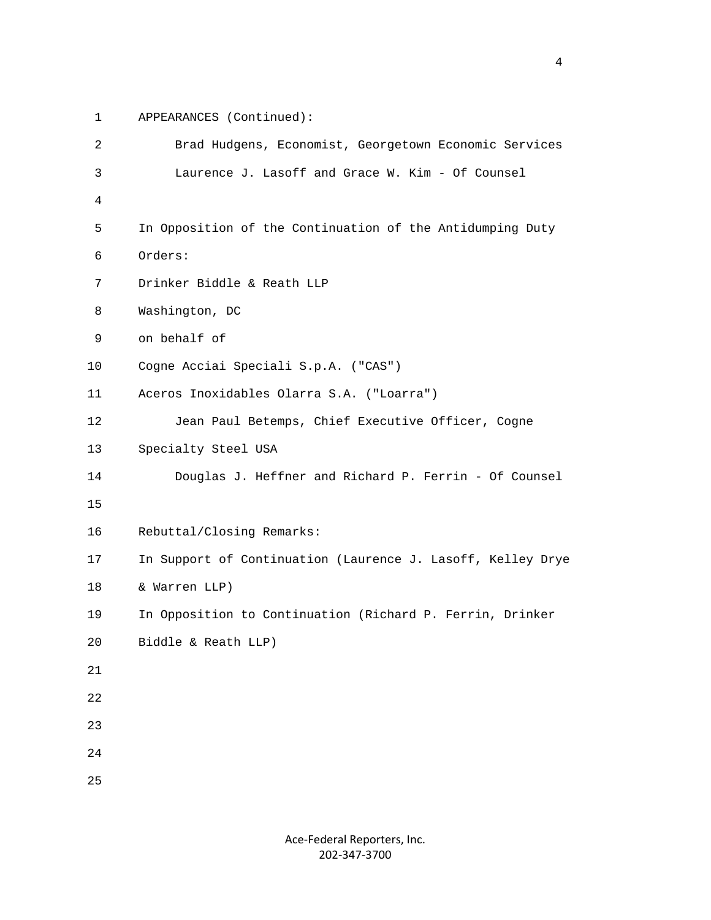APPEARANCES (Continued):

Brad Hudgens, Economist, Georgetown Economic Services

Laurence J. Lasoff and Grace W. Kim - Of Counsel

In Opposition of the Continuation of the Antidumping Duty Orders:

Drinker Biddle & Reath LLP
Washington, DC
on behalf of

Cogne Acciai Speciali S.p.A. ("CAS")
Aceros Inoxidables Olarra S.A. ("Loarra")

Jean Paul Betemps, Chief Executive Officer, Cogne Specialty Steel USA

Douglas J. Heffner and Richard P. Ferrin - Of Counsel

Rebuttal/Closing Remarks:

In Support of Continuation (Laurence J. Lasoff, Kelley Drye & Warren LLP)

In Opposition to Continuation (Richard P. Ferrin, Drinker Biddle & Reath LLP)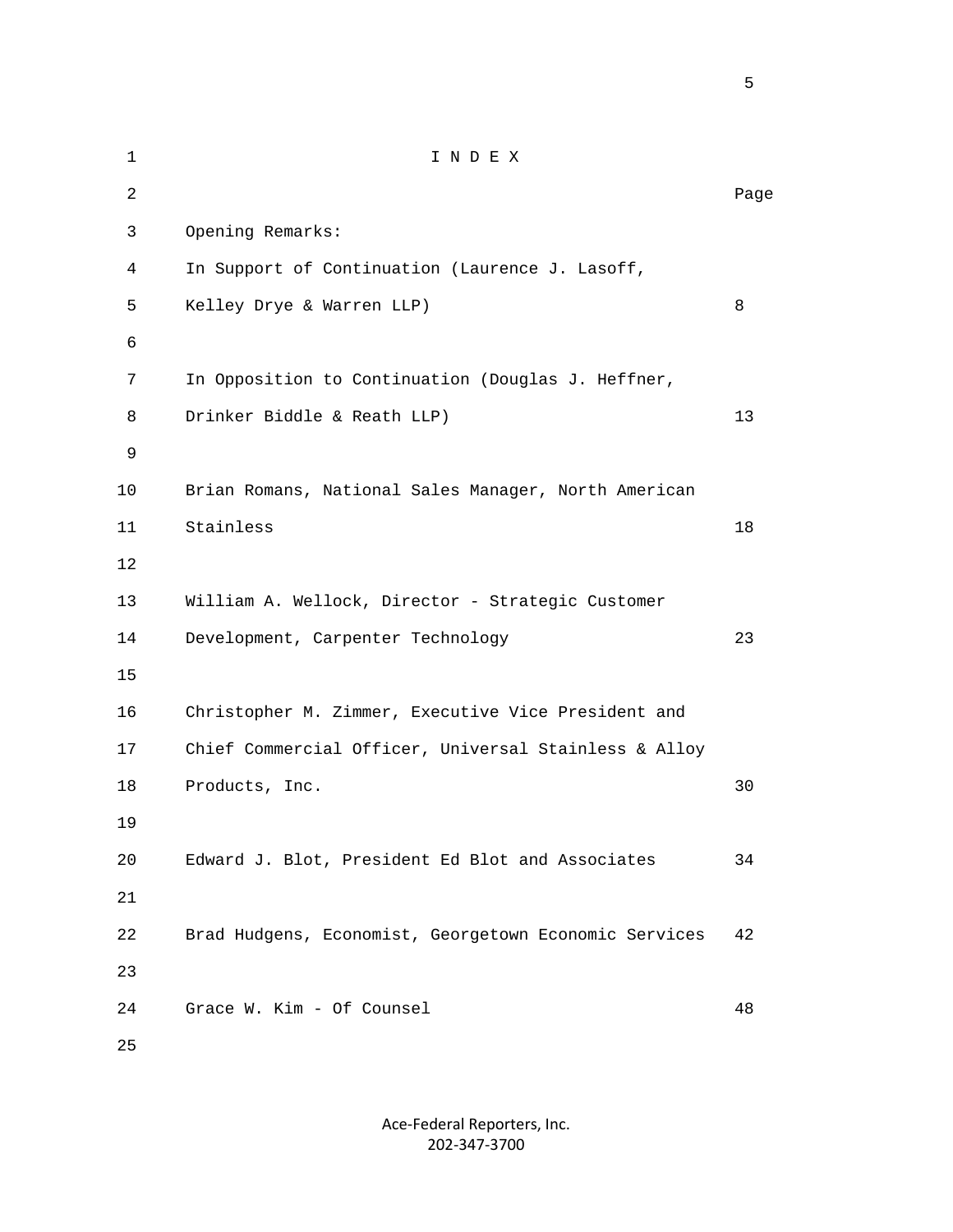# I N D E X

| | Page |
|---|---|
| Opening Remarks: | |
| In Support of Continuation (Laurence J. Lasoff, Kelley Drye & Warren LLP) | 8 |
| In Opposition to Continuation (Douglas J. Heffner, Drinker Biddle & Reath LLP) | 13 |
| Brian Romans, National Sales Manager, North American Stainless | 18 |
| William A. Wellock, Director - Strategic Customer Development, Carpenter Technology | 23 |
| Christopher M. Zimmer, Executive Vice President and Chief Commercial Officer, Universal Stainless & Alloy Products, Inc. | 30 |
| Edward J. Blot, President Ed Blot and Associates | 34 |
| Brad Hudgens, Economist, Georgetown Economic Services | 42 |
| Grace W. Kim - Of Counsel | 48 |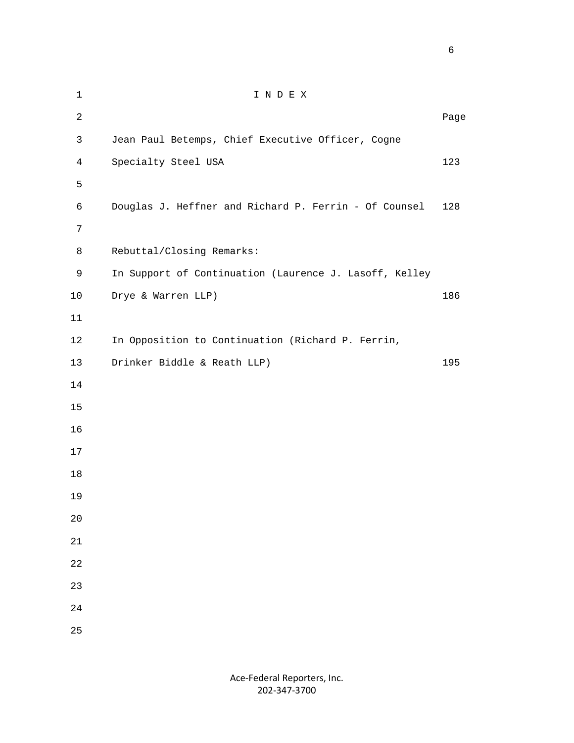# I N D E X

| | Page |
|---|---|
| Jean Paul Betemps, Chief Executive Officer, Cogne Specialty Steel USA | 123 |
| Douglas J. Heffner and Richard P. Ferrin - Of Counsel | 128 |
| Rebuttal/Closing Remarks: | |
| In Support of Continuation (Laurence J. Lasoff, Kelley Drye & Warren LLP) | 186 |
| In Opposition to Continuation (Richard P. Ferrin, Drinker Biddle & Reath LLP) | 195 |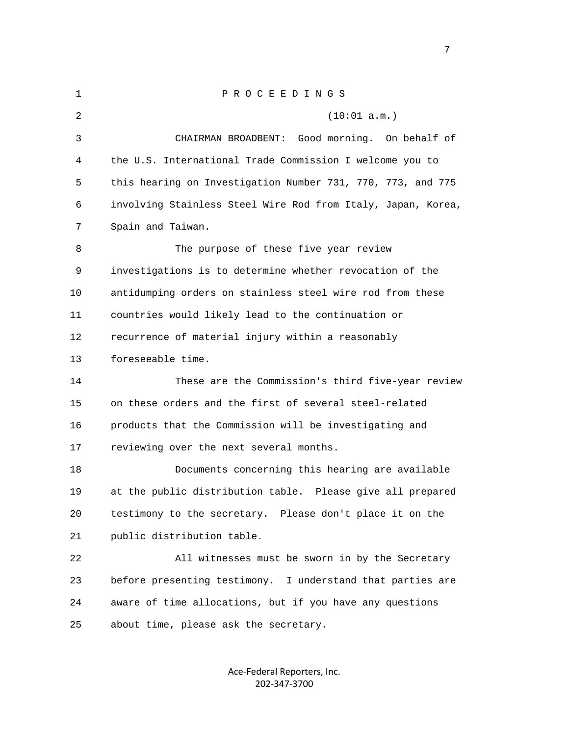P R O C E E D I N G S

(10:01 a.m.)

CHAIRMAN BROADBENT: Good morning. On behalf of the U.S. International Trade Commission I welcome you to this hearing on Investigation Number 731, 770, 773, and 775 involving Stainless Steel Wire Rod from Italy, Japan, Korea, Spain and Taiwan.

The purpose of these five year review investigations is to determine whether revocation of the antidumping orders on stainless steel wire rod from these countries would likely lead to the continuation or recurrence of material injury within a reasonably foreseeable time.

These are the Commission's third five-year review on these orders and the first of several steel-related products that the Commission will be investigating and reviewing over the next several months.

Documents concerning this hearing are available at the public distribution table. Please give all prepared testimony to the secretary. Please don't place it on the public distribution table.

All witnesses must be sworn in by the Secretary before presenting testimony. I understand that parties are aware of time allocations, but if you have any questions about time, please ask the secretary.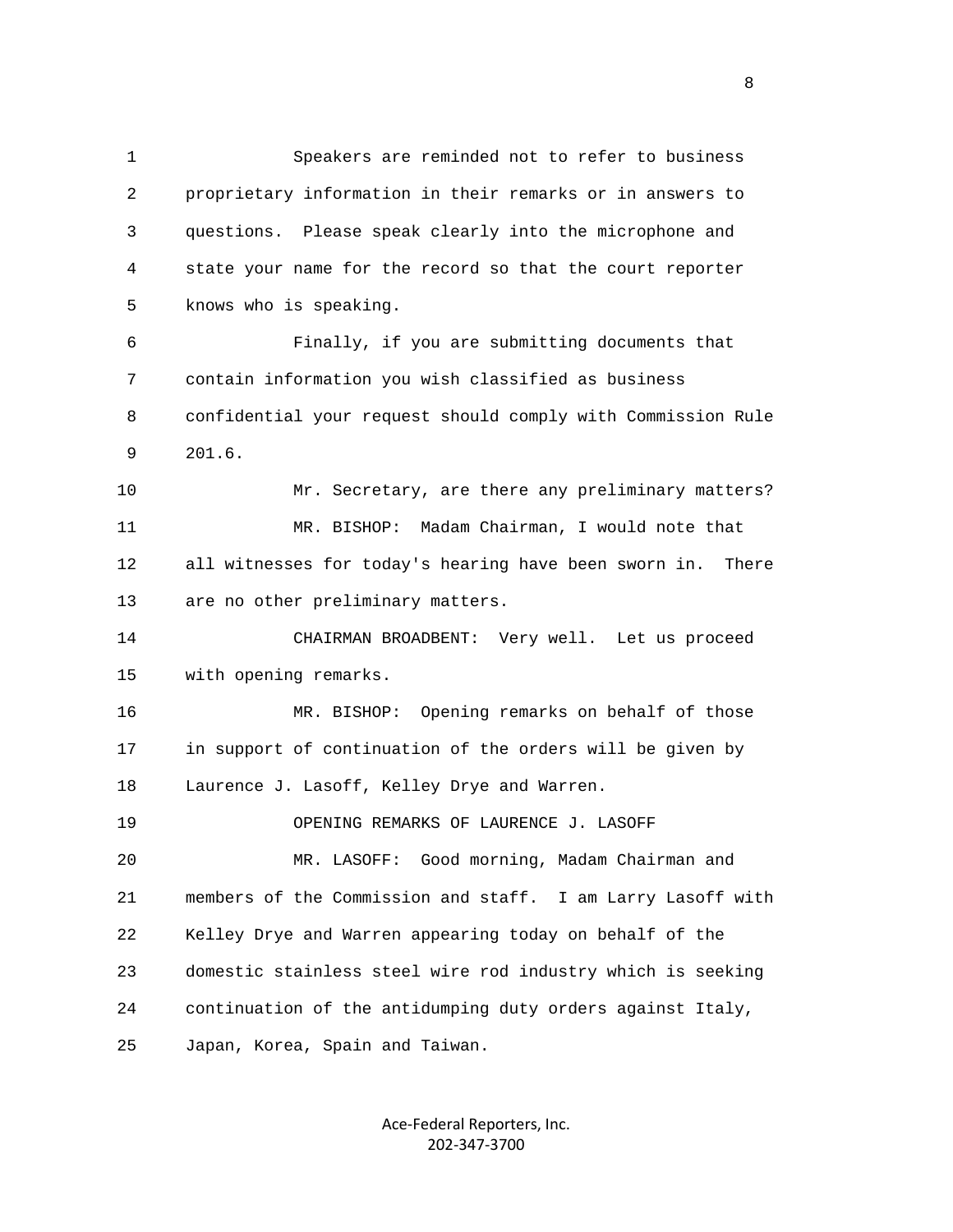Speakers are reminded not to refer to business proprietary information in their remarks or in answers to questions. Please speak clearly into the microphone and state your name for the record so that the court reporter knows who is speaking.

Finally, if you are submitting documents that contain information you wish classified as business confidential your request should comply with Commission Rule 201.6.

Mr. Secretary, are there any preliminary matters?

MR. BISHOP: Madam Chairman, I would note that all witnesses for today's hearing have been sworn in. There are no other preliminary matters.

CHAIRMAN BROADBENT: Very well. Let us proceed with opening remarks.

MR. BISHOP: Opening remarks on behalf of those in support of continuation of the orders will be given by Laurence J. Lasoff, Kelley Drye and Warren.

OPENING REMARKS OF LAURENCE J. LASOFF

MR. LASOFF: Good morning, Madam Chairman and members of the Commission and staff. I am Larry Lasoff with Kelley Drye and Warren appearing today on behalf of the domestic stainless steel wire rod industry which is seeking continuation of the antidumping duty orders against Italy, Japan, Korea, Spain and Taiwan.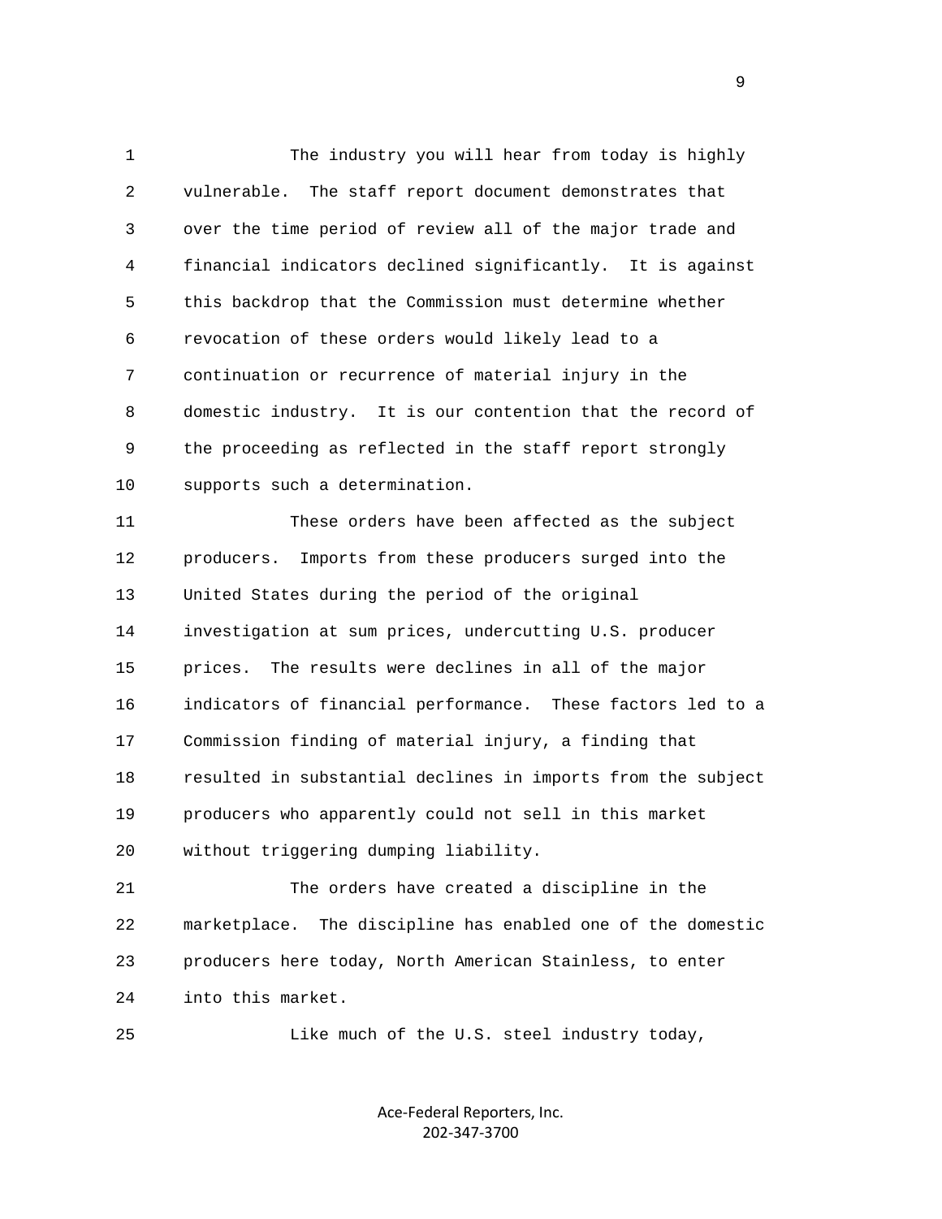The industry you will hear from today is highly vulnerable. The staff report document demonstrates that over the time period of review all of the major trade and financial indicators declined significantly. It is against this backdrop that the Commission must determine whether revocation of these orders would likely lead to a continuation or recurrence of material injury in the domestic industry. It is our contention that the record of the proceeding as reflected in the staff report strongly supports such a determination.

These orders have been affected as the subject producers. Imports from these producers surged into the United States during the period of the original investigation at sum prices, undercutting U.S. producer prices. The results were declines in all of the major indicators of financial performance. These factors led to a Commission finding of material injury, a finding that resulted in substantial declines in imports from the subject producers who apparently could not sell in this market without triggering dumping liability.

The orders have created a discipline in the marketplace. The discipline has enabled one of the domestic producers here today, North American Stainless, to enter into this market.

Like much of the U.S. steel industry today,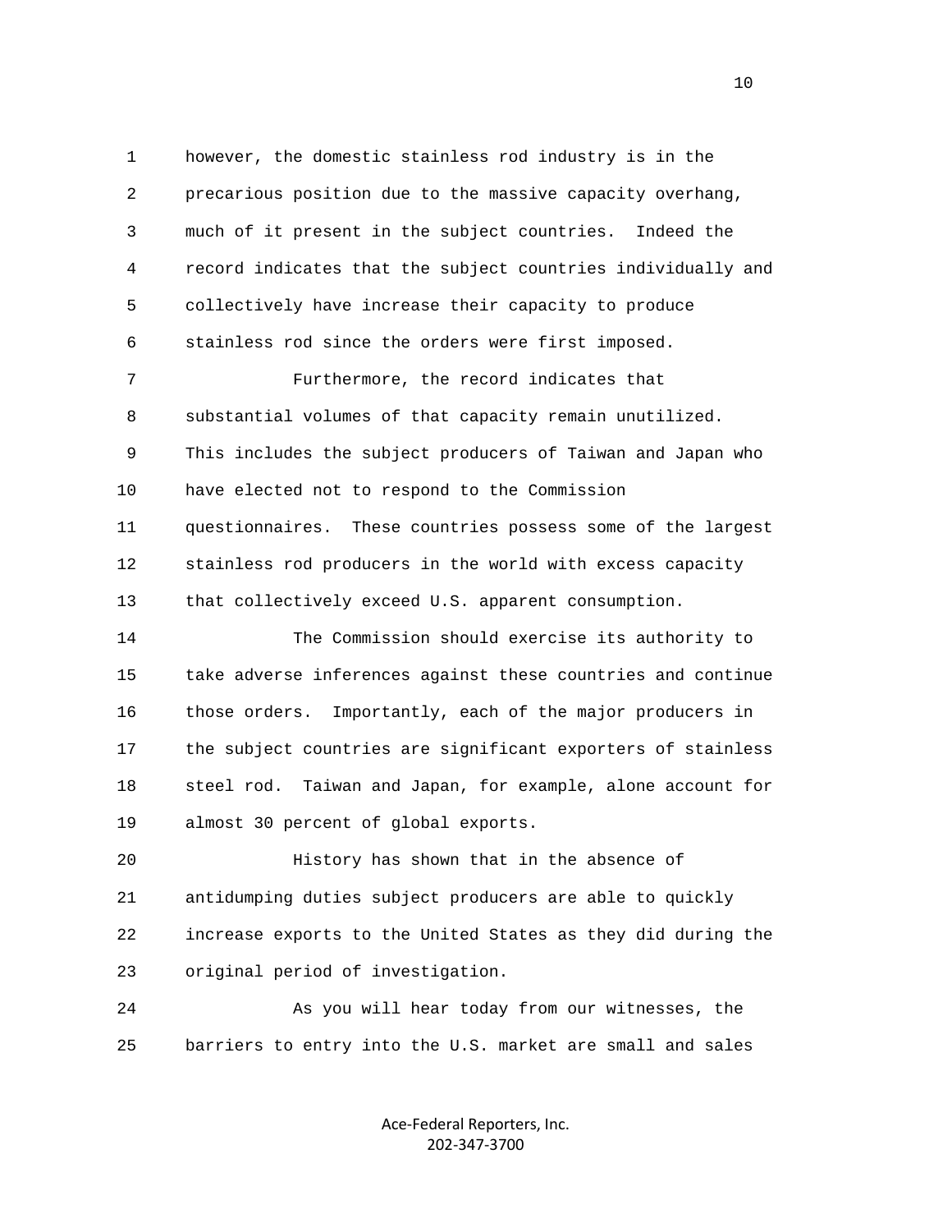however, the domestic stainless rod industry is in the precarious position due to the massive capacity overhang, much of it present in the subject countries. Indeed the record indicates that the subject countries individually and collectively have increase their capacity to produce stainless rod since the orders were first imposed.

Furthermore, the record indicates that substantial volumes of that capacity remain unutilized. This includes the subject producers of Taiwan and Japan who have elected not to respond to the Commission questionnaires. These countries possess some of the largest stainless rod producers in the world with excess capacity that collectively exceed U.S. apparent consumption.

The Commission should exercise its authority to take adverse inferences against these countries and continue those orders. Importantly, each of the major producers in the subject countries are significant exporters of stainless steel rod. Taiwan and Japan, for example, alone account for almost 30 percent of global exports.

History has shown that in the absence of antidumping duties subject producers are able to quickly increase exports to the United States as they did during the original period of investigation.

As you will hear today from our witnesses, the barriers to entry into the U.S. market are small and sales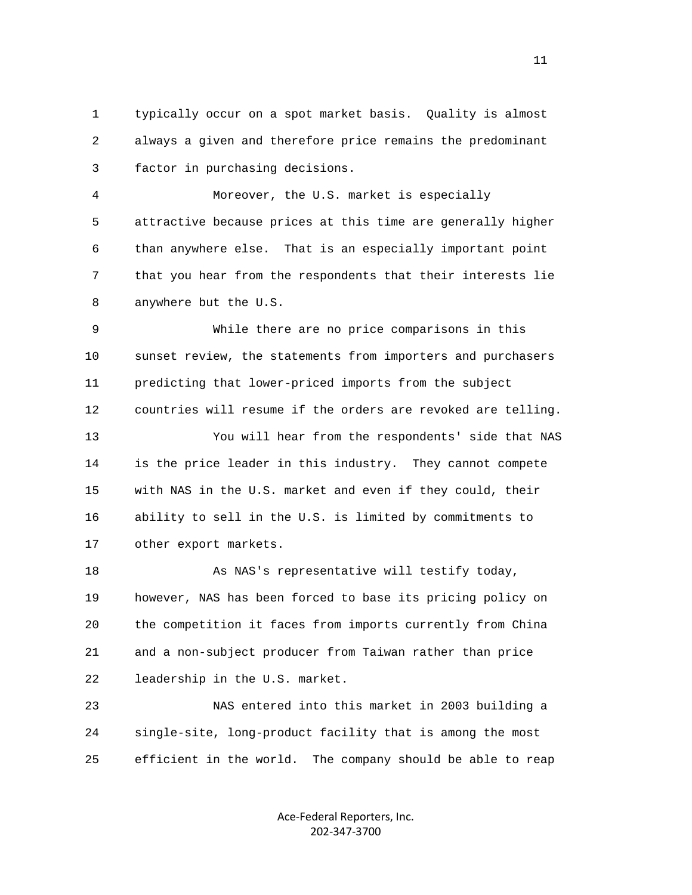typically occur on a spot market basis. Quality is almost always a given and therefore price remains the predominant factor in purchasing decisions.

Moreover, the U.S. market is especially attractive because prices at this time are generally higher than anywhere else. That is an especially important point that you hear from the respondents that their interests lie anywhere but the U.S.

While there are no price comparisons in this sunset review, the statements from importers and purchasers predicting that lower-priced imports from the subject countries will resume if the orders are revoked are telling.

You will hear from the respondents' side that NAS is the price leader in this industry. They cannot compete with NAS in the U.S. market and even if they could, their ability to sell in the U.S. is limited by commitments to other export markets.

As NAS's representative will testify today, however, NAS has been forced to base its pricing policy on the competition it faces from imports currently from China and a non-subject producer from Taiwan rather than price leadership in the U.S. market.

NAS entered into this market in 2003 building a single-site, long-product facility that is among the most efficient in the world. The company should be able to reap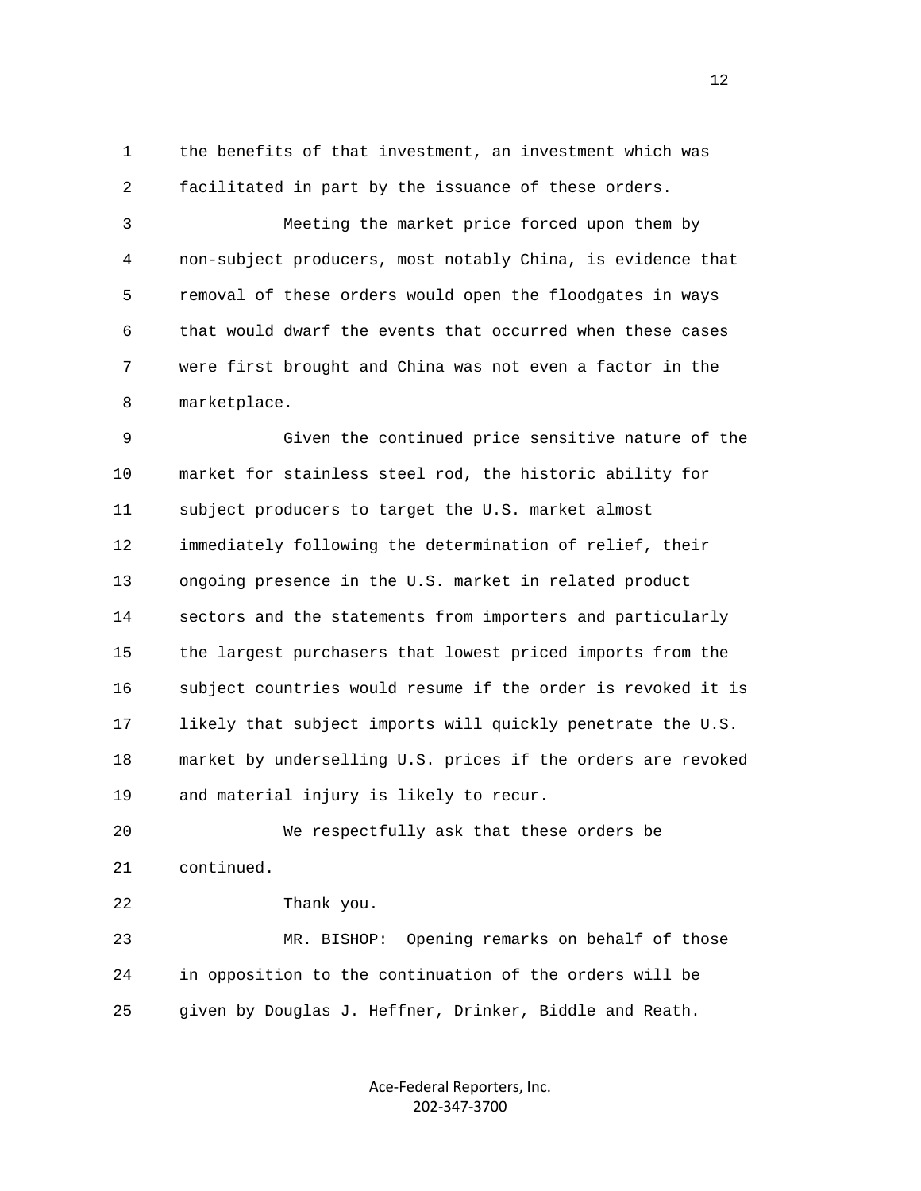the benefits of that investment, an investment which was facilitated in part by the issuance of these orders.

Meeting the market price forced upon them by non-subject producers, most notably China, is evidence that removal of these orders would open the floodgates in ways that would dwarf the events that occurred when these cases were first brought and China was not even a factor in the marketplace.

Given the continued price sensitive nature of the market for stainless steel rod, the historic ability for subject producers to target the U.S. market almost immediately following the determination of relief, their ongoing presence in the U.S. market in related product sectors and the statements from importers and particularly the largest purchasers that lowest priced imports from the subject countries would resume if the order is revoked it is likely that subject imports will quickly penetrate the U.S. market by underselling U.S. prices if the orders are revoked and material injury is likely to recur.

We respectfully ask that these orders be continued.

Thank you.

MR. BISHOP: Opening remarks on behalf of those in opposition to the continuation of the orders will be given by Douglas J. Heffner, Drinker, Biddle and Reath.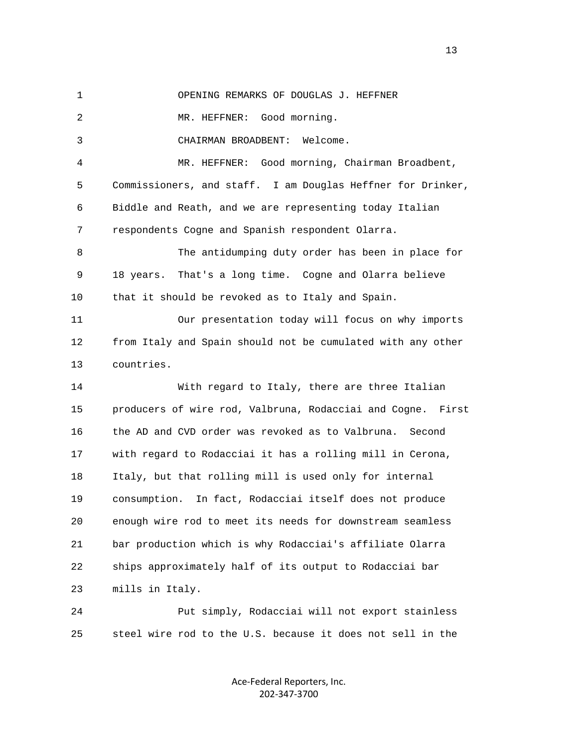OPENING REMARKS OF DOUGLAS J. HEFFNER

MR. HEFFNER: Good morning.

CHAIRMAN BROADBENT: Welcome.

MR. HEFFNER: Good morning, Chairman Broadbent, Commissioners, and staff. I am Douglas Heffner for Drinker, Biddle and Reath, and we are representing today Italian respondents Cogne and Spanish respondent Olarra.

The antidumping duty order has been in place for 18 years. That's a long time. Cogne and Olarra believe that it should be revoked as to Italy and Spain.

Our presentation today will focus on why imports from Italy and Spain should not be cumulated with any other countries.

With regard to Italy, there are three Italian producers of wire rod, Valbruna, Rodacciai and Cogne. First the AD and CVD order was revoked as to Valbruna. Second with regard to Rodacciai it has a rolling mill in Cerona, Italy, but that rolling mill is used only for internal consumption. In fact, Rodacciai itself does not produce enough wire rod to meet its needs for downstream seamless bar production which is why Rodacciai's affiliate Olarra ships approximately half of its output to Rodacciai bar mills in Italy.

Put simply, Rodacciai will not export stainless steel wire rod to the U.S. because it does not sell in the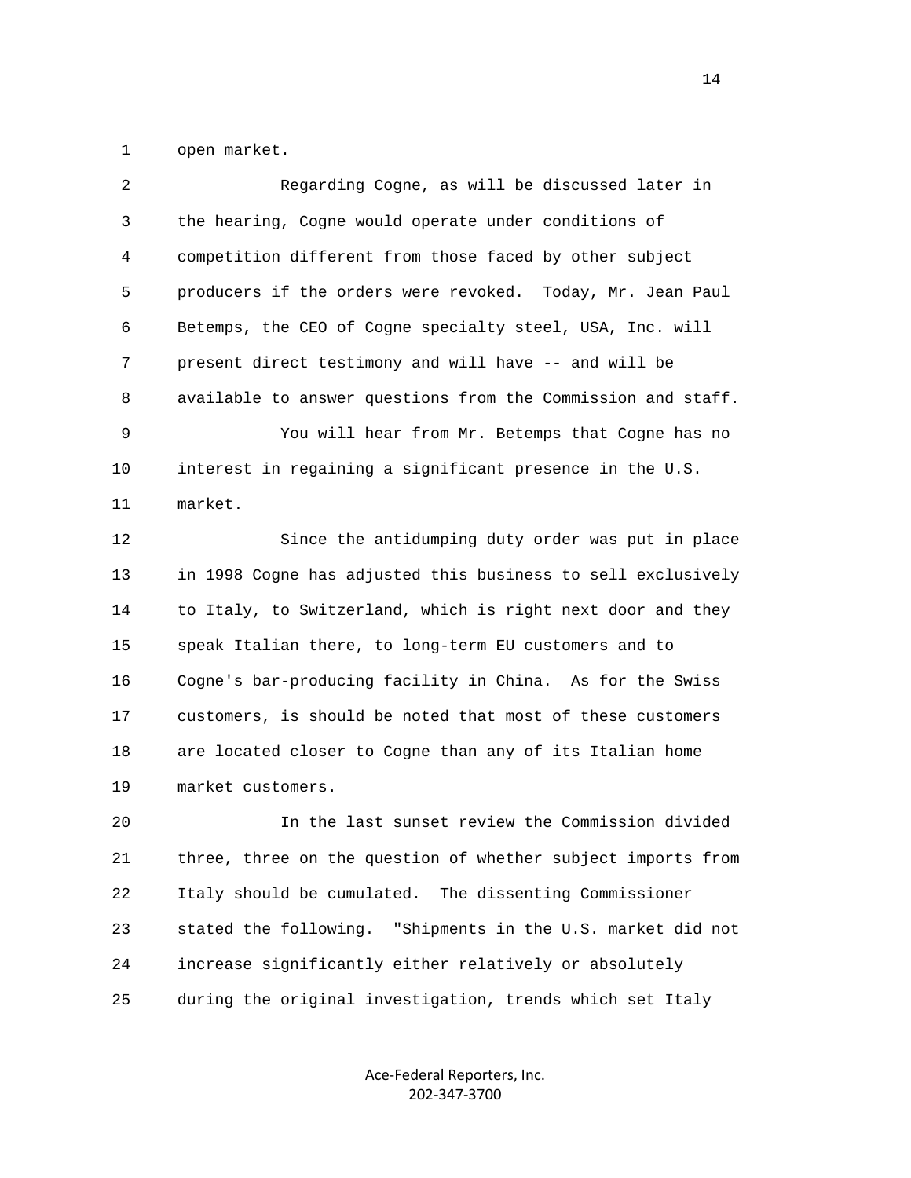open market.

Regarding Cogne, as will be discussed later in the hearing, Cogne would operate under conditions of competition different from those faced by other subject producers if the orders were revoked. Today, Mr. Jean Paul Betemps, the CEO of Cogne specialty steel, USA, Inc. will present direct testimony and will have -- and will be available to answer questions from the Commission and staff.

You will hear from Mr. Betemps that Cogne has no interest in regaining a significant presence in the U.S. market.

Since the antidumping duty order was put in place in 1998 Cogne has adjusted this business to sell exclusively to Italy, to Switzerland, which is right next door and they speak Italian there, to long-term EU customers and to Cogne's bar-producing facility in China. As for the Swiss customers, is should be noted that most of these customers are located closer to Cogne than any of its Italian home market customers.

In the last sunset review the Commission divided three, three on the question of whether subject imports from Italy should be cumulated. The dissenting Commissioner stated the following. "Shipments in the U.S. market did not increase significantly either relatively or absolutely during the original investigation, trends which set Italy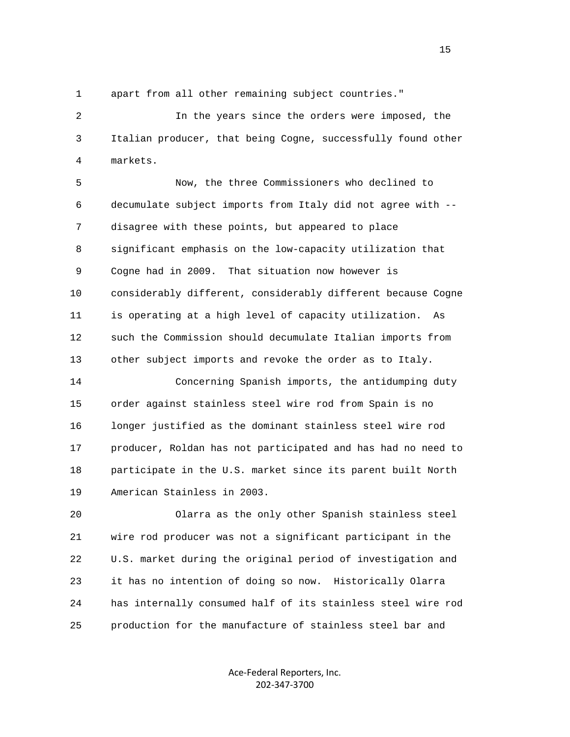apart from all other remaining subject countries."

In the years since the orders were imposed, the Italian producer, that being Cogne, successfully found other markets.

Now, the three Commissioners who declined to decumulate subject imports from Italy did not agree with -- disagree with these points, but appeared to place significant emphasis on the low-capacity utilization that Cogne had in 2009. That situation now however is considerably different, considerably different because Cogne is operating at a high level of capacity utilization. As such the Commission should decumulate Italian imports from other subject imports and revoke the order as to Italy.

Concerning Spanish imports, the antidumping duty order against stainless steel wire rod from Spain is no longer justified as the dominant stainless steel wire rod producer, Roldan has not participated and has had no need to participate in the U.S. market since its parent built North American Stainless in 2003.

Olarra as the only other Spanish stainless steel wire rod producer was not a significant participant in the U.S. market during the original period of investigation and it has no intention of doing so now. Historically Olarra has internally consumed half of its stainless steel wire rod production for the manufacture of stainless steel bar and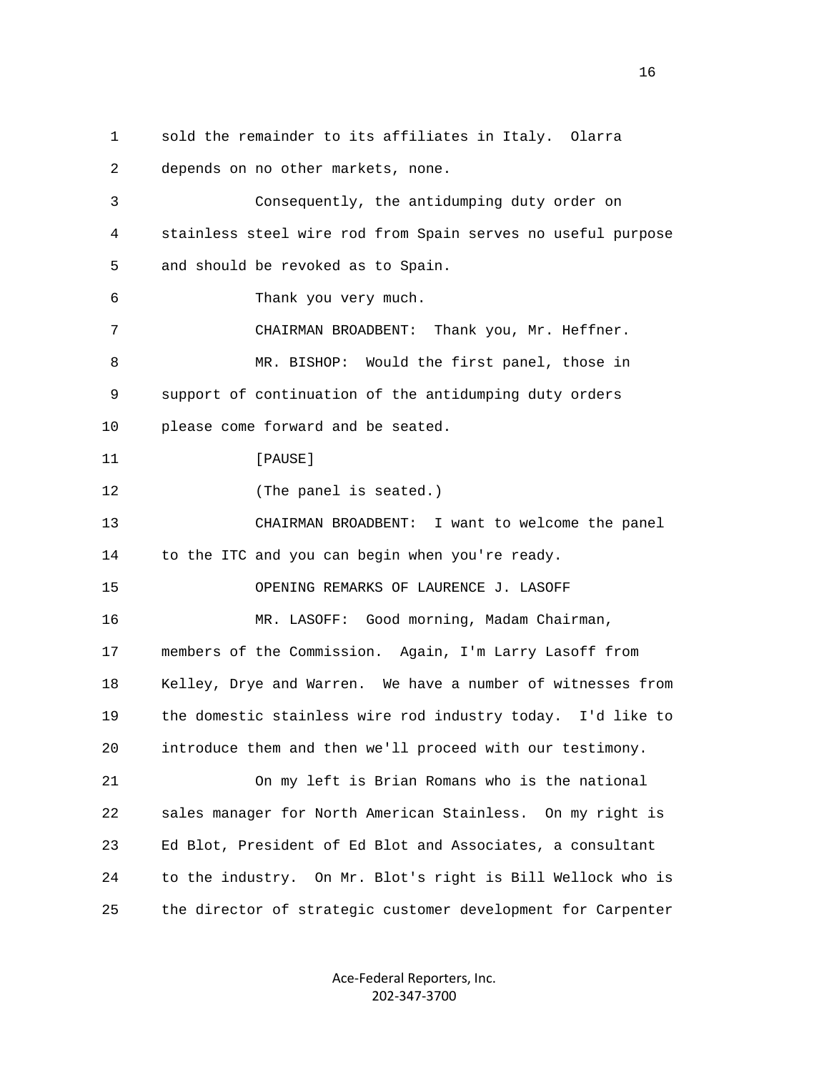sold the remainder to its affiliates in Italy. Olarra depends on no other markets, none.

Consequently, the antidumping duty order on stainless steel wire rod from Spain serves no useful purpose and should be revoked as to Spain.

Thank you very much.

CHAIRMAN BROADBENT: Thank you, Mr. Heffner.

MR. BISHOP: Would the first panel, those in support of continuation of the antidumping duty orders please come forward and be seated.

[PAUSE]

(The panel is seated.)

CHAIRMAN BROADBENT: I want to welcome the panel to the ITC and you can begin when you're ready.

OPENING REMARKS OF LAURENCE J. LASOFF

MR. LASOFF: Good morning, Madam Chairman, members of the Commission. Again, I'm Larry Lasoff from Kelley, Drye and Warren. We have a number of witnesses from the domestic stainless wire rod industry today. I'd like to introduce them and then we'll proceed with our testimony.

On my left is Brian Romans who is the national sales manager for North American Stainless. On my right is Ed Blot, President of Ed Blot and Associates, a consultant to the industry. On Mr. Blot's right is Bill Wellock who is the director of strategic customer development for Carpenter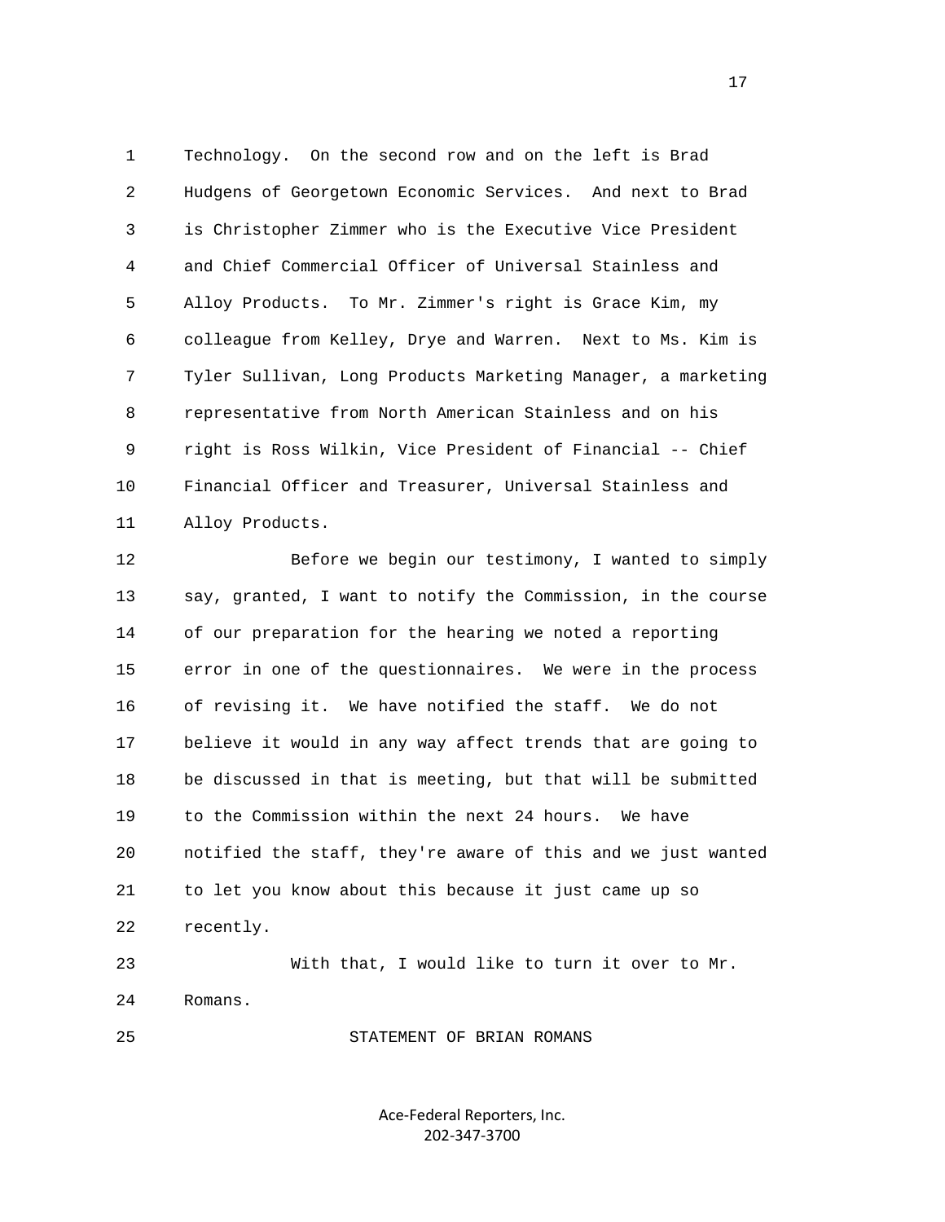Technology. On the second row and on the left is Brad Hudgens of Georgetown Economic Services. And next to Brad is Christopher Zimmer who is the Executive Vice President and Chief Commercial Officer of Universal Stainless and Alloy Products. To Mr. Zimmer's right is Grace Kim, my colleague from Kelley, Drye and Warren. Next to Ms. Kim is Tyler Sullivan, Long Products Marketing Manager, a marketing representative from North American Stainless and on his right is Ross Wilkin, Vice President of Financial -- Chief Financial Officer and Treasurer, Universal Stainless and Alloy Products.

Before we begin our testimony, I wanted to simply say, granted, I want to notify the Commission, in the course of our preparation for the hearing we noted a reporting error in one of the questionnaires. We were in the process of revising it. We have notified the staff. We do not believe it would in any way affect trends that are going to be discussed in that is meeting, but that will be submitted to the Commission within the next 24 hours. We have notified the staff, they're aware of this and we just wanted to let you know about this because it just came up so recently.

With that, I would like to turn it over to Mr. Romans.

STATEMENT OF BRIAN ROMANS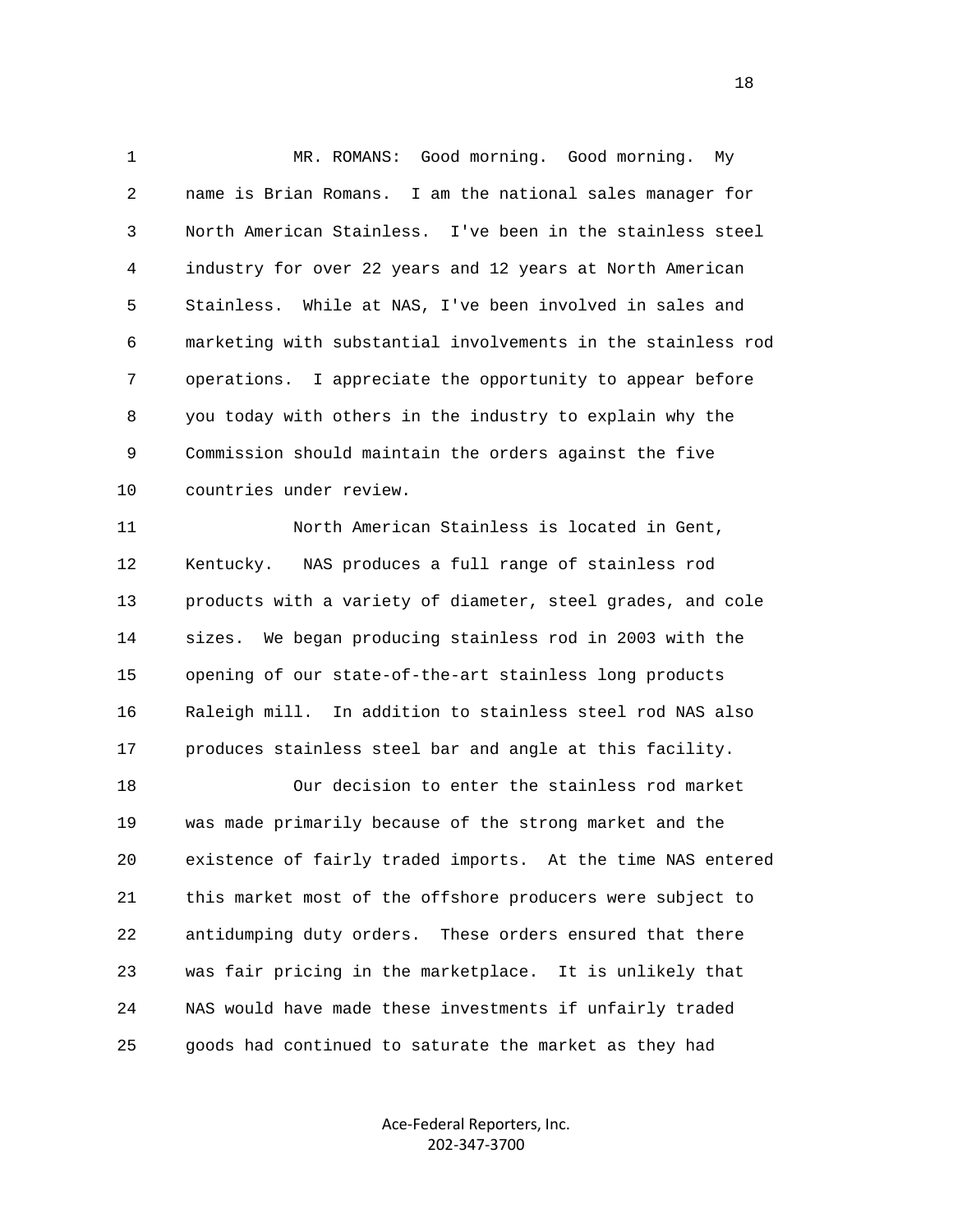MR. ROMANS: Good morning. Good morning. My name is Brian Romans. I am the national sales manager for North American Stainless. I've been in the stainless steel industry for over 22 years and 12 years at North American Stainless. While at NAS, I've been involved in sales and marketing with substantial involvements in the stainless rod operations. I appreciate the opportunity to appear before you today with others in the industry to explain why the Commission should maintain the orders against the five countries under review.

North American Stainless is located in Gent, Kentucky. NAS produces a full range of stainless rod products with a variety of diameter, steel grades, and cole sizes. We began producing stainless rod in 2003 with the opening of our state-of-the-art stainless long products Raleigh mill. In addition to stainless steel rod NAS also produces stainless steel bar and angle at this facility.

Our decision to enter the stainless rod market was made primarily because of the strong market and the existence of fairly traded imports. At the time NAS entered this market most of the offshore producers were subject to antidumping duty orders. These orders ensured that there was fair pricing in the marketplace. It is unlikely that NAS would have made these investments if unfairly traded goods had continued to saturate the market as they had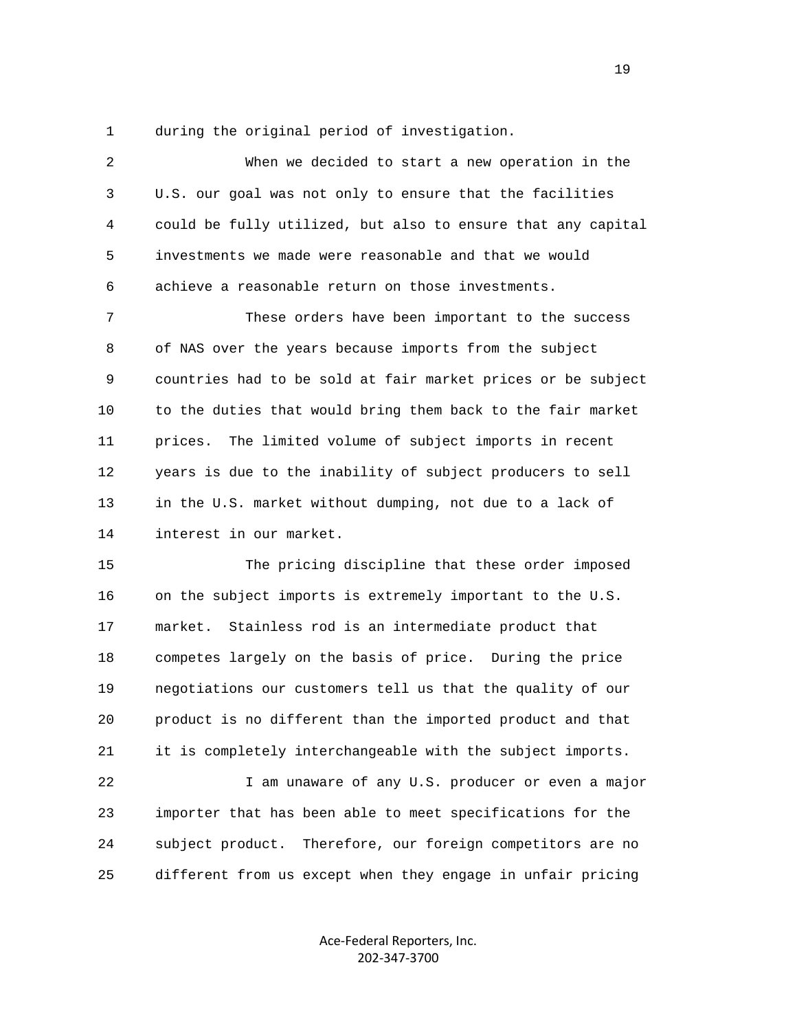during the original period of investigation.

When we decided to start a new operation in the U.S. our goal was not only to ensure that the facilities could be fully utilized, but also to ensure that any capital investments we made were reasonable and that we would achieve a reasonable return on those investments.

These orders have been important to the success of NAS over the years because imports from the subject countries had to be sold at fair market prices or be subject to the duties that would bring them back to the fair market prices. The limited volume of subject imports in recent years is due to the inability of subject producers to sell in the U.S. market without dumping, not due to a lack of interest in our market.

The pricing discipline that these order imposed on the subject imports is extremely important to the U.S. market. Stainless rod is an intermediate product that competes largely on the basis of price. During the price negotiations our customers tell us that the quality of our product is no different than the imported product and that it is completely interchangeable with the subject imports.

I am unaware of any U.S. producer or even a major importer that has been able to meet specifications for the subject product. Therefore, our foreign competitors are no different from us except when they engage in unfair pricing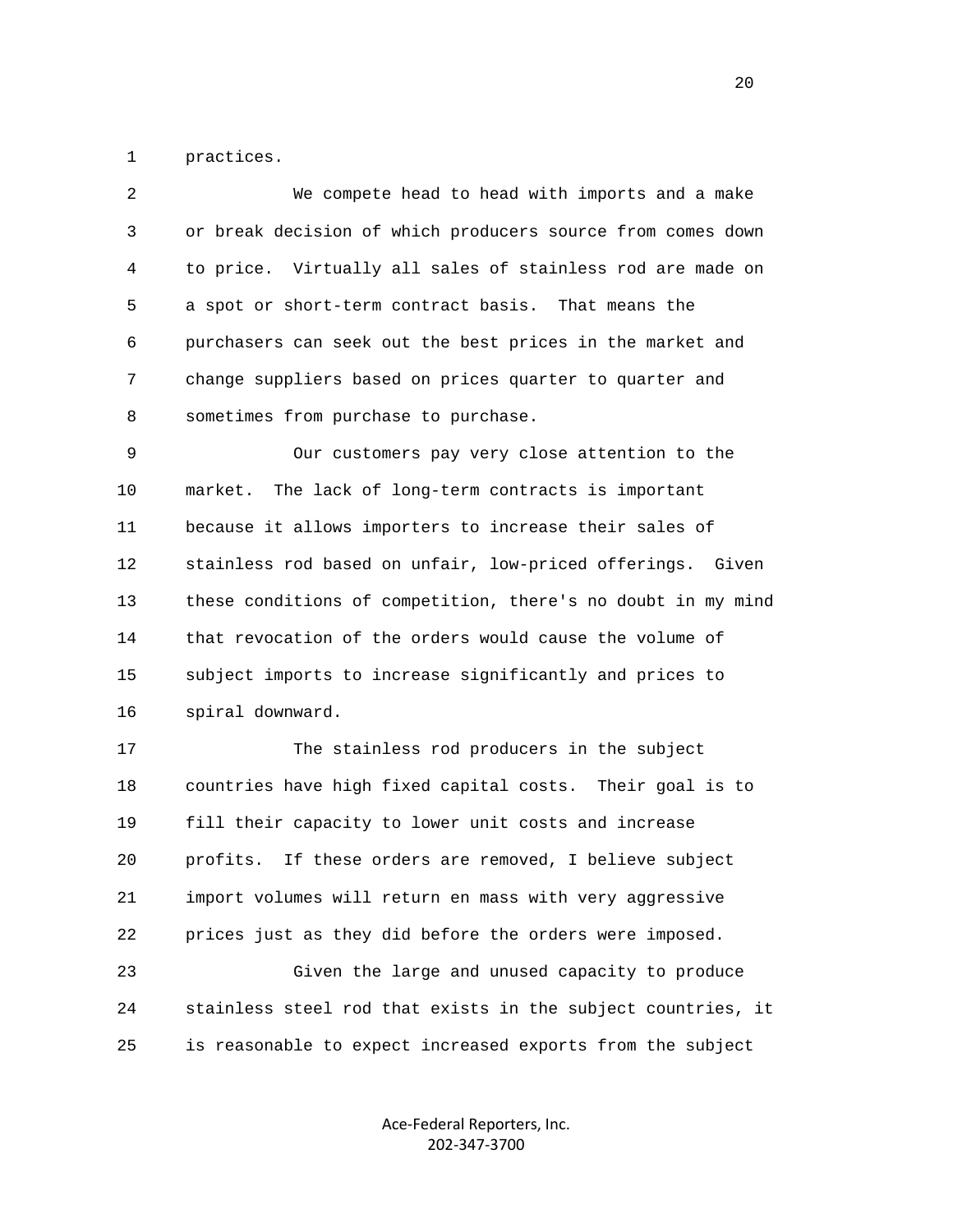practices.

We compete head to head with imports and a make or break decision of which producers source from comes down to price. Virtually all sales of stainless rod are made on a spot or short-term contract basis. That means the purchasers can seek out the best prices in the market and change suppliers based on prices quarter to quarter and sometimes from purchase to purchase.

Our customers pay very close attention to the market. The lack of long-term contracts is important because it allows importers to increase their sales of stainless rod based on unfair, low-priced offerings. Given these conditions of competition, there's no doubt in my mind that revocation of the orders would cause the volume of subject imports to increase significantly and prices to spiral downward.

The stainless rod producers in the subject countries have high fixed capital costs. Their goal is to fill their capacity to lower unit costs and increase profits. If these orders are removed, I believe subject import volumes will return en mass with very aggressive prices just as they did before the orders were imposed.

Given the large and unused capacity to produce stainless steel rod that exists in the subject countries, it is reasonable to expect increased exports from the subject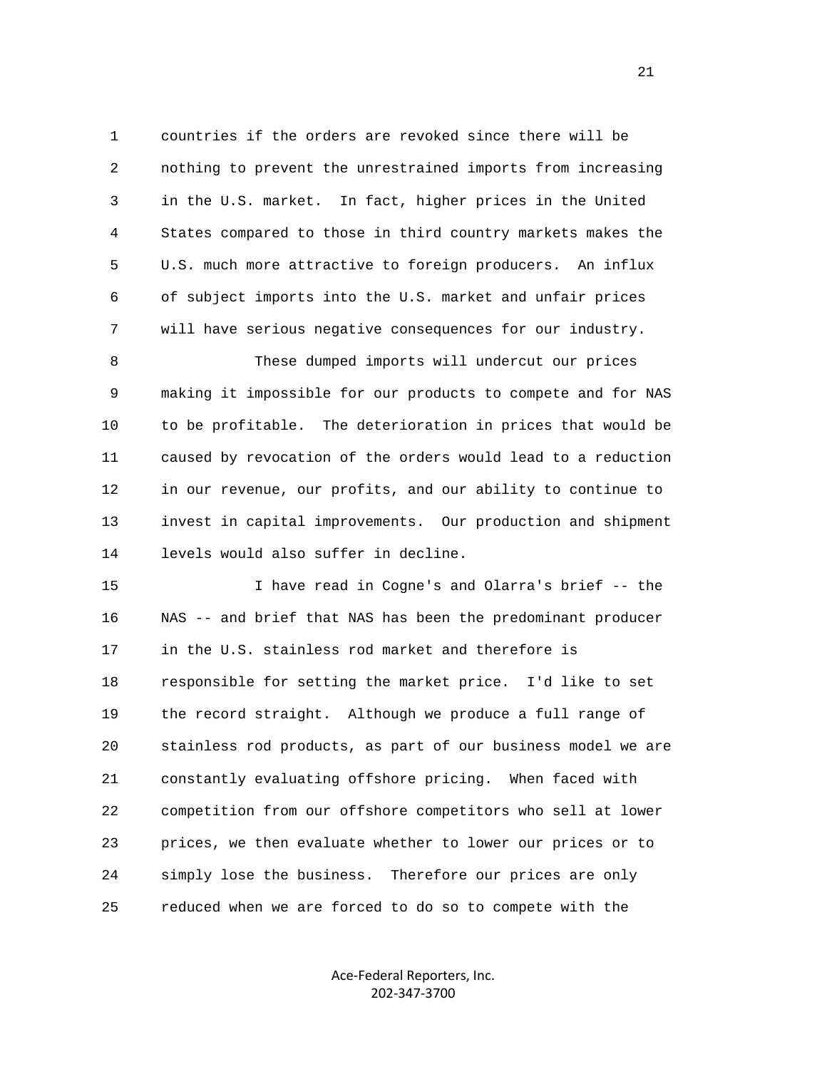countries if the orders are revoked since there will be nothing to prevent the unrestrained imports from increasing in the U.S. market. In fact, higher prices in the United States compared to those in third country markets makes the U.S. much more attractive to foreign producers. An influx of subject imports into the U.S. market and unfair prices will have serious negative consequences for our industry.

These dumped imports will undercut our prices making it impossible for our products to compete and for NAS to be profitable. The deterioration in prices that would be caused by revocation of the orders would lead to a reduction in our revenue, our profits, and our ability to continue to invest in capital improvements. Our production and shipment levels would also suffer in decline.

I have read in Cogne's and Olarra's brief -- the NAS -- and brief that NAS has been the predominant producer in the U.S. stainless rod market and therefore is responsible for setting the market price. I'd like to set the record straight. Although we produce a full range of stainless rod products, as part of our business model we are constantly evaluating offshore pricing. When faced with competition from our offshore competitors who sell at lower prices, we then evaluate whether to lower our prices or to simply lose the business. Therefore our prices are only reduced when we are forced to do so to compete with the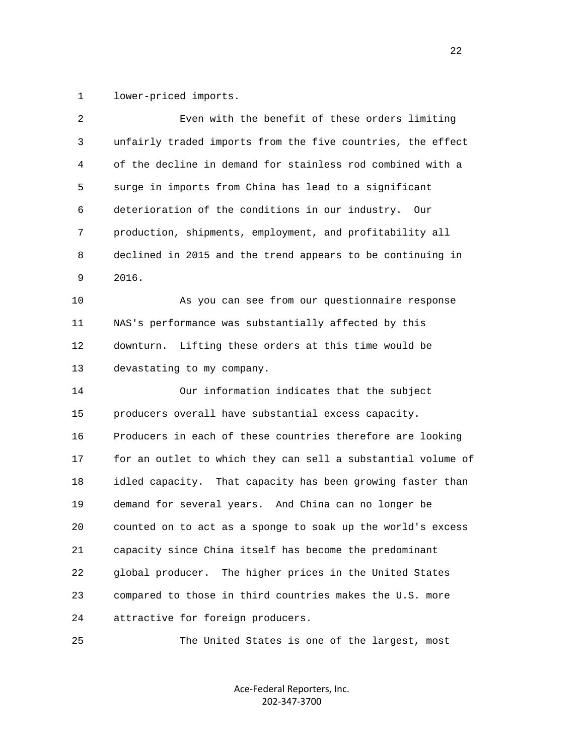lower-priced imports.

Even with the benefit of these orders limiting unfairly traded imports from the five countries, the effect of the decline in demand for stainless rod combined with a surge in imports from China has lead to a significant deterioration of the conditions in our industry. Our production, shipments, employment, and profitability all declined in 2015 and the trend appears to be continuing in 2016.

As you can see from our questionnaire response NAS's performance was substantially affected by this downturn. Lifting these orders at this time would be devastating to my company.

Our information indicates that the subject producers overall have substantial excess capacity. Producers in each of these countries therefore are looking for an outlet to which they can sell a substantial volume of idled capacity. That capacity has been growing faster than demand for several years. And China can no longer be counted on to act as a sponge to soak up the world's excess capacity since China itself has become the predominant global producer. The higher prices in the United States compared to those in third countries makes the U.S. more attractive for foreign producers.

The United States is one of the largest, most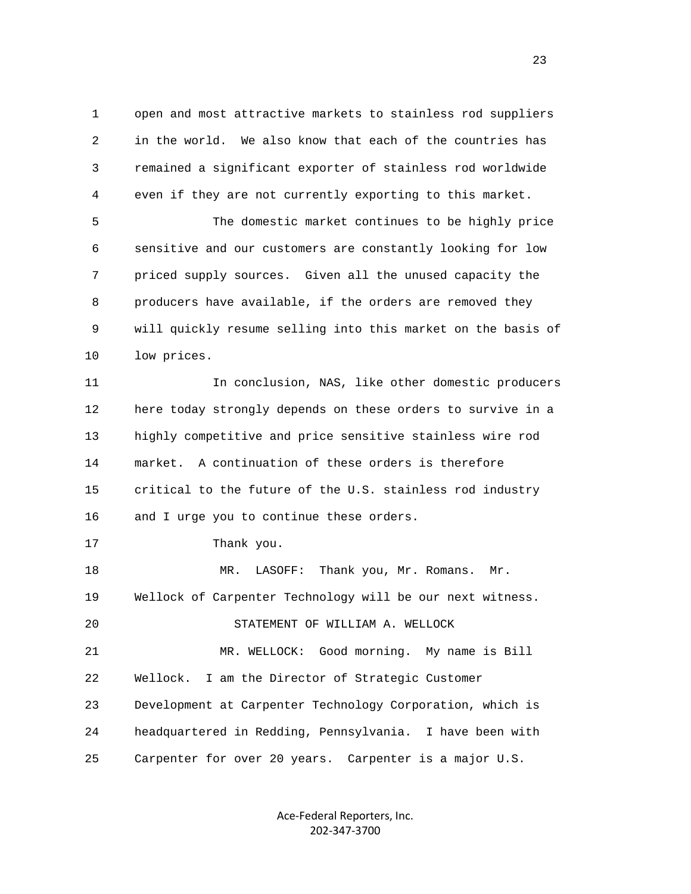open and most attractive markets to stainless rod suppliers in the world. We also know that each of the countries has remained a significant exporter of stainless rod worldwide even if they are not currently exporting to this market.

The domestic market continues to be highly price sensitive and our customers are constantly looking for low priced supply sources. Given all the unused capacity the producers have available, if the orders are removed they will quickly resume selling into this market on the basis of low prices.

In conclusion, NAS, like other domestic producers here today strongly depends on these orders to survive in a highly competitive and price sensitive stainless wire rod market. A continuation of these orders is therefore critical to the future of the U.S. stainless rod industry and I urge you to continue these orders.

Thank you.

MR. LASOFF: Thank you, Mr. Romans. Mr. Wellock of Carpenter Technology will be our next witness.

STATEMENT OF WILLIAM A. WELLOCK

MR. WELLOCK: Good morning. My name is Bill Wellock. I am the Director of Strategic Customer Development at Carpenter Technology Corporation, which is headquartered in Redding, Pennsylvania. I have been with Carpenter for over 20 years. Carpenter is a major U.S.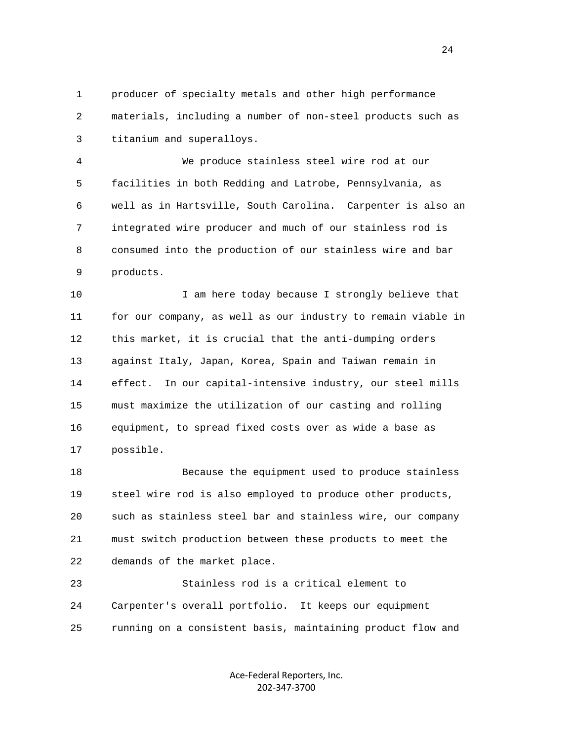producer of specialty metals and other high performance materials, including a number of non-steel products such as titanium and superalloys.

We produce stainless steel wire rod at our facilities in both Redding and Latrobe, Pennsylvania, as well as in Hartsville, South Carolina. Carpenter is also an integrated wire producer and much of our stainless rod is consumed into the production of our stainless wire and bar products.

I am here today because I strongly believe that for our company, as well as our industry to remain viable in this market, it is crucial that the anti-dumping orders against Italy, Japan, Korea, Spain and Taiwan remain in effect. In our capital-intensive industry, our steel mills must maximize the utilization of our casting and rolling equipment, to spread fixed costs over as wide a base as possible.

Because the equipment used to produce stainless steel wire rod is also employed to produce other products, such as stainless steel bar and stainless wire, our company must switch production between these products to meet the demands of the market place.

Stainless rod is a critical element to Carpenter's overall portfolio. It keeps our equipment running on a consistent basis, maintaining product flow and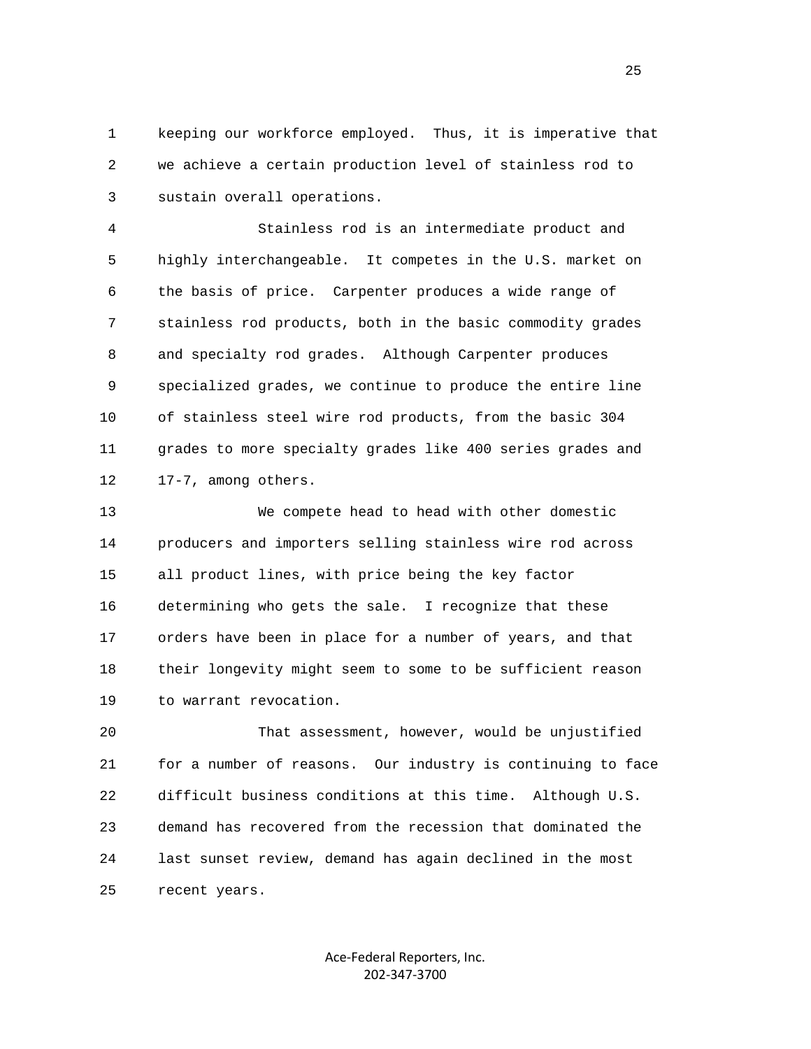keeping our workforce employed. Thus, it is imperative that we achieve a certain production level of stainless rod to sustain overall operations.

Stainless rod is an intermediate product and highly interchangeable. It competes in the U.S. market on the basis of price. Carpenter produces a wide range of stainless rod products, both in the basic commodity grades and specialty rod grades. Although Carpenter produces specialized grades, we continue to produce the entire line of stainless steel wire rod products, from the basic 304 grades to more specialty grades like 400 series grades and 17-7, among others.

We compete head to head with other domestic producers and importers selling stainless wire rod across all product lines, with price being the key factor determining who gets the sale. I recognize that these orders have been in place for a number of years, and that their longevity might seem to some to be sufficient reason to warrant revocation.

That assessment, however, would be unjustified for a number of reasons. Our industry is continuing to face difficult business conditions at this time. Although U.S. demand has recovered from the recession that dominated the last sunset review, demand has again declined in the most recent years.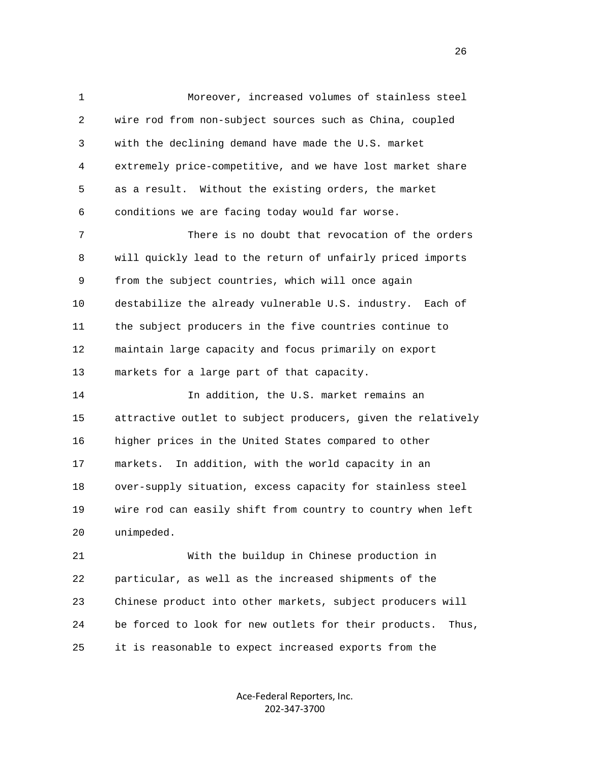Moreover, increased volumes of stainless steel wire rod from non-subject sources such as China, coupled with the declining demand have made the U.S. market extremely price-competitive, and we have lost market share as a result. Without the existing orders, the market conditions we are facing today would far worse.

There is no doubt that revocation of the orders will quickly lead to the return of unfairly priced imports from the subject countries, which will once again destabilize the already vulnerable U.S. industry. Each of the subject producers in the five countries continue to maintain large capacity and focus primarily on export markets for a large part of that capacity.

In addition, the U.S. market remains an attractive outlet to subject producers, given the relatively higher prices in the United States compared to other markets. In addition, with the world capacity in an over-supply situation, excess capacity for stainless steel wire rod can easily shift from country to country when left unimpeded.

With the buildup in Chinese production in particular, as well as the increased shipments of the Chinese product into other markets, subject producers will be forced to look for new outlets for their products. Thus, it is reasonable to expect increased exports from the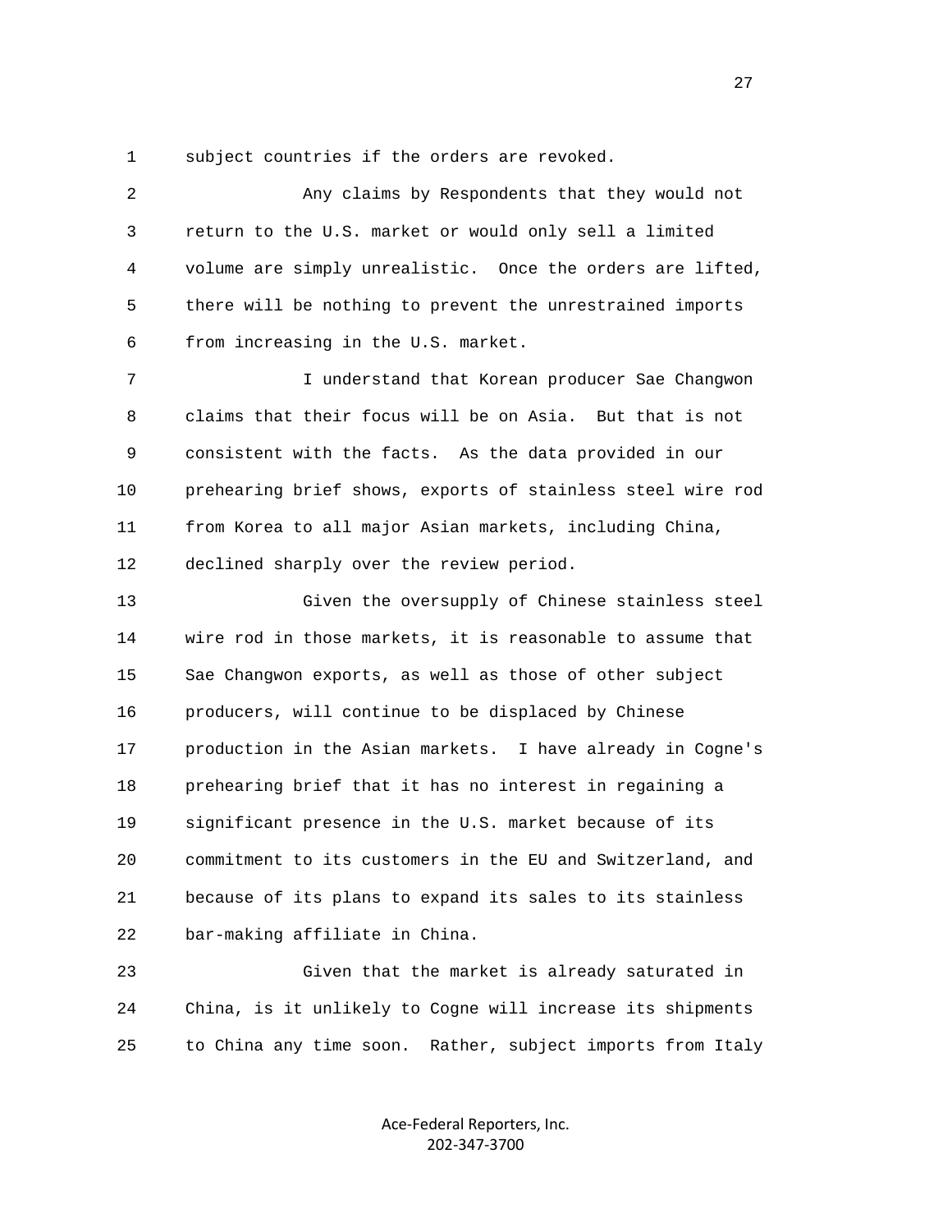subject countries if the orders are revoked.

Any claims by Respondents that they would not return to the U.S. market or would only sell a limited volume are simply unrealistic. Once the orders are lifted, there will be nothing to prevent the unrestrained imports from increasing in the U.S. market.

I understand that Korean producer Sae Changwon claims that their focus will be on Asia. But that is not consistent with the facts. As the data provided in our prehearing brief shows, exports of stainless steel wire rod from Korea to all major Asian markets, including China, declined sharply over the review period.

Given the oversupply of Chinese stainless steel wire rod in those markets, it is reasonable to assume that Sae Changwon exports, as well as those of other subject producers, will continue to be displaced by Chinese production in the Asian markets. I have already in Cogne's prehearing brief that it has no interest in regaining a significant presence in the U.S. market because of its commitment to its customers in the EU and Switzerland, and because of its plans to expand its sales to its stainless bar-making affiliate in China.

Given that the market is already saturated in China, is it unlikely to Cogne will increase its shipments to China any time soon. Rather, subject imports from Italy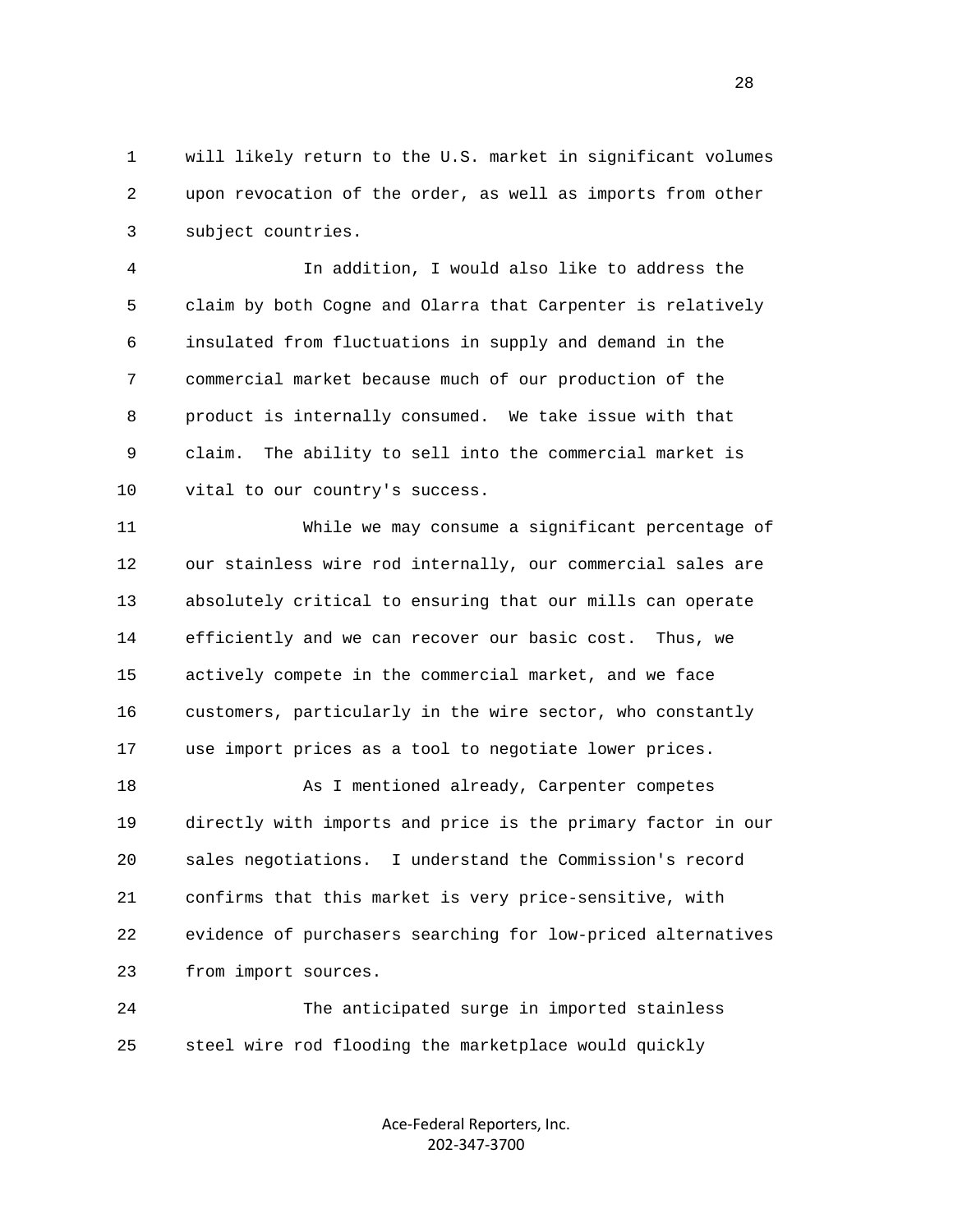will likely return to the U.S. market in significant volumes upon revocation of the order, as well as imports from other subject countries.

In addition, I would also like to address the claim by both Cogne and Olarra that Carpenter is relatively insulated from fluctuations in supply and demand in the commercial market because much of our production of the product is internally consumed. We take issue with that claim. The ability to sell into the commercial market is vital to our country's success.

While we may consume a significant percentage of our stainless wire rod internally, our commercial sales are absolutely critical to ensuring that our mills can operate efficiently and we can recover our basic cost. Thus, we actively compete in the commercial market, and we face customers, particularly in the wire sector, who constantly use import prices as a tool to negotiate lower prices.

As I mentioned already, Carpenter competes directly with imports and price is the primary factor in our sales negotiations. I understand the Commission's record confirms that this market is very price-sensitive, with evidence of purchasers searching for low-priced alternatives from import sources.

The anticipated surge in imported stainless steel wire rod flooding the marketplace would quickly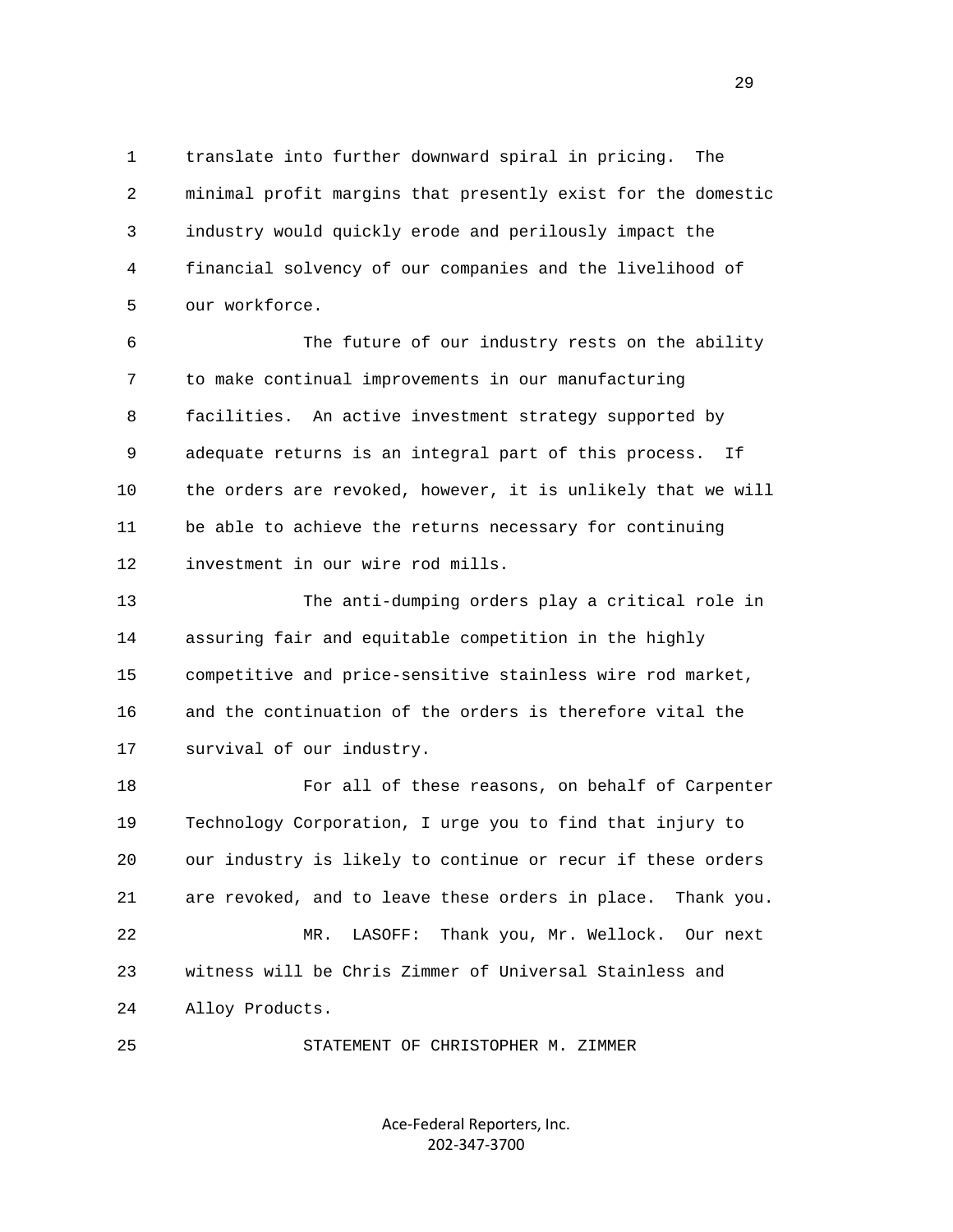1 translate into further downward spiral in pricing. The
2 minimal profit margins that presently exist for the domestic
3 industry would quickly erode and perilously impact the
4 financial solvency of our companies and the livelihood of
5 our workforce.

6 The future of our industry rests on the ability
7 to make continual improvements in our manufacturing
8 facilities. An active investment strategy supported by
9 adequate returns is an integral part of this process. If
10 the orders are revoked, however, it is unlikely that we will
11 be able to achieve the returns necessary for continuing
12 investment in our wire rod mills.

13 The anti-dumping orders play a critical role in
14 assuring fair and equitable competition in the highly
15 competitive and price-sensitive stainless wire rod market,
16 and the continuation of the orders is therefore vital the
17 survival of our industry.

18 For all of these reasons, on behalf of Carpenter
19 Technology Corporation, I urge you to find that injury to
20 our industry is likely to continue or recur if these orders
21 are revoked, and to leave these orders in place. Thank you.

22 MR. LASOFF: Thank you, Mr. Wellock. Our next
23 witness will be Chris Zimmer of Universal Stainless and
24 Alloy Products.

25 STATEMENT OF CHRISTOPHER M. ZIMMER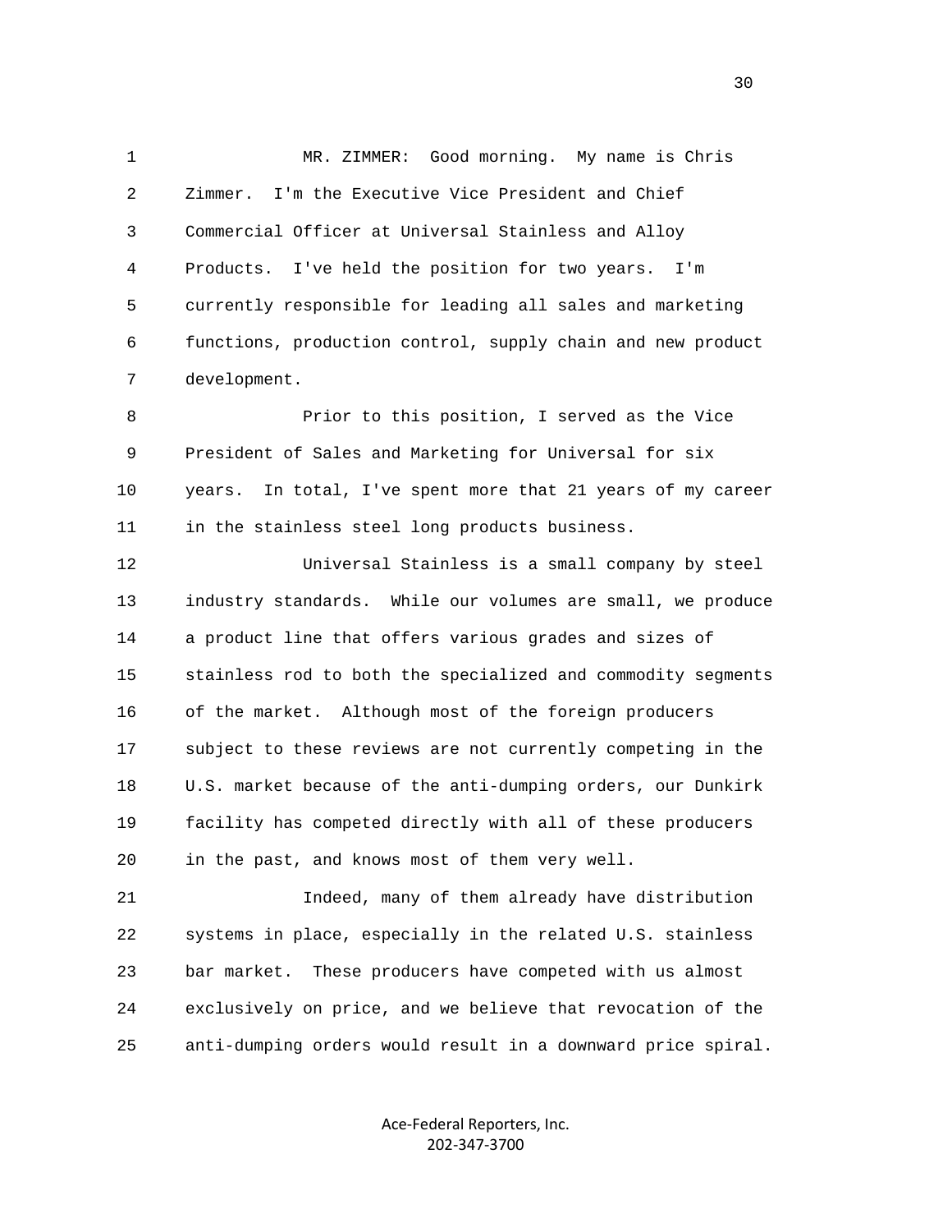MR. ZIMMER: Good morning. My name is Chris Zimmer. I'm the Executive Vice President and Chief Commercial Officer at Universal Stainless and Alloy Products. I've held the position for two years. I'm currently responsible for leading all sales and marketing functions, production control, supply chain and new product development.

Prior to this position, I served as the Vice President of Sales and Marketing for Universal for six years. In total, I've spent more that 21 years of my career in the stainless steel long products business.

Universal Stainless is a small company by steel industry standards. While our volumes are small, we produce a product line that offers various grades and sizes of stainless rod to both the specialized and commodity segments of the market. Although most of the foreign producers subject to these reviews are not currently competing in the U.S. market because of the anti-dumping orders, our Dunkirk facility has competed directly with all of these producers in the past, and knows most of them very well.

Indeed, many of them already have distribution systems in place, especially in the related U.S. stainless bar market. These producers have competed with us almost exclusively on price, and we believe that revocation of the anti-dumping orders would result in a downward price spiral.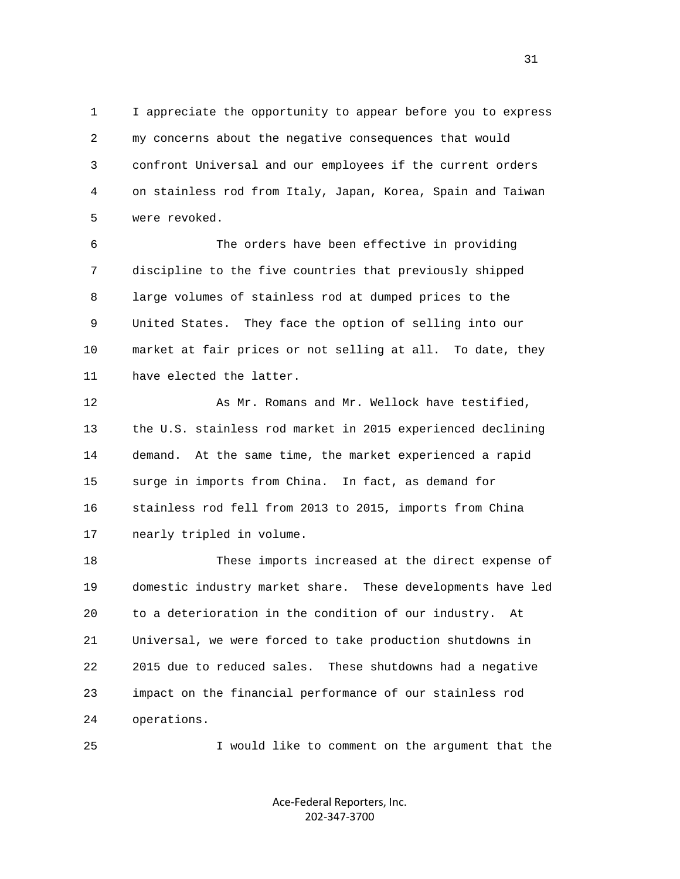I appreciate the opportunity to appear before you to express my concerns about the negative consequences that would confront Universal and our employees if the current orders on stainless rod from Italy, Japan, Korea, Spain and Taiwan were revoked.

The orders have been effective in providing discipline to the five countries that previously shipped large volumes of stainless rod at dumped prices to the United States. They face the option of selling into our market at fair prices or not selling at all. To date, they have elected the latter.

As Mr. Romans and Mr. Wellock have testified, the U.S. stainless rod market in 2015 experienced declining demand. At the same time, the market experienced a rapid surge in imports from China. In fact, as demand for stainless rod fell from 2013 to 2015, imports from China nearly tripled in volume.

These imports increased at the direct expense of domestic industry market share. These developments have led to a deterioration in the condition of our industry. At Universal, we were forced to take production shutdowns in 2015 due to reduced sales. These shutdowns had a negative impact on the financial performance of our stainless rod operations.

I would like to comment on the argument that the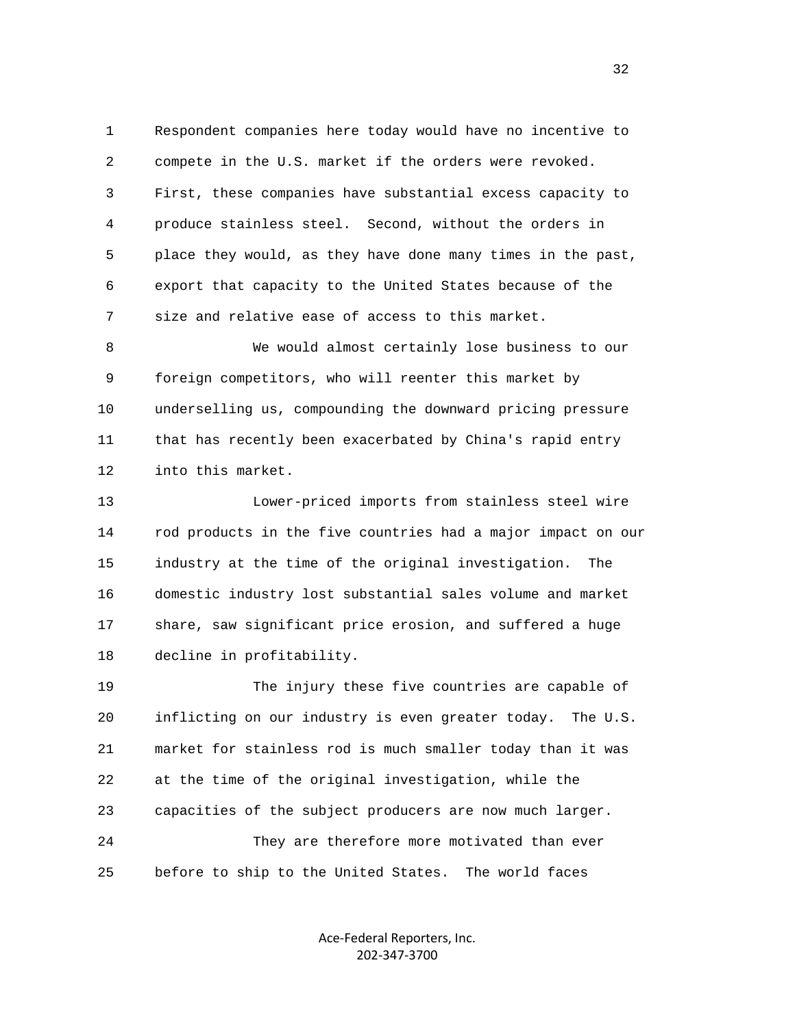Respondent companies here today would have no incentive to compete in the U.S. market if the orders were revoked. First, these companies have substantial excess capacity to produce stainless steel. Second, without the orders in place they would, as they have done many times in the past, export that capacity to the United States because of the size and relative ease of access to this market.

We would almost certainly lose business to our foreign competitors, who will reenter this market by underselling us, compounding the downward pricing pressure that has recently been exacerbated by China's rapid entry into this market.

Lower-priced imports from stainless steel wire rod products in the five countries had a major impact on our industry at the time of the original investigation. The domestic industry lost substantial sales volume and market share, saw significant price erosion, and suffered a huge decline in profitability.

The injury these five countries are capable of inflicting on our industry is even greater today. The U.S. market for stainless rod is much smaller today than it was at the time of the original investigation, while the capacities of the subject producers are now much larger.

They are therefore more motivated than ever before to ship to the United States. The world faces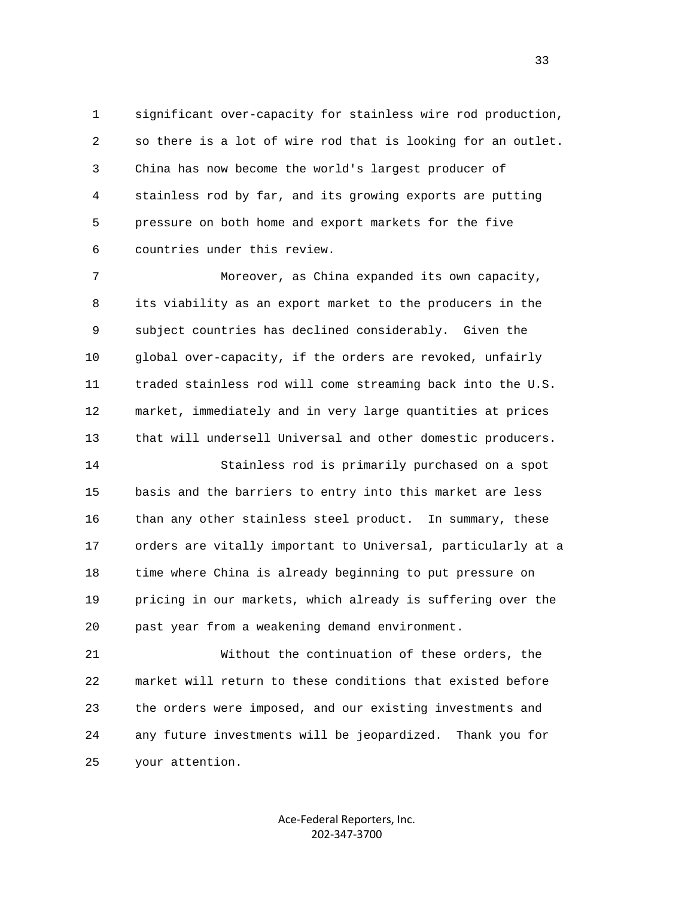significant over-capacity for stainless wire rod production, so there is a lot of wire rod that is looking for an outlet. China has now become the world's largest producer of stainless rod by far, and its growing exports are putting pressure on both home and export markets for the five countries under this review.

Moreover, as China expanded its own capacity, its viability as an export market to the producers in the subject countries has declined considerably. Given the global over-capacity, if the orders are revoked, unfairly traded stainless rod will come streaming back into the U.S. market, immediately and in very large quantities at prices that will undersell Universal and other domestic producers.

Stainless rod is primarily purchased on a spot basis and the barriers to entry into this market are less than any other stainless steel product. In summary, these orders are vitally important to Universal, particularly at a time where China is already beginning to put pressure on pricing in our markets, which already is suffering over the past year from a weakening demand environment.

Without the continuation of these orders, the market will return to these conditions that existed before the orders were imposed, and our existing investments and any future investments will be jeopardized. Thank you for your attention.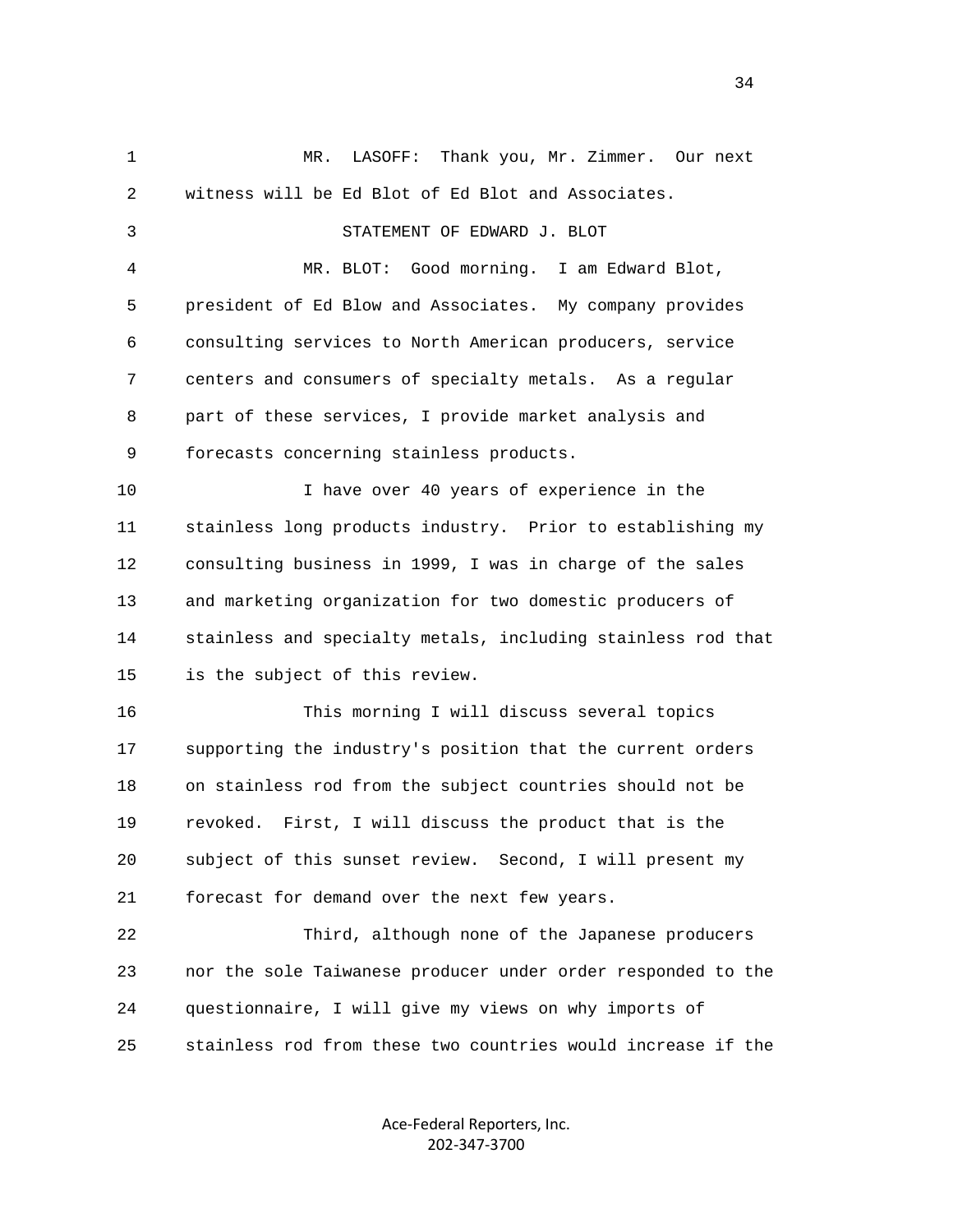MR. LASOFF: Thank you, Mr. Zimmer. Our next witness will be Ed Blot of Ed Blot and Associates.

STATEMENT OF EDWARD J. BLOT

MR. BLOT: Good morning. I am Edward Blot, president of Ed Blow and Associates. My company provides consulting services to North American producers, service centers and consumers of specialty metals. As a regular part of these services, I provide market analysis and forecasts concerning stainless products.

I have over 40 years of experience in the stainless long products industry. Prior to establishing my consulting business in 1999, I was in charge of the sales and marketing organization for two domestic producers of stainless and specialty metals, including stainless rod that is the subject of this review.

This morning I will discuss several topics supporting the industry's position that the current orders on stainless rod from the subject countries should not be revoked. First, I will discuss the product that is the subject of this sunset review. Second, I will present my forecast for demand over the next few years.

Third, although none of the Japanese producers nor the sole Taiwanese producer under order responded to the questionnaire, I will give my views on why imports of stainless rod from these two countries would increase if the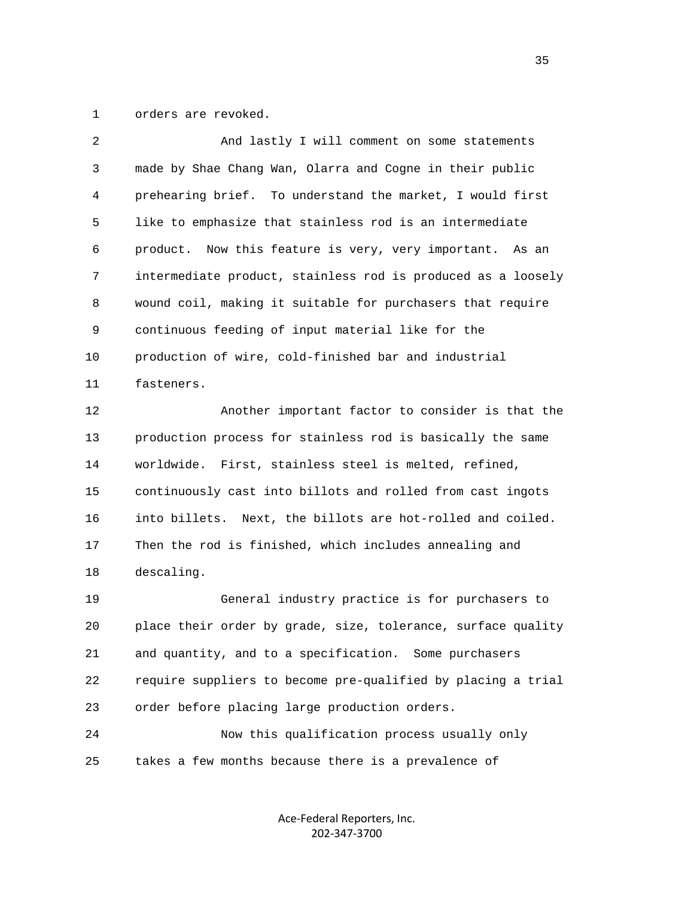orders are revoked.

And lastly I will comment on some statements made by Shae Chang Wan, Olarra and Cogne in their public prehearing brief. To understand the market, I would first like to emphasize that stainless rod is an intermediate product. Now this feature is very, very important. As an intermediate product, stainless rod is produced as a loosely wound coil, making it suitable for purchasers that require continuous feeding of input material like for the production of wire, cold-finished bar and industrial fasteners.

Another important factor to consider is that the production process for stainless rod is basically the same worldwide. First, stainless steel is melted, refined, continuously cast into billots and rolled from cast ingots into billets. Next, the billots are hot-rolled and coiled. Then the rod is finished, which includes annealing and descaling.

General industry practice is for purchasers to place their order by grade, size, tolerance, surface quality and quantity, and to a specification. Some purchasers require suppliers to become pre-qualified by placing a trial order before placing large production orders.

Now this qualification process usually only takes a few months because there is a prevalence of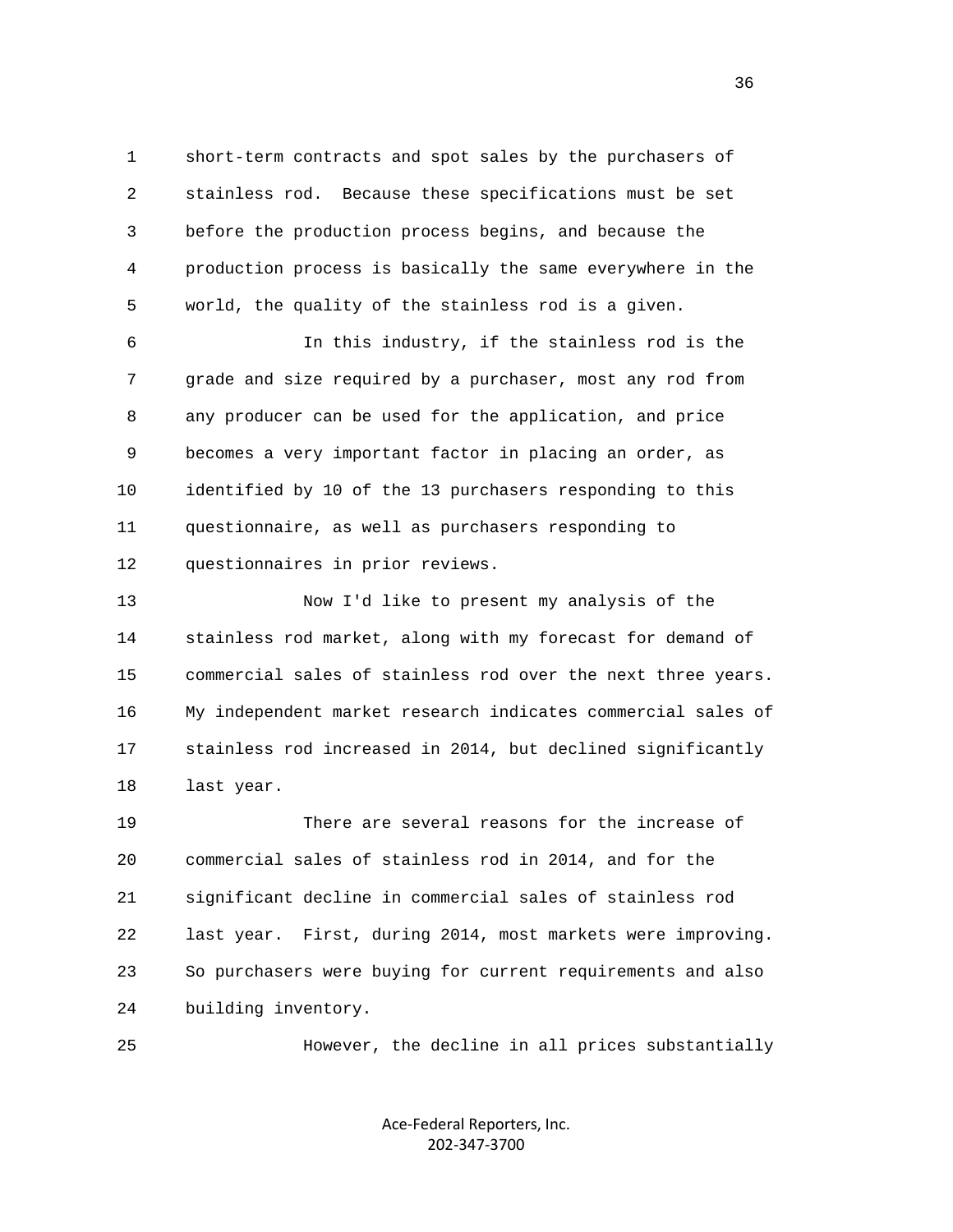short-term contracts and spot sales by the purchasers of stainless rod. Because these specifications must be set before the production process begins, and because the production process is basically the same everywhere in the world, the quality of the stainless rod is a given.

In this industry, if the stainless rod is the grade and size required by a purchaser, most any rod from any producer can be used for the application, and price becomes a very important factor in placing an order, as identified by 10 of the 13 purchasers responding to this questionnaire, as well as purchasers responding to questionnaires in prior reviews.

Now I'd like to present my analysis of the stainless rod market, along with my forecast for demand of commercial sales of stainless rod over the next three years. My independent market research indicates commercial sales of stainless rod increased in 2014, but declined significantly last year.

There are several reasons for the increase of commercial sales of stainless rod in 2014, and for the significant decline in commercial sales of stainless rod last year. First, during 2014, most markets were improving. So purchasers were buying for current requirements and also building inventory.

However, the decline in all prices substantially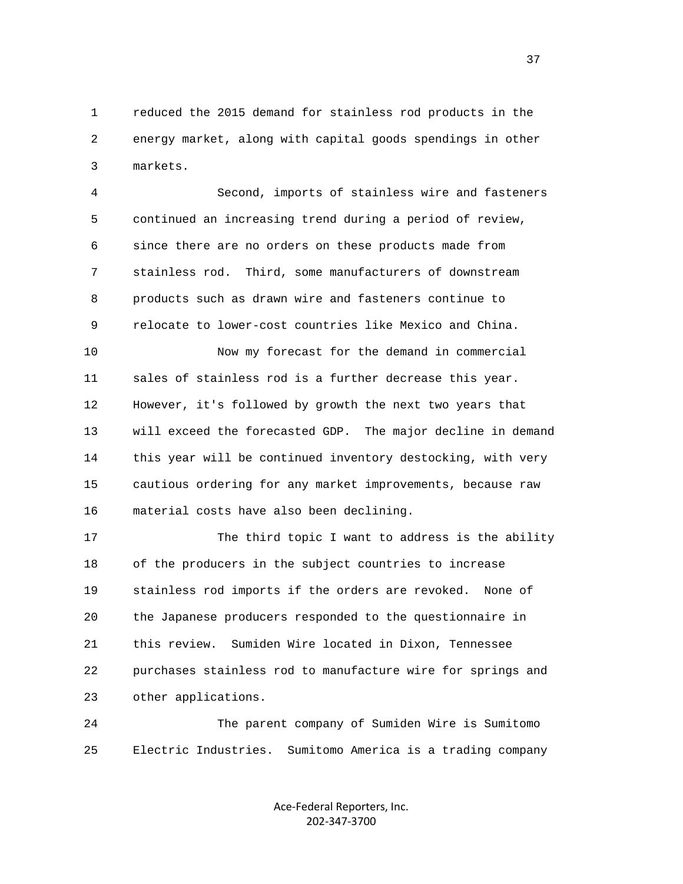reduced the 2015 demand for stainless rod products in the energy market, along with capital goods spendings in other markets.

Second, imports of stainless wire and fasteners continued an increasing trend during a period of review, since there are no orders on these products made from stainless rod. Third, some manufacturers of downstream products such as drawn wire and fasteners continue to relocate to lower-cost countries like Mexico and China.

Now my forecast for the demand in commercial sales of stainless rod is a further decrease this year. However, it's followed by growth the next two years that will exceed the forecasted GDP. The major decline in demand this year will be continued inventory destocking, with very cautious ordering for any market improvements, because raw material costs have also been declining.

The third topic I want to address is the ability of the producers in the subject countries to increase stainless rod imports if the orders are revoked. None of the Japanese producers responded to the questionnaire in this review. Sumiden Wire located in Dixon, Tennessee purchases stainless rod to manufacture wire for springs and other applications.

The parent company of Sumiden Wire is Sumitomo Electric Industries. Sumitomo America is a trading company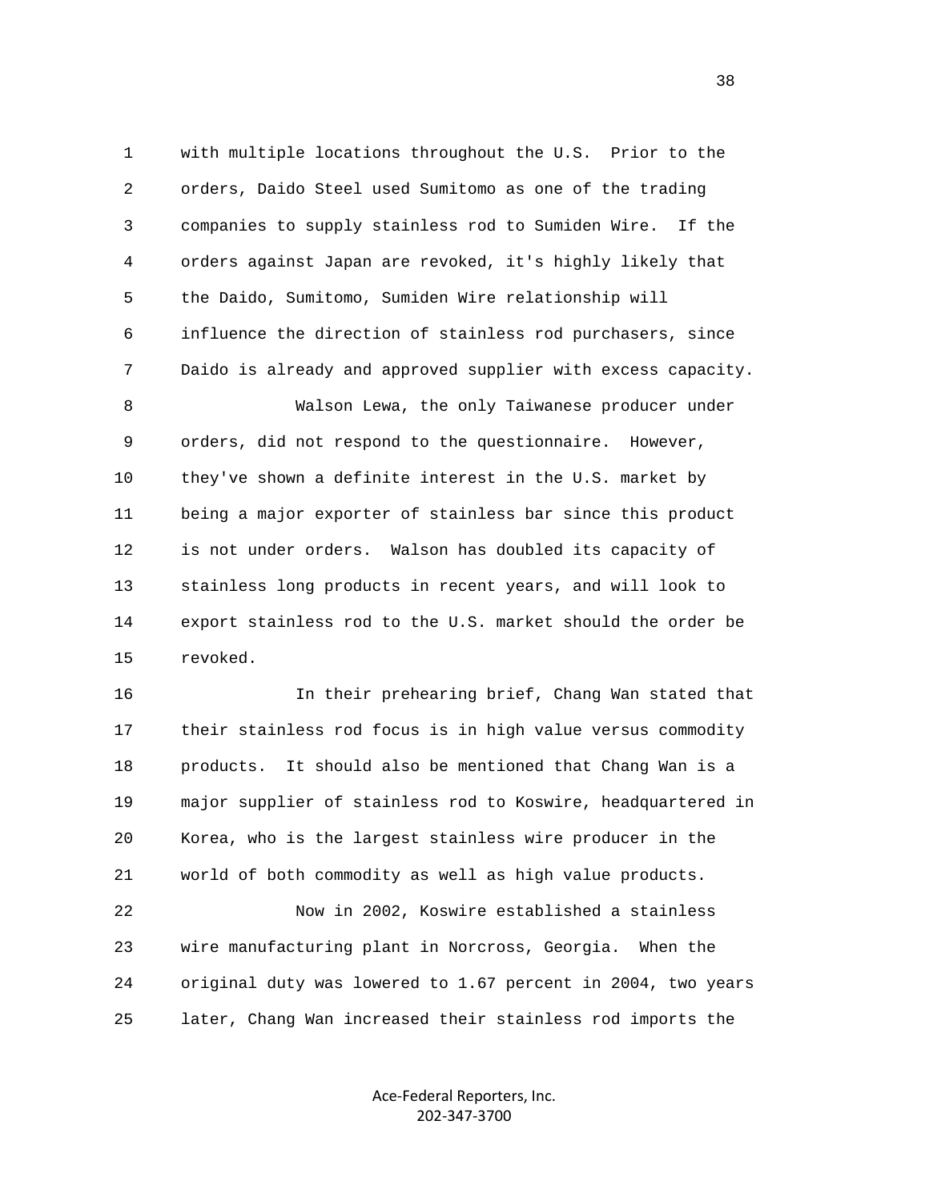with multiple locations throughout the U.S. Prior to the orders, Daido Steel used Sumitomo as one of the trading companies to supply stainless rod to Sumiden Wire. If the orders against Japan are revoked, it's highly likely that the Daido, Sumitomo, Sumiden Wire relationship will influence the direction of stainless rod purchasers, since Daido is already and approved supplier with excess capacity.

Walson Lewa, the only Taiwanese producer under orders, did not respond to the questionnaire. However, they've shown a definite interest in the U.S. market by being a major exporter of stainless bar since this product is not under orders. Walson has doubled its capacity of stainless long products in recent years, and will look to export stainless rod to the U.S. market should the order be revoked.

In their prehearing brief, Chang Wan stated that their stainless rod focus is in high value versus commodity products. It should also be mentioned that Chang Wan is a major supplier of stainless rod to Koswire, headquartered in Korea, who is the largest stainless wire producer in the world of both commodity as well as high value products.

Now in 2002, Koswire established a stainless wire manufacturing plant in Norcross, Georgia. When the original duty was lowered to 1.67 percent in 2004, two years later, Chang Wan increased their stainless rod imports the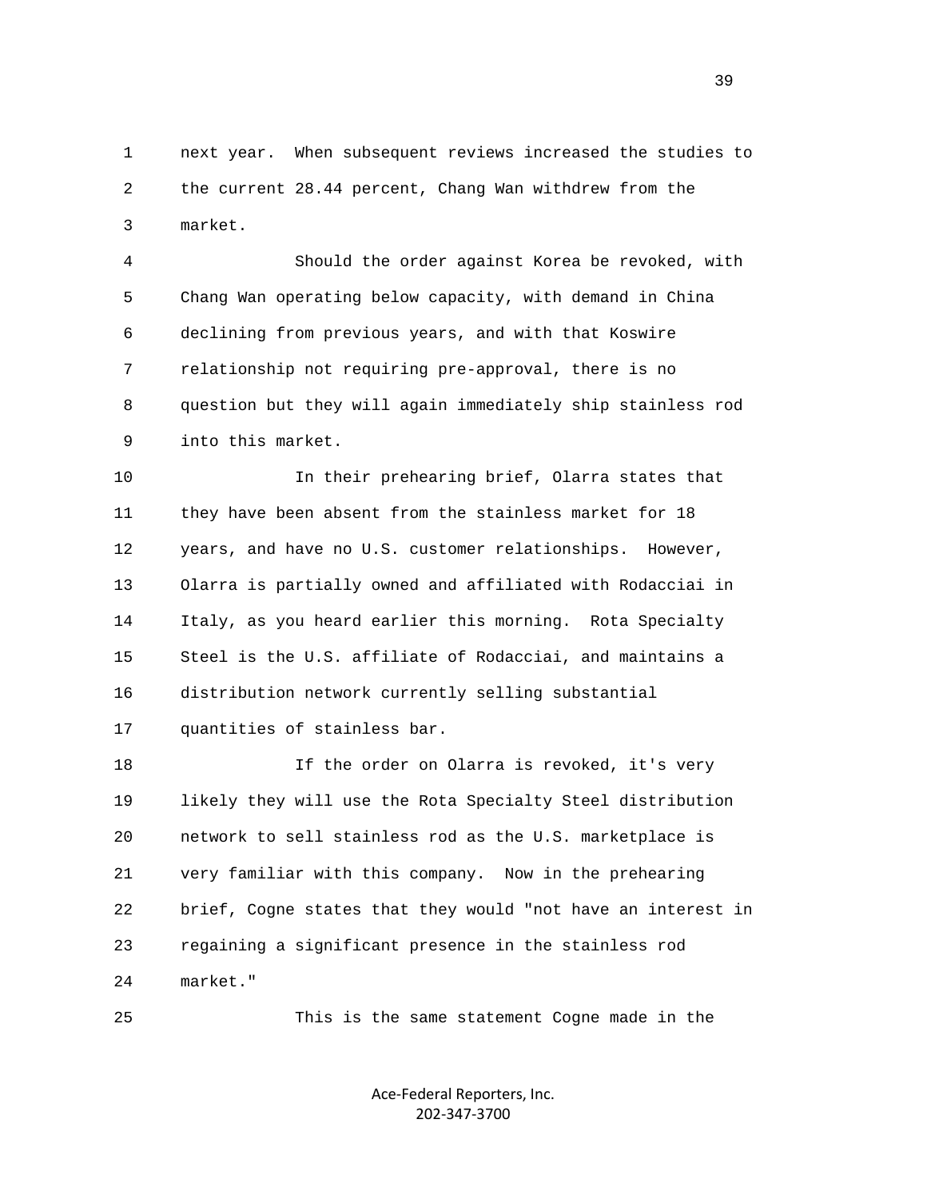next year. When subsequent reviews increased the studies to the current 28.44 percent, Chang Wan withdrew from the market.

Should the order against Korea be revoked, with Chang Wan operating below capacity, with demand in China declining from previous years, and with that Koswire relationship not requiring pre-approval, there is no question but they will again immediately ship stainless rod into this market.

In their prehearing brief, Olarra states that they have been absent from the stainless market for 18 years, and have no U.S. customer relationships. However, Olarra is partially owned and affiliated with Rodacciai in Italy, as you heard earlier this morning. Rota Specialty Steel is the U.S. affiliate of Rodacciai, and maintains a distribution network currently selling substantial quantities of stainless bar.

If the order on Olarra is revoked, it's very likely they will use the Rota Specialty Steel distribution network to sell stainless rod as the U.S. marketplace is very familiar with this company. Now in the prehearing brief, Cogne states that they would "not have an interest in regaining a significant presence in the stainless rod market."

This is the same statement Cogne made in the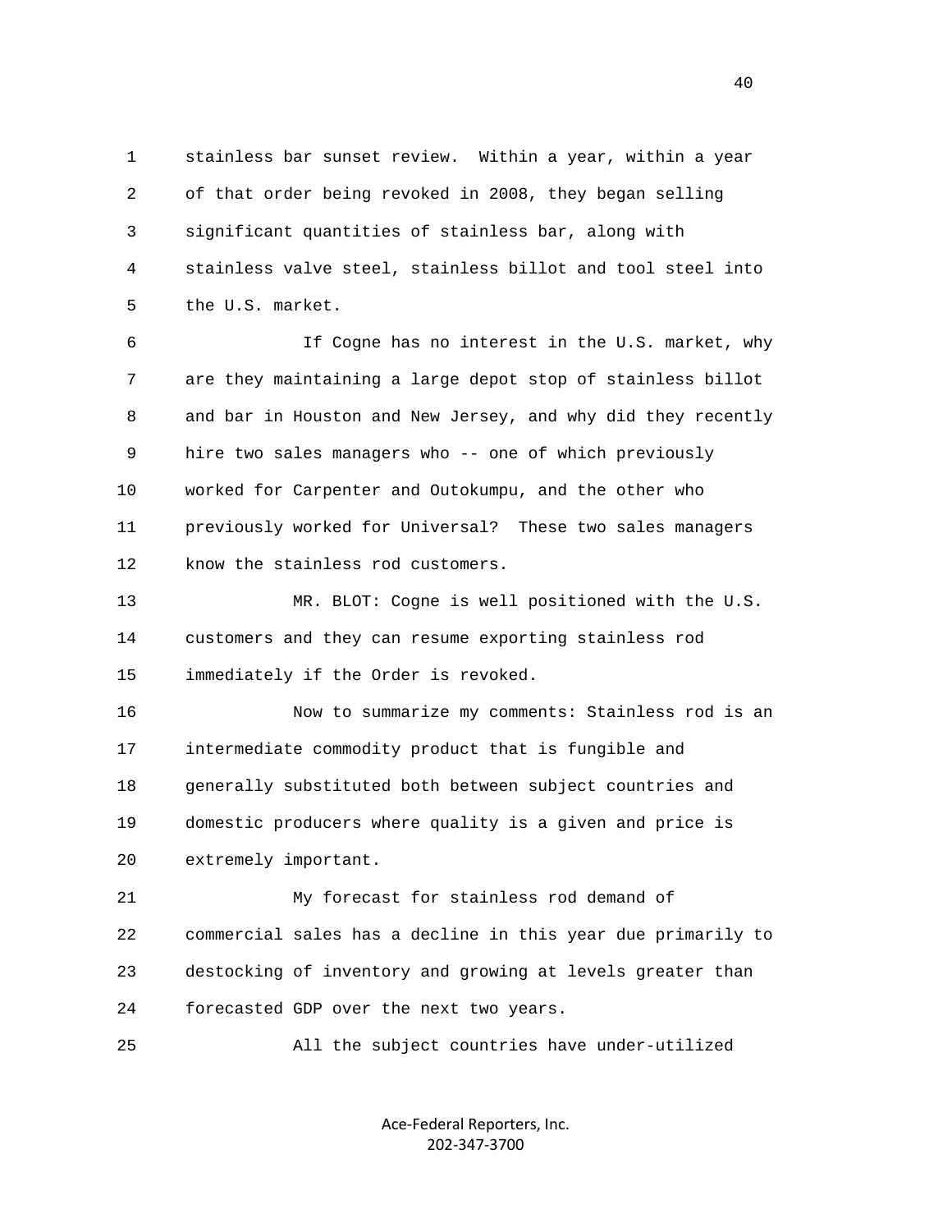stainless bar sunset review. Within a year, within a year of that order being revoked in 2008, they began selling significant quantities of stainless bar, along with stainless valve steel, stainless billot and tool steel into the U.S. market.

If Cogne has no interest in the U.S. market, why are they maintaining a large depot stop of stainless billot and bar in Houston and New Jersey, and why did they recently hire two sales managers who -- one of which previously worked for Carpenter and Outokumpu, and the other who previously worked for Universal? These two sales managers know the stainless rod customers.

MR. BLOT: Cogne is well positioned with the U.S. customers and they can resume exporting stainless rod immediately if the Order is revoked.

Now to summarize my comments: Stainless rod is an intermediate commodity product that is fungible and generally substituted both between subject countries and domestic producers where quality is a given and price is extremely important.

My forecast for stainless rod demand of commercial sales has a decline in this year due primarily to destocking of inventory and growing at levels greater than forecasted GDP over the next two years.

All the subject countries have under-utilized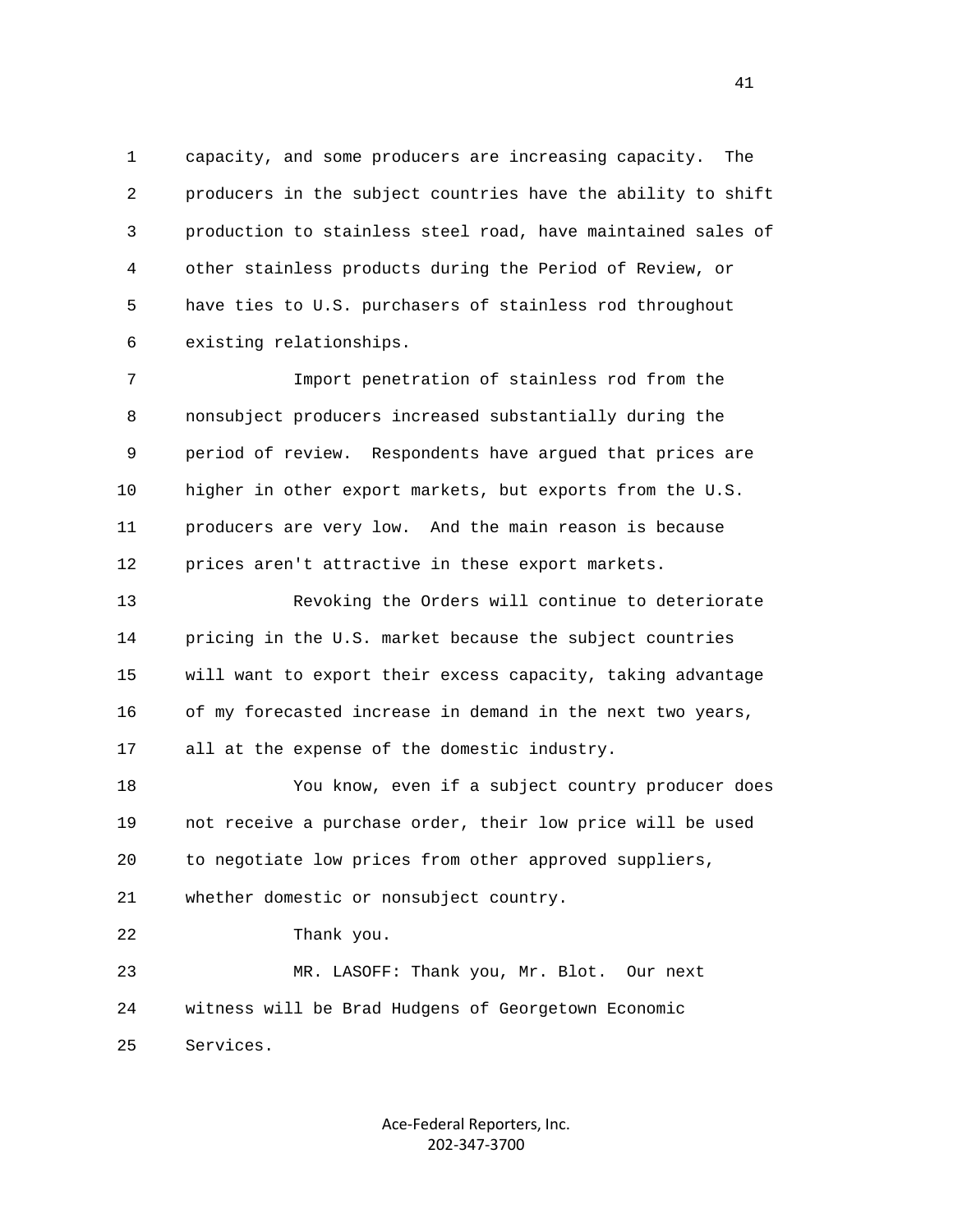capacity, and some producers are increasing capacity. The producers in the subject countries have the ability to shift production to stainless steel road, have maintained sales of other stainless products during the Period of Review, or have ties to U.S. purchasers of stainless rod throughout existing relationships.

Import penetration of stainless rod from the nonsubject producers increased substantially during the period of review. Respondents have argued that prices are higher in other export markets, but exports from the U.S. producers are very low. And the main reason is because prices aren't attractive in these export markets.

Revoking the Orders will continue to deteriorate pricing in the U.S. market because the subject countries will want to export their excess capacity, taking advantage of my forecasted increase in demand in the next two years, all at the expense of the domestic industry.

You know, even if a subject country producer does not receive a purchase order, their low price will be used to negotiate low prices from other approved suppliers, whether domestic or nonsubject country.

Thank you.

MR. LASOFF: Thank you, Mr. Blot. Our next witness will be Brad Hudgens of Georgetown Economic Services.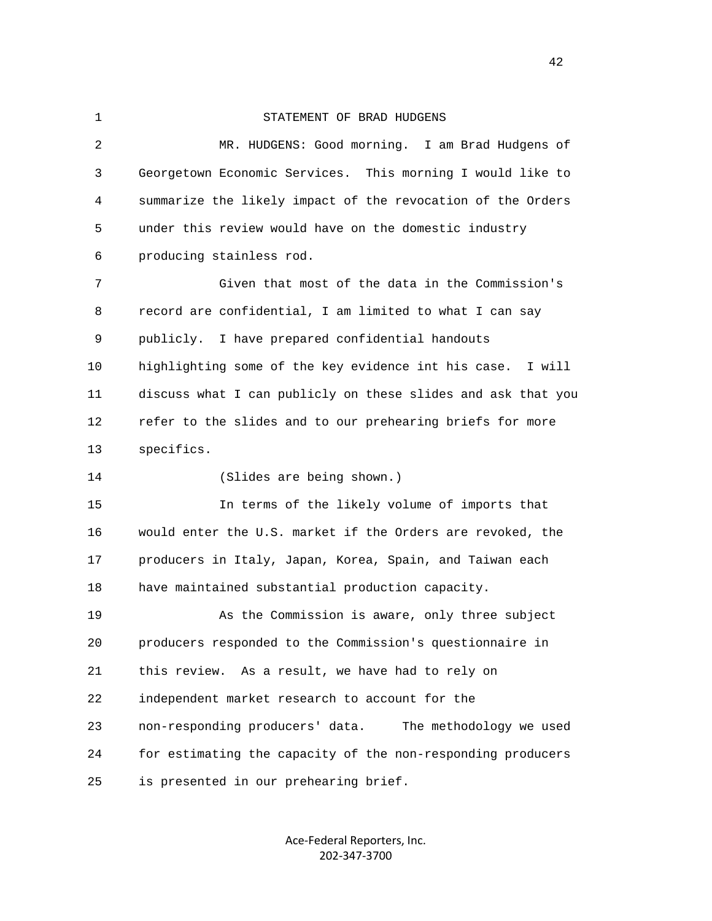STATEMENT OF BRAD HUDGENS

MR. HUDGENS: Good morning. I am Brad Hudgens of Georgetown Economic Services. This morning I would like to summarize the likely impact of the revocation of the Orders under this review would have on the domestic industry producing stainless rod.

Given that most of the data in the Commission's record are confidential, I am limited to what I can say publicly. I have prepared confidential handouts highlighting some of the key evidence int his case. I will discuss what I can publicly on these slides and ask that you refer to the slides and to our prehearing briefs for more specifics.

(Slides are being shown.)

In terms of the likely volume of imports that would enter the U.S. market if the Orders are revoked, the producers in Italy, Japan, Korea, Spain, and Taiwan each have maintained substantial production capacity.

As the Commission is aware, only three subject producers responded to the Commission's questionnaire in this review. As a result, we have had to rely on independent market research to account for the non-responding producers' data. The methodology we used for estimating the capacity of the non-responding producers is presented in our prehearing brief.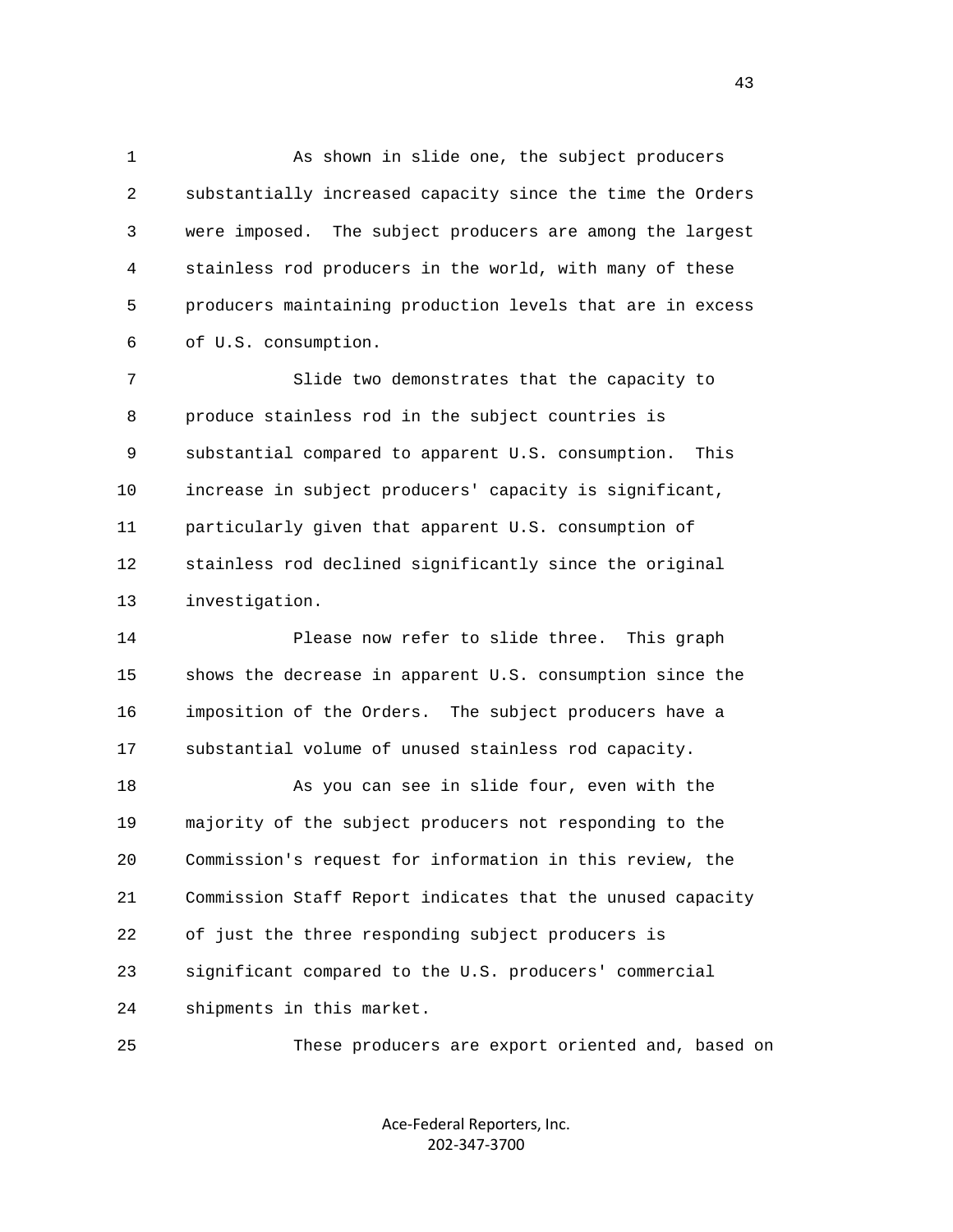As shown in slide one, the subject producers substantially increased capacity since the time the Orders were imposed. The subject producers are among the largest stainless rod producers in the world, with many of these producers maintaining production levels that are in excess of U.S. consumption.

Slide two demonstrates that the capacity to produce stainless rod in the subject countries is substantial compared to apparent U.S. consumption. This increase in subject producers' capacity is significant, particularly given that apparent U.S. consumption of stainless rod declined significantly since the original investigation.

Please now refer to slide three. This graph shows the decrease in apparent U.S. consumption since the imposition of the Orders. The subject producers have a substantial volume of unused stainless rod capacity.

As you can see in slide four, even with the majority of the subject producers not responding to the Commission's request for information in this review, the Commission Staff Report indicates that the unused capacity of just the three responding subject producers is significant compared to the U.S. producers' commercial shipments in this market.

These producers are export oriented and, based on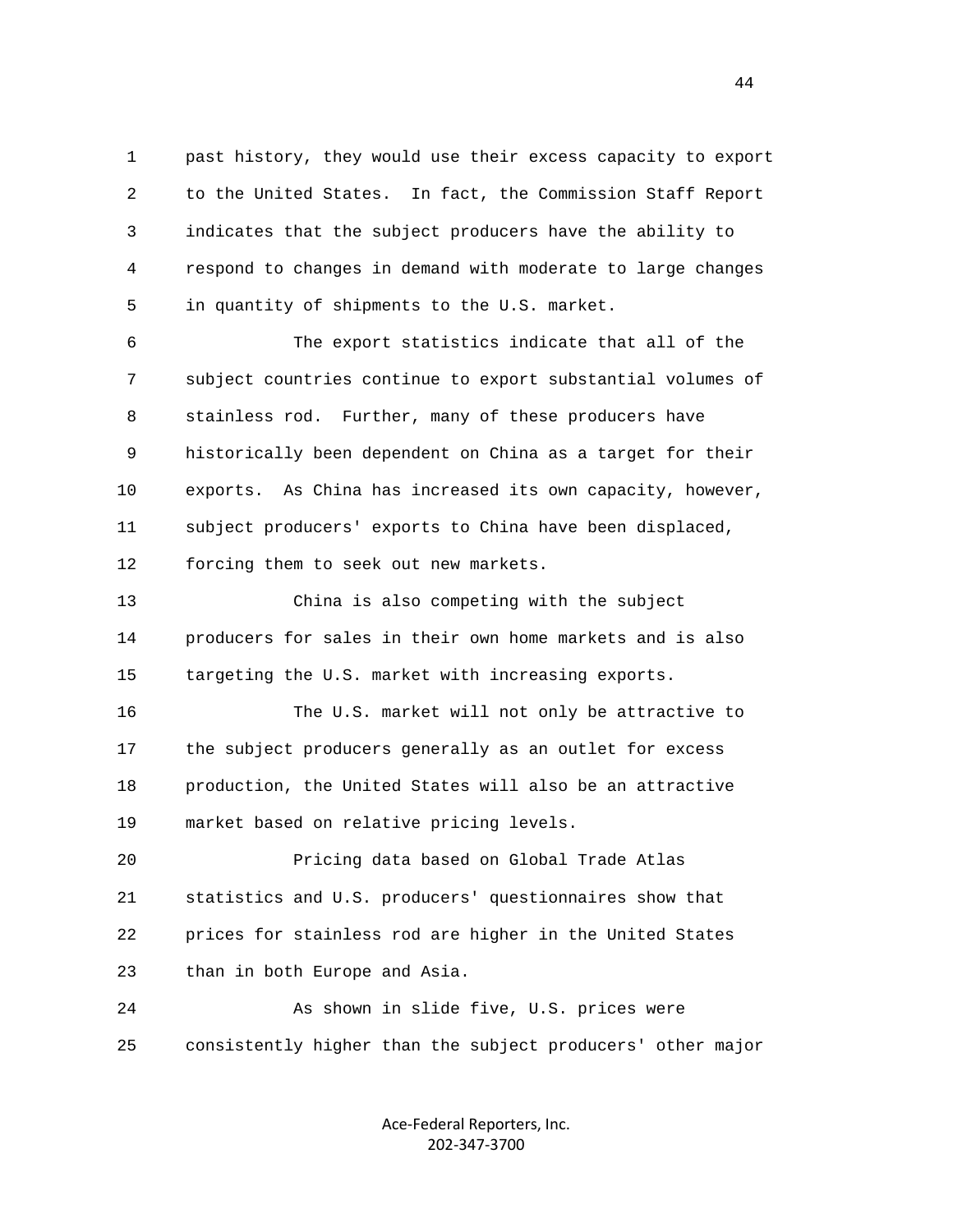past history, they would use their excess capacity to export to the United States. In fact, the Commission Staff Report indicates that the subject producers have the ability to respond to changes in demand with moderate to large changes in quantity of shipments to the U.S. market.

The export statistics indicate that all of the subject countries continue to export substantial volumes of stainless rod. Further, many of these producers have historically been dependent on China as a target for their exports. As China has increased its own capacity, however, subject producers' exports to China have been displaced, forcing them to seek out new markets.

China is also competing with the subject producers for sales in their own home markets and is also targeting the U.S. market with increasing exports.

The U.S. market will not only be attractive to the subject producers generally as an outlet for excess production, the United States will also be an attractive market based on relative pricing levels.

Pricing data based on Global Trade Atlas statistics and U.S. producers' questionnaires show that prices for stainless rod are higher in the United States than in both Europe and Asia.

As shown in slide five, U.S. prices were consistently higher than the subject producers' other major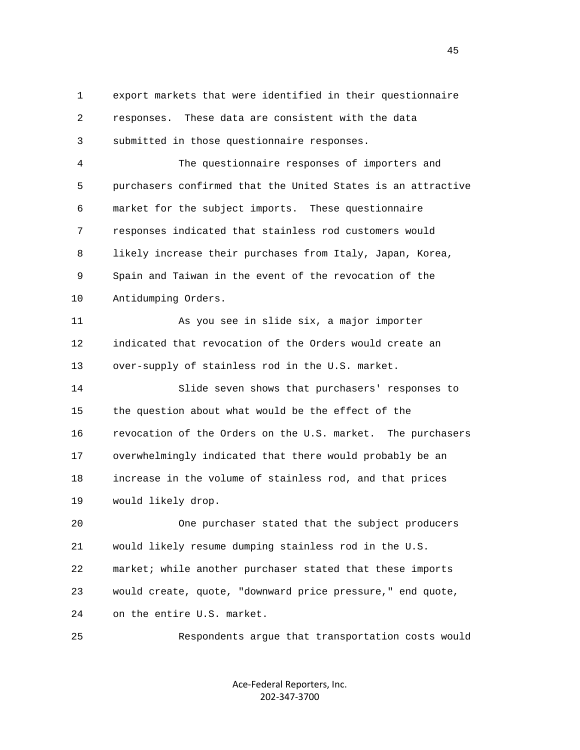export markets that were identified in their questionnaire responses. These data are consistent with the data submitted in those questionnaire responses.

The questionnaire responses of importers and purchasers confirmed that the United States is an attractive market for the subject imports. These questionnaire responses indicated that stainless rod customers would likely increase their purchases from Italy, Japan, Korea, Spain and Taiwan in the event of the revocation of the Antidumping Orders.

As you see in slide six, a major importer indicated that revocation of the Orders would create an over-supply of stainless rod in the U.S. market.

Slide seven shows that purchasers' responses to the question about what would be the effect of the revocation of the Orders on the U.S. market. The purchasers overwhelmingly indicated that there would probably be an increase in the volume of stainless rod, and that prices would likely drop.

One purchaser stated that the subject producers would likely resume dumping stainless rod in the U.S. market; while another purchaser stated that these imports would create, quote, "downward price pressure," end quote, on the entire U.S. market.

Respondents argue that transportation costs would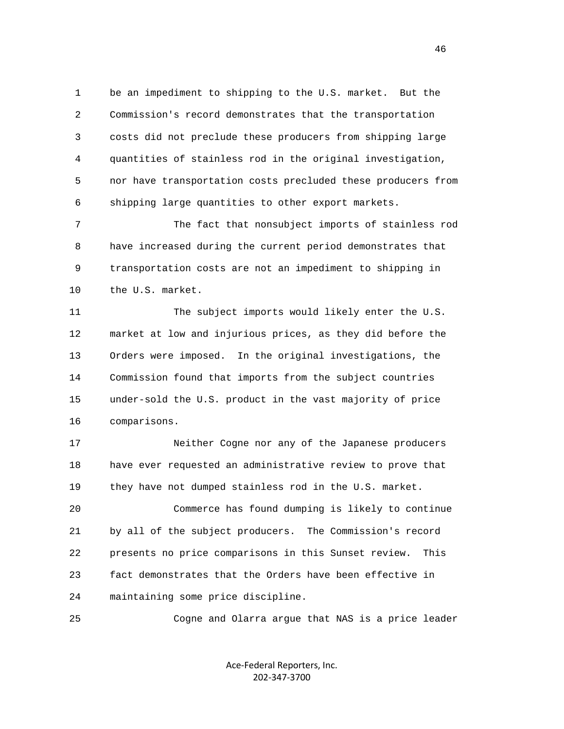be an impediment to shipping to the U.S. market. But the Commission's record demonstrates that the transportation costs did not preclude these producers from shipping large quantities of stainless rod in the original investigation, nor have transportation costs precluded these producers from shipping large quantities to other export markets.

The fact that nonsubject imports of stainless rod have increased during the current period demonstrates that transportation costs are not an impediment to shipping in the U.S. market.

The subject imports would likely enter the U.S. market at low and injurious prices, as they did before the Orders were imposed. In the original investigations, the Commission found that imports from the subject countries under-sold the U.S. product in the vast majority of price comparisons.

Neither Cogne nor any of the Japanese producers have ever requested an administrative review to prove that they have not dumped stainless rod in the U.S. market.

Commerce has found dumping is likely to continue by all of the subject producers. The Commission's record presents no price comparisons in this Sunset review. This fact demonstrates that the Orders have been effective in maintaining some price discipline.

Cogne and Olarra argue that NAS is a price leader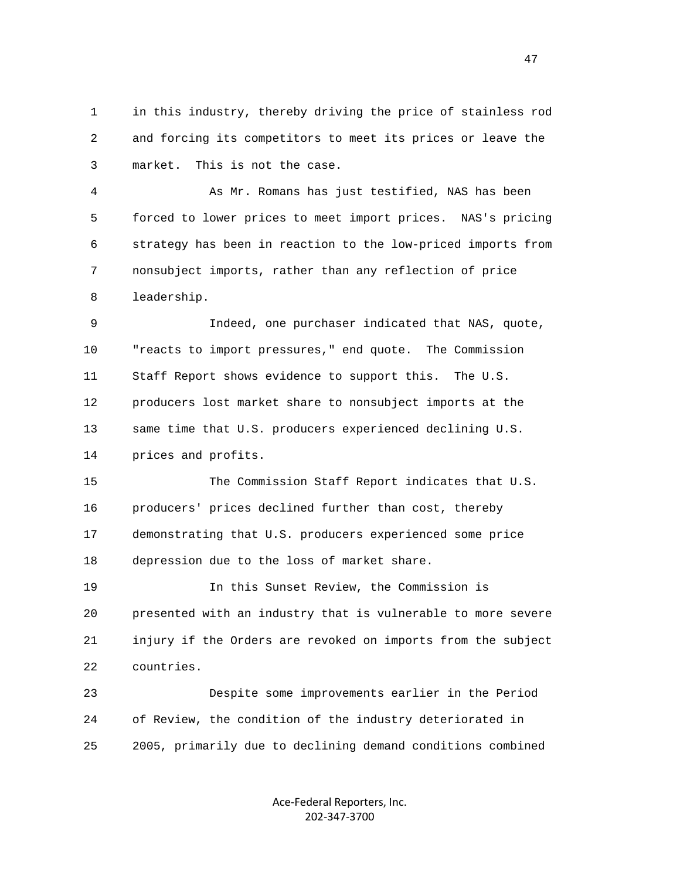in this industry, thereby driving the price of stainless rod and forcing its competitors to meet its prices or leave the market. This is not the case.

As Mr. Romans has just testified, NAS has been forced to lower prices to meet import prices. NAS's pricing strategy has been in reaction to the low-priced imports from nonsubject imports, rather than any reflection of price leadership.

Indeed, one purchaser indicated that NAS, quote, "reacts to import pressures," end quote. The Commission Staff Report shows evidence to support this. The U.S. producers lost market share to nonsubject imports at the same time that U.S. producers experienced declining U.S. prices and profits.

The Commission Staff Report indicates that U.S. producers' prices declined further than cost, thereby demonstrating that U.S. producers experienced some price depression due to the loss of market share.

In this Sunset Review, the Commission is presented with an industry that is vulnerable to more severe injury if the Orders are revoked on imports from the subject countries.

Despite some improvements earlier in the Period of Review, the condition of the industry deteriorated in 2005, primarily due to declining demand conditions combined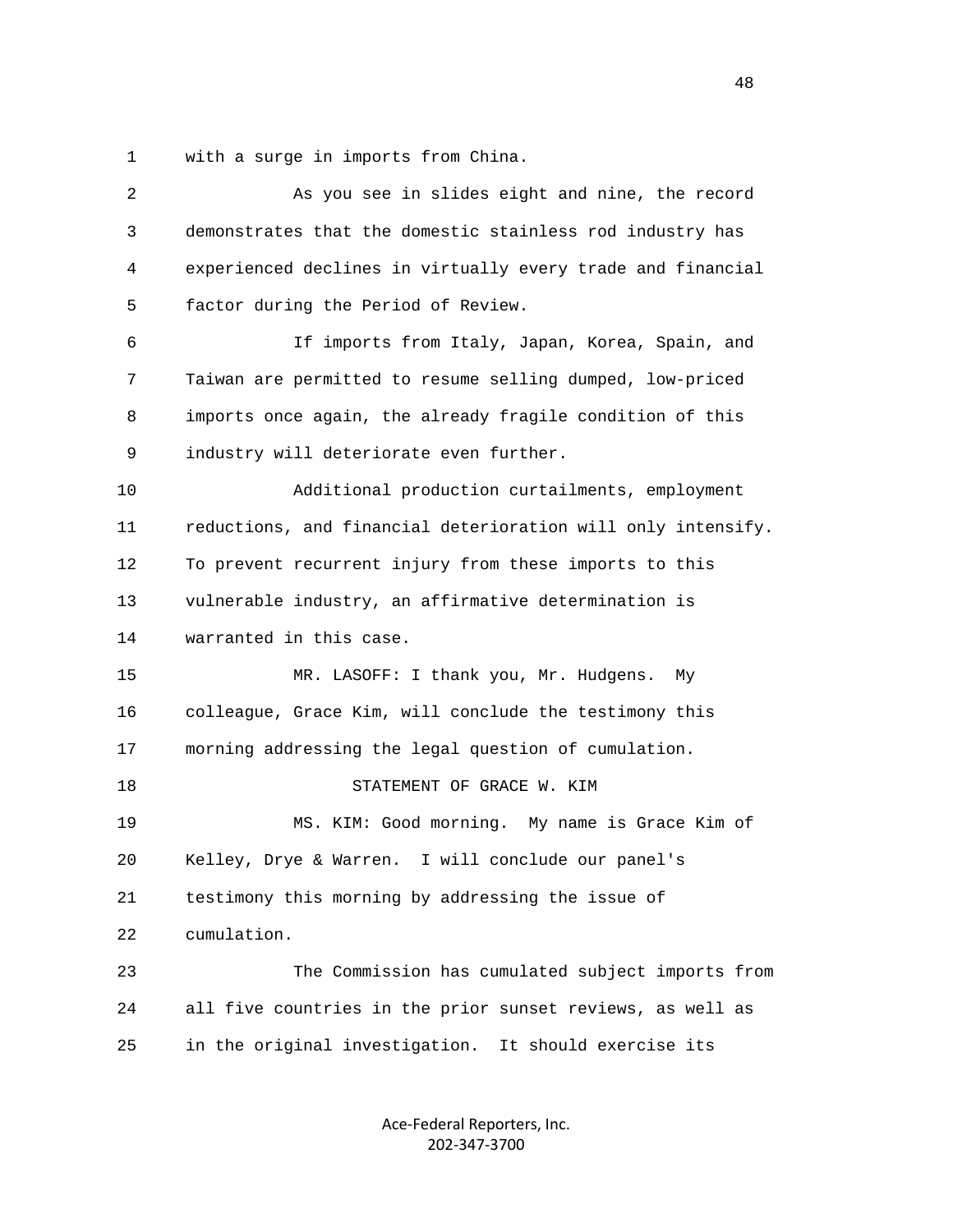with a surge in imports from China.

As you see in slides eight and nine, the record demonstrates that the domestic stainless rod industry has experienced declines in virtually every trade and financial factor during the Period of Review.

If imports from Italy, Japan, Korea, Spain, and Taiwan are permitted to resume selling dumped, low-priced imports once again, the already fragile condition of this industry will deteriorate even further.

Additional production curtailments, employment reductions, and financial deterioration will only intensify. To prevent recurrent injury from these imports to this vulnerable industry, an affirmative determination is warranted in this case.

MR. LASOFF: I thank you, Mr. Hudgens. My colleague, Grace Kim, will conclude the testimony this morning addressing the legal question of cumulation.

STATEMENT OF GRACE W. KIM

MS. KIM: Good morning. My name is Grace Kim of Kelley, Drye & Warren. I will conclude our panel's testimony this morning by addressing the issue of cumulation.

The Commission has cumulated subject imports from all five countries in the prior sunset reviews, as well as in the original investigation. It should exercise its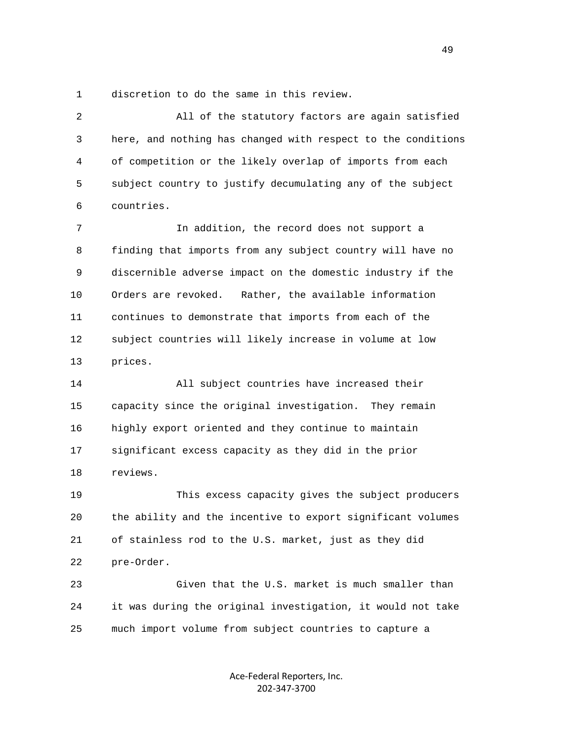discretion to do the same in this review.

All of the statutory factors are again satisfied here, and nothing has changed with respect to the conditions of competition or the likely overlap of imports from each subject country to justify decumulating any of the subject countries.

In addition, the record does not support a finding that imports from any subject country will have no discernible adverse impact on the domestic industry if the Orders are revoked. Rather, the available information continues to demonstrate that imports from each of the subject countries will likely increase in volume at low prices.

All subject countries have increased their capacity since the original investigation. They remain highly export oriented and they continue to maintain significant excess capacity as they did in the prior reviews.

This excess capacity gives the subject producers the ability and the incentive to export significant volumes of stainless rod to the U.S. market, just as they did pre-Order.

Given that the U.S. market is much smaller than it was during the original investigation, it would not take much import volume from subject countries to capture a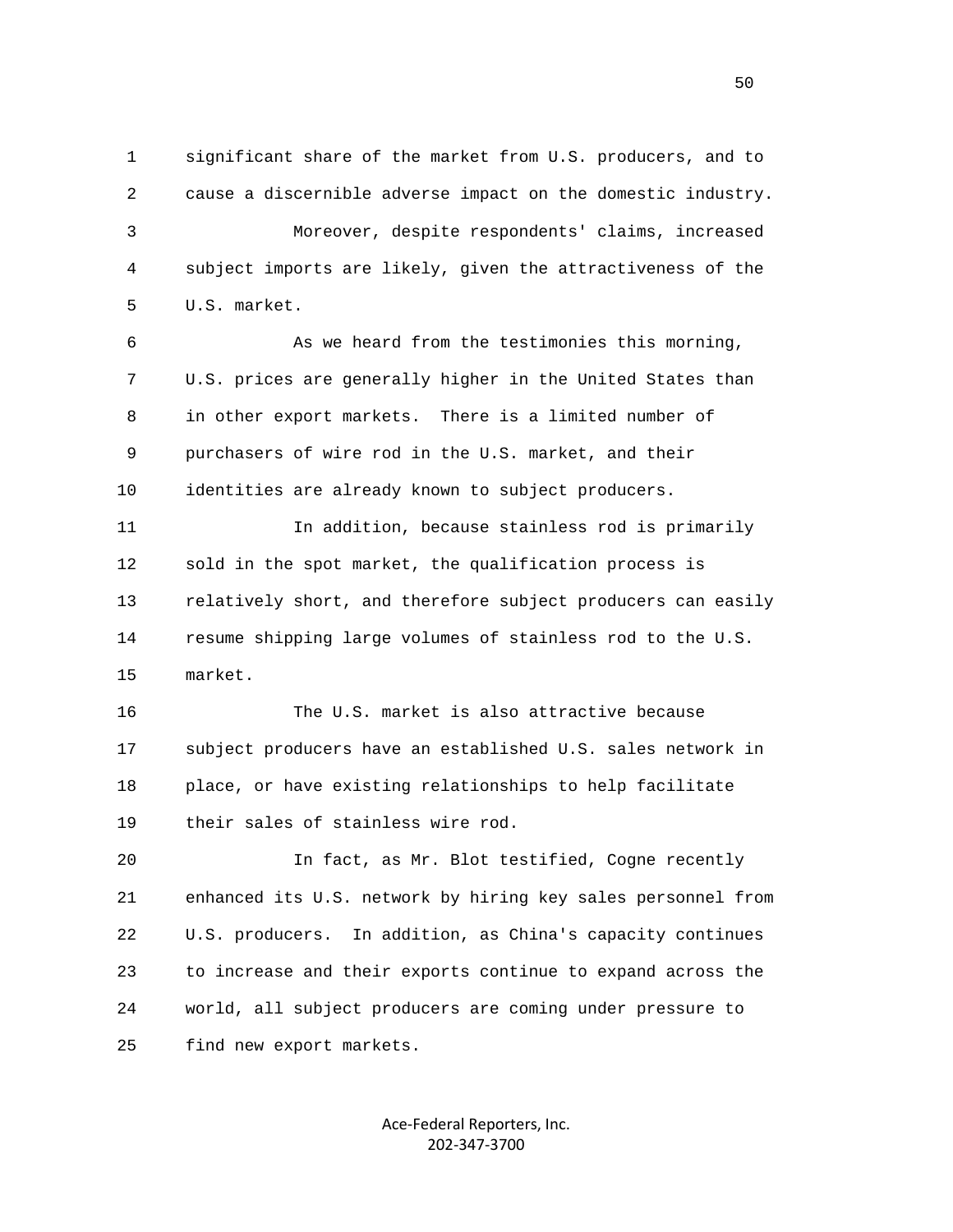significant share of the market from U.S. producers, and to cause a discernible adverse impact on the domestic industry.

Moreover, despite respondents' claims, increased subject imports are likely, given the attractiveness of the U.S. market.

As we heard from the testimonies this morning, U.S. prices are generally higher in the United States than in other export markets. There is a limited number of purchasers of wire rod in the U.S. market, and their identities are already known to subject producers.

In addition, because stainless rod is primarily sold in the spot market, the qualification process is relatively short, and therefore subject producers can easily resume shipping large volumes of stainless rod to the U.S. market.

The U.S. market is also attractive because subject producers have an established U.S. sales network in place, or have existing relationships to help facilitate their sales of stainless wire rod.

In fact, as Mr. Blot testified, Cogne recently enhanced its U.S. network by hiring key sales personnel from U.S. producers. In addition, as China's capacity continues to increase and their exports continue to expand across the world, all subject producers are coming under pressure to find new export markets.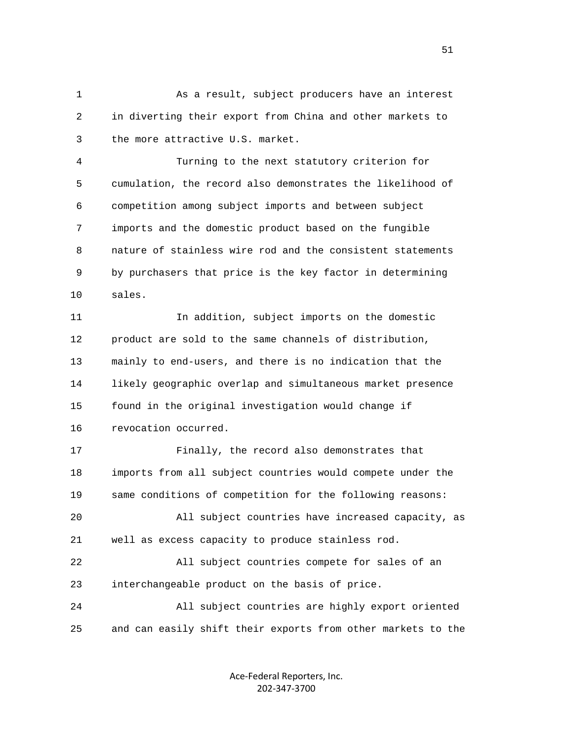As a result, subject producers have an interest in diverting their export from China and other markets to the more attractive U.S. market.

Turning to the next statutory criterion for cumulation, the record also demonstrates the likelihood of competition among subject imports and between subject imports and the domestic product based on the fungible nature of stainless wire rod and the consistent statements by purchasers that price is the key factor in determining sales.

In addition, subject imports on the domestic product are sold to the same channels of distribution, mainly to end-users, and there is no indication that the likely geographic overlap and simultaneous market presence found in the original investigation would change if revocation occurred.

Finally, the record also demonstrates that imports from all subject countries would compete under the same conditions of competition for the following reasons:

All subject countries have increased capacity, as well as excess capacity to produce stainless rod.

All subject countries compete for sales of an interchangeable product on the basis of price.

All subject countries are highly export oriented and can easily shift their exports from other markets to the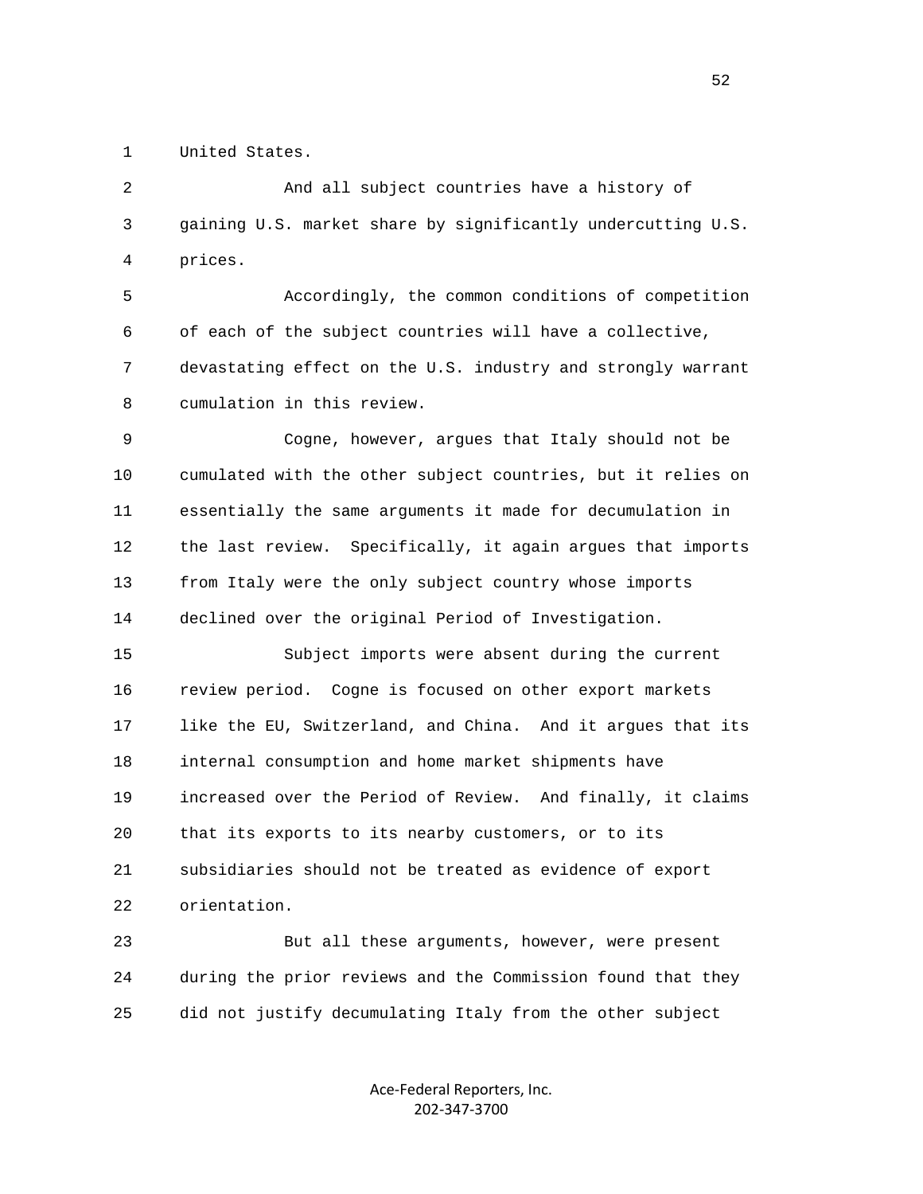United States.

And all subject countries have a history of gaining U.S. market share by significantly undercutting U.S. prices.

Accordingly, the common conditions of competition of each of the subject countries will have a collective, devastating effect on the U.S. industry and strongly warrant cumulation in this review.

Cogne, however, argues that Italy should not be cumulated with the other subject countries, but it relies on essentially the same arguments it made for decumulation in the last review. Specifically, it again argues that imports from Italy were the only subject country whose imports declined over the original Period of Investigation.

Subject imports were absent during the current review period. Cogne is focused on other export markets like the EU, Switzerland, and China. And it argues that its internal consumption and home market shipments have increased over the Period of Review. And finally, it claims that its exports to its nearby customers, or to its subsidiaries should not be treated as evidence of export orientation.

But all these arguments, however, were present during the prior reviews and the Commission found that they did not justify decumulating Italy from the other subject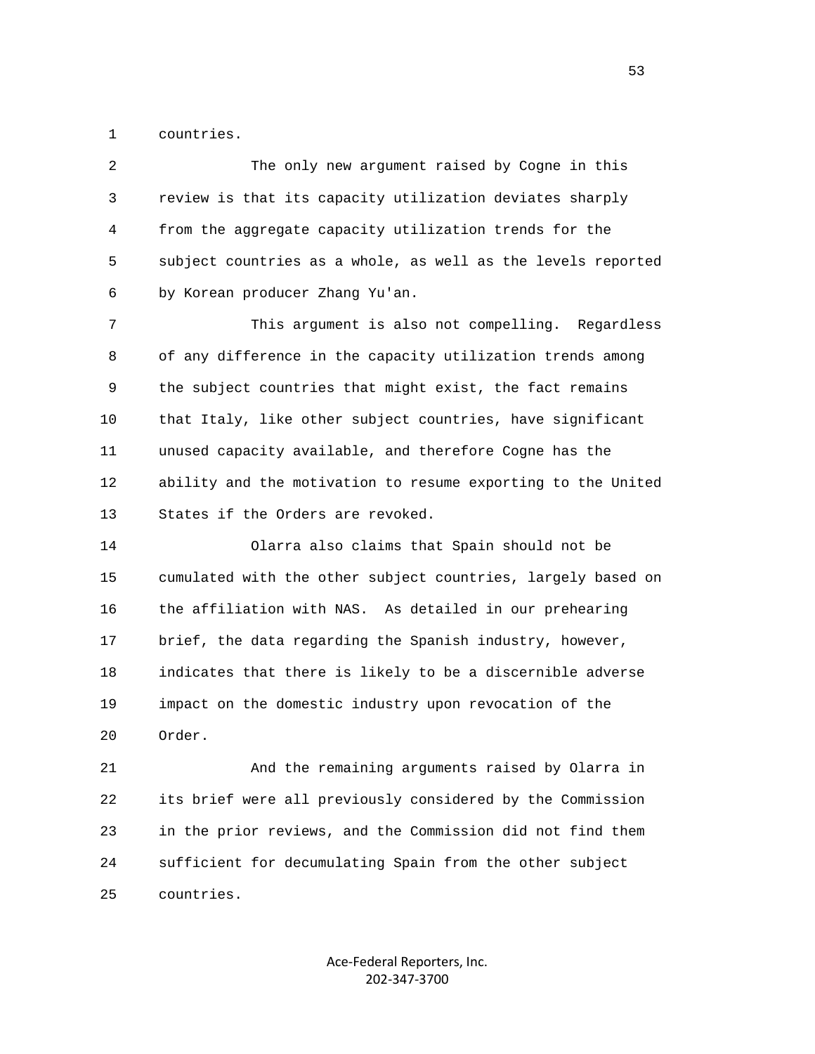countries.

The only new argument raised by Cogne in this review is that its capacity utilization deviates sharply from the aggregate capacity utilization trends for the subject countries as a whole, as well as the levels reported by Korean producer Zhang Yu'an.

This argument is also not compelling. Regardless of any difference in the capacity utilization trends among the subject countries that might exist, the fact remains that Italy, like other subject countries, have significant unused capacity available, and therefore Cogne has the ability and the motivation to resume exporting to the United States if the Orders are revoked.

Olarra also claims that Spain should not be cumulated with the other subject countries, largely based on the affiliation with NAS. As detailed in our prehearing brief, the data regarding the Spanish industry, however, indicates that there is likely to be a discernible adverse impact on the domestic industry upon revocation of the Order.

And the remaining arguments raised by Olarra in its brief were all previously considered by the Commission in the prior reviews, and the Commission did not find them sufficient for decumulating Spain from the other subject countries.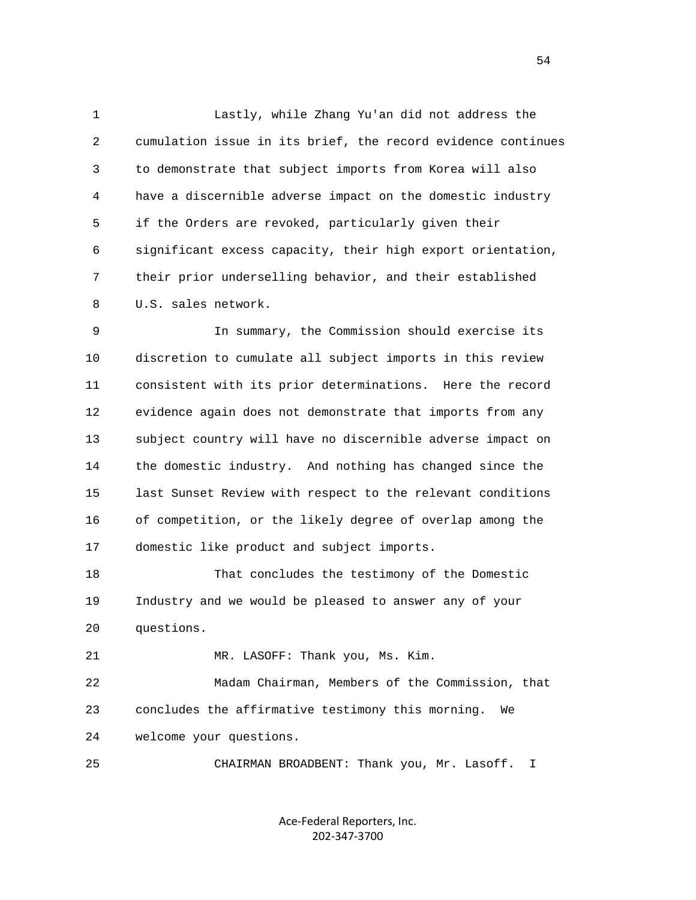Lastly, while Zhang Yu'an did not address the cumulation issue in its brief, the record evidence continues to demonstrate that subject imports from Korea will also have a discernible adverse impact on the domestic industry if the Orders are revoked, particularly given their significant excess capacity, their high export orientation, their prior underselling behavior, and their established U.S. sales network.

In summary, the Commission should exercise its discretion to cumulate all subject imports in this review consistent with its prior determinations. Here the record evidence again does not demonstrate that imports from any subject country will have no discernible adverse impact on the domestic industry. And nothing has changed since the last Sunset Review with respect to the relevant conditions of competition, or the likely degree of overlap among the domestic like product and subject imports.

That concludes the testimony of the Domestic Industry and we would be pleased to answer any of your questions.

MR. LASOFF: Thank you, Ms. Kim.

Madam Chairman, Members of the Commission, that concludes the affirmative testimony this morning. We welcome your questions.

CHAIRMAN BROADBENT: Thank you, Mr. Lasoff. I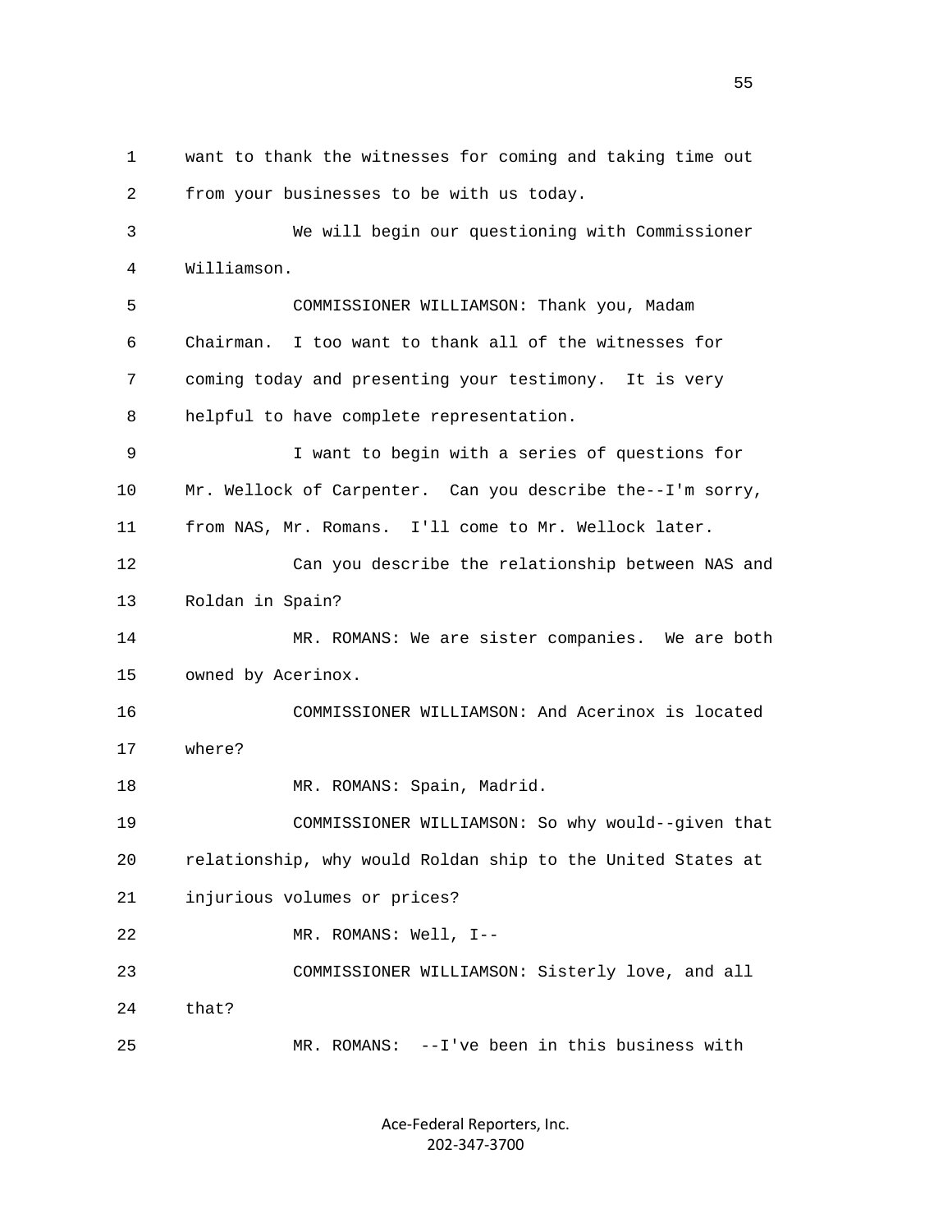want to thank the witnesses for coming and taking time out from your businesses to be with us today.

We will begin our questioning with Commissioner Williamson.

COMMISSIONER WILLIAMSON: Thank you, Madam Chairman. I too want to thank all of the witnesses for coming today and presenting your testimony. It is very helpful to have complete representation.

I want to begin with a series of questions for Mr. Wellock of Carpenter. Can you describe the--I'm sorry, from NAS, Mr. Romans. I'll come to Mr. Wellock later.

Can you describe the relationship between NAS and Roldan in Spain?

MR. ROMANS: We are sister companies. We are both owned by Acerinox.

COMMISSIONER WILLIAMSON: And Acerinox is located where?

MR. ROMANS: Spain, Madrid.

COMMISSIONER WILLIAMSON: So why would--given that relationship, why would Roldan ship to the United States at injurious volumes or prices?

MR. ROMANS: Well, I--

COMMISSIONER WILLIAMSON: Sisterly love, and all that?

MR. ROMANS: --I've been in this business with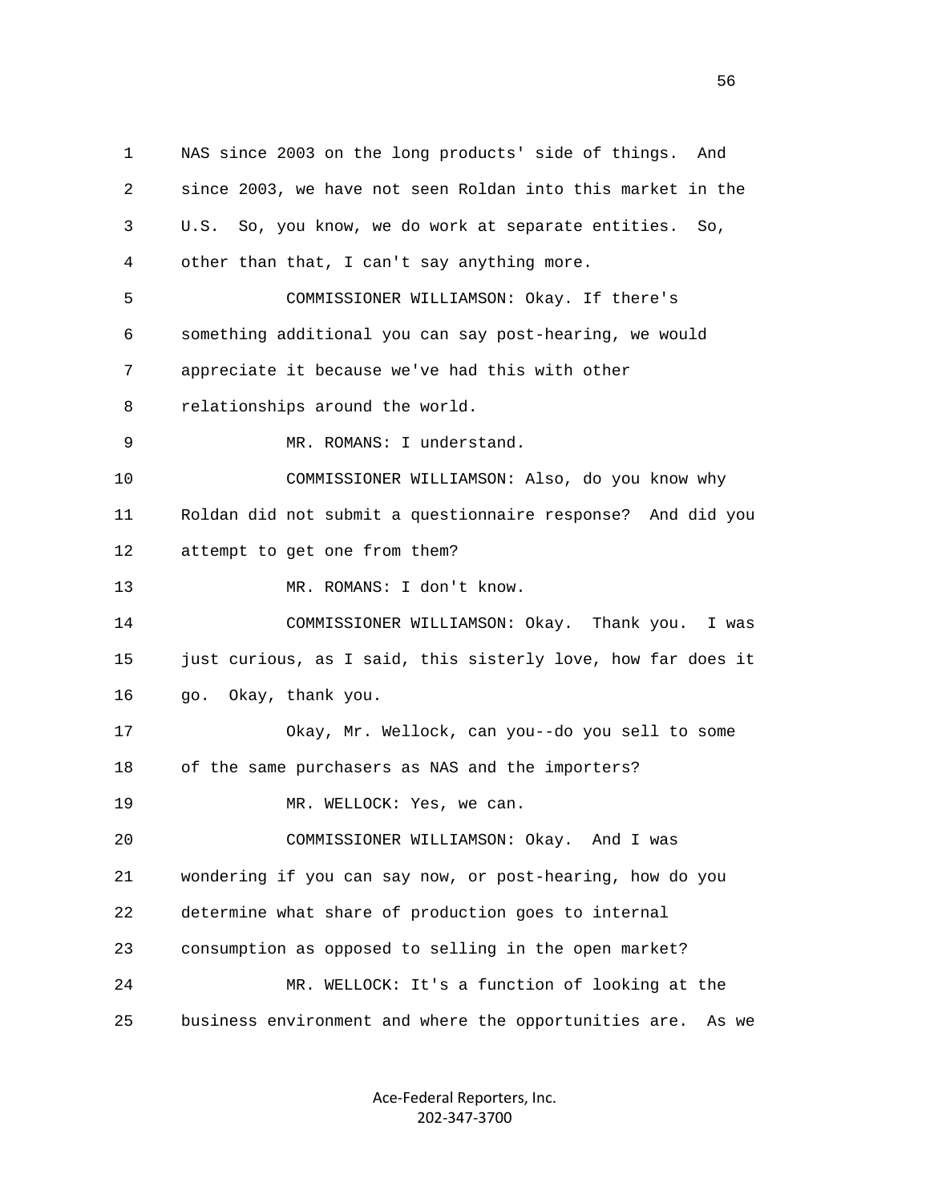1 NAS since 2003 on the long products' side of things. And
2 since 2003, we have not seen Roldan into this market in the
3 U.S. So, you know, we do work at separate entities. So,
4 other than that, I can't say anything more.

5 COMMISSIONER WILLIAMSON: Okay. If there's
6 something additional you can say post-hearing, we would
7 appreciate it because we've had this with other
8 relationships around the world.

9 MR. ROMANS: I understand.

10 COMMISSIONER WILLIAMSON: Also, do you know why
11 Roldan did not submit a questionnaire response? And did you
12 attempt to get one from them?

13 MR. ROMANS: I don't know.

14 COMMISSIONER WILLIAMSON: Okay. Thank you. I was
15 just curious, as I said, this sisterly love, how far does it
16 go. Okay, thank you.

17 Okay, Mr. Wellock, can you--do you sell to some
18 of the same purchasers as NAS and the importers?

19 MR. WELLOCK: Yes, we can.

20 COMMISSIONER WILLIAMSON: Okay. And I was
21 wondering if you can say now, or post-hearing, how do you
22 determine what share of production goes to internal
23 consumption as opposed to selling in the open market?

24 MR. WELLOCK: It's a function of looking at the
25 business environment and where the opportunities are. As we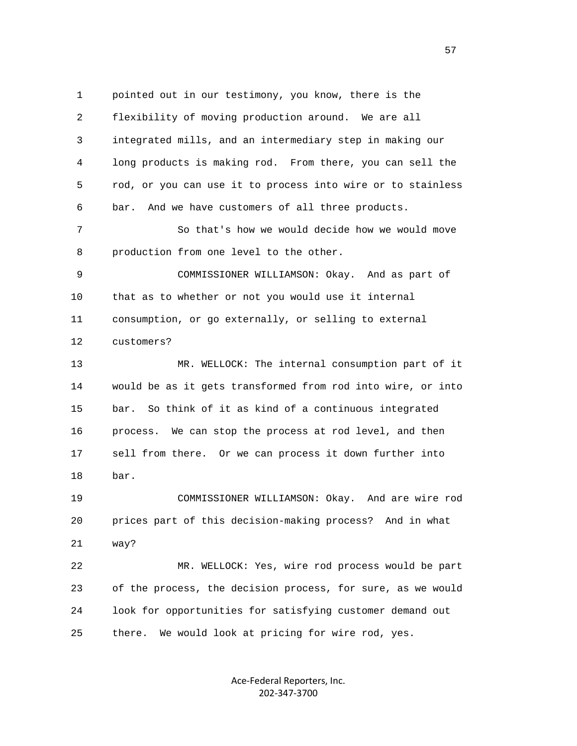1 pointed out in our testimony, you know, there is the
2 flexibility of moving production around. We are all
3 integrated mills, and an intermediary step in making our
4 long products is making rod. From there, you can sell the
5 rod, or you can use it to process into wire or to stainless
6 bar. And we have customers of all three products.
7 So that's how we would decide how we would move
8 production from one level to the other.
9 COMMISSIONER WILLIAMSON: Okay. And as part of
10 that as to whether or not you would use it internal
11 consumption, or go externally, or selling to external
12 customers?
13 MR. WELLOCK: The internal consumption part of it
14 would be as it gets transformed from rod into wire, or into
15 bar. So think of it as kind of a continuous integrated
16 process. We can stop the process at rod level, and then
17 sell from there. Or we can process it down further into
18 bar.
19 COMMISSIONER WILLIAMSON: Okay. And are wire rod
20 prices part of this decision-making process? And in what
21 way?
22 MR. WELLOCK: Yes, wire rod process would be part
23 of the process, the decision process, for sure, as we would
24 look for opportunities for satisfying customer demand out
25 there. We would look at pricing for wire rod, yes.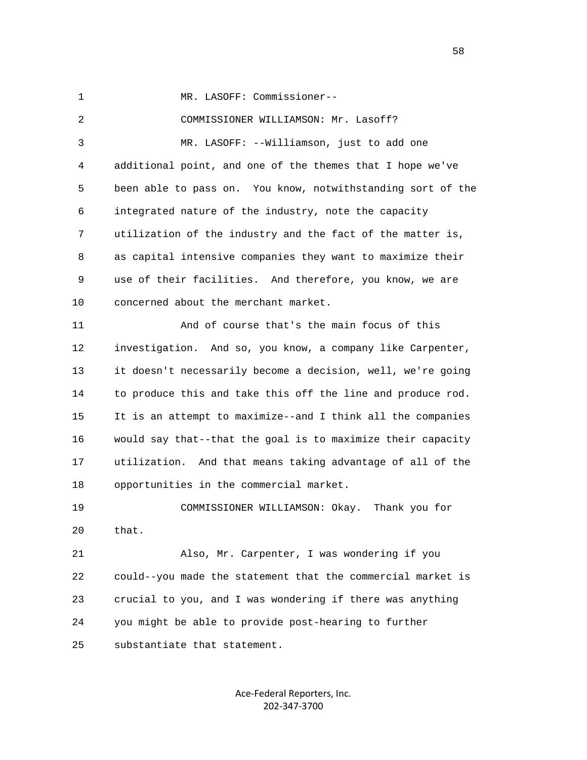MR. LASOFF: Commissioner--

COMMISSIONER WILLIAMSON: Mr. Lasoff?

MR. LASOFF: --Williamson, just to add one additional point, and one of the themes that I hope we've been able to pass on. You know, notwithstanding sort of the integrated nature of the industry, note the capacity utilization of the industry and the fact of the matter is, as capital intensive companies they want to maximize their use of their facilities. And therefore, you know, we are concerned about the merchant market.

And of course that's the main focus of this investigation. And so, you know, a company like Carpenter, it doesn't necessarily become a decision, well, we're going to produce this and take this off the line and produce rod. It is an attempt to maximize--and I think all the companies would say that--that the goal is to maximize their capacity utilization. And that means taking advantage of all of the opportunities in the commercial market.

COMMISSIONER WILLIAMSON: Okay. Thank you for that.

Also, Mr. Carpenter, I was wondering if you could--you made the statement that the commercial market is crucial to you, and I was wondering if there was anything you might be able to provide post-hearing to further substantiate that statement.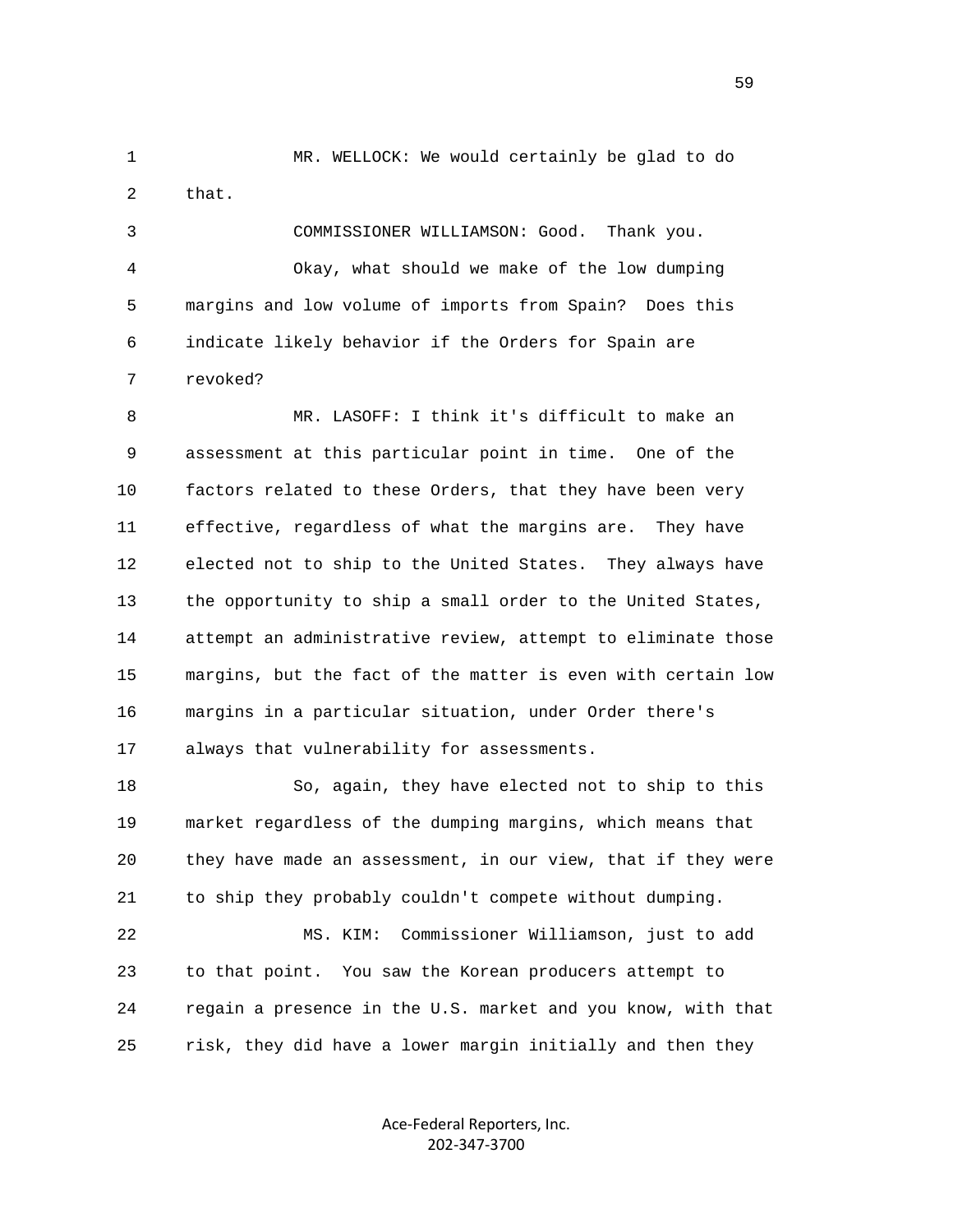MR. WELLOCK: We would certainly be glad to do that.

COMMISSIONER WILLIAMSON: Good. Thank you.

Okay, what should we make of the low dumping margins and low volume of imports from Spain? Does this indicate likely behavior if the Orders for Spain are revoked?

MR. LASOFF: I think it's difficult to make an assessment at this particular point in time. One of the factors related to these Orders, that they have been very effective, regardless of what the margins are. They have elected not to ship to the United States. They always have the opportunity to ship a small order to the United States, attempt an administrative review, attempt to eliminate those margins, but the fact of the matter is even with certain low margins in a particular situation, under Order there's always that vulnerability for assessments.

So, again, they have elected not to ship to this market regardless of the dumping margins, which means that they have made an assessment, in our view, that if they were to ship they probably couldn't compete without dumping.

MS. KIM: Commissioner Williamson, just to add to that point. You saw the Korean producers attempt to regain a presence in the U.S. market and you know, with that risk, they did have a lower margin initially and then they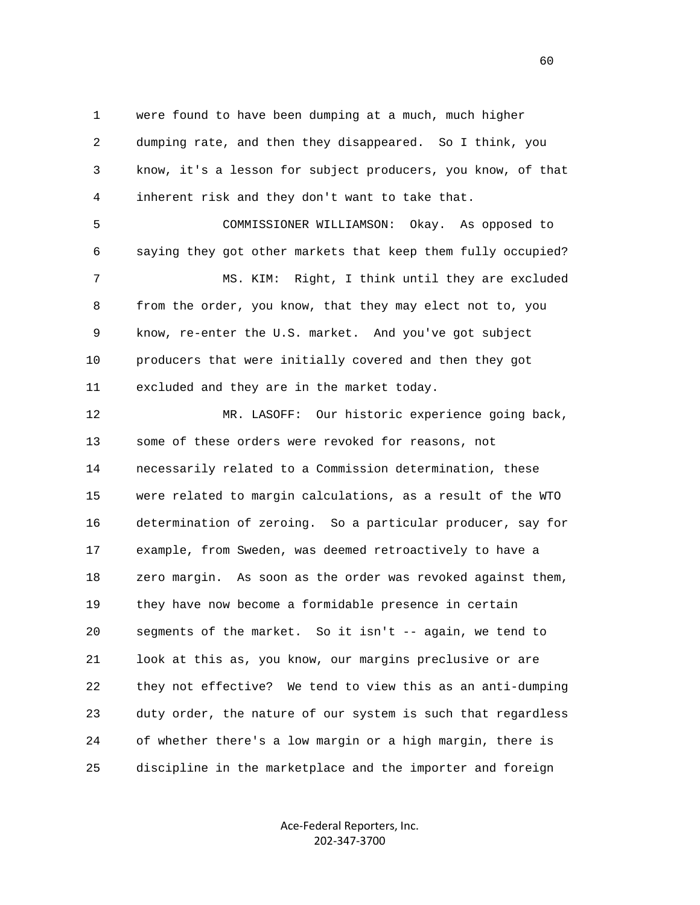1 were found to have been dumping at a much, much higher
2 dumping rate, and then they disappeared. So I think, you
3 know, it's a lesson for subject producers, you know, of that
4 inherent risk and they don't want to take that.

5 COMMISSIONER WILLIAMSON: Okay. As opposed to
6 saying they got other markets that keep them fully occupied?

7 MS. KIM: Right, I think until they are excluded
8 from the order, you know, that they may elect not to, you
9 know, re-enter the U.S. market. And you've got subject
10 producers that were initially covered and then they got
11 excluded and they are in the market today.

12 MR. LASOFF: Our historic experience going back,
13 some of these orders were revoked for reasons, not
14 necessarily related to a Commission determination, these
15 were related to margin calculations, as a result of the WTO
16 determination of zeroing. So a particular producer, say for
17 example, from Sweden, was deemed retroactively to have a
18 zero margin. As soon as the order was revoked against them,
19 they have now become a formidable presence in certain
20 segments of the market. So it isn't -- again, we tend to
21 look at this as, you know, our margins preclusive or are
22 they not effective? We tend to view this as an anti-dumping
23 duty order, the nature of our system is such that regardless
24 of whether there's a low margin or a high margin, there is
25 discipline in the marketplace and the importer and foreign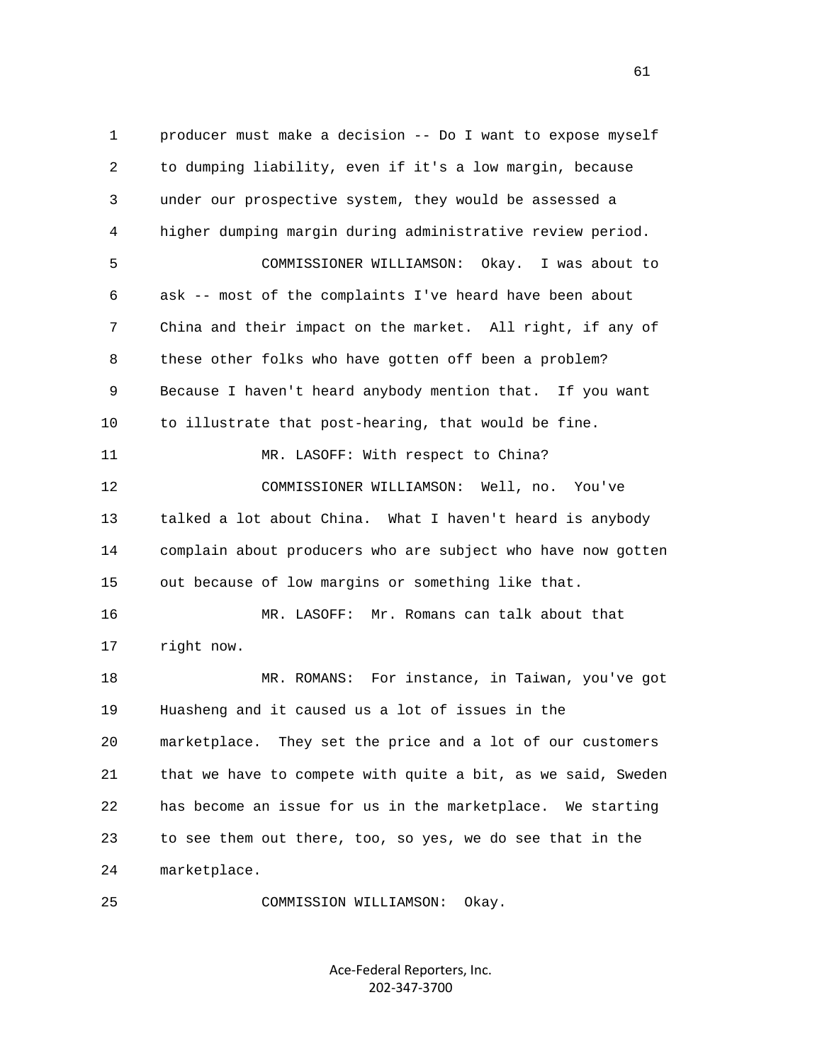producer must make a decision -- Do I want to expose myself to dumping liability, even if it's a low margin, because under our prospective system, they would be assessed a higher dumping margin during administrative review period.

COMMISSIONER WILLIAMSON: Okay. I was about to ask -- most of the complaints I've heard have been about China and their impact on the market. All right, if any of these other folks who have gotten off been a problem? Because I haven't heard anybody mention that. If you want to illustrate that post-hearing, that would be fine.

MR. LASOFF: With respect to China?

COMMISSIONER WILLIAMSON: Well, no. You've talked a lot about China. What I haven't heard is anybody complain about producers who are subject who have now gotten out because of low margins or something like that.

MR. LASOFF: Mr. Romans can talk about that right now.

MR. ROMANS: For instance, in Taiwan, you've got Huasheng and it caused us a lot of issues in the marketplace. They set the price and a lot of our customers that we have to compete with quite a bit, as we said, Sweden has become an issue for us in the marketplace. We starting to see them out there, too, so yes, we do see that in the marketplace.

COMMISSION WILLIAMSON: Okay.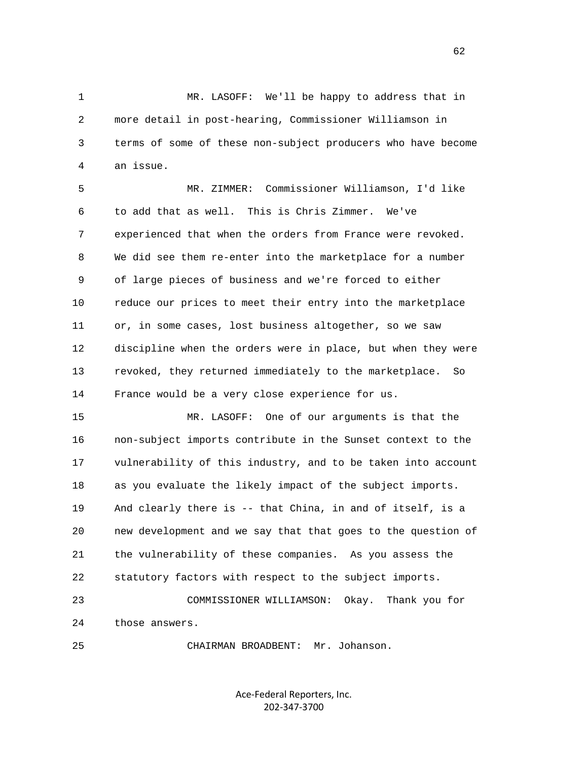MR. LASOFF: We'll be happy to address that in more detail in post-hearing, Commissioner Williamson in terms of some of these non-subject producers who have become an issue.

MR. ZIMMER: Commissioner Williamson, I'd like to add that as well. This is Chris Zimmer. We've experienced that when the orders from France were revoked. We did see them re-enter into the marketplace for a number of large pieces of business and we're forced to either reduce our prices to meet their entry into the marketplace or, in some cases, lost business altogether, so we saw discipline when the orders were in place, but when they were revoked, they returned immediately to the marketplace. So France would be a very close experience for us.

MR. LASOFF: One of our arguments is that the non-subject imports contribute in the Sunset context to the vulnerability of this industry, and to be taken into account as you evaluate the likely impact of the subject imports. And clearly there is -- that China, in and of itself, is a new development and we say that that goes to the question of the vulnerability of these companies. As you assess the statutory factors with respect to the subject imports.

COMMISSIONER WILLIAMSON: Okay. Thank you for those answers.

CHAIRMAN BROADBENT: Mr. Johanson.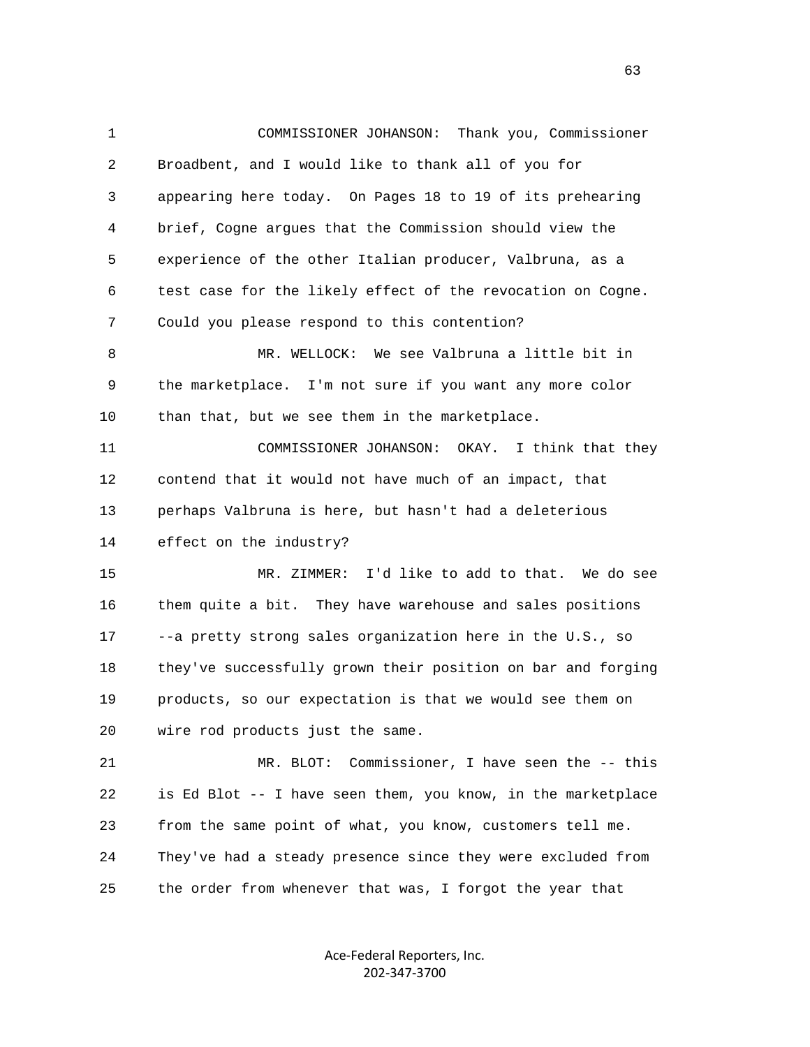COMMISSIONER JOHANSON: Thank you, Commissioner Broadbent, and I would like to thank all of you for appearing here today. On Pages 18 to 19 of its prehearing brief, Cogne argues that the Commission should view the experience of the other Italian producer, Valbruna, as a test case for the likely effect of the revocation on Cogne. Could you please respond to this contention?

MR. WELLOCK: We see Valbruna a little bit in the marketplace. I'm not sure if you want any more color than that, but we see them in the marketplace.

COMMISSIONER JOHANSON: OKAY. I think that they contend that it would not have much of an impact, that perhaps Valbruna is here, but hasn't had a deleterious effect on the industry?

MR. ZIMMER: I'd like to add to that. We do see them quite a bit. They have warehouse and sales positions --a pretty strong sales organization here in the U.S., so they've successfully grown their position on bar and forging products, so our expectation is that we would see them on wire rod products just the same.

MR. BLOT: Commissioner, I have seen the -- this is Ed Blot -- I have seen them, you know, in the marketplace from the same point of what, you know, customers tell me. They've had a steady presence since they were excluded from the order from whenever that was, I forgot the year that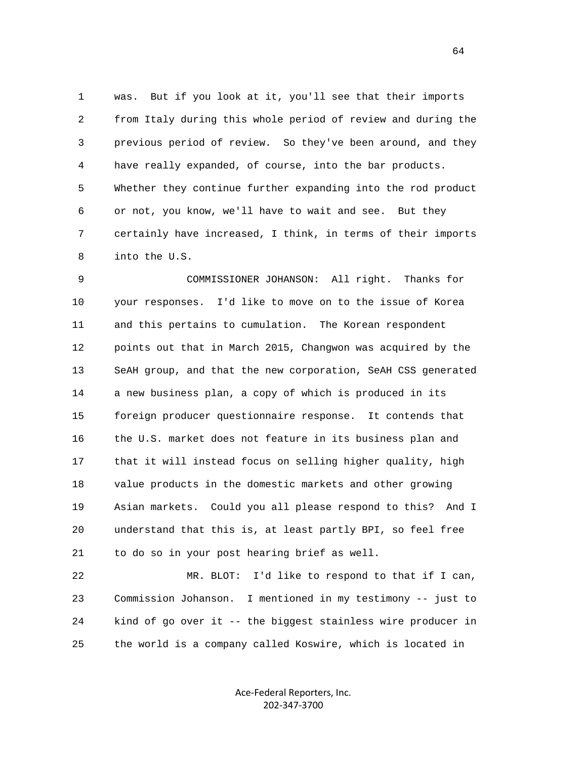was. But if you look at it, you'll see that their imports from Italy during this whole period of review and during the previous period of review. So they've been around, and they have really expanded, of course, into the bar products. Whether they continue further expanding into the rod product or not, you know, we'll have to wait and see. But they certainly have increased, I think, in terms of their imports into the U.S.

COMMISSIONER JOHANSON: All right. Thanks for your responses. I'd like to move on to the issue of Korea and this pertains to cumulation. The Korean respondent points out that in March 2015, Changwon was acquired by the SeAH group, and that the new corporation, SeAH CSS generated a new business plan, a copy of which is produced in its foreign producer questionnaire response. It contends that the U.S. market does not feature in its business plan and that it will instead focus on selling higher quality, high value products in the domestic markets and other growing Asian markets. Could you all please respond to this? And I understand that this is, at least partly BPI, so feel free to do so in your post hearing brief as well.

MR. BLOT: I'd like to respond to that if I can, Commission Johanson. I mentioned in my testimony -- just to kind of go over it -- the biggest stainless wire producer in the world is a company called Koswire, which is located in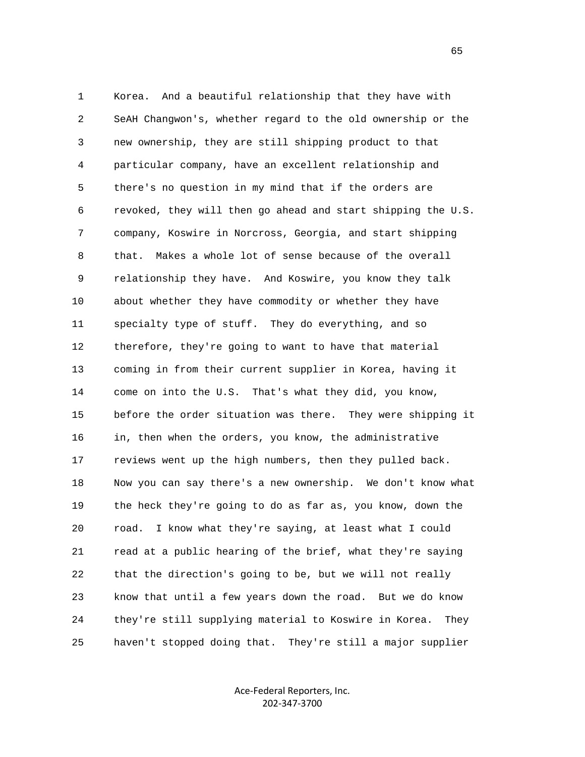Korea. And a beautiful relationship that they have with SeAH Changwon's, whether regard to the old ownership or the new ownership, they are still shipping product to that particular company, have an excellent relationship and there's no question in my mind that if the orders are revoked, they will then go ahead and start shipping the U.S. company, Koswire in Norcross, Georgia, and start shipping that. Makes a whole lot of sense because of the overall relationship they have. And Koswire, you know they talk about whether they have commodity or whether they have specialty type of stuff. They do everything, and so therefore, they're going to want to have that material coming in from their current supplier in Korea, having it come on into the U.S. That's what they did, you know, before the order situation was there. They were shipping it in, then when the orders, you know, the administrative reviews went up the high numbers, then they pulled back. Now you can say there's a new ownership. We don't know what the heck they're going to do as far as, you know, down the road. I know what they're saying, at least what I could read at a public hearing of the brief, what they're saying that the direction's going to be, but we will not really know that until a few years down the road. But we do know they're still supplying material to Koswire in Korea. They haven't stopped doing that. They're still a major supplier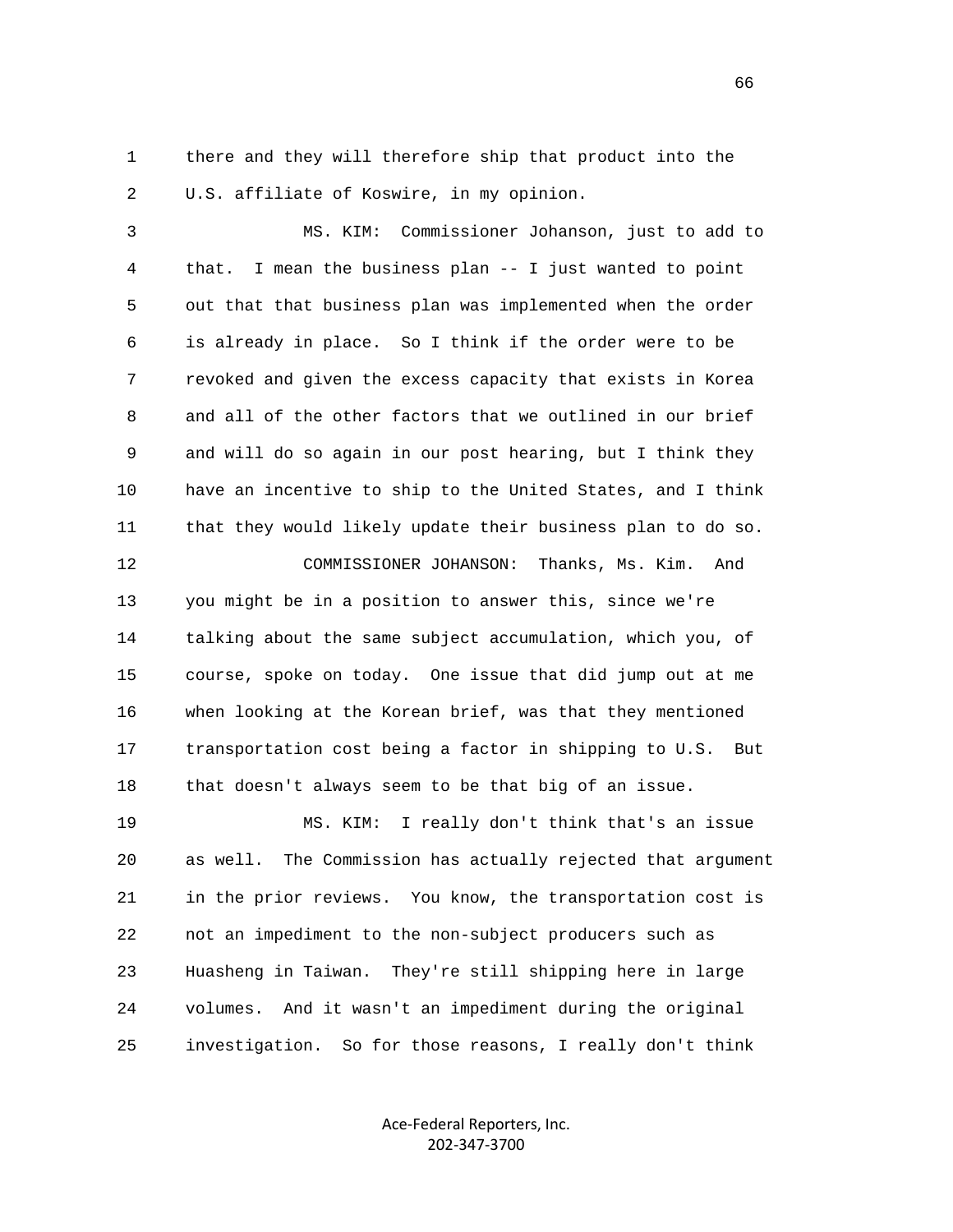1 there and they will therefore ship that product into the
2 U.S. affiliate of Koswire, in my opinion.

3 MS. KIM: Commissioner Johanson, just to add to
4 that. I mean the business plan -- I just wanted to point
5 out that that business plan was implemented when the order
6 is already in place. So I think if the order were to be
7 revoked and given the excess capacity that exists in Korea
8 and all of the other factors that we outlined in our brief
9 and will do so again in our post hearing, but I think they
10 have an incentive to ship to the United States, and I think
11 that they would likely update their business plan to do so.

12 COMMISSIONER JOHANSON: Thanks, Ms. Kim. And
13 you might be in a position to answer this, since we're
14 talking about the same subject accumulation, which you, of
15 course, spoke on today. One issue that did jump out at me
16 when looking at the Korean brief, was that they mentioned
17 transportation cost being a factor in shipping to U.S. But
18 that doesn't always seem to be that big of an issue.

19 MS. KIM: I really don't think that's an issue
20 as well. The Commission has actually rejected that argument
21 in the prior reviews. You know, the transportation cost is
22 not an impediment to the non-subject producers such as
23 Huasheng in Taiwan. They're still shipping here in large
24 volumes. And it wasn't an impediment during the original
25 investigation. So for those reasons, I really don't think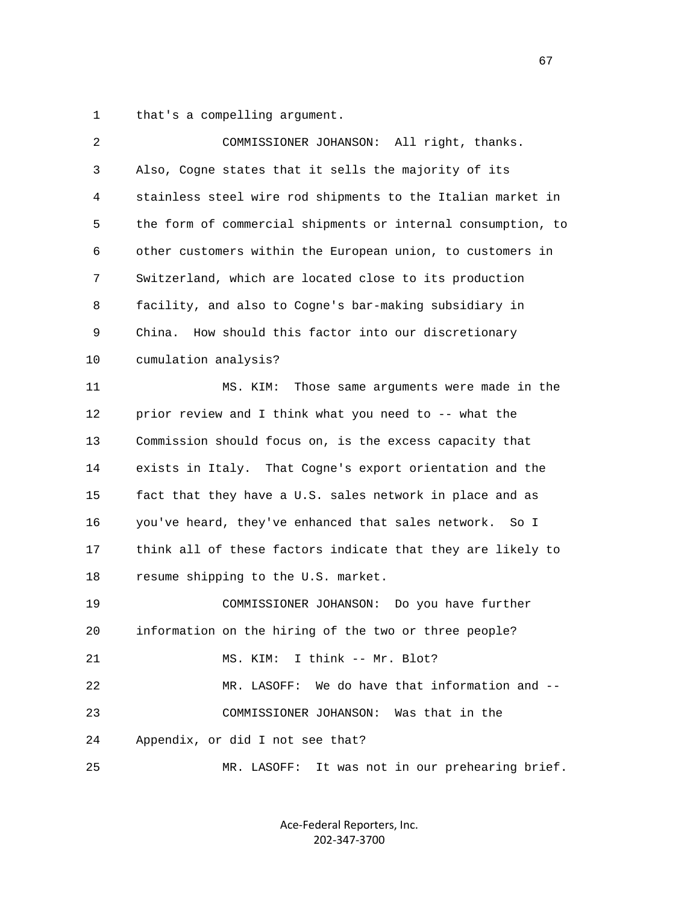that's a compelling argument.

COMMISSIONER JOHANSON: All right, thanks. Also, Cogne states that it sells the majority of its stainless steel wire rod shipments to the Italian market in the form of commercial shipments or internal consumption, to other customers within the European union, to customers in Switzerland, which are located close to its production facility, and also to Cogne's bar-making subsidiary in China. How should this factor into our discretionary cumulation analysis?

MS. KIM: Those same arguments were made in the prior review and I think what you need to -- what the Commission should focus on, is the excess capacity that exists in Italy. That Cogne's export orientation and the fact that they have a U.S. sales network in place and as you've heard, they've enhanced that sales network. So I think all of these factors indicate that they are likely to resume shipping to the U.S. market.

COMMISSIONER JOHANSON: Do you have further information on the hiring of the two or three people?

MS. KIM: I think -- Mr. Blot?

MR. LASOFF: We do have that information and --

COMMISSIONER JOHANSON: Was that in the Appendix, or did I not see that?

MR. LASOFF: It was not in our prehearing brief.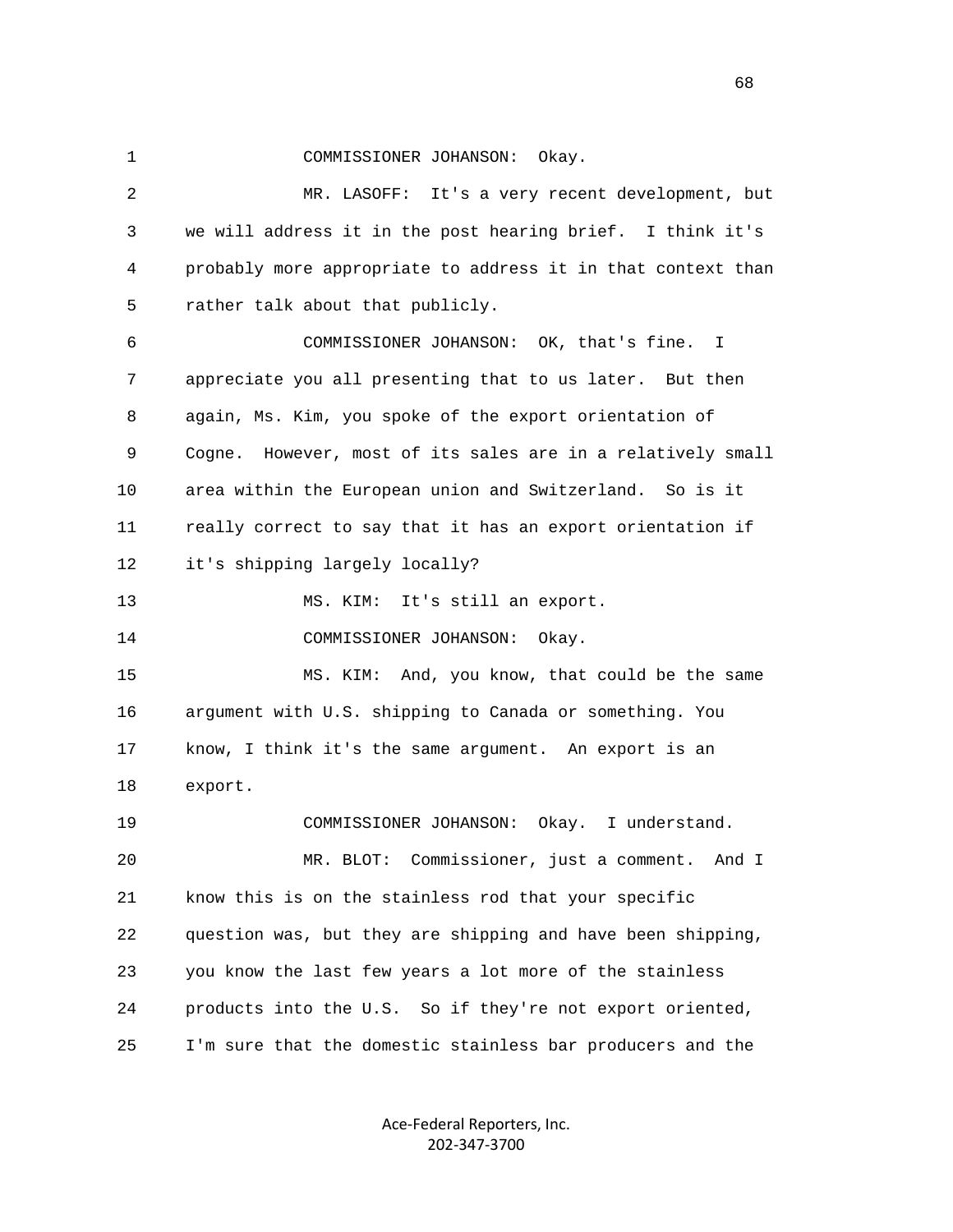COMMISSIONER JOHANSON: Okay.

MR. LASOFF: It's a very recent development, but we will address it in the post hearing brief. I think it's probably more appropriate to address it in that context than rather talk about that publicly.

COMMISSIONER JOHANSON: OK, that's fine. I appreciate you all presenting that to us later. But then again, Ms. Kim, you spoke of the export orientation of Cogne. However, most of its sales are in a relatively small area within the European union and Switzerland. So is it really correct to say that it has an export orientation if it's shipping largely locally?

MS. KIM: It's still an export.

COMMISSIONER JOHANSON: Okay.

MS. KIM: And, you know, that could be the same argument with U.S. shipping to Canada or something. You know, I think it's the same argument. An export is an export.

COMMISSIONER JOHANSON: Okay. I understand.

MR. BLOT: Commissioner, just a comment. And I know this is on the stainless rod that your specific question was, but they are shipping and have been shipping, you know the last few years a lot more of the stainless products into the U.S. So if they're not export oriented, I'm sure that the domestic stainless bar producers and the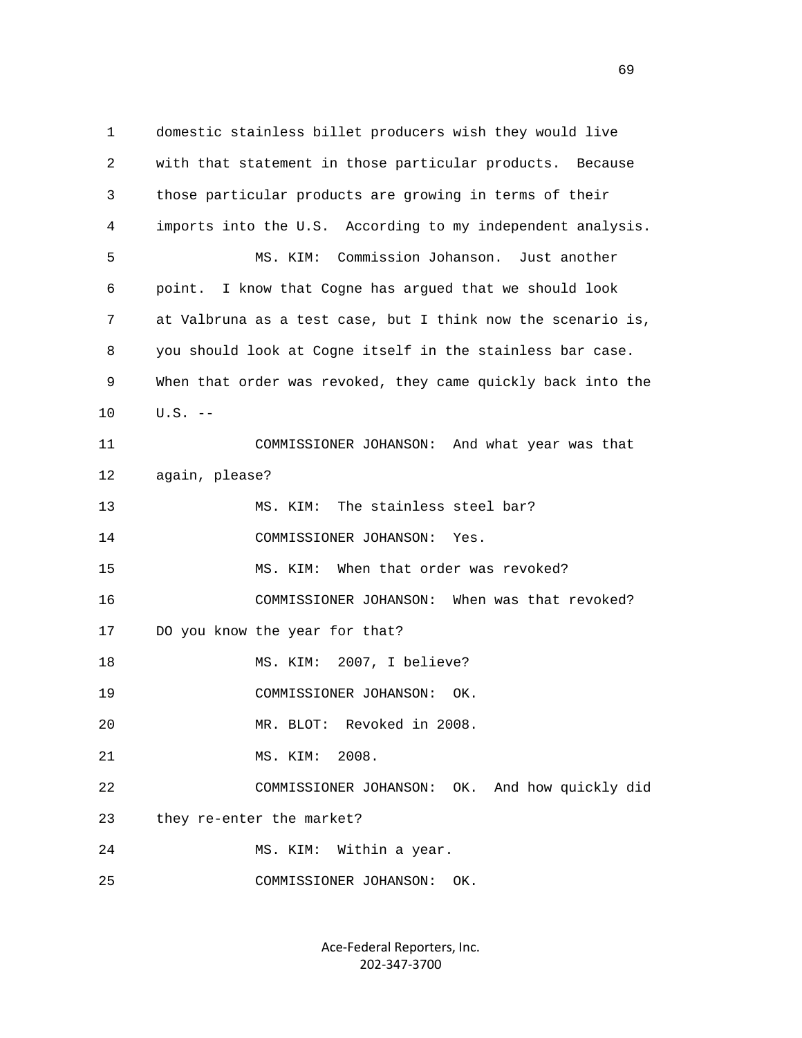1 domestic stainless billet producers wish they would live
2 with that statement in those particular products. Because
3 those particular products are growing in terms of their
4 imports into the U.S. According to my independent analysis.
5 MS. KIM: Commission Johanson. Just another
6 point. I know that Cogne has argued that we should look
7 at Valbruna as a test case, but I think now the scenario is,
8 you should look at Cogne itself in the stainless bar case.
9 When that order was revoked, they came quickly back into the
10 U.S. --
11 COMMISSIONER JOHANSON: And what year was that
12 again, please?
13 MS. KIM: The stainless steel bar?
14 COMMISSIONER JOHANSON: Yes.
15 MS. KIM: When that order was revoked?
16 COMMISSIONER JOHANSON: When was that revoked?
17 DO you know the year for that?
18 MS. KIM: 2007, I believe?
19 COMMISSIONER JOHANSON: OK.
20 MR. BLOT: Revoked in 2008.
21 MS. KIM: 2008.
22 COMMISSIONER JOHANSON: OK. And how quickly did
23 they re-enter the market?
24 MS. KIM: Within a year.
25 COMMISSIONER JOHANSON: OK.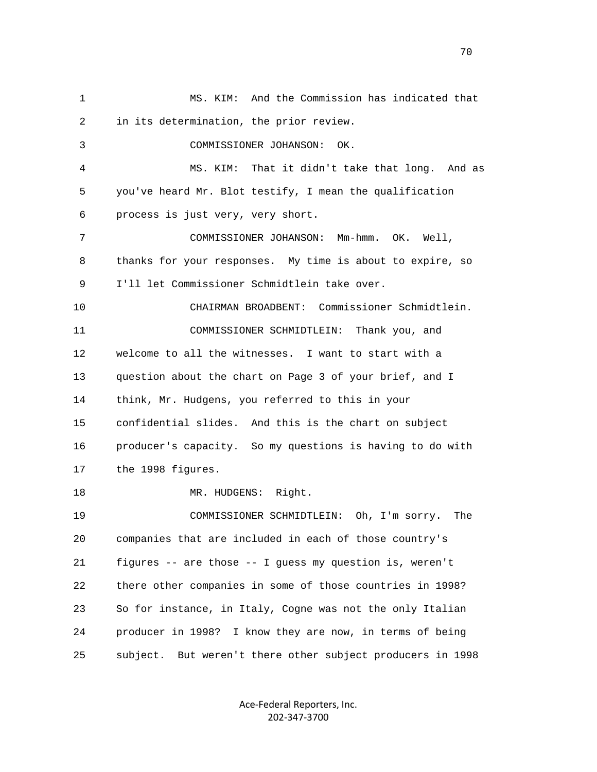MS. KIM: And the Commission has indicated that in its determination, the prior review.

COMMISSIONER JOHANSON: OK.

MS. KIM: That it didn't take that long. And as you've heard Mr. Blot testify, I mean the qualification process is just very, very short.

COMMISSIONER JOHANSON: Mm-hmm. OK. Well, thanks for your responses. My time is about to expire, so I'll let Commissioner Schmidtlein take over.

CHAIRMAN BROADBENT: Commissioner Schmidtlein.

COMMISSIONER SCHMIDTLEIN: Thank you, and welcome to all the witnesses. I want to start with a question about the chart on Page 3 of your brief, and I think, Mr. Hudgens, you referred to this in your confidential slides. And this is the chart on subject producer's capacity. So my questions is having to do with the 1998 figures.

MR. HUDGENS: Right.

COMMISSIONER SCHMIDTLEIN: Oh, I'm sorry. The companies that are included in each of those country's figures -- are those -- I guess my question is, weren't there other companies in some of those countries in 1998? So for instance, in Italy, Cogne was not the only Italian producer in 1998? I know they are now, in terms of being subject. But weren't there other subject producers in 1998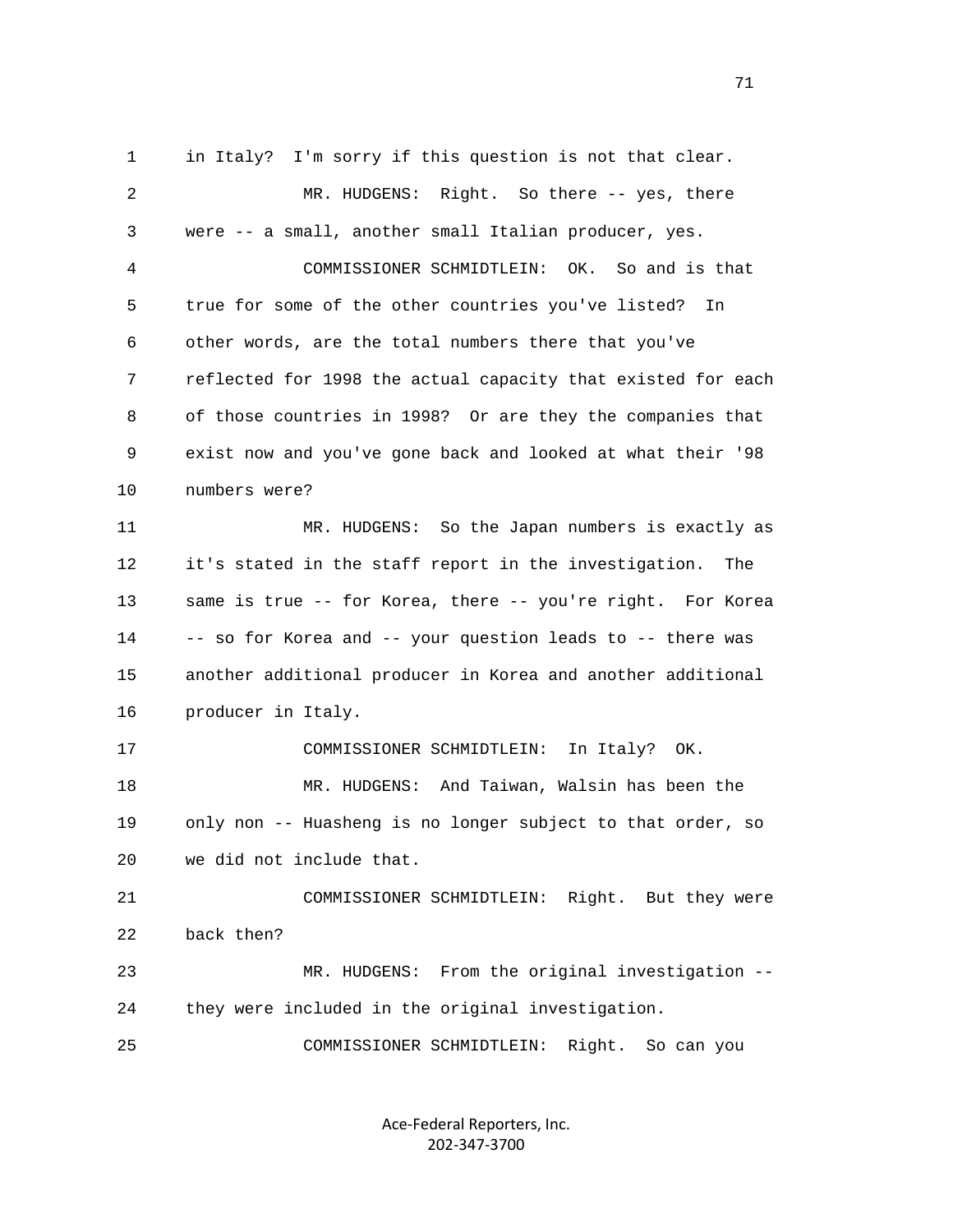1 in Italy? I'm sorry if this question is not that clear.

2 MR. HUDGENS: Right. So there -- yes, there

3 were -- a small, another small Italian producer, yes.

4 COMMISSIONER SCHMIDTLEIN: OK. So and is that

5 true for some of the other countries you've listed? In

6 other words, are the total numbers there that you've

7 reflected for 1998 the actual capacity that existed for each

8 of those countries in 1998? Or are they the companies that

9 exist now and you've gone back and looked at what their '98

10 numbers were?

11 MR. HUDGENS: So the Japan numbers is exactly as

12 it's stated in the staff report in the investigation. The

13 same is true -- for Korea, there -- you're right. For Korea

14 -- so for Korea and -- your question leads to -- there was

15 another additional producer in Korea and another additional

16 producer in Italy.

17 COMMISSIONER SCHMIDTLEIN: In Italy? OK.

18 MR. HUDGENS: And Taiwan, Walsin has been the

19 only non -- Huasheng is no longer subject to that order, so

20 we did not include that.

21 COMMISSIONER SCHMIDTLEIN: Right. But they were

22 back then?

23 MR. HUDGENS: From the original investigation --

24 they were included in the original investigation.

25 COMMISSIONER SCHMIDTLEIN: Right. So can you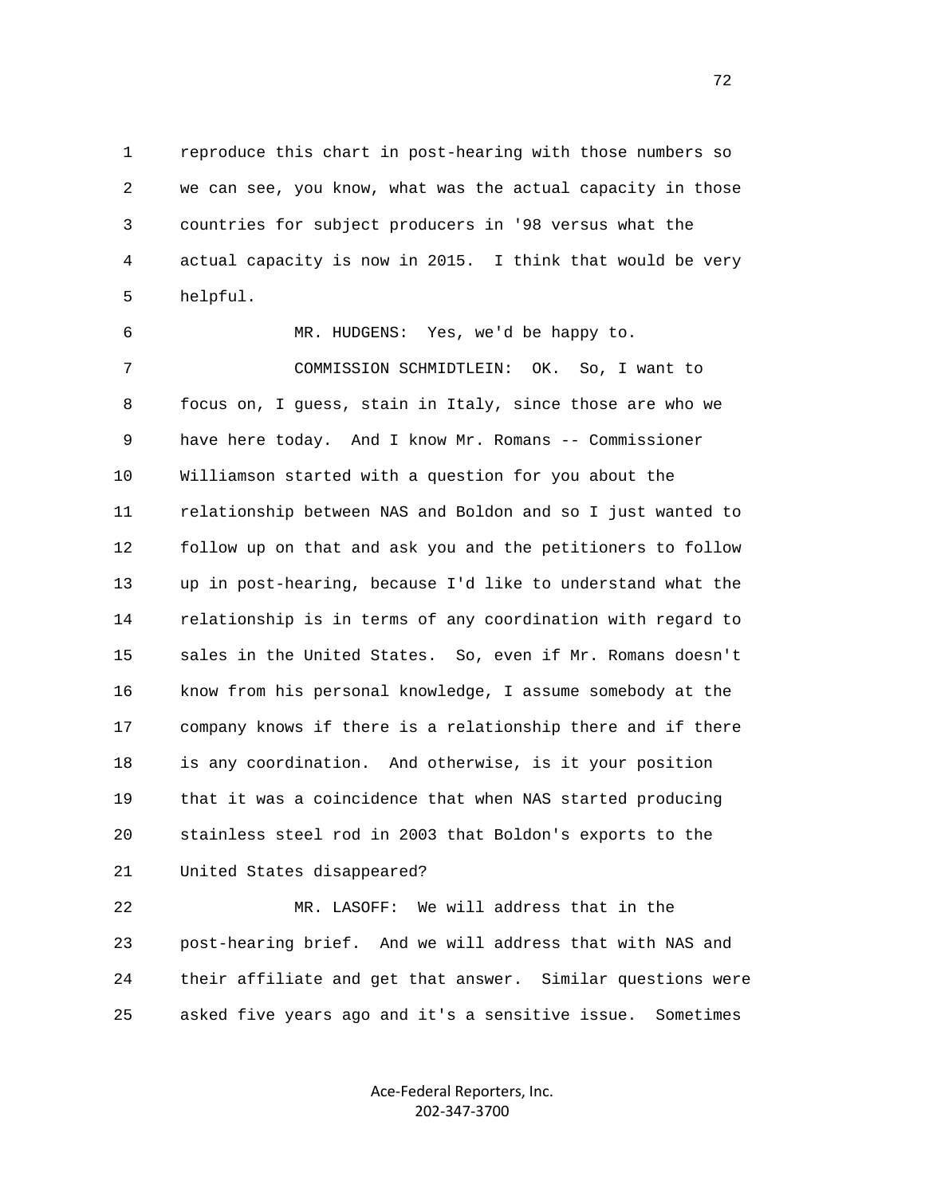1 reproduce this chart in post-hearing with those numbers so
2 we can see, you know, what was the actual capacity in those
3 countries for subject producers in '98 versus what the
4 actual capacity is now in 2015. I think that would be very
5 helpful.

6 MR. HUDGENS: Yes, we'd be happy to.

7 COMMISSION SCHMIDTLEIN: OK. So, I want to
8 focus on, I guess, stain in Italy, since those are who we
9 have here today. And I know Mr. Romans -- Commissioner
10 Williamson started with a question for you about the
11 relationship between NAS and Boldon and so I just wanted to
12 follow up on that and ask you and the petitioners to follow
13 up in post-hearing, because I'd like to understand what the
14 relationship is in terms of any coordination with regard to
15 sales in the United States. So, even if Mr. Romans doesn't
16 know from his personal knowledge, I assume somebody at the
17 company knows if there is a relationship there and if there
18 is any coordination. And otherwise, is it your position
19 that it was a coincidence that when NAS started producing
20 stainless steel rod in 2003 that Boldon's exports to the
21 United States disappeared?

22 MR. LASOFF: We will address that in the
23 post-hearing brief. And we will address that with NAS and
24 their affiliate and get that answer. Similar questions were
25 asked five years ago and it's a sensitive issue. Sometimes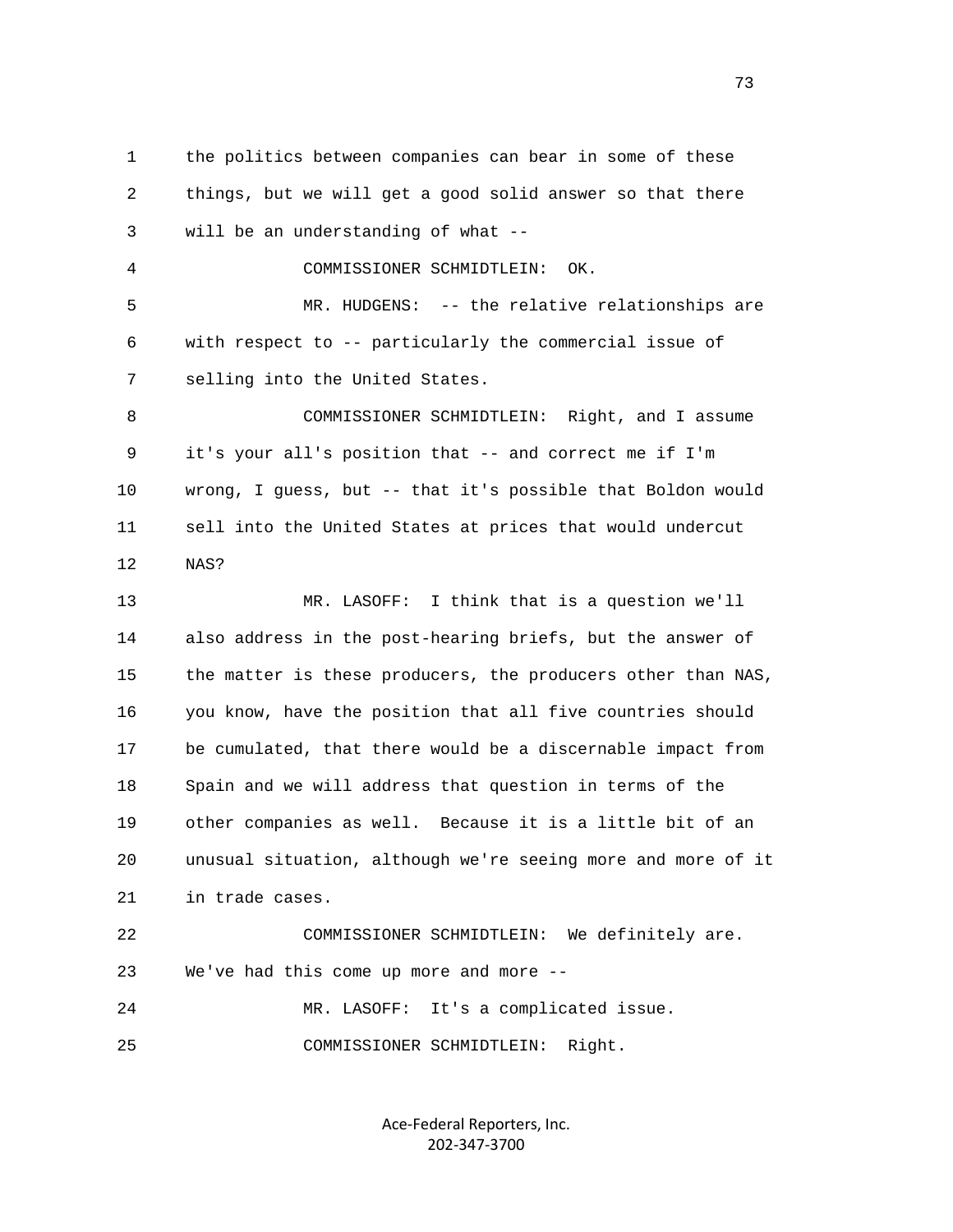the politics between companies can bear in some of these things, but we will get a good solid answer so that there will be an understanding of what --

COMMISSIONER SCHMIDTLEIN: OK.

MR. HUDGENS: -- the relative relationships are with respect to -- particularly the commercial issue of selling into the United States.

COMMISSIONER SCHMIDTLEIN: Right, and I assume it's your all's position that -- and correct me if I'm wrong, I guess, but -- that it's possible that Boldon would sell into the United States at prices that would undercut NAS?

MR. LASOFF: I think that is a question we'll also address in the post-hearing briefs, but the answer of the matter is these producers, the producers other than NAS, you know, have the position that all five countries should be cumulated, that there would be a discernable impact from Spain and we will address that question in terms of the other companies as well. Because it is a little bit of an unusual situation, although we're seeing more and more of it in trade cases.

COMMISSIONER SCHMIDTLEIN: We definitely are. We've had this come up more and more --

MR. LASOFF: It's a complicated issue.

COMMISSIONER SCHMIDTLEIN: Right.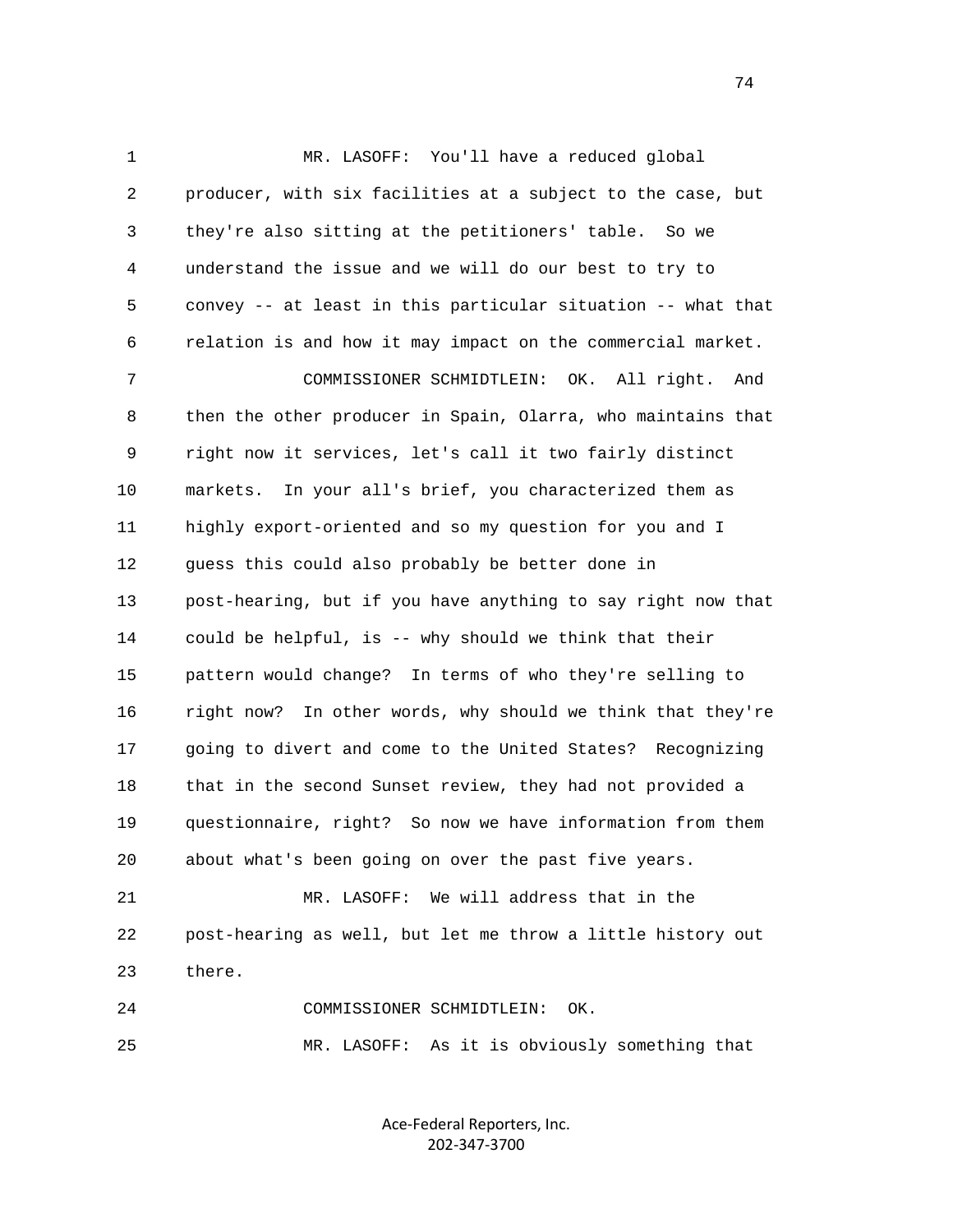MR. LASOFF: You'll have a reduced global producer, with six facilities at a subject to the case, but they're also sitting at the petitioners' table. So we understand the issue and we will do our best to try to convey -- at least in this particular situation -- what that relation is and how it may impact on the commercial market.

COMMISSIONER SCHMIDTLEIN: OK. All right. And then the other producer in Spain, Olarra, who maintains that right now it services, let's call it two fairly distinct markets. In your all's brief, you characterized them as highly export-oriented and so my question for you and I guess this could also probably be better done in post-hearing, but if you have anything to say right now that could be helpful, is -- why should we think that their pattern would change? In terms of who they're selling to right now? In other words, why should we think that they're going to divert and come to the United States? Recognizing that in the second Sunset review, they had not provided a questionnaire, right? So now we have information from them about what's been going on over the past five years.

MR. LASOFF: We will address that in the post-hearing as well, but let me throw a little history out there.

COMMISSIONER SCHMIDTLEIN: OK.

MR. LASOFF: As it is obviously something that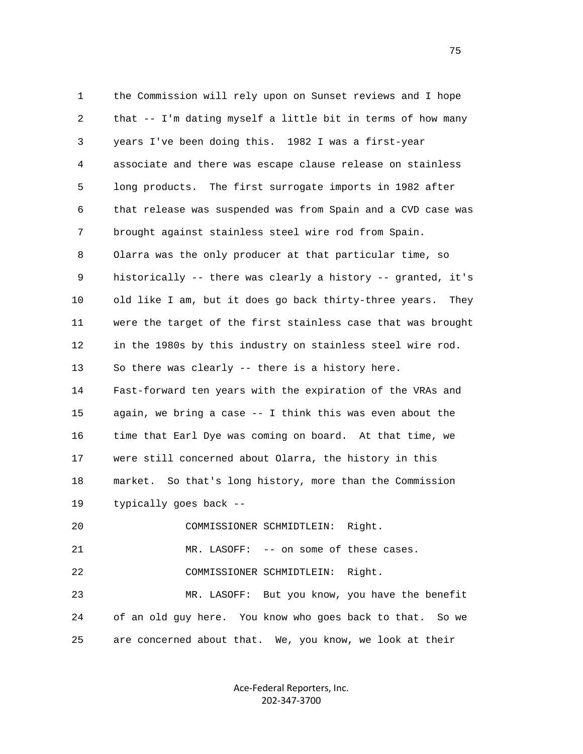the Commission will rely upon on Sunset reviews and I hope that -- I'm dating myself a little bit in terms of how many years I've been doing this. 1982 I was a first-year associate and there was escape clause release on stainless long products. The first surrogate imports in 1982 after that release was suspended was from Spain and a CVD case was brought against stainless steel wire rod from Spain. Olarra was the only producer at that particular time, so historically -- there was clearly a history -- granted, it's old like I am, but it does go back thirty-three years. They were the target of the first stainless case that was brought in the 1980s by this industry on stainless steel wire rod. So there was clearly -- there is a history here. Fast-forward ten years with the expiration of the VRAs and again, we bring a case -- I think this was even about the time that Earl Dye was coming on board. At that time, we were still concerned about Olarra, the history in this market. So that's long history, more than the Commission typically goes back --

COMMISSIONER SCHMIDTLEIN: Right.

MR. LASOFF: -- on some of these cases.

COMMISSIONER SCHMIDTLEIN: Right.

MR. LASOFF: But you know, you have the benefit of an old guy here. You know who goes back to that. So we are concerned about that. We, you know, we look at their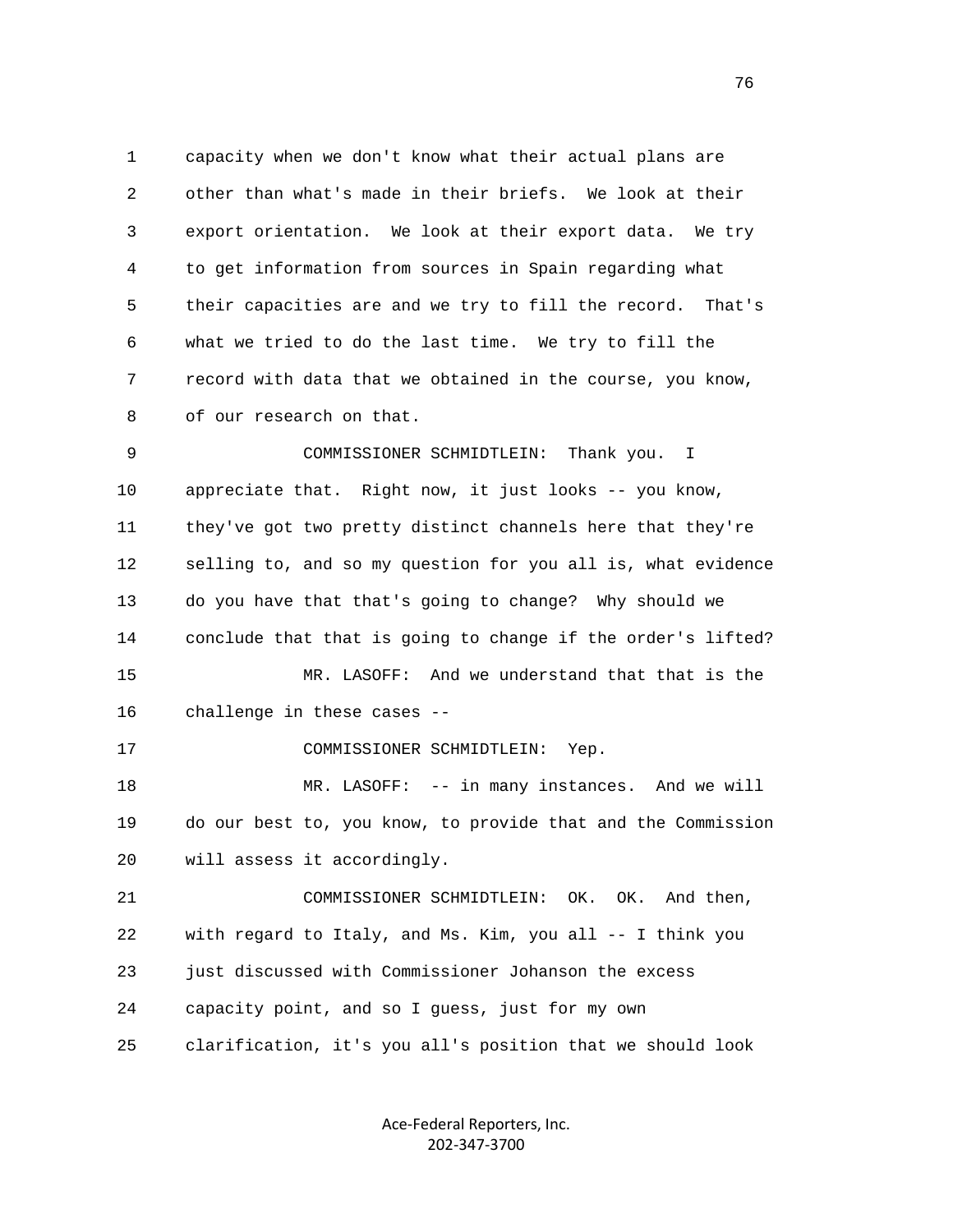1 capacity when we don't know what their actual plans are
2 other than what's made in their briefs. We look at their
3 export orientation. We look at their export data. We try
4 to get information from sources in Spain regarding what
5 their capacities are and we try to fill the record. That's
6 what we tried to do the last time. We try to fill the
7 record with data that we obtained in the course, you know,
8 of our research on that.

9 COMMISSIONER SCHMIDTLEIN: Thank you. I
10 appreciate that. Right now, it just looks -- you know,
11 they've got two pretty distinct channels here that they're
12 selling to, and so my question for you all is, what evidence
13 do you have that that's going to change? Why should we
14 conclude that that is going to change if the order's lifted?

15 MR. LASOFF: And we understand that that is the
16 challenge in these cases --

17 COMMISSIONER SCHMIDTLEIN: Yep.

18 MR. LASOFF: -- in many instances. And we will
19 do our best to, you know, to provide that and the Commission
20 will assess it accordingly.

21 COMMISSIONER SCHMIDTLEIN: OK. OK. And then,
22 with regard to Italy, and Ms. Kim, you all -- I think you
23 just discussed with Commissioner Johanson the excess
24 capacity point, and so I guess, just for my own
25 clarification, it's you all's position that we should look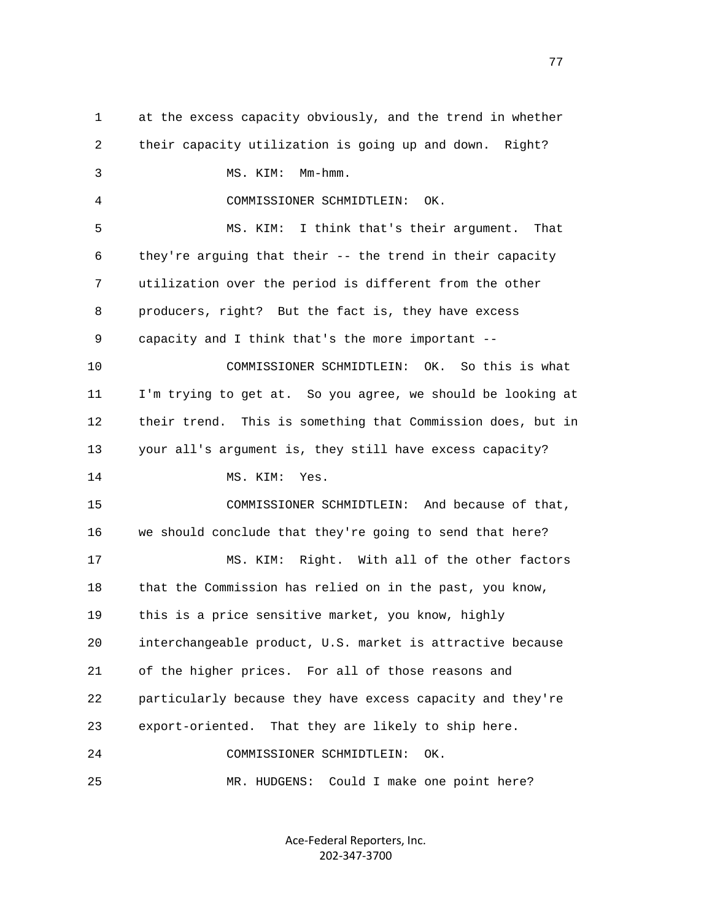at the excess capacity obviously, and the trend in whether their capacity utilization is going up and down. Right?

MS. KIM: Mm-hmm.

COMMISSIONER SCHMIDTLEIN: OK.

MS. KIM: I think that's their argument. That they're arguing that their -- the trend in their capacity utilization over the period is different from the other producers, right? But the fact is, they have excess capacity and I think that's the more important --

COMMISSIONER SCHMIDTLEIN: OK. So this is what I'm trying to get at. So you agree, we should be looking at their trend. This is something that Commission does, but in your all's argument is, they still have excess capacity?

MS. KIM: Yes.

COMMISSIONER SCHMIDTLEIN: And because of that, we should conclude that they're going to send that here?

MS. KIM: Right. With all of the other factors that the Commission has relied on in the past, you know, this is a price sensitive market, you know, highly interchangeable product, U.S. market is attractive because of the higher prices. For all of those reasons and particularly because they have excess capacity and they're export-oriented. That they are likely to ship here.

COMMISSIONER SCHMIDTLEIN: OK.

MR. HUDGENS: Could I make one point here?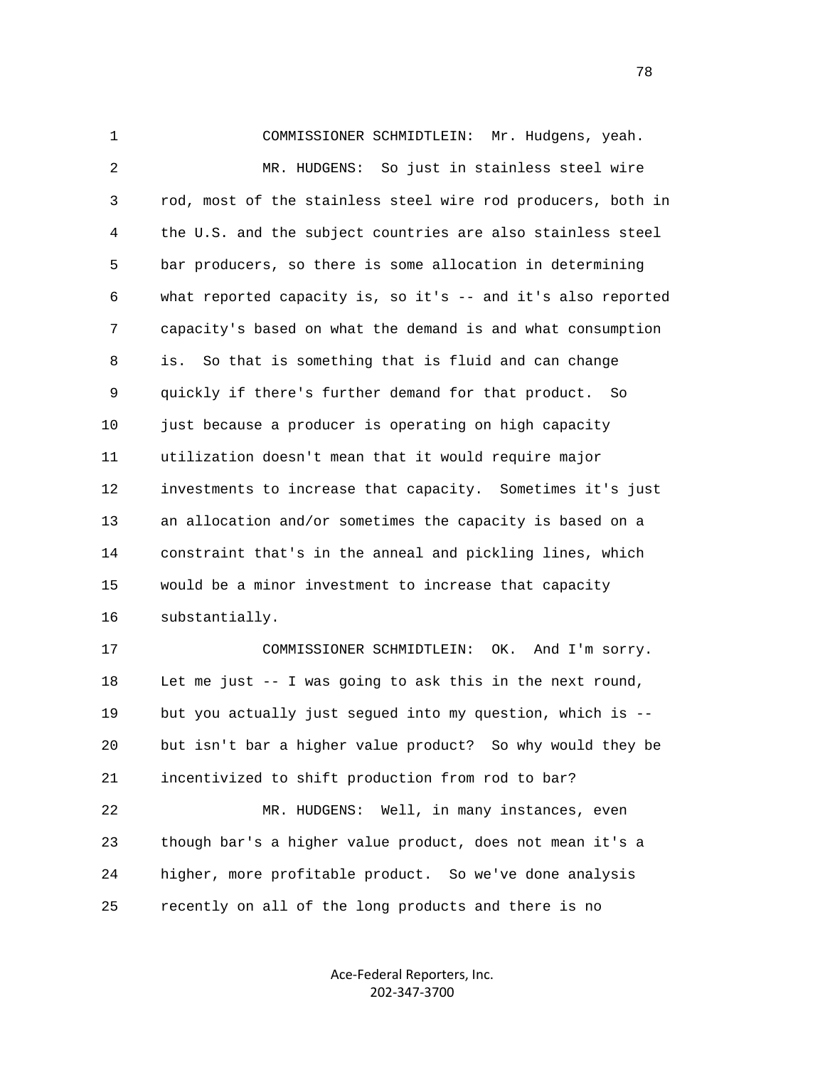COMMISSIONER SCHMIDTLEIN: Mr. Hudgens, yeah.

MR. HUDGENS: So just in stainless steel wire rod, most of the stainless steel wire rod producers, both in the U.S. and the subject countries are also stainless steel bar producers, so there is some allocation in determining what reported capacity is, so it's -- and it's also reported capacity's based on what the demand is and what consumption is. So that is something that is fluid and can change quickly if there's further demand for that product. So just because a producer is operating on high capacity utilization doesn't mean that it would require major investments to increase that capacity. Sometimes it's just an allocation and/or sometimes the capacity is based on a constraint that's in the anneal and pickling lines, which would be a minor investment to increase that capacity substantially.

COMMISSIONER SCHMIDTLEIN: OK. And I'm sorry. Let me just -- I was going to ask this in the next round, but you actually just segued into my question, which is -- but isn't bar a higher value product? So why would they be incentivized to shift production from rod to bar?

MR. HUDGENS: Well, in many instances, even though bar's a higher value product, does not mean it's a higher, more profitable product. So we've done analysis recently on all of the long products and there is no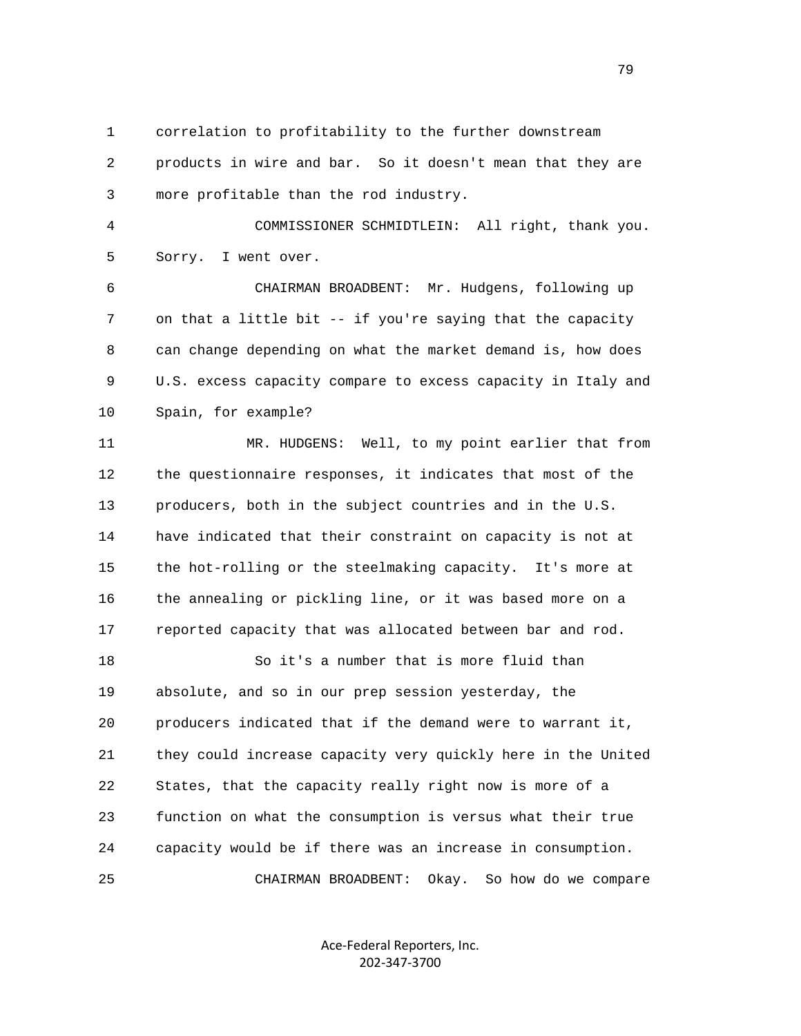correlation to profitability to the further downstream products in wire and bar. So it doesn't mean that they are more profitable than the rod industry.

COMMISSIONER SCHMIDTLEIN: All right, thank you. Sorry. I went over.

CHAIRMAN BROADBENT: Mr. Hudgens, following up on that a little bit -- if you're saying that the capacity can change depending on what the market demand is, how does U.S. excess capacity compare to excess capacity in Italy and Spain, for example?

MR. HUDGENS: Well, to my point earlier that from the questionnaire responses, it indicates that most of the producers, both in the subject countries and in the U.S. have indicated that their constraint on capacity is not at the hot-rolling or the steelmaking capacity. It's more at the annealing or pickling line, or it was based more on a reported capacity that was allocated between bar and rod.

So it's a number that is more fluid than absolute, and so in our prep session yesterday, the producers indicated that if the demand were to warrant it, they could increase capacity very quickly here in the United States, that the capacity really right now is more of a function on what the consumption is versus what their true capacity would be if there was an increase in consumption.

CHAIRMAN BROADBENT: Okay. So how do we compare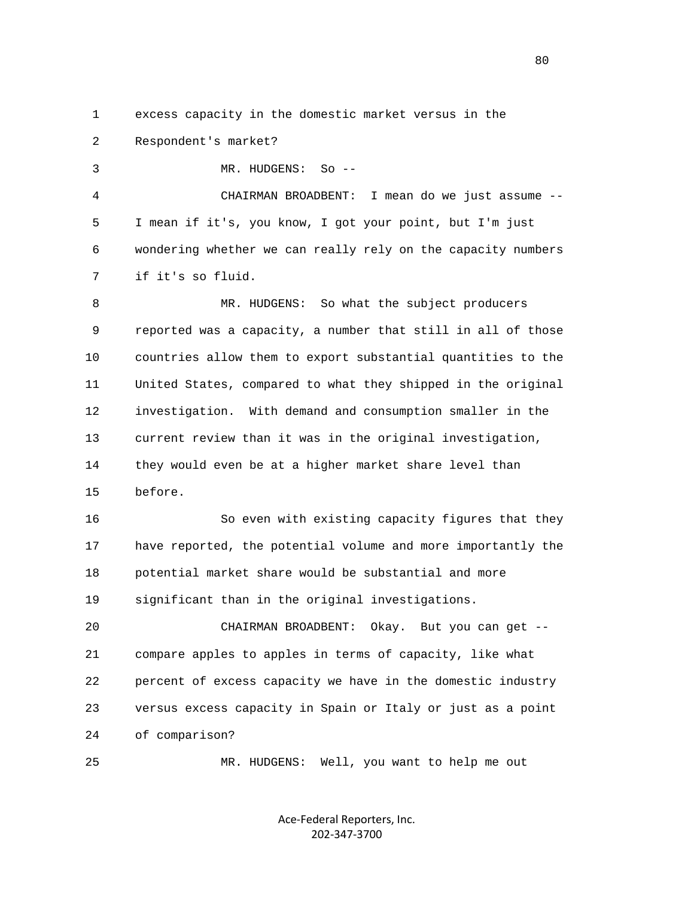excess capacity in the domestic market versus in the Respondent's market?

MR. HUDGENS: So --

CHAIRMAN BROADBENT: I mean do we just assume -- I mean if it's, you know, I got your point, but I'm just wondering whether we can really rely on the capacity numbers if it's so fluid.

MR. HUDGENS: So what the subject producers reported was a capacity, a number that still in all of those countries allow them to export substantial quantities to the United States, compared to what they shipped in the original investigation. With demand and consumption smaller in the current review than it was in the original investigation, they would even be at a higher market share level than before.

So even with existing capacity figures that they have reported, the potential volume and more importantly the potential market share would be substantial and more significant than in the original investigations.

CHAIRMAN BROADBENT: Okay. But you can get -- compare apples to apples in terms of capacity, like what percent of excess capacity we have in the domestic industry versus excess capacity in Spain or Italy or just as a point of comparison?

MR. HUDGENS: Well, you want to help me out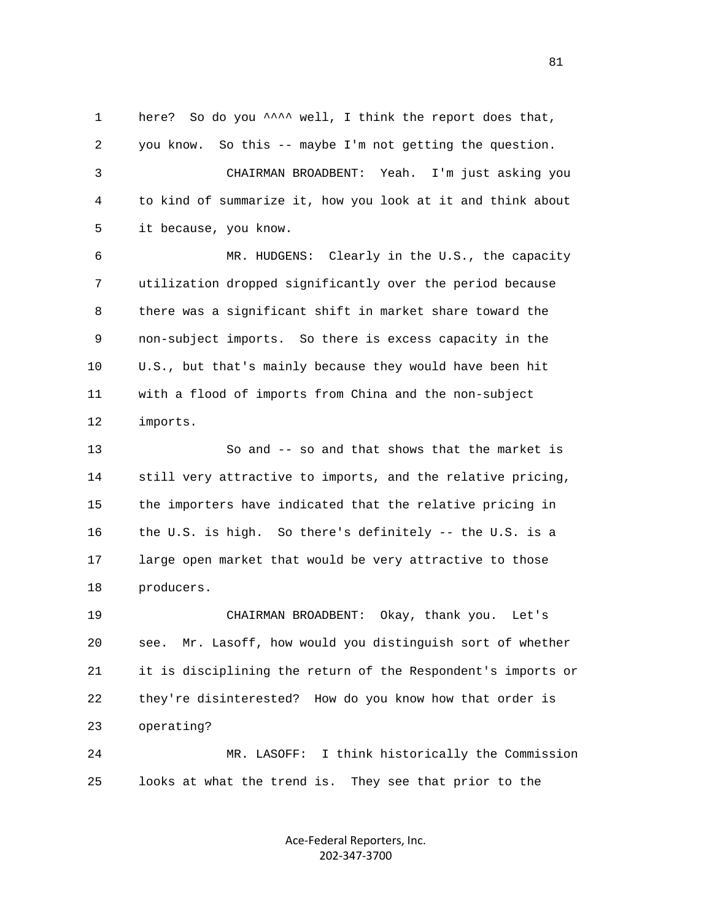here? So do you ^^^^ well, I think the report does that, you know. So this -- maybe I'm not getting the question.

CHAIRMAN BROADBENT: Yeah. I'm just asking you to kind of summarize it, how you look at it and think about it because, you know.

MR. HUDGENS: Clearly in the U.S., the capacity utilization dropped significantly over the period because there was a significant shift in market share toward the non-subject imports. So there is excess capacity in the U.S., but that's mainly because they would have been hit with a flood of imports from China and the non-subject imports.

So and -- so and that shows that the market is still very attractive to imports, and the relative pricing, the importers have indicated that the relative pricing in the U.S. is high. So there's definitely -- the U.S. is a large open market that would be very attractive to those producers.

CHAIRMAN BROADBENT: Okay, thank you. Let's see. Mr. Lasoff, how would you distinguish sort of whether it is disciplining the return of the Respondent's imports or they're disinterested? How do you know how that order is operating?

MR. LASOFF: I think historically the Commission looks at what the trend is. They see that prior to the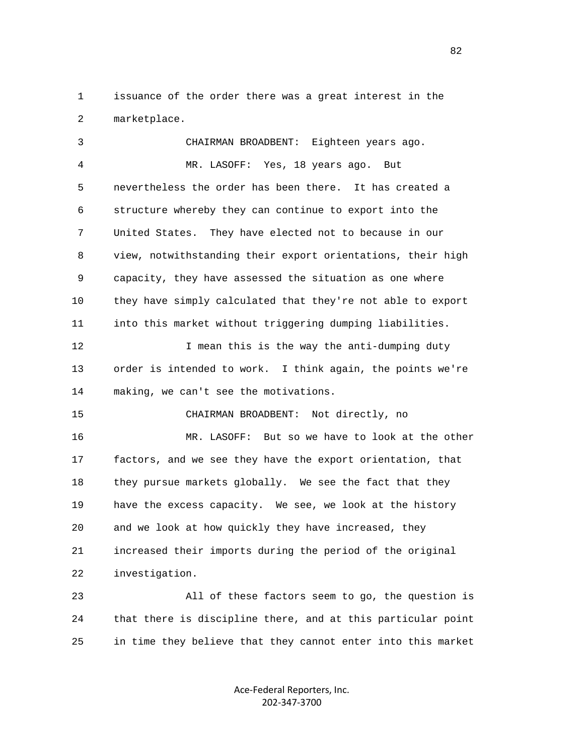issuance of the order there was a great interest in the marketplace.

CHAIRMAN BROADBENT: Eighteen years ago.

MR. LASOFF: Yes, 18 years ago. But nevertheless the order has been there. It has created a structure whereby they can continue to export into the United States. They have elected not to because in our view, notwithstanding their export orientations, their high capacity, they have assessed the situation as one where they have simply calculated that they're not able to export into this market without triggering dumping liabilities.

I mean this is the way the anti-dumping duty order is intended to work. I think again, the points we're making, we can't see the motivations.

CHAIRMAN BROADBENT: Not directly, no

MR. LASOFF: But so we have to look at the other factors, and we see they have the export orientation, that they pursue markets globally. We see the fact that they have the excess capacity. We see, we look at the history and we look at how quickly they have increased, they increased their imports during the period of the original investigation.

All of these factors seem to go, the question is that there is discipline there, and at this particular point in time they believe that they cannot enter into this market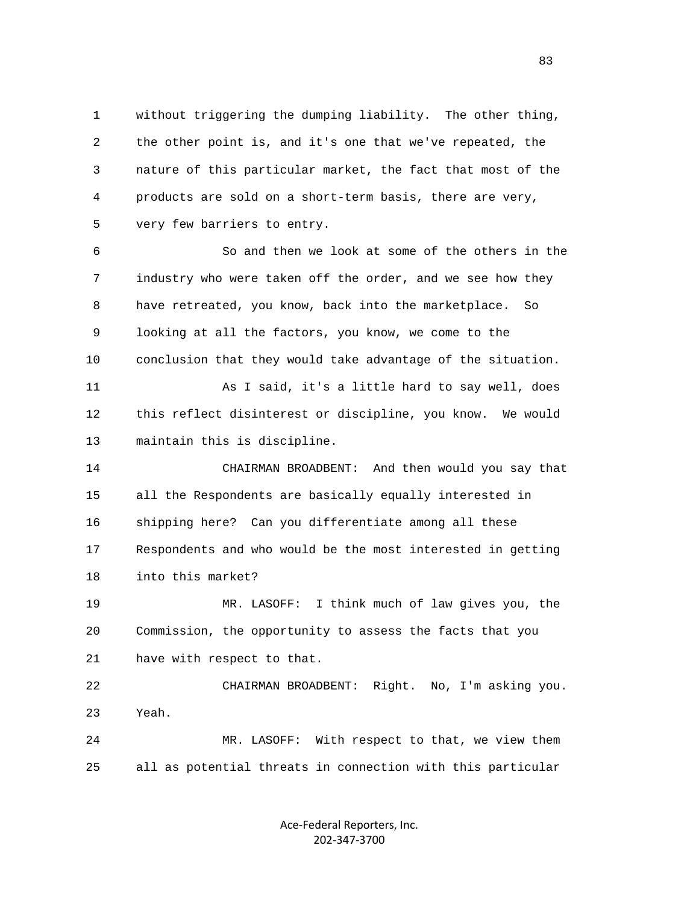without triggering the dumping liability. The other thing, the other point is, and it's one that we've repeated, the nature of this particular market, the fact that most of the products are sold on a short-term basis, there are very, very few barriers to entry.

So and then we look at some of the others in the industry who were taken off the order, and we see how they have retreated, you know, back into the marketplace. So looking at all the factors, you know, we come to the conclusion that they would take advantage of the situation.

As I said, it's a little hard to say well, does this reflect disinterest or discipline, you know. We would maintain this is discipline.

CHAIRMAN BROADBENT: And then would you say that all the Respondents are basically equally interested in shipping here? Can you differentiate among all these Respondents and who would be the most interested in getting into this market?

MR. LASOFF: I think much of law gives you, the Commission, the opportunity to assess the facts that you have with respect to that.

CHAIRMAN BROADBENT: Right. No, I'm asking you. Yeah.

MR. LASOFF: With respect to that, we view them all as potential threats in connection with this particular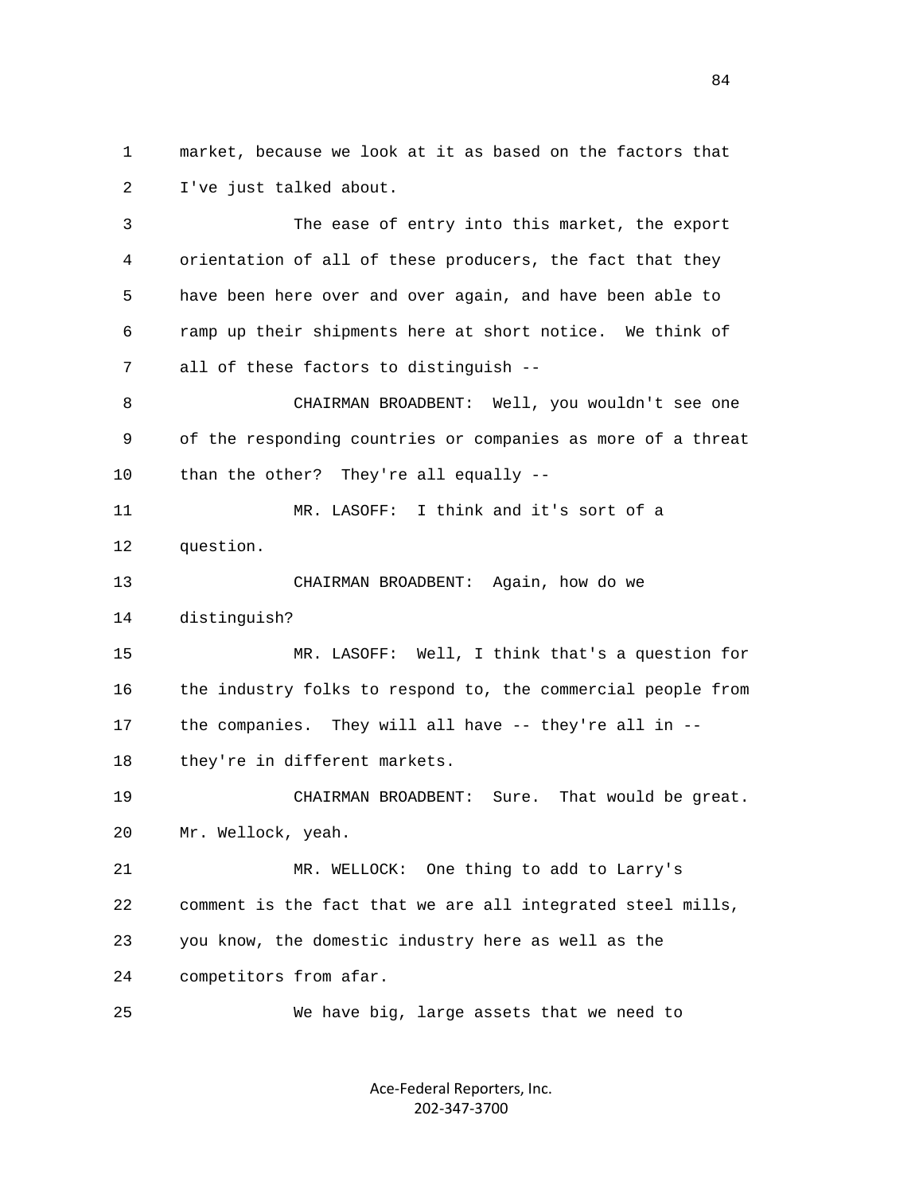market, because we look at it as based on the factors that I've just talked about.

The ease of entry into this market, the export orientation of all of these producers, the fact that they have been here over and over again, and have been able to ramp up their shipments here at short notice. We think of all of these factors to distinguish --

CHAIRMAN BROADBENT: Well, you wouldn't see one of the responding countries or companies as more of a threat than the other? They're all equally --

MR. LASOFF: I think and it's sort of a question.

CHAIRMAN BROADBENT: Again, how do we distinguish?

MR. LASOFF: Well, I think that's a question for the industry folks to respond to, the commercial people from the companies. They will all have -- they're all in -- they're in different markets.

CHAIRMAN BROADBENT: Sure. That would be great. Mr. Wellock, yeah.

MR. WELLOCK: One thing to add to Larry's comment is the fact that we are all integrated steel mills, you know, the domestic industry here as well as the competitors from afar.

We have big, large assets that we need to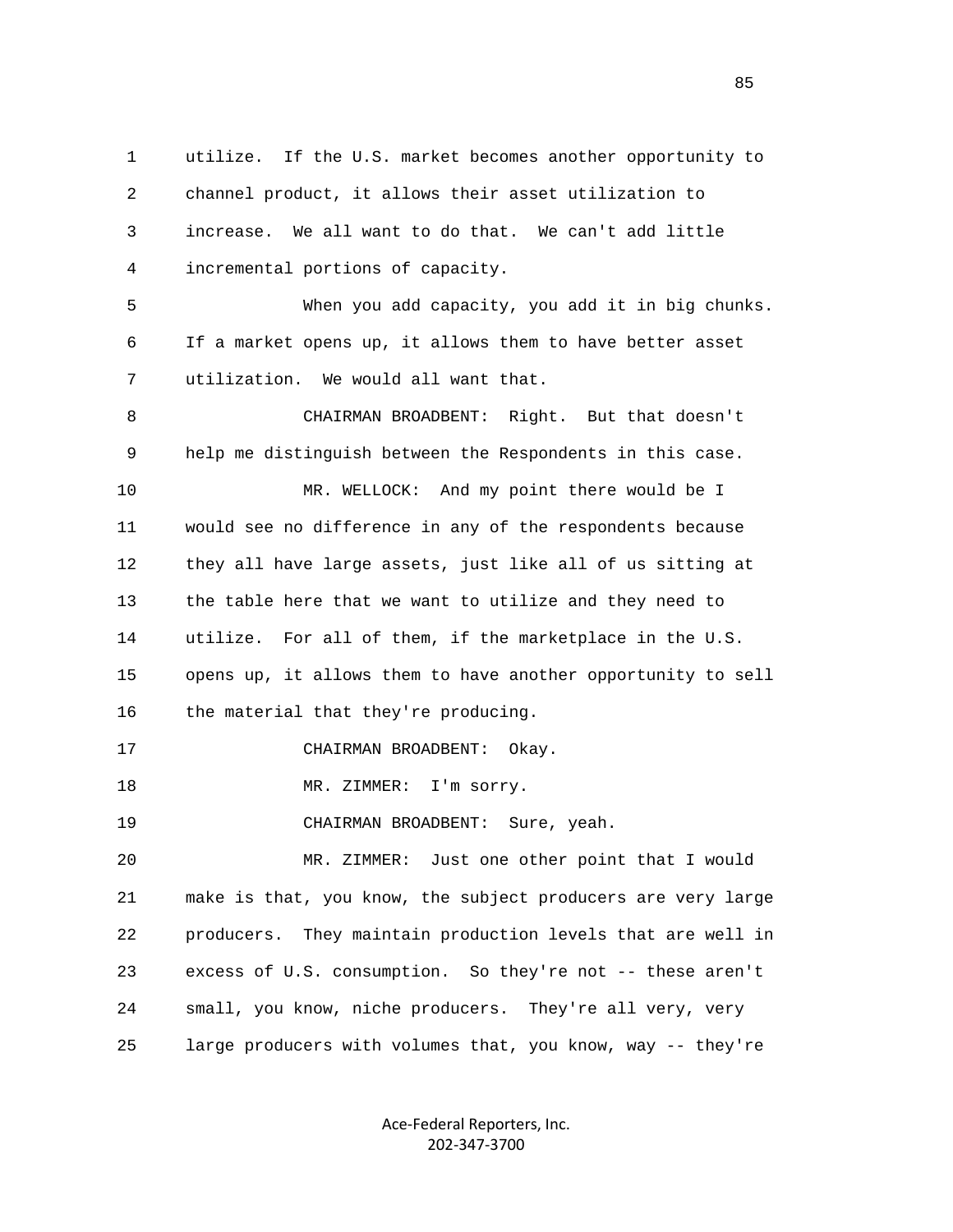utilize. If the U.S. market becomes another opportunity to channel product, it allows their asset utilization to increase. We all want to do that. We can't add little incremental portions of capacity.

When you add capacity, you add it in big chunks. If a market opens up, it allows them to have better asset utilization. We would all want that.

CHAIRMAN BROADBENT: Right. But that doesn't help me distinguish between the Respondents in this case.

MR. WELLOCK: And my point there would be I would see no difference in any of the respondents because they all have large assets, just like all of us sitting at the table here that we want to utilize and they need to utilize. For all of them, if the marketplace in the U.S. opens up, it allows them to have another opportunity to sell the material that they're producing.

CHAIRMAN BROADBENT: Okay.

MR. ZIMMER: I'm sorry.

CHAIRMAN BROADBENT: Sure, yeah.

MR. ZIMMER: Just one other point that I would make is that, you know, the subject producers are very large producers. They maintain production levels that are well in excess of U.S. consumption. So they're not -- these aren't small, you know, niche producers. They're all very, very large producers with volumes that, you know, way -- they're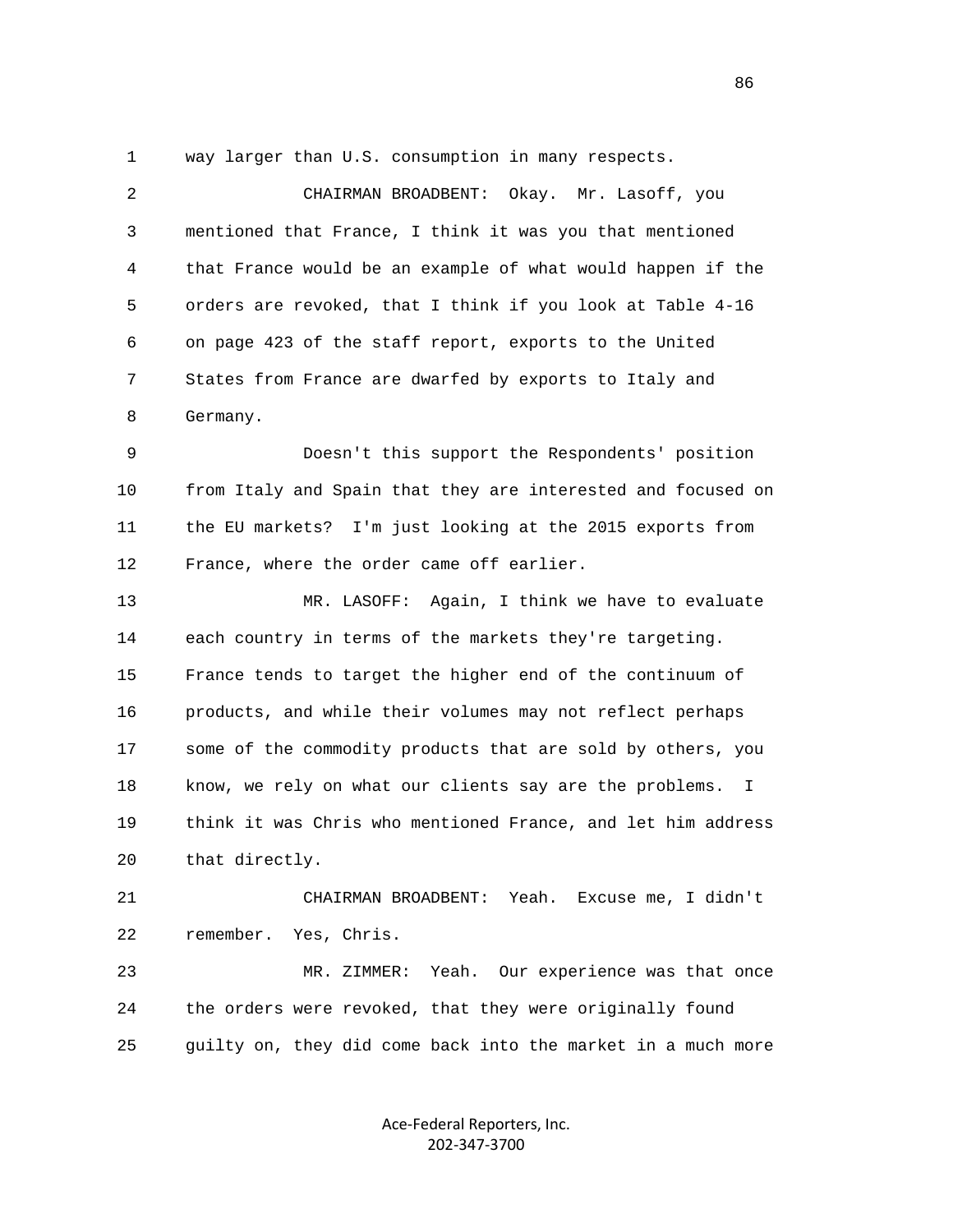way larger than U.S. consumption in many respects.

CHAIRMAN BROADBENT: Okay. Mr. Lasoff, you mentioned that France, I think it was you that mentioned that France would be an example of what would happen if the orders are revoked, that I think if you look at Table 4-16 on page 423 of the staff report, exports to the United States from France are dwarfed by exports to Italy and Germany.

Doesn't this support the Respondents' position from Italy and Spain that they are interested and focused on the EU markets? I'm just looking at the 2015 exports from France, where the order came off earlier.

MR. LASOFF: Again, I think we have to evaluate each country in terms of the markets they're targeting. France tends to target the higher end of the continuum of products, and while their volumes may not reflect perhaps some of the commodity products that are sold by others, you know, we rely on what our clients say are the problems. I think it was Chris who mentioned France, and let him address that directly.

CHAIRMAN BROADBENT: Yeah. Excuse me, I didn't remember. Yes, Chris.

MR. ZIMMER: Yeah. Our experience was that once the orders were revoked, that they were originally found guilty on, they did come back into the market in a much more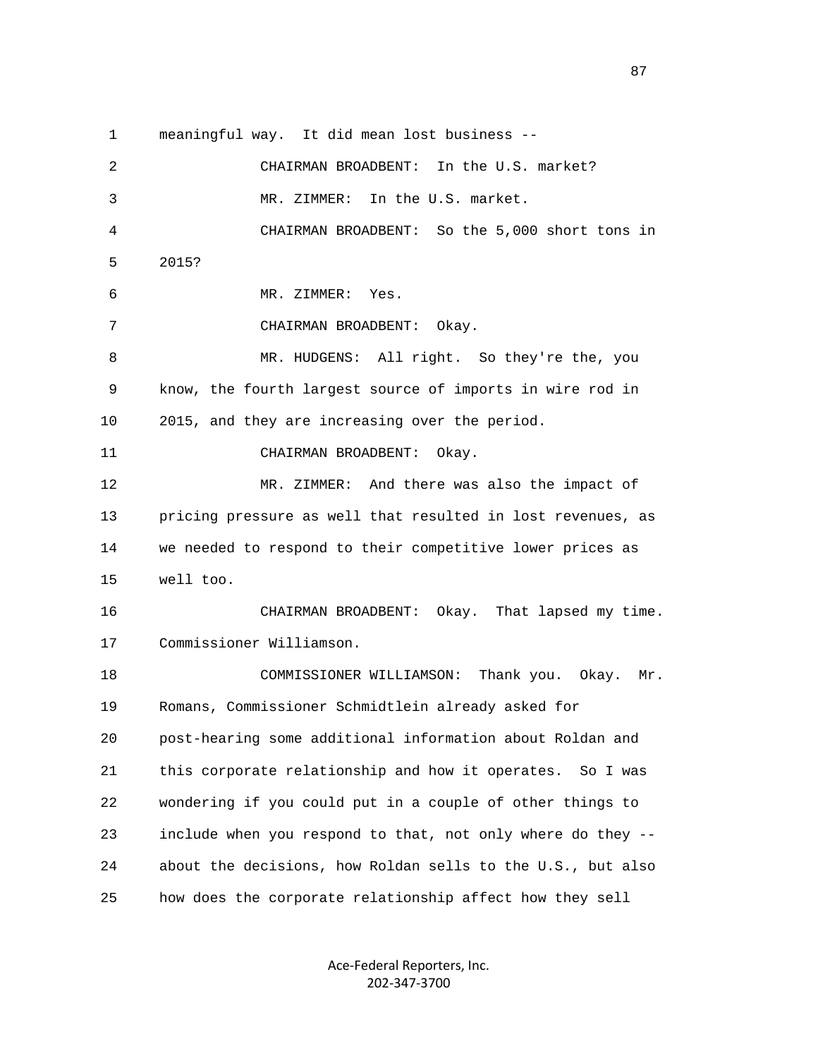1 meaningful way. It did mean lost business --

2 CHAIRMAN BROADBENT: In the U.S. market?

3 MR. ZIMMER: In the U.S. market.

4 CHAIRMAN BROADBENT: So the 5,000 short tons in

5 2015?

6 MR. ZIMMER: Yes.

7 CHAIRMAN BROADBENT: Okay.

8 MR. HUDGENS: All right. So they're the, you

9 know, the fourth largest source of imports in wire rod in

10 2015, and they are increasing over the period.

11 CHAIRMAN BROADBENT: Okay.

12 MR. ZIMMER: And there was also the impact of

13 pricing pressure as well that resulted in lost revenues, as

14 we needed to respond to their competitive lower prices as

15 well too.

16 CHAIRMAN BROADBENT: Okay. That lapsed my time.

17 Commissioner Williamson.

18 COMMISSIONER WILLIAMSON: Thank you. Okay. Mr.

19 Romans, Commissioner Schmidtlein already asked for

20 post-hearing some additional information about Roldan and

21 this corporate relationship and how it operates. So I was

22 wondering if you could put in a couple of other things to

23 include when you respond to that, not only where do they --

24 about the decisions, how Roldan sells to the U.S., but also

25 how does the corporate relationship affect how they sell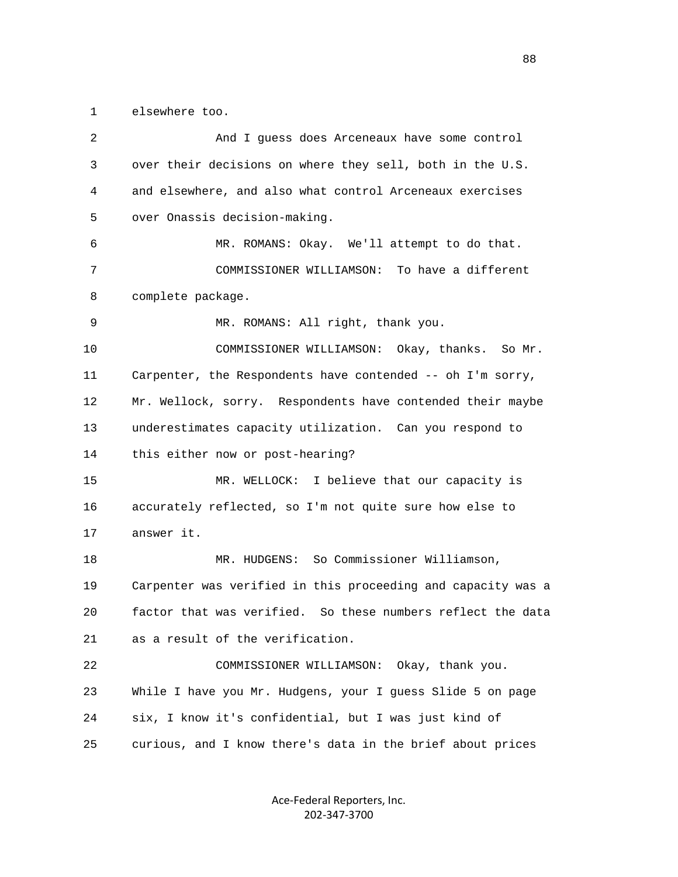1 elsewhere too.

2 And I guess does Arceneaux have some control

3 over their decisions on where they sell, both in the U.S.

4 and elsewhere, and also what control Arceneaux exercises

5 over Onassis decision-making.

6 MR. ROMANS: Okay. We'll attempt to do that.

7 COMMISSIONER WILLIAMSON: To have a different

8 complete package.

9 MR. ROMANS: All right, thank you.

10 COMMISSIONER WILLIAMSON: Okay, thanks. So Mr.

11 Carpenter, the Respondents have contended -- oh I'm sorry,

12 Mr. Wellock, sorry. Respondents have contended their maybe

13 underestimates capacity utilization. Can you respond to

14 this either now or post-hearing?

15 MR. WELLOCK: I believe that our capacity is

16 accurately reflected, so I'm not quite sure how else to

17 answer it.

18 MR. HUDGENS: So Commissioner Williamson,

19 Carpenter was verified in this proceeding and capacity was a

20 factor that was verified. So these numbers reflect the data

21 as a result of the verification.

22 COMMISSIONER WILLIAMSON: Okay, thank you.

23 While I have you Mr. Hudgens, your I guess Slide 5 on page

24 six, I know it's confidential, but I was just kind of

25 curious, and I know there's data in the brief about prices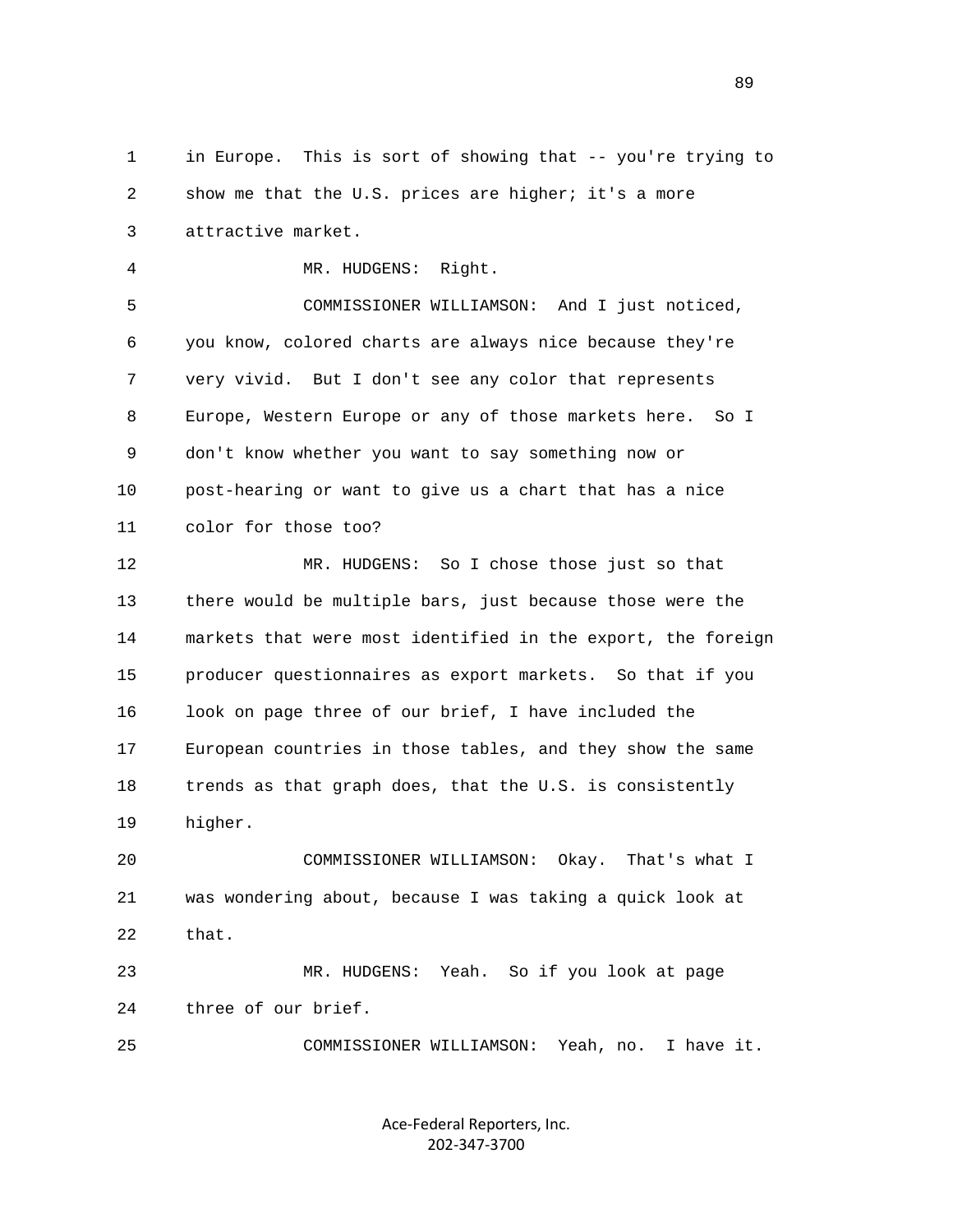1 in Europe. This is sort of showing that -- you're trying to
2 show me that the U.S. prices are higher; it's a more
3 attractive market.

4 MR. HUDGENS: Right.

5 COMMISSIONER WILLIAMSON: And I just noticed,
6 you know, colored charts are always nice because they're
7 very vivid. But I don't see any color that represents
8 Europe, Western Europe or any of those markets here. So I
9 don't know whether you want to say something now or
10 post-hearing or want to give us a chart that has a nice
11 color for those too?

12 MR. HUDGENS: So I chose those just so that
13 there would be multiple bars, just because those were the
14 markets that were most identified in the export, the foreign
15 producer questionnaires as export markets. So that if you
16 look on page three of our brief, I have included the
17 European countries in those tables, and they show the same
18 trends as that graph does, that the U.S. is consistently
19 higher.

20 COMMISSIONER WILLIAMSON: Okay. That's what I
21 was wondering about, because I was taking a quick look at
22 that.

23 MR. HUDGENS: Yeah. So if you look at page
24 three of our brief.

25 COMMISSIONER WILLIAMSON: Yeah, no. I have it.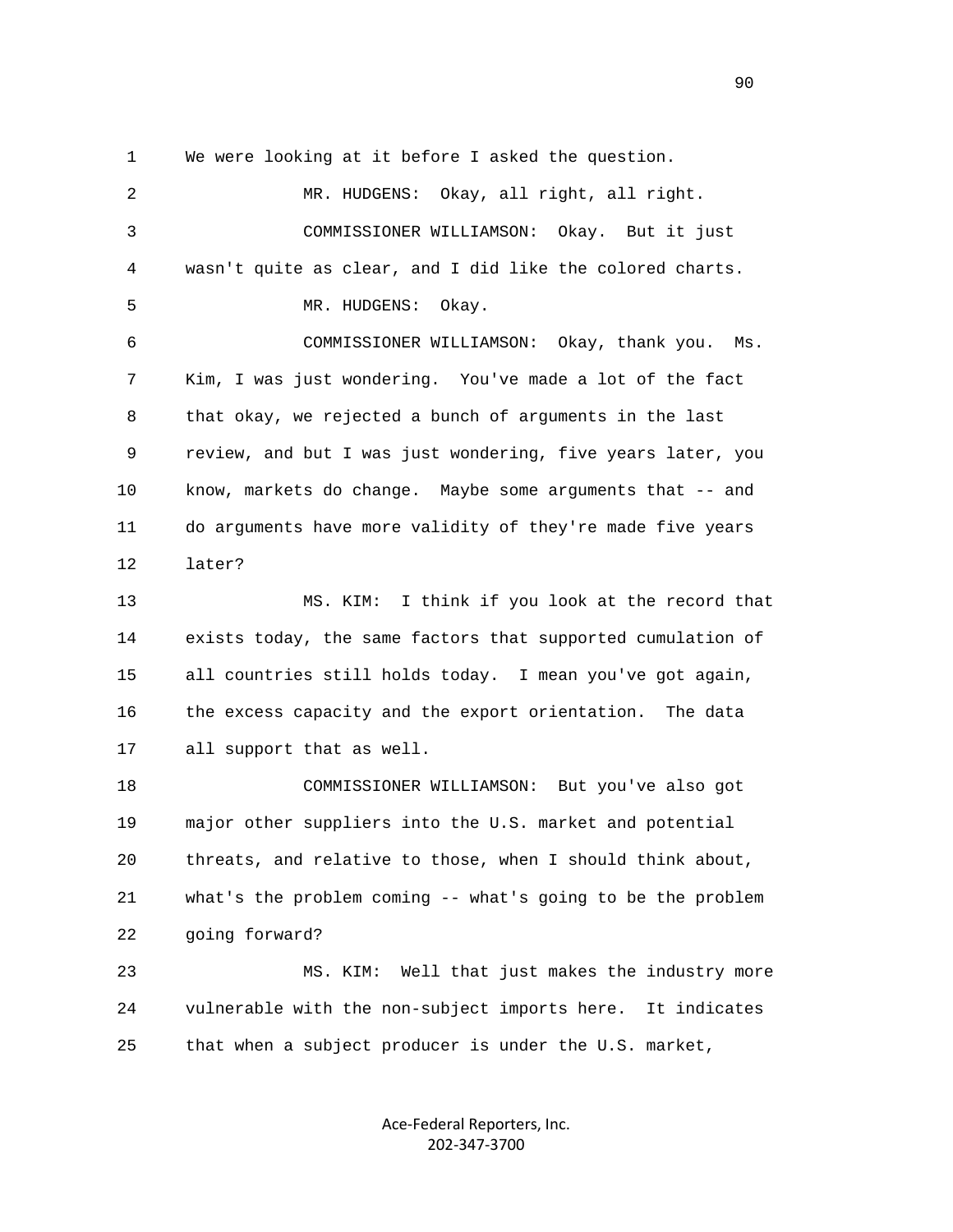We were looking at it before I asked the question.

MR. HUDGENS: Okay, all right, all right.

COMMISSIONER WILLIAMSON: Okay. But it just wasn't quite as clear, and I did like the colored charts.

MR. HUDGENS: Okay.

COMMISSIONER WILLIAMSON: Okay, thank you. Ms. Kim, I was just wondering. You've made a lot of the fact that okay, we rejected a bunch of arguments in the last review, and but I was just wondering, five years later, you know, markets do change. Maybe some arguments that -- and do arguments have more validity of they're made five years later?

MS. KIM: I think if you look at the record that exists today, the same factors that supported cumulation of all countries still holds today. I mean you've got again, the excess capacity and the export orientation. The data all support that as well.

COMMISSIONER WILLIAMSON: But you've also got major other suppliers into the U.S. market and potential threats, and relative to those, when I should think about, what's the problem coming -- what's going to be the problem going forward?

MS. KIM: Well that just makes the industry more vulnerable with the non-subject imports here. It indicates that when a subject producer is under the U.S. market,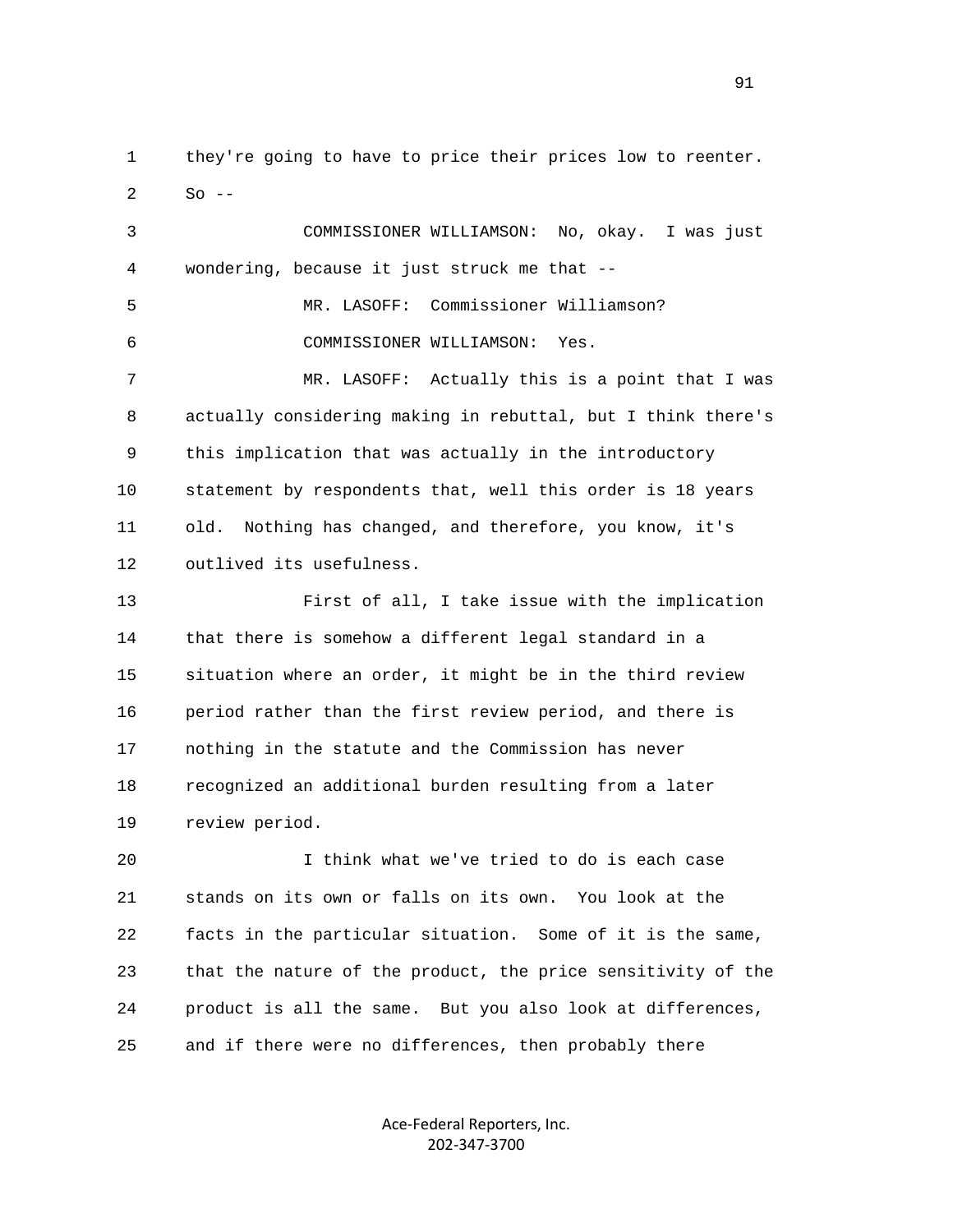they're going to have to price their prices low to reenter. So --

COMMISSIONER WILLIAMSON: No, okay. I was just wondering, because it just struck me that --

MR. LASOFF: Commissioner Williamson?

COMMISSIONER WILLIAMSON: Yes.

MR. LASOFF: Actually this is a point that I was actually considering making in rebuttal, but I think there's this implication that was actually in the introductory statement by respondents that, well this order is 18 years old. Nothing has changed, and therefore, you know, it's outlived its usefulness.

First of all, I take issue with the implication that there is somehow a different legal standard in a situation where an order, it might be in the third review period rather than the first review period, and there is nothing in the statute and the Commission has never recognized an additional burden resulting from a later review period.

I think what we've tried to do is each case stands on its own or falls on its own. You look at the facts in the particular situation. Some of it is the same, that the nature of the product, the price sensitivity of the product is all the same. But you also look at differences, and if there were no differences, then probably there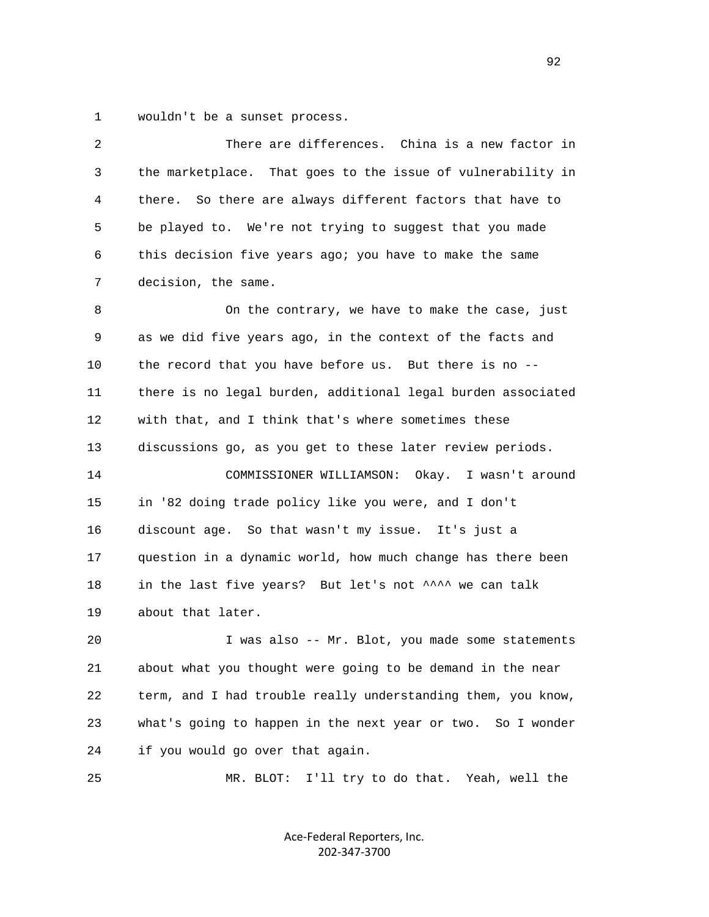wouldn't be a sunset process.

There are differences. China is a new factor in the marketplace. That goes to the issue of vulnerability in there. So there are always different factors that have to be played to. We're not trying to suggest that you made this decision five years ago; you have to make the same decision, the same.

On the contrary, we have to make the case, just as we did five years ago, in the context of the facts and the record that you have before us. But there is no -- there is no legal burden, additional legal burden associated with that, and I think that's where sometimes these discussions go, as you get to these later review periods.

COMMISSIONER WILLIAMSON: Okay. I wasn't around in '82 doing trade policy like you were, and I don't discount age. So that wasn't my issue. It's just a question in a dynamic world, how much change has there been in the last five years? But let's not ^^^^ we can talk about that later.

I was also -- Mr. Blot, you made some statements about what you thought were going to be demand in the near term, and I had trouble really understanding them, you know, what's going to happen in the next year or two. So I wonder if you would go over that again.

MR. BLOT: I'll try to do that. Yeah, well the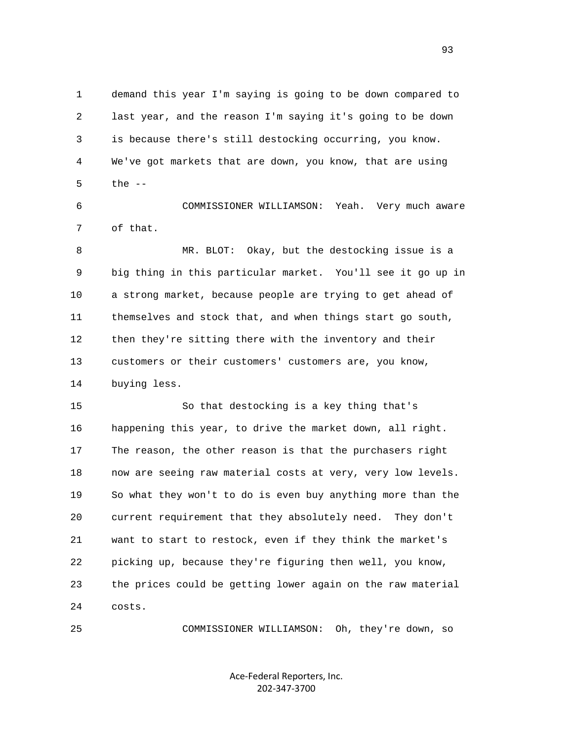demand this year I'm saying is going to be down compared to last year, and the reason I'm saying it's going to be down is because there's still destocking occurring, you know. We've got markets that are down, you know, that are using the --

COMMISSIONER WILLIAMSON: Yeah. Very much aware of that.

MR. BLOT: Okay, but the destocking issue is a big thing in this particular market. You'll see it go up in a strong market, because people are trying to get ahead of themselves and stock that, and when things start go south, then they're sitting there with the inventory and their customers or their customers' customers are, you know, buying less.

So that destocking is a key thing that's happening this year, to drive the market down, all right. The reason, the other reason is that the purchasers right now are seeing raw material costs at very, very low levels. So what they won't to do is even buy anything more than the current requirement that they absolutely need. They don't want to start to restock, even if they think the market's picking up, because they're figuring then well, you know, the prices could be getting lower again on the raw material costs.

COMMISSIONER WILLIAMSON: Oh, they're down, so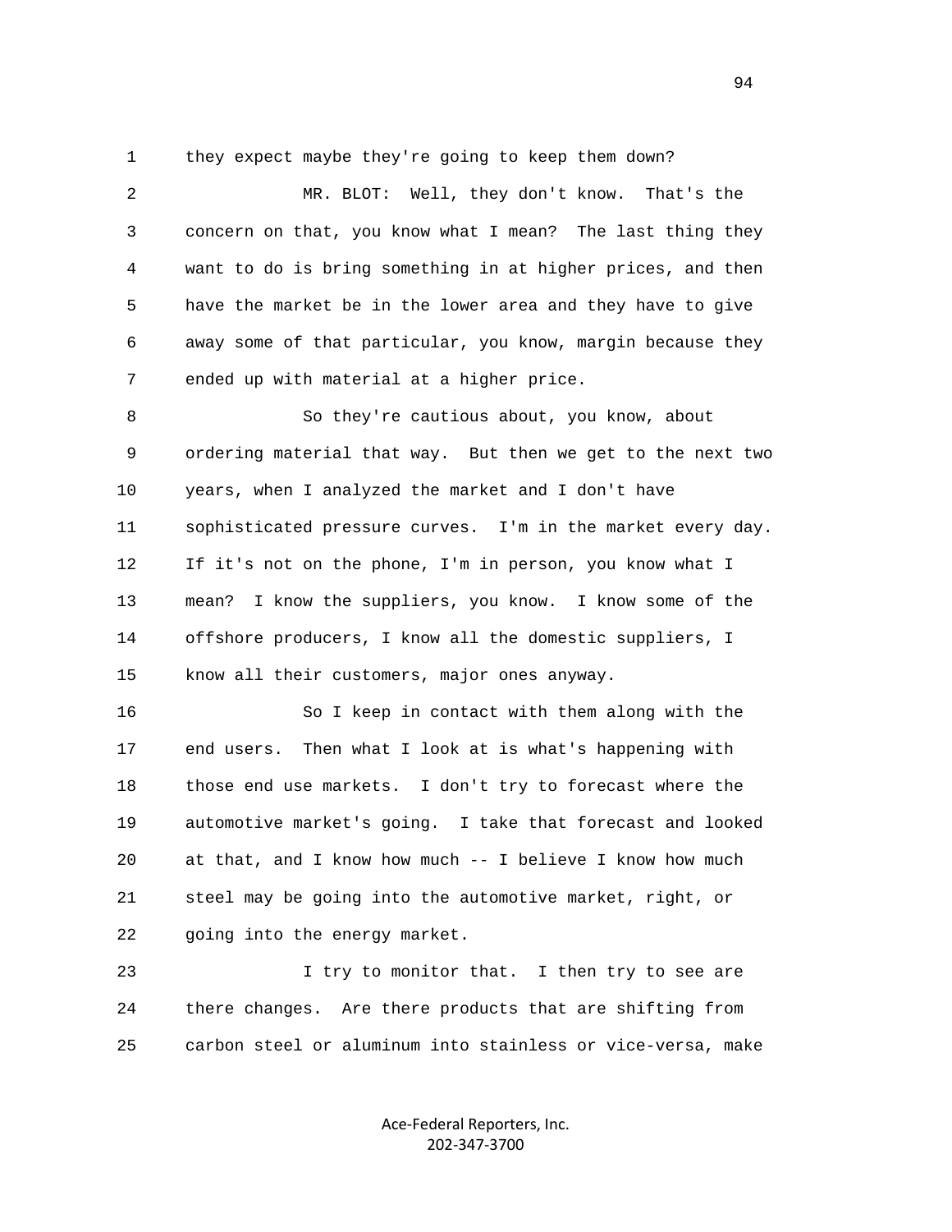they expect maybe they're going to keep them down?

MR. BLOT: Well, they don't know. That's the concern on that, you know what I mean? The last thing they want to do is bring something in at higher prices, and then have the market be in the lower area and they have to give away some of that particular, you know, margin because they ended up with material at a higher price.

So they're cautious about, you know, about ordering material that way. But then we get to the next two years, when I analyzed the market and I don't have sophisticated pressure curves. I'm in the market every day. If it's not on the phone, I'm in person, you know what I mean? I know the suppliers, you know. I know some of the offshore producers, I know all the domestic suppliers, I know all their customers, major ones anyway.

So I keep in contact with them along with the end users. Then what I look at is what's happening with those end use markets. I don't try to forecast where the automotive market's going. I take that forecast and looked at that, and I know how much -- I believe I know how much steel may be going into the automotive market, right, or going into the energy market.

I try to monitor that. I then try to see are there changes. Are there products that are shifting from carbon steel or aluminum into stainless or vice-versa, make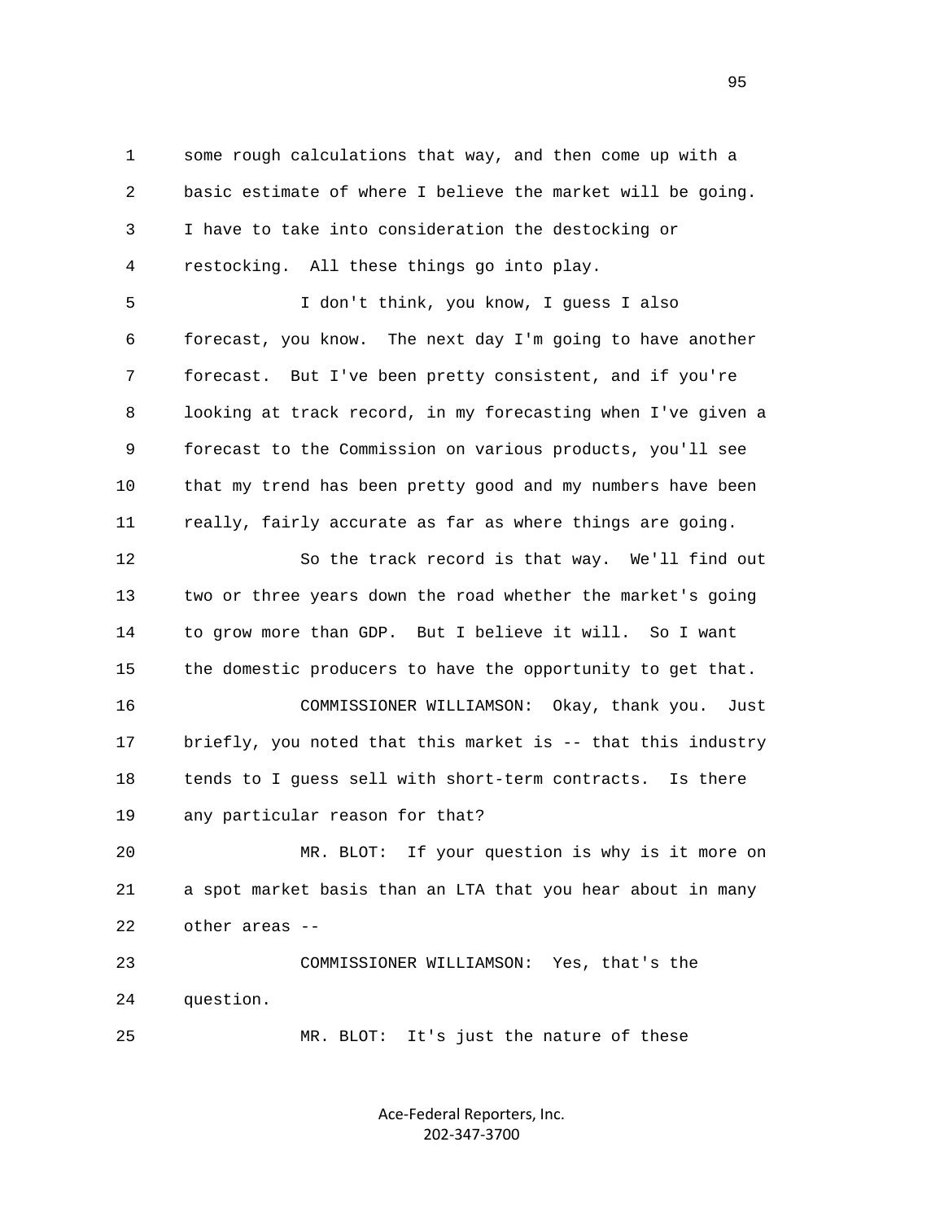some rough calculations that way, and then come up with a basic estimate of where I believe the market will be going. I have to take into consideration the destocking or restocking. All these things go into play.

I don't think, you know, I guess I also forecast, you know. The next day I'm going to have another forecast. But I've been pretty consistent, and if you're looking at track record, in my forecasting when I've given a forecast to the Commission on various products, you'll see that my trend has been pretty good and my numbers have been really, fairly accurate as far as where things are going.

So the track record is that way. We'll find out two or three years down the road whether the market's going to grow more than GDP. But I believe it will. So I want the domestic producers to have the opportunity to get that.

COMMISSIONER WILLIAMSON: Okay, thank you. Just briefly, you noted that this market is -- that this industry tends to I guess sell with short-term contracts. Is there any particular reason for that?

MR. BLOT: If your question is why is it more on a spot market basis than an LTA that you hear about in many other areas --

COMMISSIONER WILLIAMSON: Yes, that's the question.

MR. BLOT: It's just the nature of these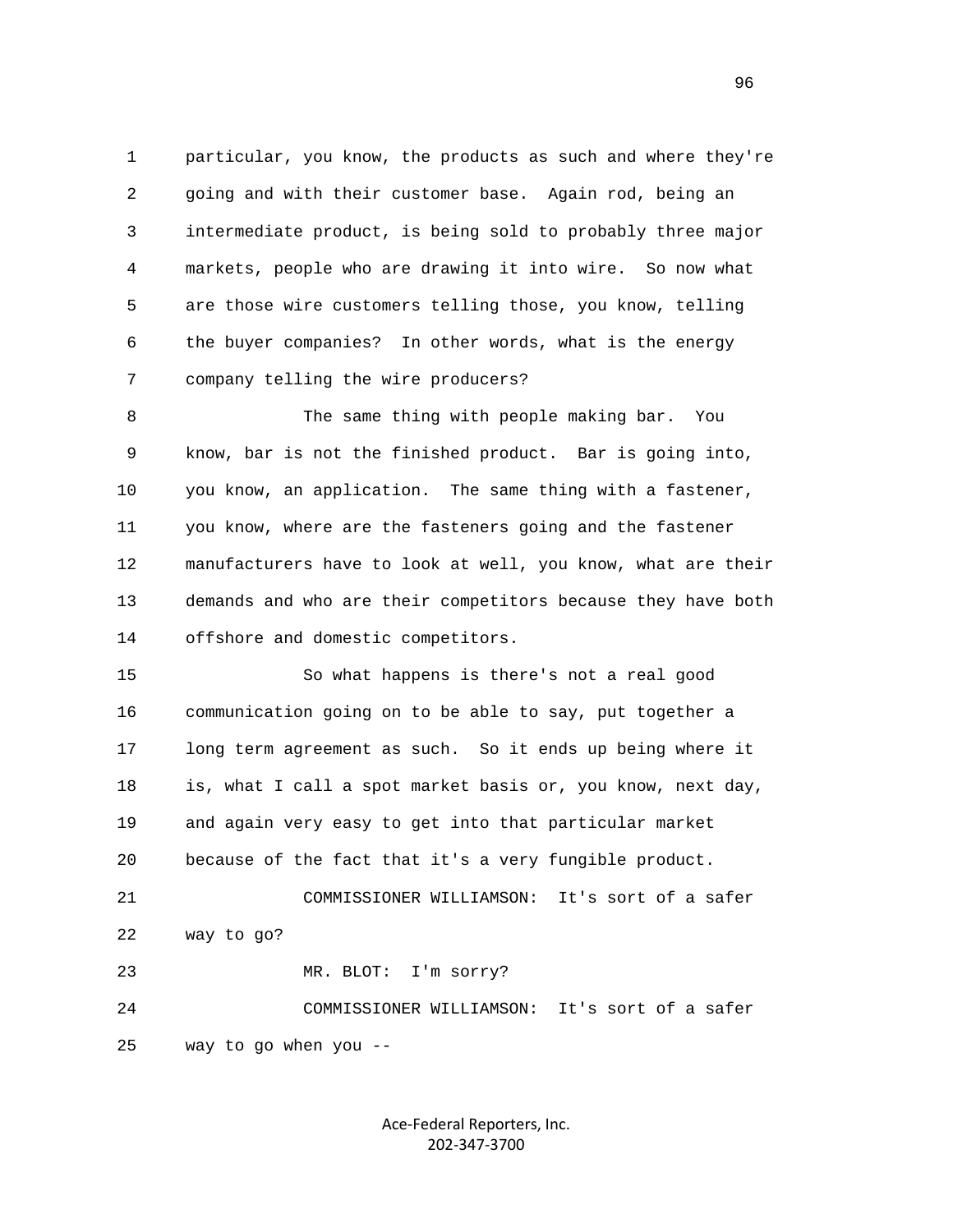particular, you know, the products as such and where they're going and with their customer base. Again rod, being an intermediate product, is being sold to probably three major markets, people who are drawing it into wire. So now what are those wire customers telling those, you know, telling the buyer companies? In other words, what is the energy company telling the wire producers?

The same thing with people making bar. You know, bar is not the finished product. Bar is going into, you know, an application. The same thing with a fastener, you know, where are the fasteners going and the fastener manufacturers have to look at well, you know, what are their demands and who are their competitors because they have both offshore and domestic competitors.

So what happens is there's not a real good communication going on to be able to say, put together a long term agreement as such. So it ends up being where it is, what I call a spot market basis or, you know, next day, and again very easy to get into that particular market because of the fact that it's a very fungible product.

COMMISSIONER WILLIAMSON: It's sort of a safer way to go?

MR. BLOT: I'm sorry?

COMMISSIONER WILLIAMSON: It's sort of a safer way to go when you --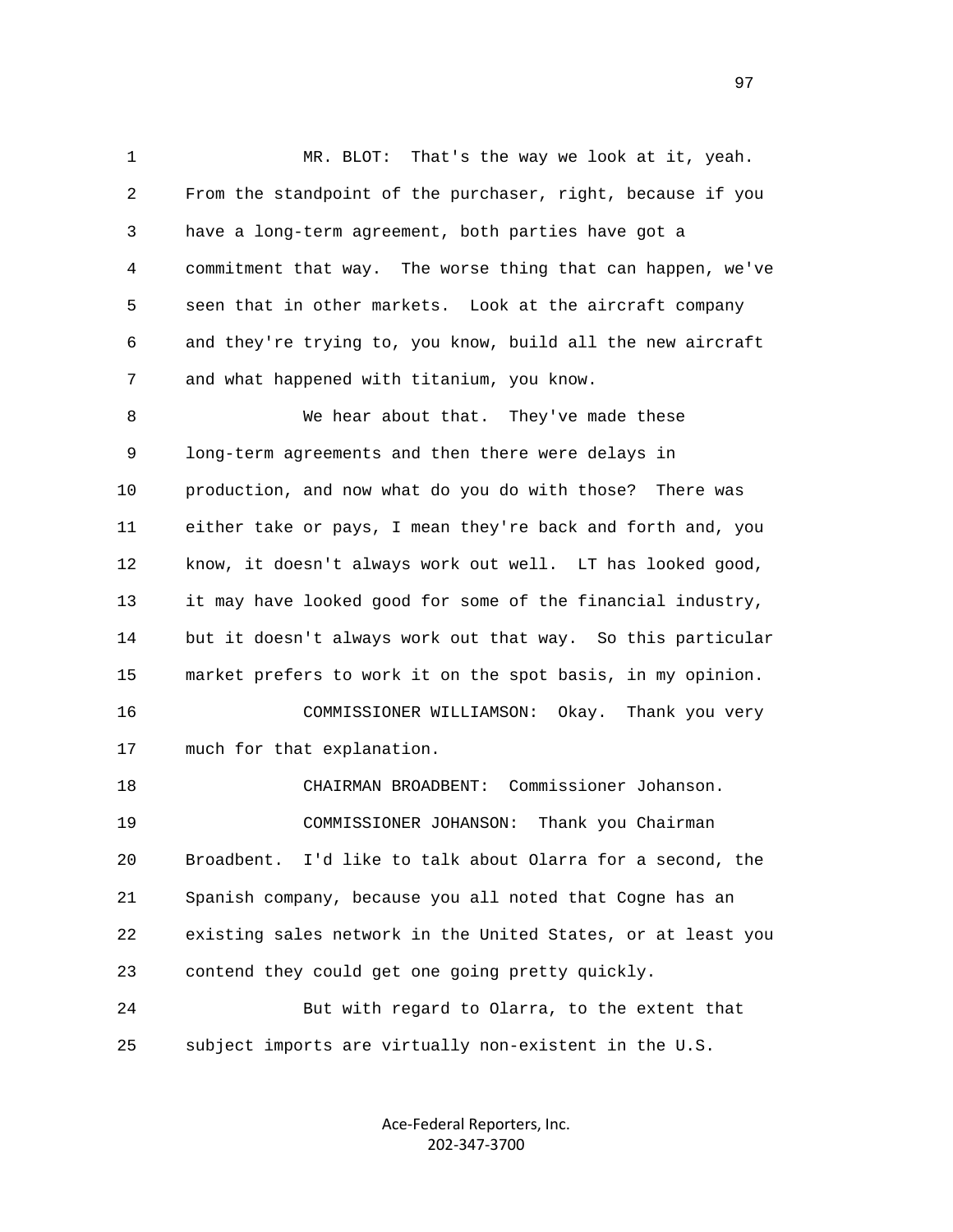MR. BLOT: That's the way we look at it, yeah. From the standpoint of the purchaser, right, because if you have a long-term agreement, both parties have got a commitment that way. The worse thing that can happen, we've seen that in other markets. Look at the aircraft company and they're trying to, you know, build all the new aircraft and what happened with titanium, you know.

We hear about that. They've made these long-term agreements and then there were delays in production, and now what do you do with those? There was either take or pays, I mean they're back and forth and, you know, it doesn't always work out well. LT has looked good, it may have looked good for some of the financial industry, but it doesn't always work out that way. So this particular market prefers to work it on the spot basis, in my opinion.

COMMISSIONER WILLIAMSON: Okay. Thank you very much for that explanation.

CHAIRMAN BROADBENT: Commissioner Johanson.

COMMISSIONER JOHANSON: Thank you Chairman Broadbent. I'd like to talk about Olarra for a second, the Spanish company, because you all noted that Cogne has an existing sales network in the United States, or at least you contend they could get one going pretty quickly.

But with regard to Olarra, to the extent that subject imports are virtually non-existent in the U.S.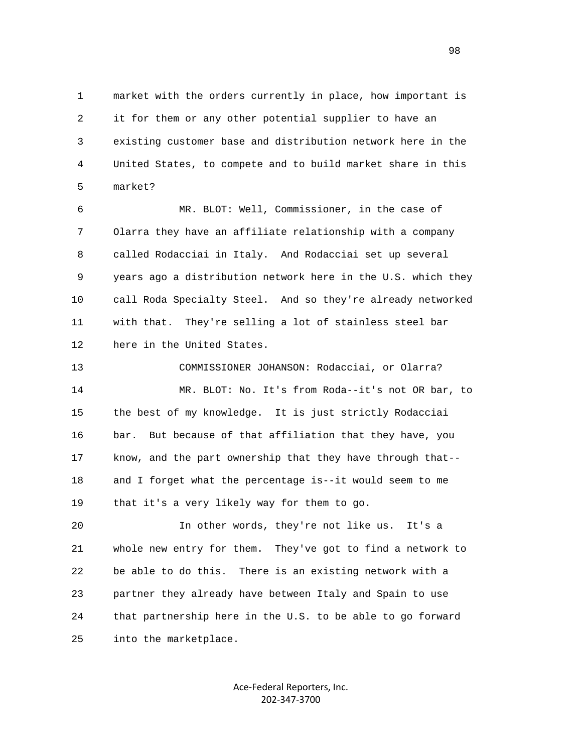market with the orders currently in place, how important is it for them or any other potential supplier to have an existing customer base and distribution network here in the United States, to compete and to build market share in this market?

MR. BLOT: Well, Commissioner, in the case of Olarra they have an affiliate relationship with a company called Rodacciai in Italy. And Rodacciai set up several years ago a distribution network here in the U.S. which they call Roda Specialty Steel. And so they're already networked with that. They're selling a lot of stainless steel bar here in the United States.

COMMISSIONER JOHANSON: Rodacciai, or Olarra?

MR. BLOT: No. It's from Roda--it's not OR bar, to the best of my knowledge. It is just strictly Rodacciai bar. But because of that affiliation that they have, you know, and the part ownership that they have through that--and I forget what the percentage is--it would seem to me that it's a very likely way for them to go.

In other words, they're not like us. It's a whole new entry for them. They've got to find a network to be able to do this. There is an existing network with a partner they already have between Italy and Spain to use that partnership here in the U.S. to be able to go forward into the marketplace.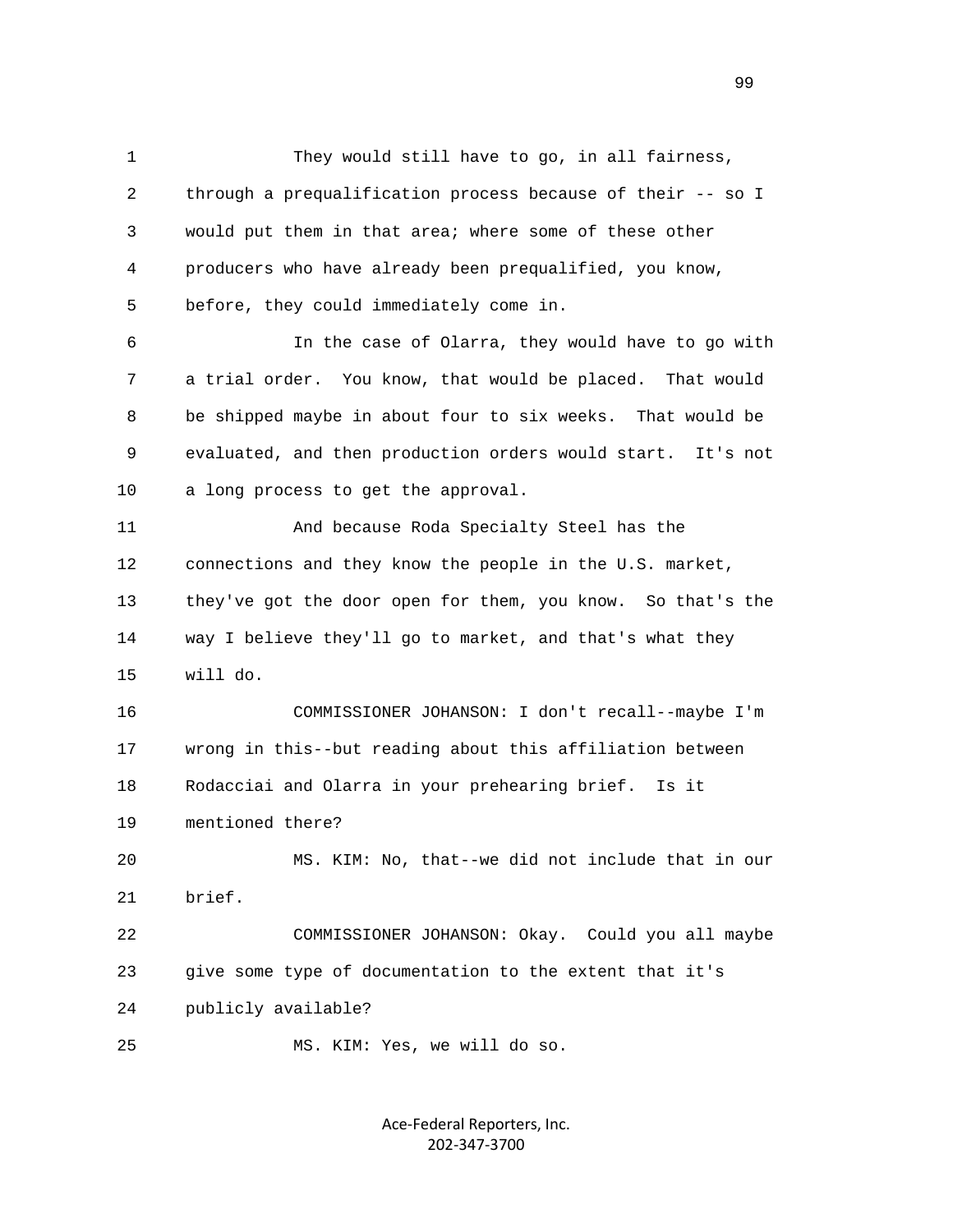They would still have to go, in all fairness, through a prequalification process because of their -- so I would put them in that area; where some of these other producers who have already been prequalified, you know, before, they could immediately come in.

In the case of Olarra, they would have to go with a trial order. You know, that would be placed. That would be shipped maybe in about four to six weeks. That would be evaluated, and then production orders would start. It's not a long process to get the approval.

And because Roda Specialty Steel has the connections and they know the people in the U.S. market, they've got the door open for them, you know. So that's the way I believe they'll go to market, and that's what they will do.

COMMISSIONER JOHANSON: I don't recall--maybe I'm wrong in this--but reading about this affiliation between Rodacciai and Olarra in your prehearing brief. Is it mentioned there?

MS. KIM: No, that--we did not include that in our brief.

COMMISSIONER JOHANSON: Okay. Could you all maybe give some type of documentation to the extent that it's publicly available?

MS. KIM: Yes, we will do so.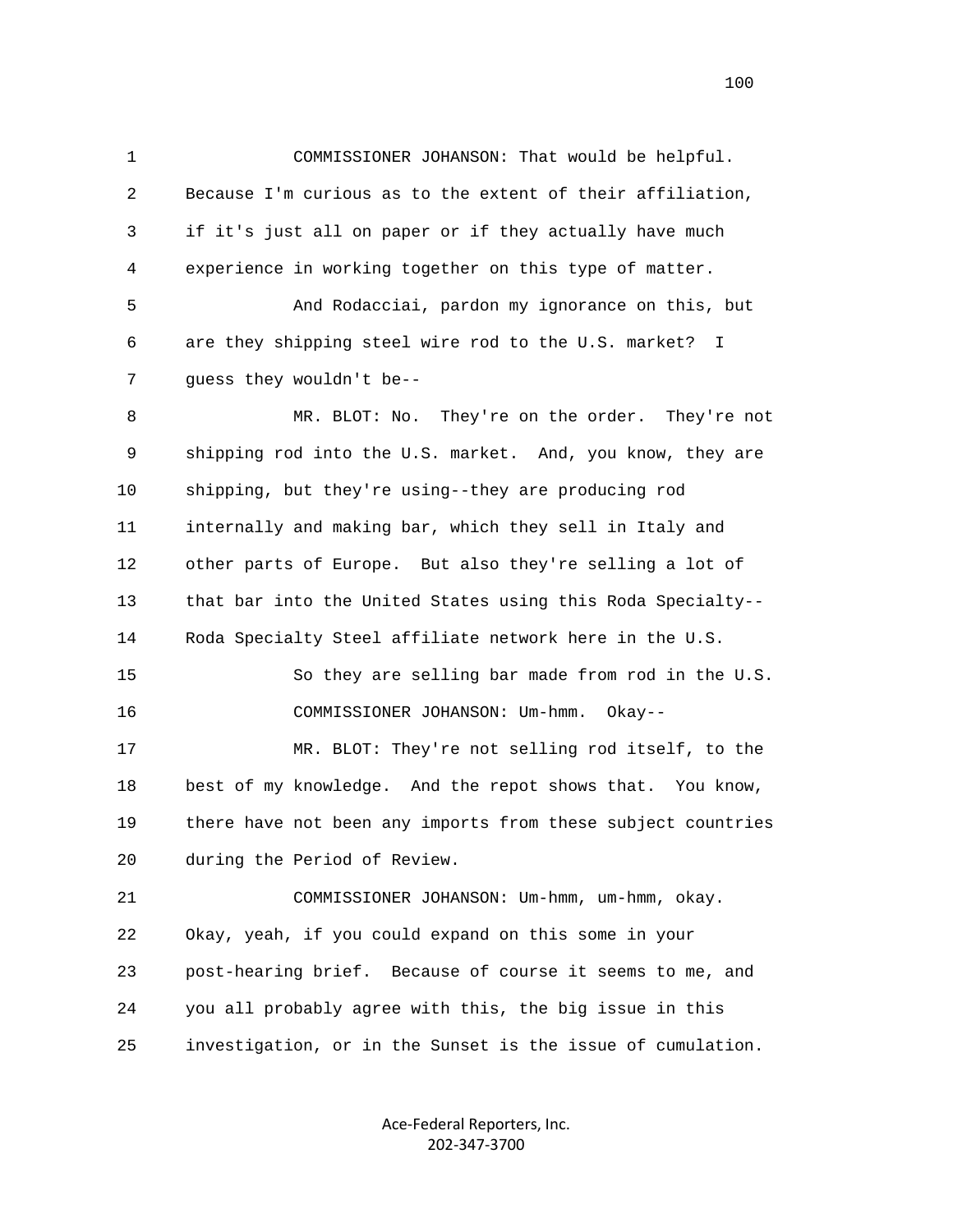COMMISSIONER JOHANSON: That would be helpful. Because I'm curious as to the extent of their affiliation, if it's just all on paper or if they actually have much experience in working together on this type of matter.

And Rodacciai, pardon my ignorance on this, but are they shipping steel wire rod to the U.S. market? I guess they wouldn't be--

MR. BLOT: No. They're on the order. They're not shipping rod into the U.S. market. And, you know, they are shipping, but they're using--they are producing rod internally and making bar, which they sell in Italy and other parts of Europe. But also they're selling a lot of that bar into the United States using this Roda Specialty--Roda Specialty Steel affiliate network here in the U.S.

So they are selling bar made from rod in the U.S.

COMMISSIONER JOHANSON: Um-hmm. Okay--

MR. BLOT: They're not selling rod itself, to the best of my knowledge. And the repot shows that. You know, there have not been any imports from these subject countries during the Period of Review.

COMMISSIONER JOHANSON: Um-hmm, um-hmm, okay. Okay, yeah, if you could expand on this some in your post-hearing brief. Because of course it seems to me, and you all probably agree with this, the big issue in this investigation, or in the Sunset is the issue of cumulation.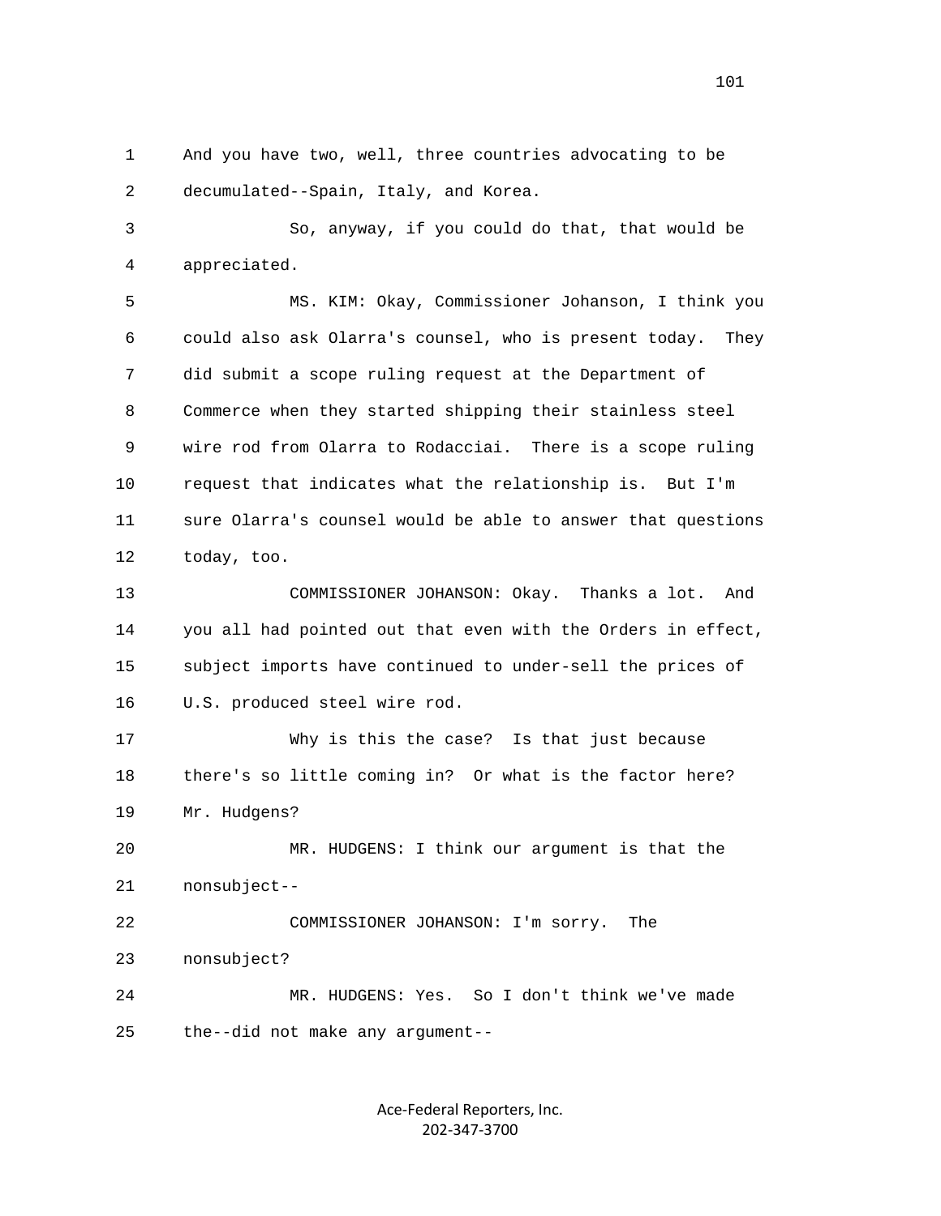1 And you have two, well, three countries advocating to be
2 decumulated--Spain, Italy, and Korea.

3 So, anyway, if you could do that, that would be
4 appreciated.

5 MS. KIM: Okay, Commissioner Johanson, I think you
6 could also ask Olarra's counsel, who is present today. They
7 did submit a scope ruling request at the Department of
8 Commerce when they started shipping their stainless steel
9 wire rod from Olarra to Rodacciai. There is a scope ruling
10 request that indicates what the relationship is. But I'm
11 sure Olarra's counsel would be able to answer that questions
12 today, too.

13 COMMISSIONER JOHANSON: Okay. Thanks a lot. And
14 you all had pointed out that even with the Orders in effect,
15 subject imports have continued to under-sell the prices of
16 U.S. produced steel wire rod.

17 Why is this the case? Is that just because
18 there's so little coming in? Or what is the factor here?
19 Mr. Hudgens?

20 MR. HUDGENS: I think our argument is that the
21 nonsubject--

22 COMMISSIONER JOHANSON: I'm sorry. The
23 nonsubject?

24 MR. HUDGENS: Yes. So I don't think we've made
25 the--did not make any argument--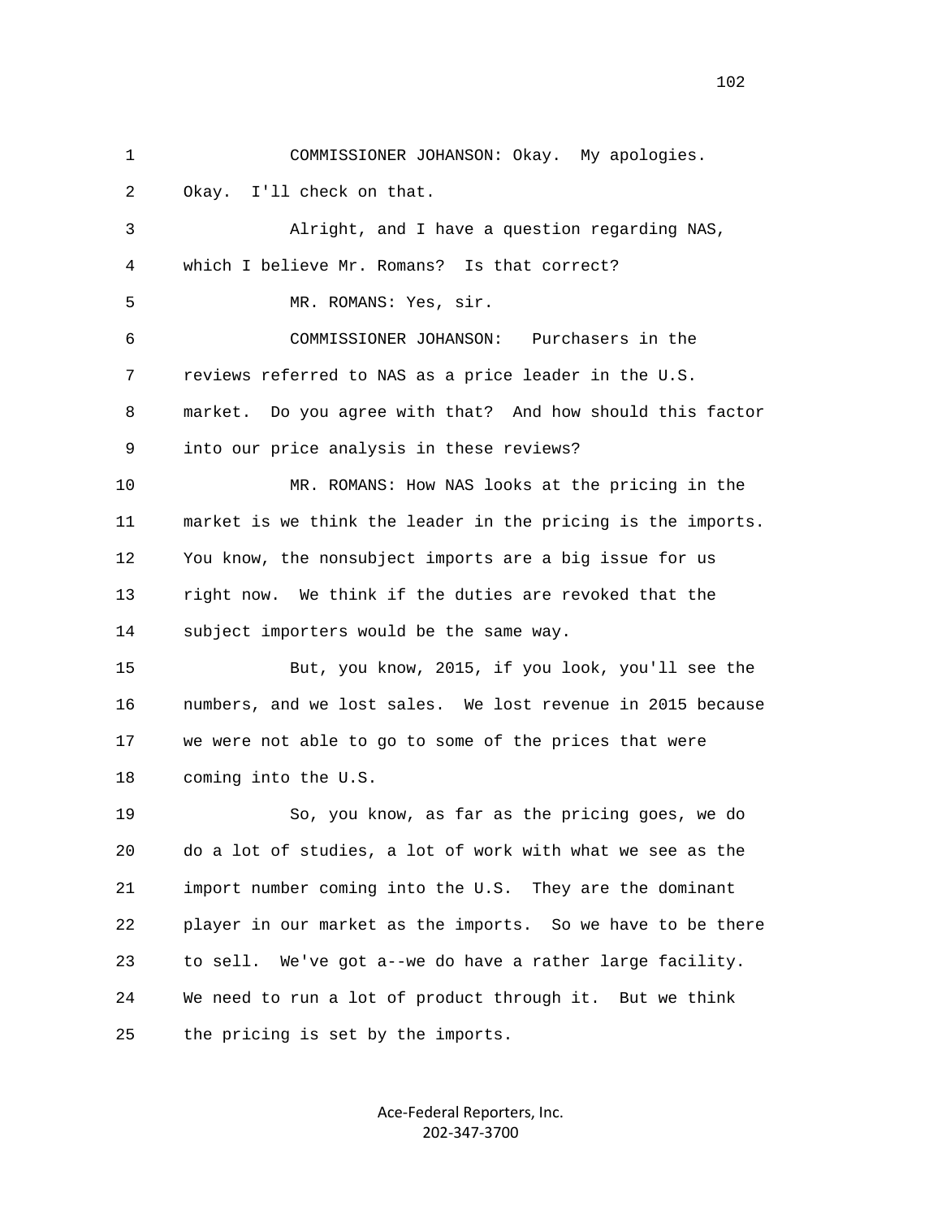COMMISSIONER JOHANSON: Okay. My apologies. Okay. I'll check on that.

Alright, and I have a question regarding NAS, which I believe Mr. Romans? Is that correct?

MR. ROMANS: Yes, sir.

COMMISSIONER JOHANSON: Purchasers in the reviews referred to NAS as a price leader in the U.S. market. Do you agree with that? And how should this factor into our price analysis in these reviews?

MR. ROMANS: How NAS looks at the pricing in the market is we think the leader in the pricing is the imports. You know, the nonsubject imports are a big issue for us right now. We think if the duties are revoked that the subject importers would be the same way.

But, you know, 2015, if you look, you'll see the numbers, and we lost sales. We lost revenue in 2015 because we were not able to go to some of the prices that were coming into the U.S.

So, you know, as far as the pricing goes, we do do a lot of studies, a lot of work with what we see as the import number coming into the U.S. They are the dominant player in our market as the imports. So we have to be there to sell. We've got a--we do have a rather large facility. We need to run a lot of product through it. But we think the pricing is set by the imports.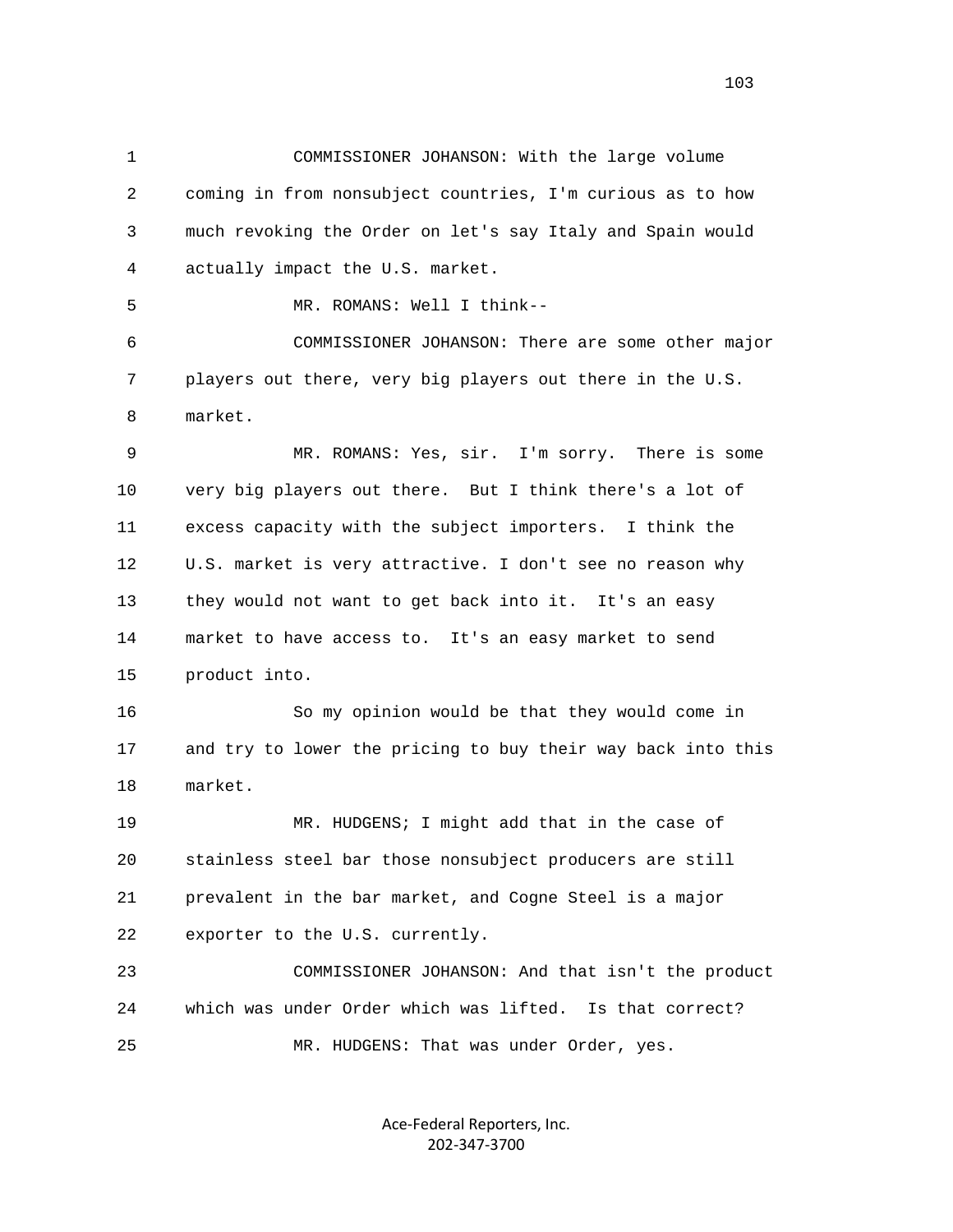COMMISSIONER JOHANSON: With the large volume coming in from nonsubject countries, I'm curious as to how much revoking the Order on let's say Italy and Spain would actually impact the U.S. market.

MR. ROMANS: Well I think--

COMMISSIONER JOHANSON: There are some other major players out there, very big players out there in the U.S. market.

MR. ROMANS: Yes, sir. I'm sorry. There is some very big players out there. But I think there's a lot of excess capacity with the subject importers. I think the U.S. market is very attractive. I don't see no reason why they would not want to get back into it. It's an easy market to have access to. It's an easy market to send product into.

So my opinion would be that they would come in and try to lower the pricing to buy their way back into this market.

MR. HUDGENS; I might add that in the case of stainless steel bar those nonsubject producers are still prevalent in the bar market, and Cogne Steel is a major exporter to the U.S. currently.

COMMISSIONER JOHANSON: And that isn't the product which was under Order which was lifted. Is that correct?

MR. HUDGENS: That was under Order, yes.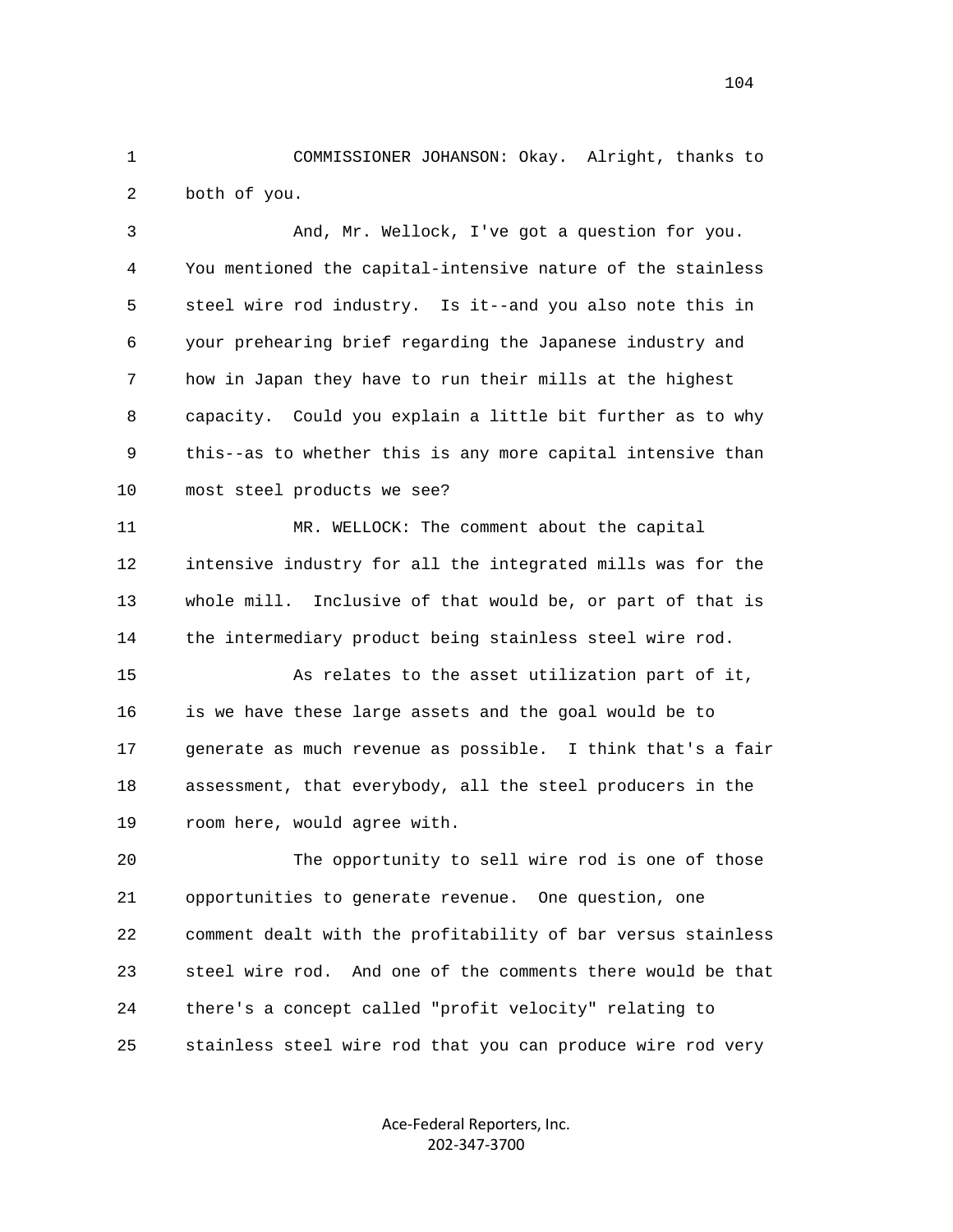COMMISSIONER JOHANSON: Okay. Alright, thanks to both of you.

And, Mr. Wellock, I've got a question for you. You mentioned the capital-intensive nature of the stainless steel wire rod industry. Is it--and you also note this in your prehearing brief regarding the Japanese industry and how in Japan they have to run their mills at the highest capacity. Could you explain a little bit further as to why this--as to whether this is any more capital intensive than most steel products we see?

MR. WELLOCK: The comment about the capital intensive industry for all the integrated mills was for the whole mill. Inclusive of that would be, or part of that is the intermediary product being stainless steel wire rod.

As relates to the asset utilization part of it, is we have these large assets and the goal would be to generate as much revenue as possible. I think that's a fair assessment, that everybody, all the steel producers in the room here, would agree with.

The opportunity to sell wire rod is one of those opportunities to generate revenue. One question, one comment dealt with the profitability of bar versus stainless steel wire rod. And one of the comments there would be that there's a concept called "profit velocity" relating to stainless steel wire rod that you can produce wire rod very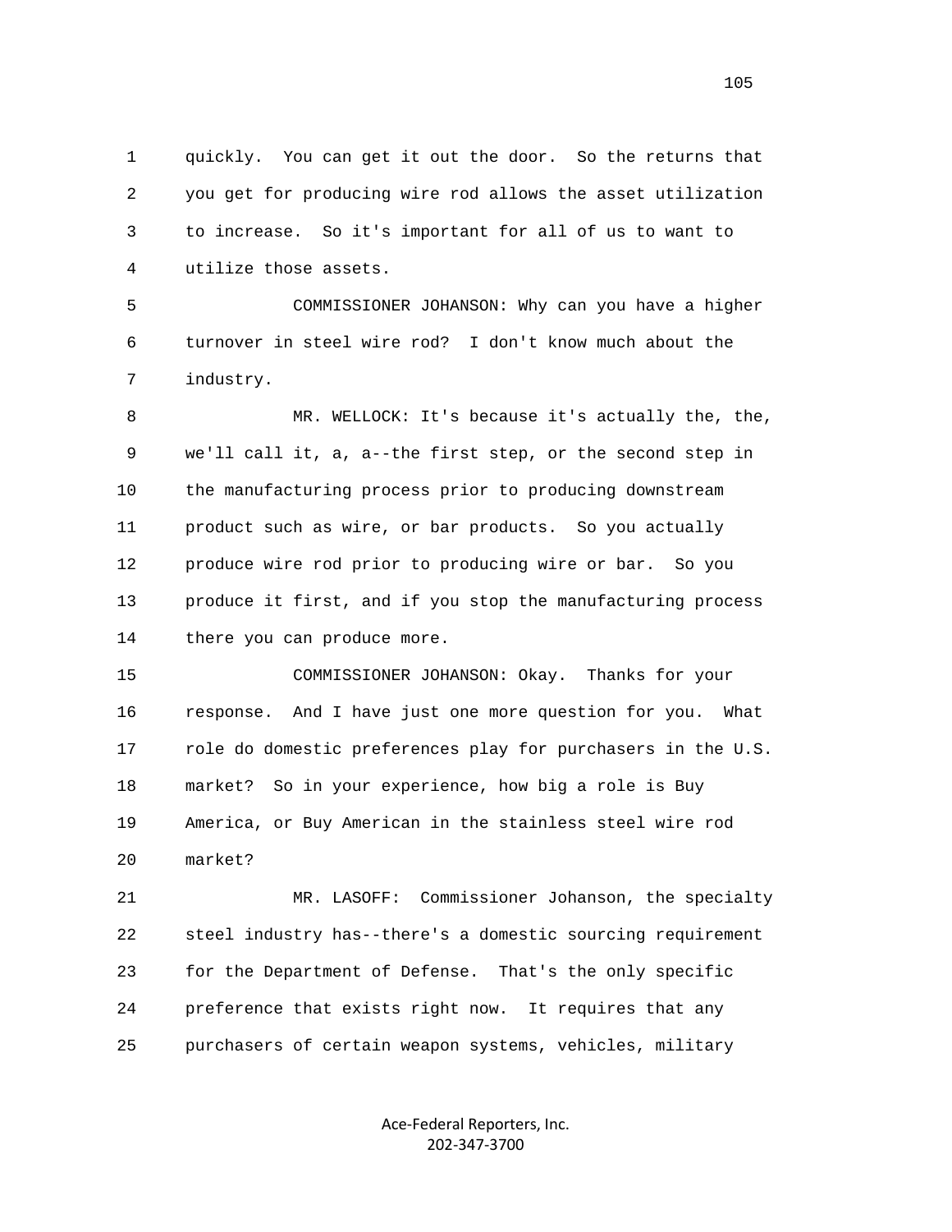quickly. You can get it out the door. So the returns that you get for producing wire rod allows the asset utilization to increase. So it's important for all of us to want to utilize those assets.

COMMISSIONER JOHANSON: Why can you have a higher turnover in steel wire rod? I don't know much about the industry.

MR. WELLOCK: It's because it's actually the, the, we'll call it, a, a--the first step, or the second step in the manufacturing process prior to producing downstream product such as wire, or bar products. So you actually produce wire rod prior to producing wire or bar. So you produce it first, and if you stop the manufacturing process there you can produce more.

COMMISSIONER JOHANSON: Okay. Thanks for your response. And I have just one more question for you. What role do domestic preferences play for purchasers in the U.S. market? So in your experience, how big a role is Buy America, or Buy American in the stainless steel wire rod market?

MR. LASOFF: Commissioner Johanson, the specialty steel industry has--there's a domestic sourcing requirement for the Department of Defense. That's the only specific preference that exists right now. It requires that any purchasers of certain weapon systems, vehicles, military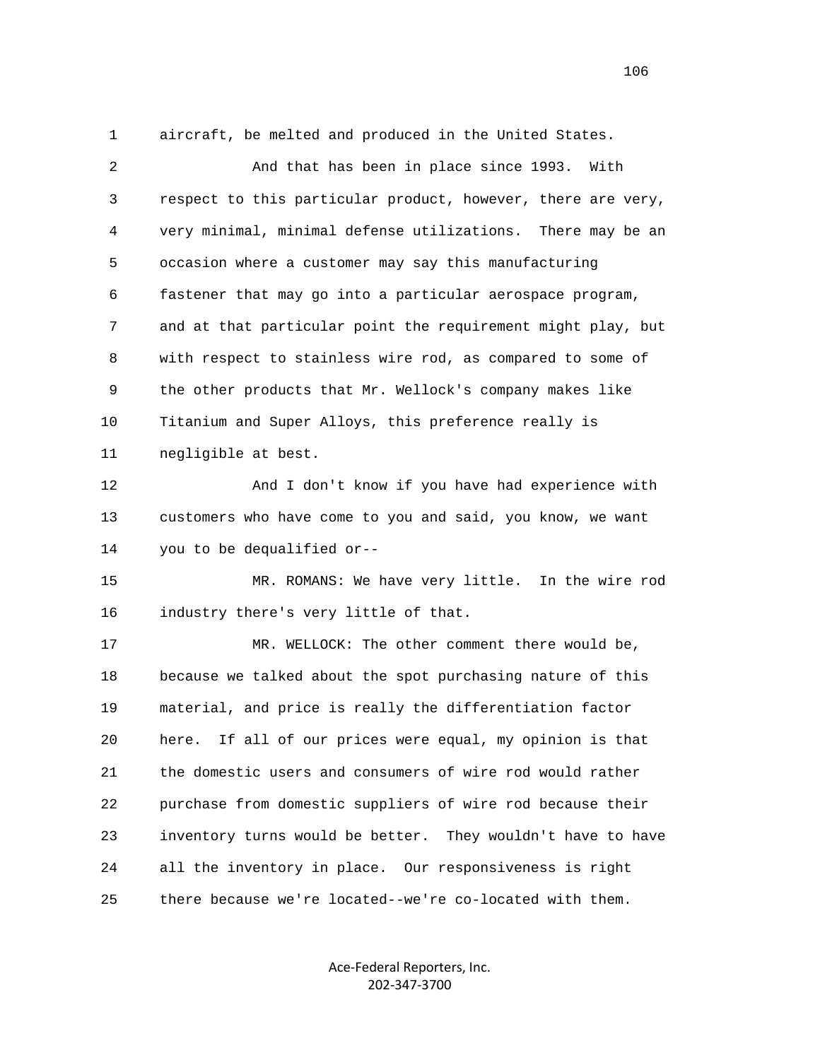aircraft, be melted and produced in the United States.

And that has been in place since 1993. With respect to this particular product, however, there are very, very minimal, minimal defense utilizations. There may be an occasion where a customer may say this manufacturing fastener that may go into a particular aerospace program, and at that particular point the requirement might play, but with respect to stainless wire rod, as compared to some of the other products that Mr. Wellock's company makes like Titanium and Super Alloys, this preference really is negligible at best.

And I don't know if you have had experience with customers who have come to you and said, you know, we want you to be dequalified or--

MR. ROMANS: We have very little. In the wire rod industry there's very little of that.

MR. WELLOCK: The other comment there would be, because we talked about the spot purchasing nature of this material, and price is really the differentiation factor here. If all of our prices were equal, my opinion is that the domestic users and consumers of wire rod would rather purchase from domestic suppliers of wire rod because their inventory turns would be better. They wouldn't have to have all the inventory in place. Our responsiveness is right there because we're located--we're co-located with them.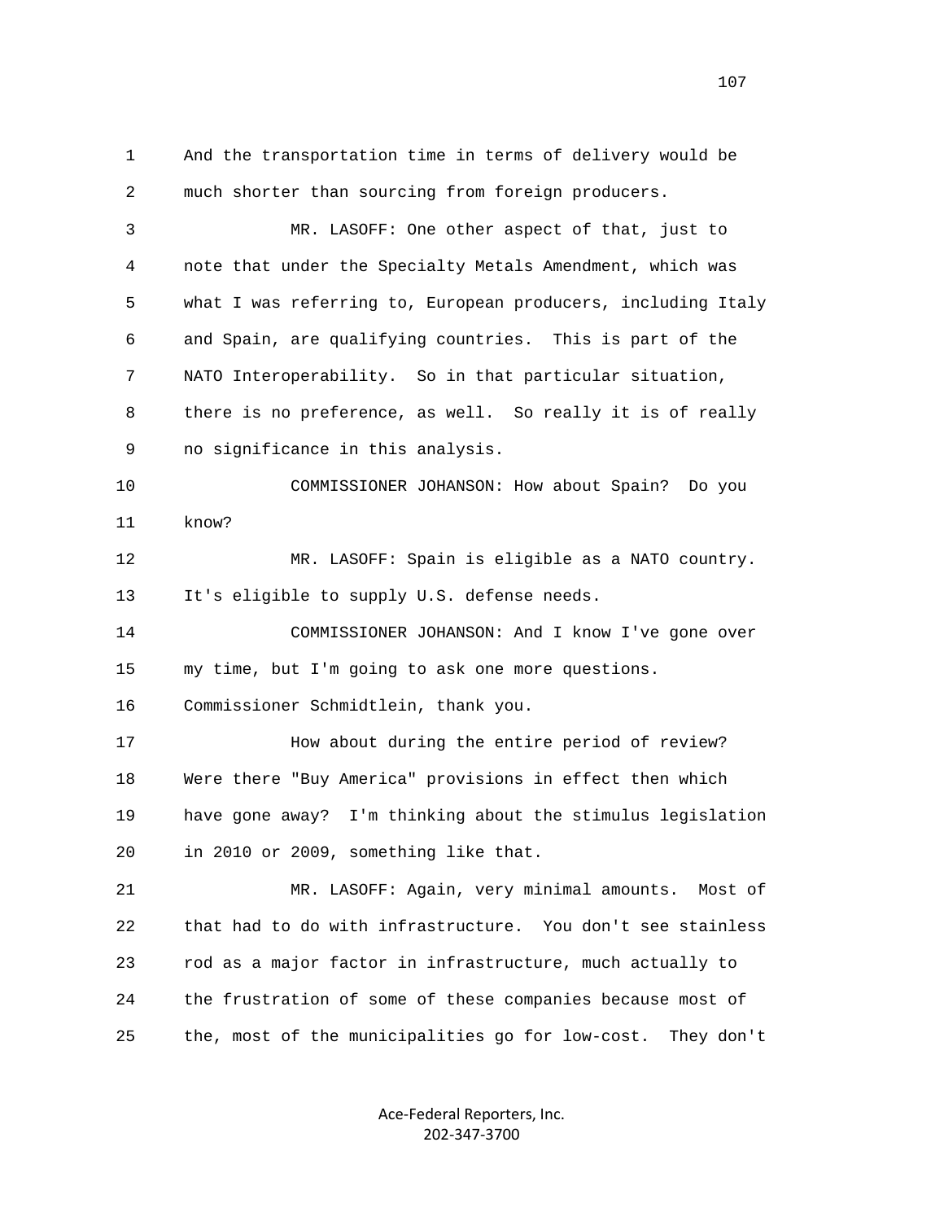1 And the transportation time in terms of delivery would be
2 much shorter than sourcing from foreign producers.

3 MR. LASOFF: One other aspect of that, just to
4 note that under the Specialty Metals Amendment, which was
5 what I was referring to, European producers, including Italy
6 and Spain, are qualifying countries. This is part of the
7 NATO Interoperability. So in that particular situation,
8 there is no preference, as well. So really it is of really
9 no significance in this analysis.

10 COMMISSIONER JOHANSON: How about Spain? Do you
11 know?

12 MR. LASOFF: Spain is eligible as a NATO country.
13 It's eligible to supply U.S. defense needs.

14 COMMISSIONER JOHANSON: And I know I've gone over
15 my time, but I'm going to ask one more questions.
16 Commissioner Schmidtlein, thank you.

17 How about during the entire period of review?
18 Were there "Buy America" provisions in effect then which
19 have gone away? I'm thinking about the stimulus legislation
20 in 2010 or 2009, something like that.

21 MR. LASOFF: Again, very minimal amounts. Most of
22 that had to do with infrastructure. You don't see stainless
23 rod as a major factor in infrastructure, much actually to
24 the frustration of some of these companies because most of
25 the, most of the municipalities go for low-cost. They don't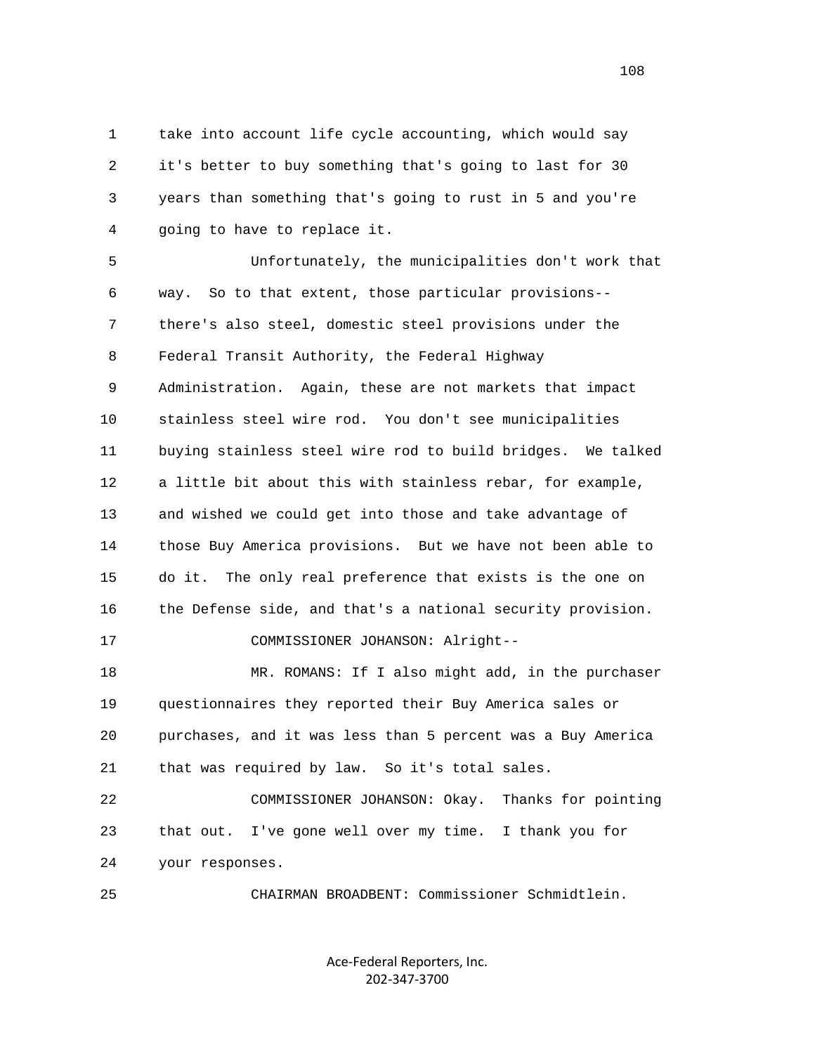take into account life cycle accounting, which would say it's better to buy something that's going to last for 30 years than something that's going to rust in 5 and you're going to have to replace it.

Unfortunately, the municipalities don't work that way. So to that extent, those particular provisions-- there's also steel, domestic steel provisions under the Federal Transit Authority, the Federal Highway Administration. Again, these are not markets that impact stainless steel wire rod. You don't see municipalities buying stainless steel wire rod to build bridges. We talked a little bit about this with stainless rebar, for example, and wished we could get into those and take advantage of those Buy America provisions. But we have not been able to do it. The only real preference that exists is the one on the Defense side, and that's a national security provision.

COMMISSIONER JOHANSON: Alright--

MR. ROMANS: If I also might add, in the purchaser questionnaires they reported their Buy America sales or purchases, and it was less than 5 percent was a Buy America that was required by law. So it's total sales.

COMMISSIONER JOHANSON: Okay. Thanks for pointing that out. I've gone well over my time. I thank you for your responses.

CHAIRMAN BROADBENT: Commissioner Schmidtlein.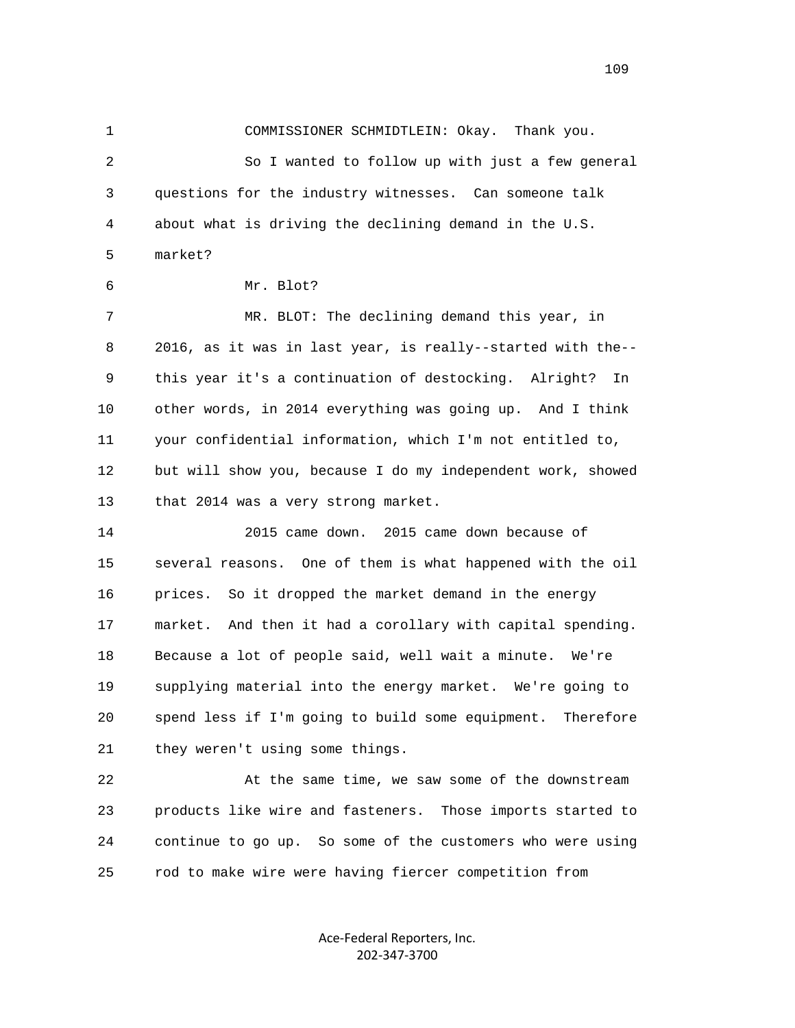COMMISSIONER SCHMIDTLEIN: Okay. Thank you.

So I wanted to follow up with just a few general questions for the industry witnesses. Can someone talk about what is driving the declining demand in the U.S. market?

Mr. Blot?

MR. BLOT: The declining demand this year, in 2016, as it was in last year, is really--started with the-- this year it's a continuation of destocking. Alright? In other words, in 2014 everything was going up. And I think your confidential information, which I'm not entitled to, but will show you, because I do my independent work, showed that 2014 was a very strong market.

2015 came down. 2015 came down because of several reasons. One of them is what happened with the oil prices. So it dropped the market demand in the energy market. And then it had a corollary with capital spending. Because a lot of people said, well wait a minute. We're supplying material into the energy market. We're going to spend less if I'm going to build some equipment. Therefore they weren't using some things.

At the same time, we saw some of the downstream products like wire and fasteners. Those imports started to continue to go up. So some of the customers who were using rod to make wire were having fiercer competition from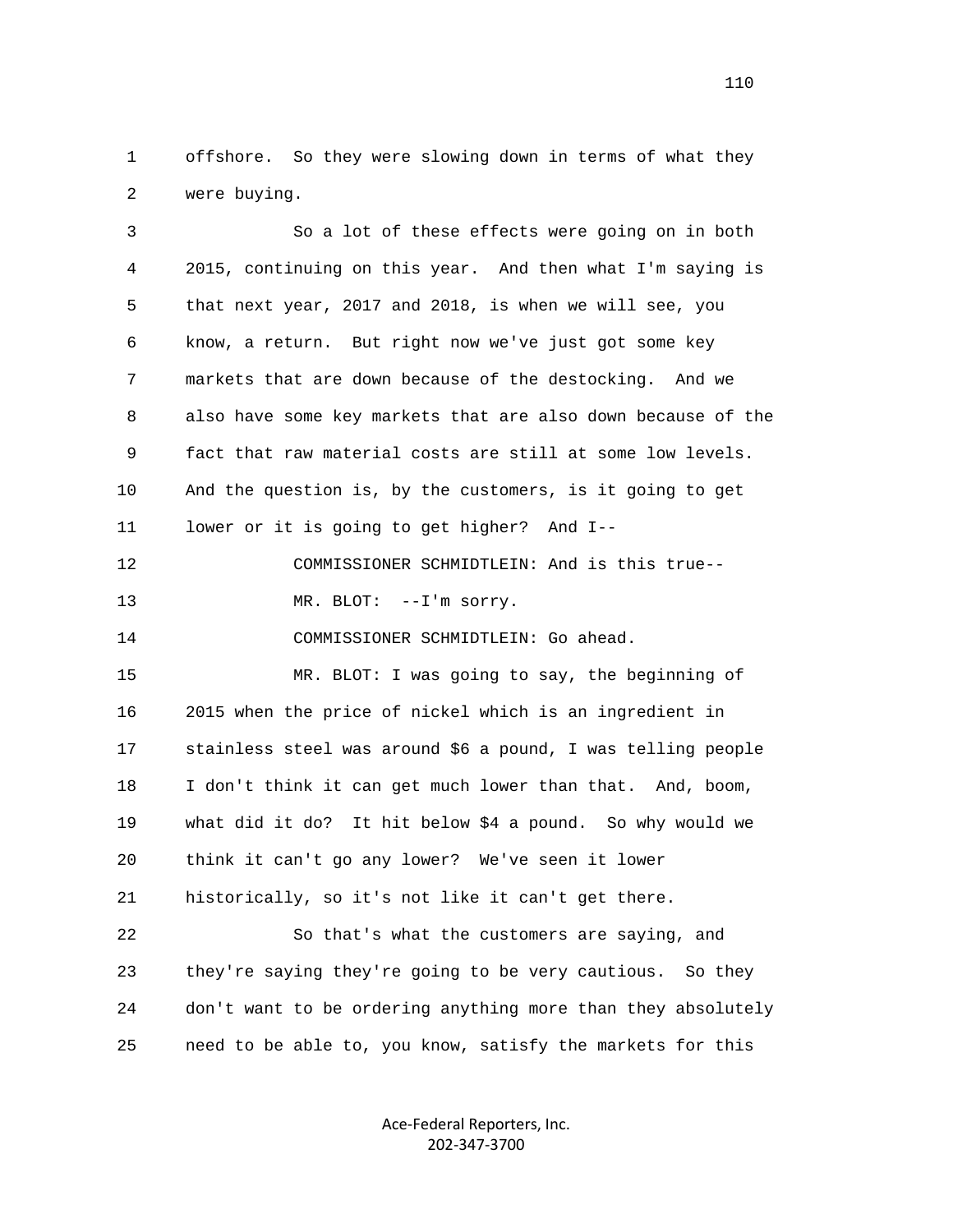offshore. So they were slowing down in terms of what they were buying.

So a lot of these effects were going on in both 2015, continuing on this year. And then what I'm saying is that next year, 2017 and 2018, is when we will see, you know, a return. But right now we've just got some key markets that are down because of the destocking. And we also have some key markets that are also down because of the fact that raw material costs are still at some low levels. And the question is, by the customers, is it going to get lower or it is going to get higher? And I--

COMMISSIONER SCHMIDTLEIN: And is this true--

MR. BLOT: --I'm sorry.

COMMISSIONER SCHMIDTLEIN: Go ahead.

MR. BLOT: I was going to say, the beginning of 2015 when the price of nickel which is an ingredient in stainless steel was around $6 a pound, I was telling people I don't think it can get much lower than that. And, boom, what did it do? It hit below $4 a pound. So why would we think it can't go any lower? We've seen it lower historically, so it's not like it can't get there.

So that's what the customers are saying, and they're saying they're going to be very cautious. So they don't want to be ordering anything more than they absolutely need to be able to, you know, satisfy the markets for this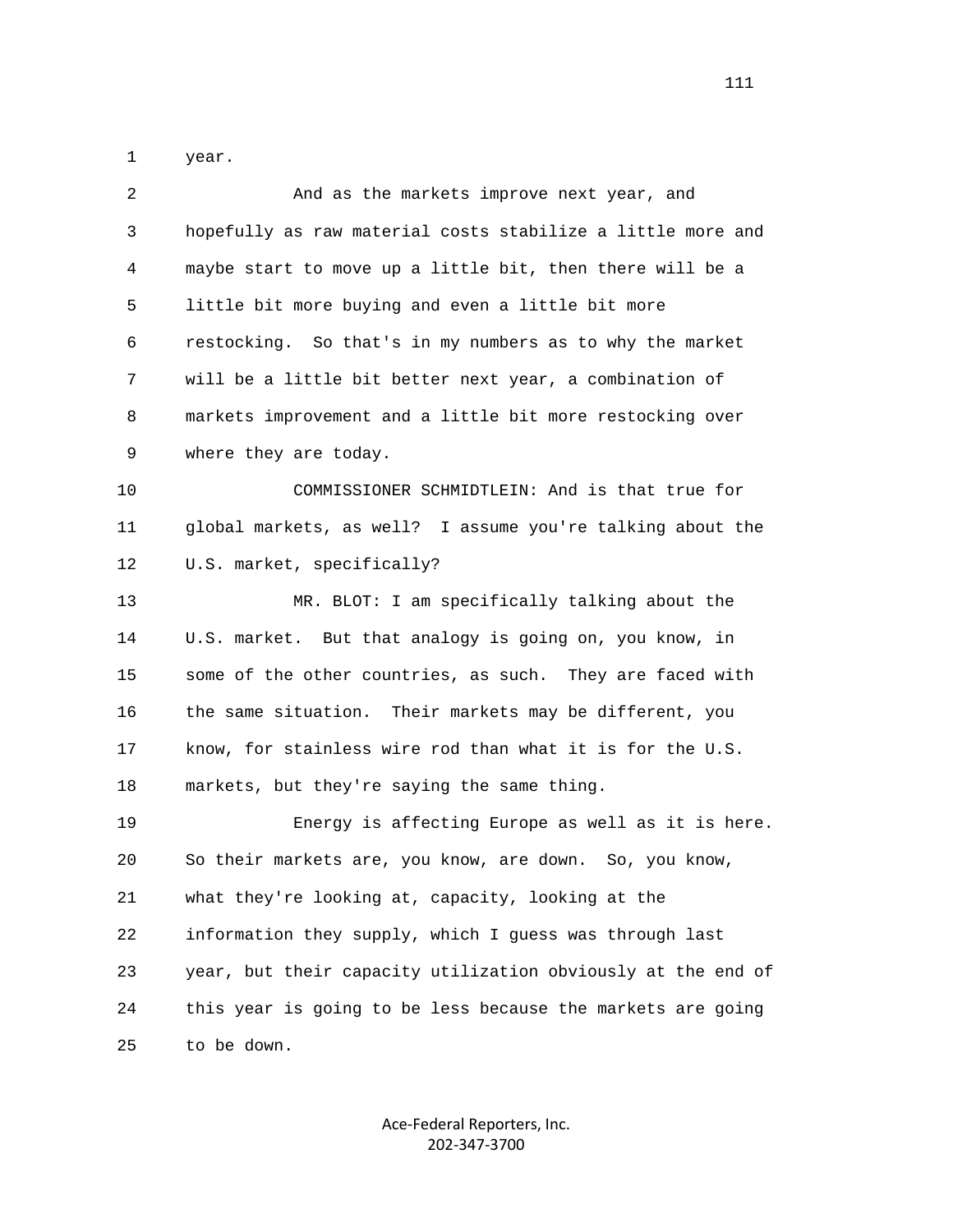year.

And as the markets improve next year, and hopefully as raw material costs stabilize a little more and maybe start to move up a little bit, then there will be a little bit more buying and even a little bit more restocking. So that's in my numbers as to why the market will be a little bit better next year, a combination of markets improvement and a little bit more restocking over where they are today.

COMMISSIONER SCHMIDTLEIN: And is that true for global markets, as well? I assume you're talking about the U.S. market, specifically?

MR. BLOT: I am specifically talking about the U.S. market. But that analogy is going on, you know, in some of the other countries, as such. They are faced with the same situation. Their markets may be different, you know, for stainless wire rod than what it is for the U.S. markets, but they're saying the same thing.

Energy is affecting Europe as well as it is here. So their markets are, you know, are down. So, you know, what they're looking at, capacity, looking at the information they supply, which I guess was through last year, but their capacity utilization obviously at the end of this year is going to be less because the markets are going to be down.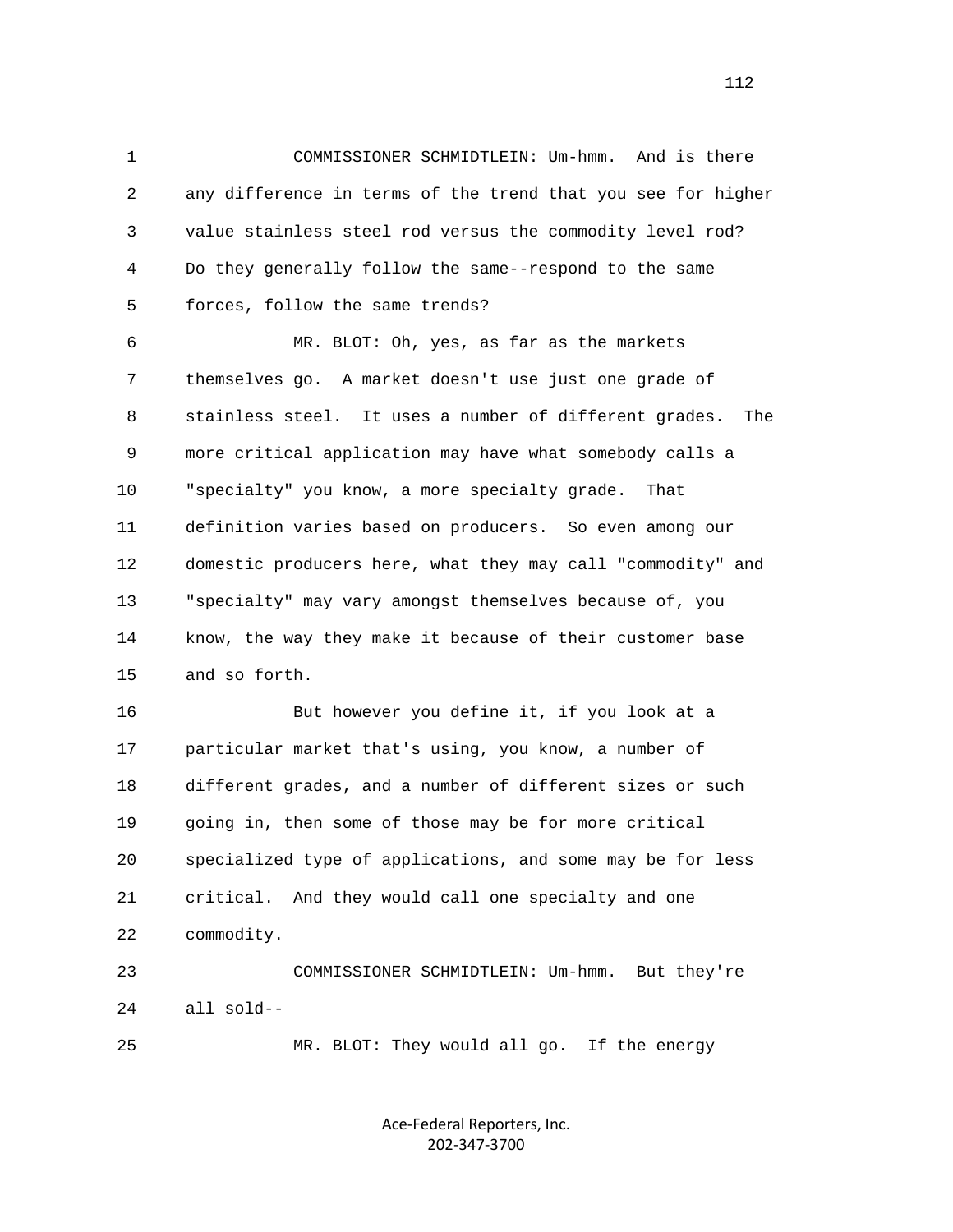COMMISSIONER SCHMIDTLEIN: Um-hmm. And is there any difference in terms of the trend that you see for higher value stainless steel rod versus the commodity level rod? Do they generally follow the same--respond to the same forces, follow the same trends?

MR. BLOT: Oh, yes, as far as the markets themselves go. A market doesn't use just one grade of stainless steel. It uses a number of different grades. The more critical application may have what somebody calls a "specialty" you know, a more specialty grade. That definition varies based on producers. So even among our domestic producers here, what they may call "commodity" and "specialty" may vary amongst themselves because of, you know, the way they make it because of their customer base and so forth.

But however you define it, if you look at a particular market that's using, you know, a number of different grades, and a number of different sizes or such going in, then some of those may be for more critical specialized type of applications, and some may be for less critical. And they would call one specialty and one commodity.

COMMISSIONER SCHMIDTLEIN: Um-hmm. But they're all sold--

MR. BLOT: They would all go. If the energy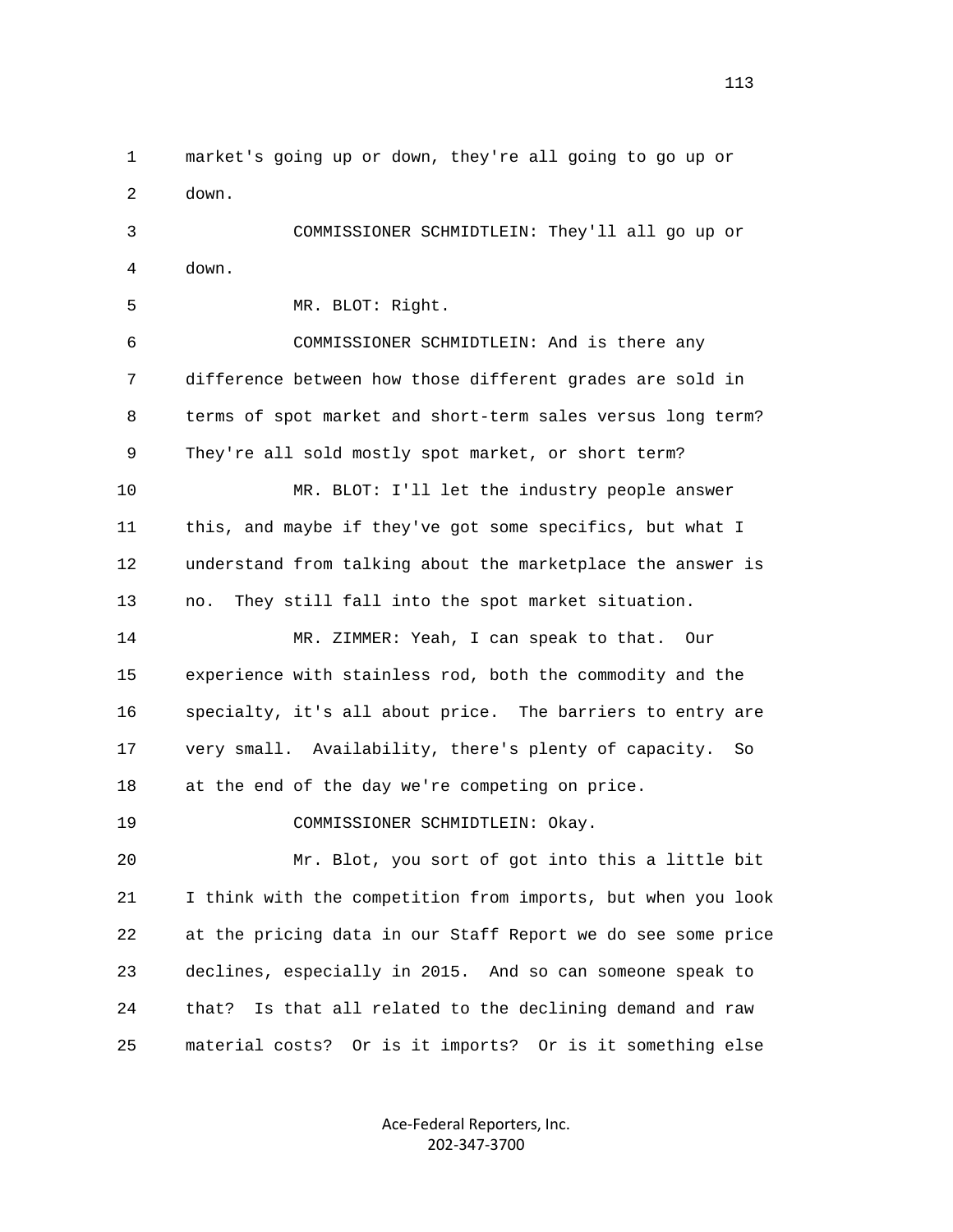market's going up or down, they're all going to go up or down.

COMMISSIONER SCHMIDTLEIN: They'll all go up or down.

MR. BLOT: Right.

COMMISSIONER SCHMIDTLEIN: And is there any difference between how those different grades are sold in terms of spot market and short-term sales versus long term? They're all sold mostly spot market, or short term?

MR. BLOT: I'll let the industry people answer this, and maybe if they've got some specifics, but what I understand from talking about the marketplace the answer is no. They still fall into the spot market situation.

MR. ZIMMER: Yeah, I can speak to that. Our experience with stainless rod, both the commodity and the specialty, it's all about price. The barriers to entry are very small. Availability, there's plenty of capacity. So at the end of the day we're competing on price.

COMMISSIONER SCHMIDTLEIN: Okay.

Mr. Blot, you sort of got into this a little bit I think with the competition from imports, but when you look at the pricing data in our Staff Report we do see some price declines, especially in 2015. And so can someone speak to that? Is that all related to the declining demand and raw material costs? Or is it imports? Or is it something else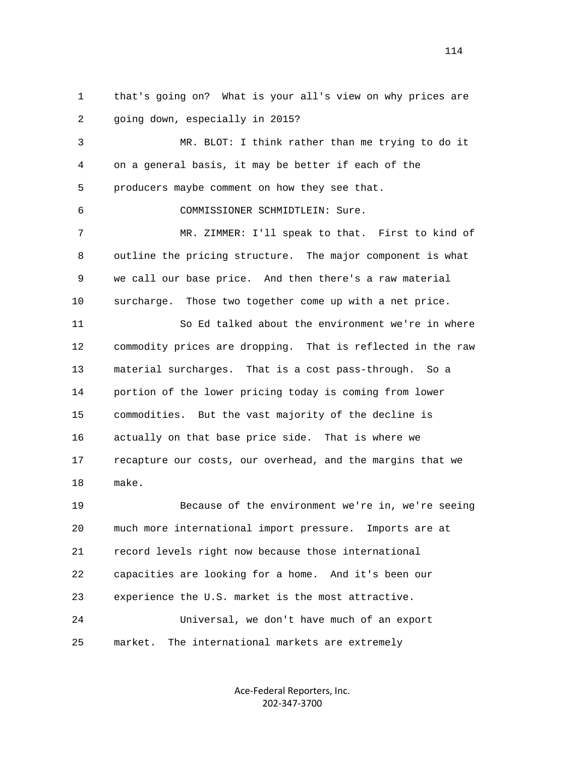that's going on? What is your all's view on why prices are going down, especially in 2015?

MR. BLOT: I think rather than me trying to do it on a general basis, it may be better if each of the producers maybe comment on how they see that.

COMMISSIONER SCHMIDTLEIN: Sure.

MR. ZIMMER: I'll speak to that. First to kind of outline the pricing structure. The major component is what we call our base price. And then there's a raw material surcharge. Those two together come up with a net price.

So Ed talked about the environment we're in where commodity prices are dropping. That is reflected in the raw material surcharges. That is a cost pass-through. So a portion of the lower pricing today is coming from lower commodities. But the vast majority of the decline is actually on that base price side. That is where we recapture our costs, our overhead, and the margins that we make.

Because of the environment we're in, we're seeing much more international import pressure. Imports are at record levels right now because those international capacities are looking for a home. And it's been our experience the U.S. market is the most attractive.

Universal, we don't have much of an export market. The international markets are extremely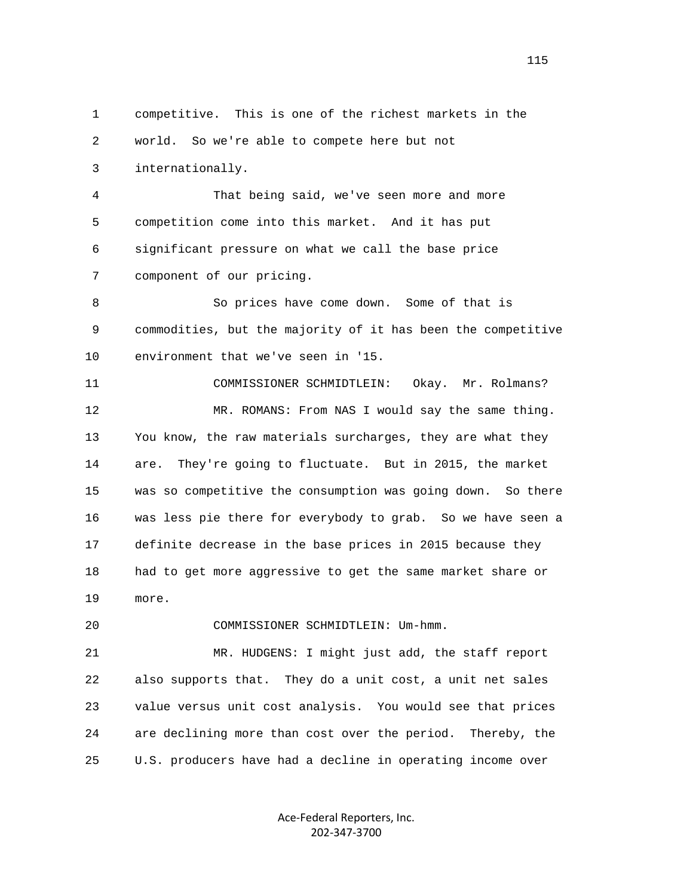competitive. This is one of the richest markets in the world. So we're able to compete here but not internationally.

That being said, we've seen more and more competition come into this market. And it has put significant pressure on what we call the base price component of our pricing.

So prices have come down. Some of that is commodities, but the majority of it has been the competitive environment that we've seen in '15.

COMMISSIONER SCHMIDTLEIN: Okay. Mr. Rolmans?

MR. ROMANS: From NAS I would say the same thing. You know, the raw materials surcharges, they are what they are. They're going to fluctuate. But in 2015, the market was so competitive the consumption was going down. So there was less pie there for everybody to grab. So we have seen a definite decrease in the base prices in 2015 because they had to get more aggressive to get the same market share or more.

COMMISSIONER SCHMIDTLEIN: Um-hmm.

MR. HUDGENS: I might just add, the staff report also supports that. They do a unit cost, a unit net sales value versus unit cost analysis. You would see that prices are declining more than cost over the period. Thereby, the U.S. producers have had a decline in operating income over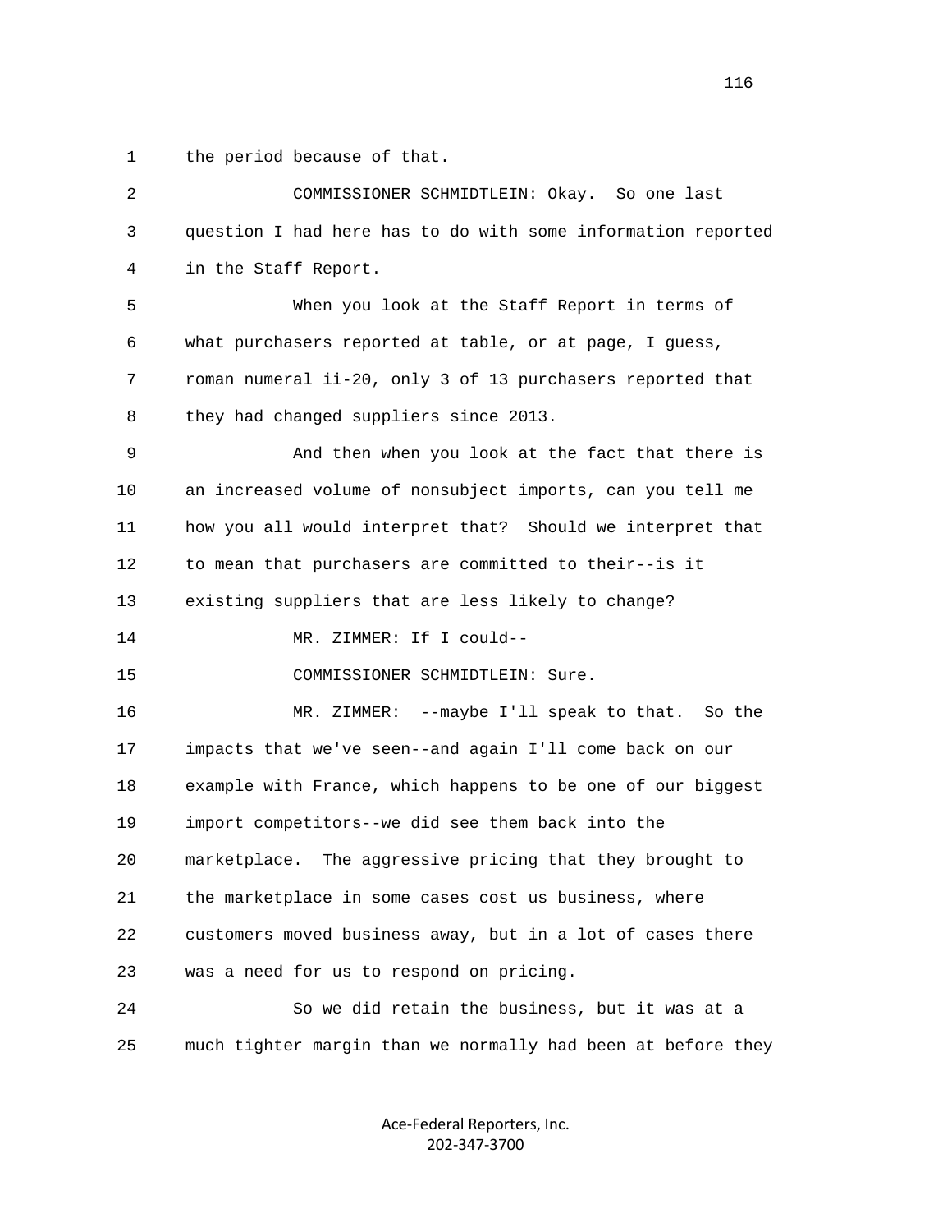the period because of that.

COMMISSIONER SCHMIDTLEIN: Okay. So one last question I had here has to do with some information reported in the Staff Report.

When you look at the Staff Report in terms of what purchasers reported at table, or at page, I guess, roman numeral ii-20, only 3 of 13 purchasers reported that they had changed suppliers since 2013.

And then when you look at the fact that there is an increased volume of nonsubject imports, can you tell me how you all would interpret that? Should we interpret that to mean that purchasers are committed to their--is it existing suppliers that are less likely to change?

MR. ZIMMER: If I could--

COMMISSIONER SCHMIDTLEIN: Sure.

MR. ZIMMER: --maybe I'll speak to that. So the impacts that we've seen--and again I'll come back on our example with France, which happens to be one of our biggest import competitors--we did see them back into the marketplace. The aggressive pricing that they brought to the marketplace in some cases cost us business, where customers moved business away, but in a lot of cases there was a need for us to respond on pricing.

So we did retain the business, but it was at a much tighter margin than we normally had been at before they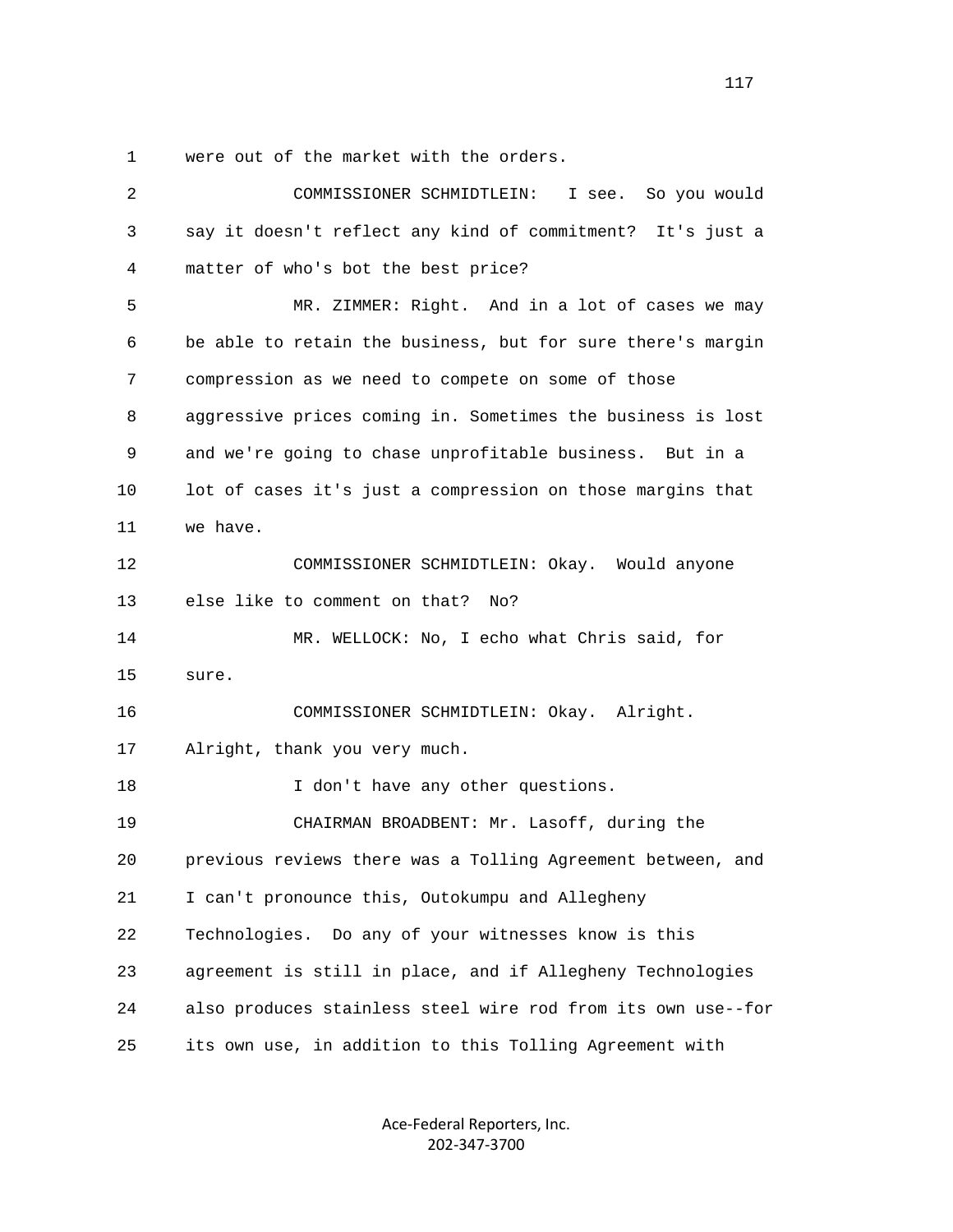1 were out of the market with the orders.

2 COMMISSIONER SCHMIDTLEIN: I see. So you would
3 say it doesn't reflect any kind of commitment? It's just a
4 matter of who's bot the best price?

5 MR. ZIMMER: Right. And in a lot of cases we may
6 be able to retain the business, but for sure there's margin
7 compression as we need to compete on some of those
8 aggressive prices coming in. Sometimes the business is lost
9 and we're going to chase unprofitable business. But in a
10 lot of cases it's just a compression on those margins that
11 we have.

12 COMMISSIONER SCHMIDTLEIN: Okay. Would anyone
13 else like to comment on that? No?

14 MR. WELLOCK: No, I echo what Chris said, for
15 sure.

16 COMMISSIONER SCHMIDTLEIN: Okay. Alright.
17 Alright, thank you very much.

18 I don't have any other questions.

19 CHAIRMAN BROADBENT: Mr. Lasoff, during the
20 previous reviews there was a Tolling Agreement between, and
21 I can't pronounce this, Outokumpu and Allegheny
22 Technologies. Do any of your witnesses know is this
23 agreement is still in place, and if Allegheny Technologies
24 also produces stainless steel wire rod from its own use--for
25 its own use, in addition to this Tolling Agreement with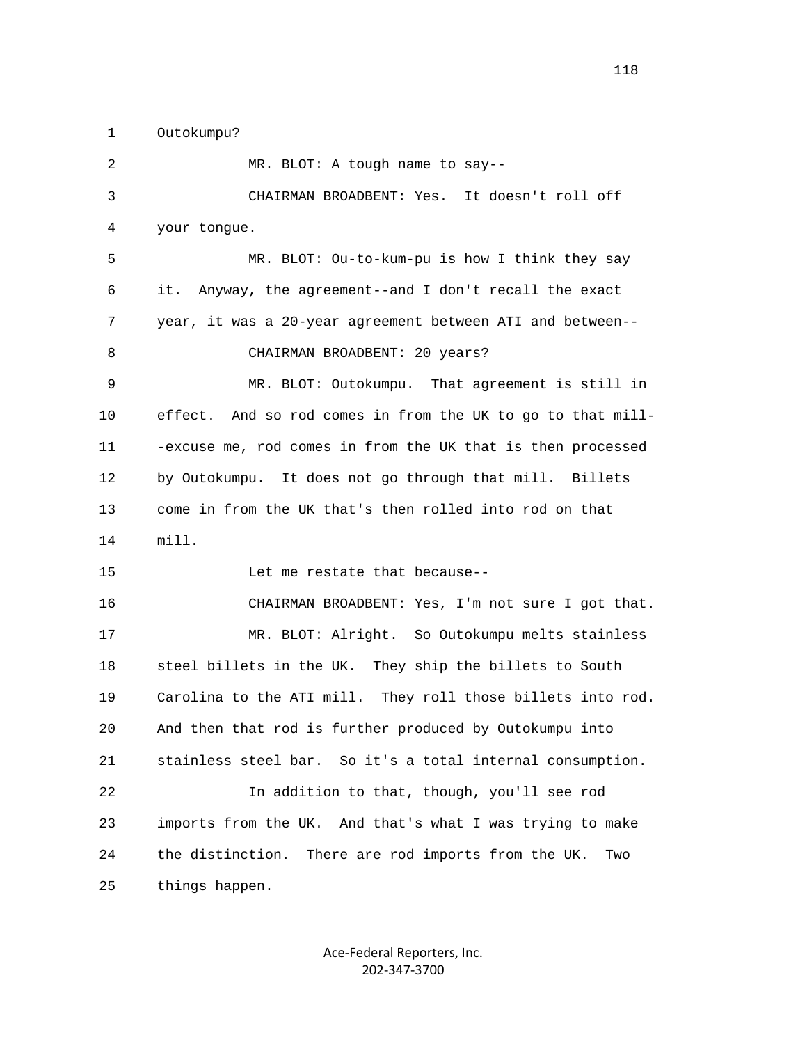Outokumpu?

MR. BLOT: A tough name to say--

CHAIRMAN BROADBENT: Yes. It doesn't roll off your tongue.

MR. BLOT: Ou-to-kum-pu is how I think they say it. Anyway, the agreement--and I don't recall the exact year, it was a 20-year agreement between ATI and between--

CHAIRMAN BROADBENT: 20 years?

MR. BLOT: Outokumpu. That agreement is still in effect. And so rod comes in from the UK to go to that mill--excuse me, rod comes in from the UK that is then processed by Outokumpu. It does not go through that mill. Billets come in from the UK that's then rolled into rod on that mill.

Let me restate that because--

CHAIRMAN BROADBENT: Yes, I'm not sure I got that.

MR. BLOT: Alright. So Outokumpu melts stainless steel billets in the UK. They ship the billets to South Carolina to the ATI mill. They roll those billets into rod. And then that rod is further produced by Outokumpu into stainless steel bar. So it's a total internal consumption.

In addition to that, though, you'll see rod imports from the UK. And that's what I was trying to make the distinction. There are rod imports from the UK. Two things happen.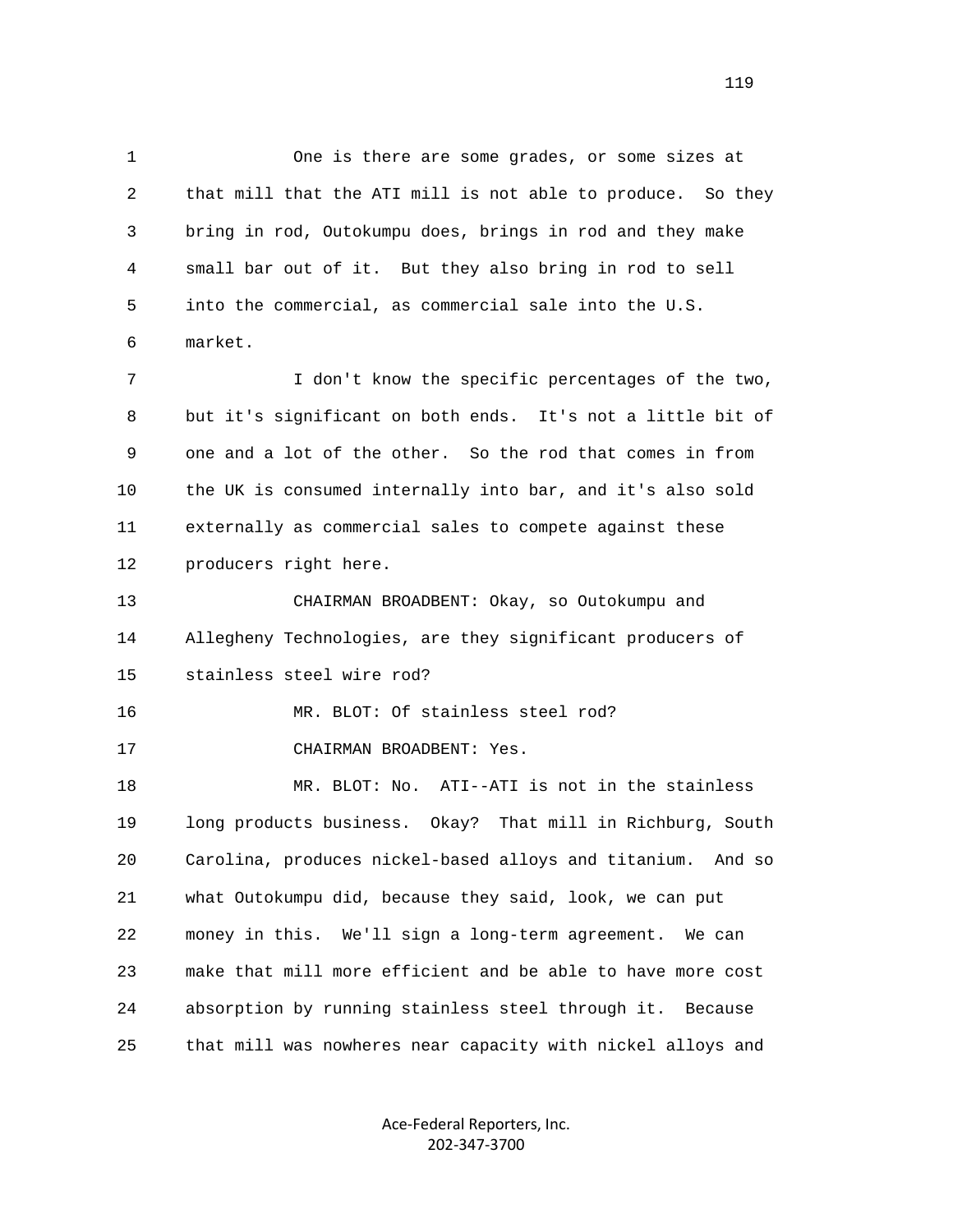One is there are some grades, or some sizes at that mill that the ATI mill is not able to produce. So they bring in rod, Outokumpu does, brings in rod and they make small bar out of it. But they also bring in rod to sell into the commercial, as commercial sale into the U.S. market.

I don't know the specific percentages of the two, but it's significant on both ends. It's not a little bit of one and a lot of the other. So the rod that comes in from the UK is consumed internally into bar, and it's also sold externally as commercial sales to compete against these producers right here.

CHAIRMAN BROADBENT: Okay, so Outokumpu and Allegheny Technologies, are they significant producers of stainless steel wire rod?

MR. BLOT: Of stainless steel rod?

CHAIRMAN BROADBENT: Yes.

MR. BLOT: No. ATI--ATI is not in the stainless long products business. Okay? That mill in Richburg, South Carolina, produces nickel-based alloys and titanium. And so what Outokumpu did, because they said, look, we can put money in this. We'll sign a long-term agreement. We can make that mill more efficient and be able to have more cost absorption by running stainless steel through it. Because that mill was nowheres near capacity with nickel alloys and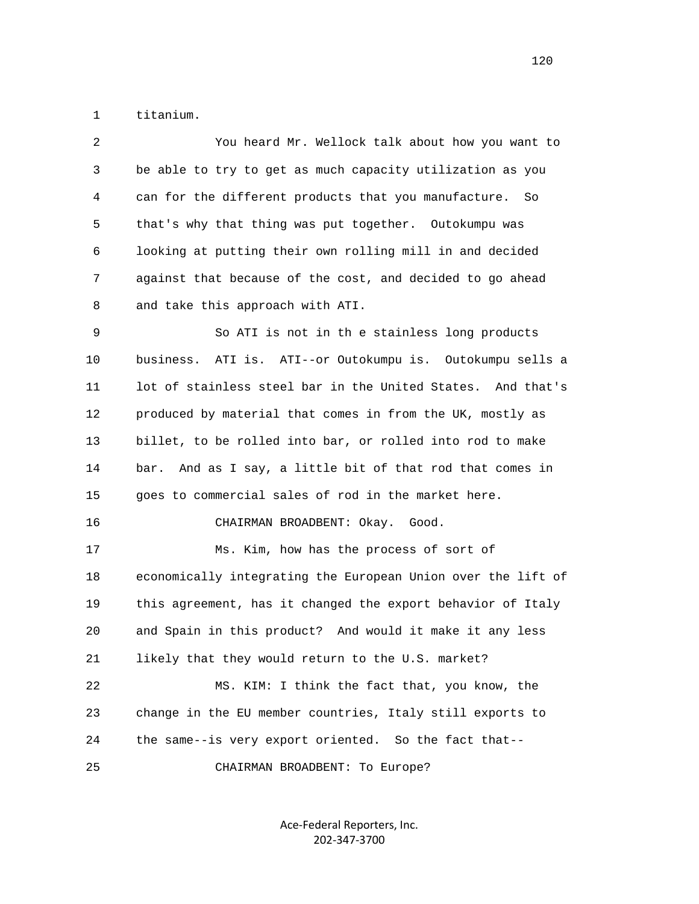1 titanium.

2 You heard Mr. Wellock talk about how you want to
3 be able to try to get as much capacity utilization as you
4 can for the different products that you manufacture. So
5 that's why that thing was put together. Outokumpu was
6 looking at putting their own rolling mill in and decided
7 against that because of the cost, and decided to go ahead
8 and take this approach with ATI.

9 So ATI is not in th e stainless long products
10 business. ATI is. ATI--or Outokumpu is. Outokumpu sells a
11 lot of stainless steel bar in the United States. And that's
12 produced by material that comes in from the UK, mostly as
13 billet, to be rolled into bar, or rolled into rod to make
14 bar. And as I say, a little bit of that rod that comes in
15 goes to commercial sales of rod in the market here.

16 CHAIRMAN BROADBENT: Okay. Good.

17 Ms. Kim, how has the process of sort of
18 economically integrating the European Union over the lift of
19 this agreement, has it changed the export behavior of Italy
20 and Spain in this product? And would it make it any less
21 likely that they would return to the U.S. market?

22 MS. KIM: I think the fact that, you know, the
23 change in the EU member countries, Italy still exports to
24 the same--is very export oriented. So the fact that--

25 CHAIRMAN BROADBENT: To Europe?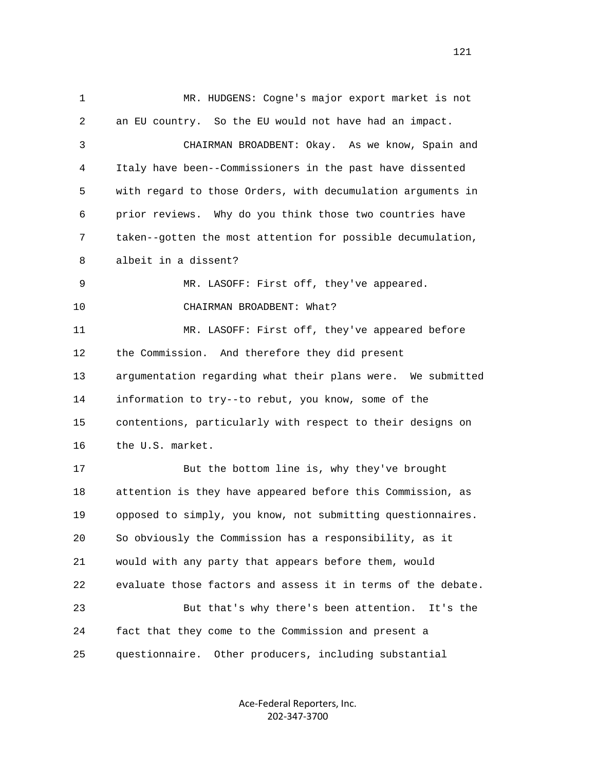MR. HUDGENS: Cogne's major export market is not an EU country. So the EU would not have had an impact.

CHAIRMAN BROADBENT: Okay. As we know, Spain and Italy have been--Commissioners in the past have dissented with regard to those Orders, with decumulation arguments in prior reviews. Why do you think those two countries have taken--gotten the most attention for possible decumulation, albeit in a dissent?

MR. LASOFF: First off, they've appeared.

CHAIRMAN BROADBENT: What?

MR. LASOFF: First off, they've appeared before the Commission. And therefore they did present argumentation regarding what their plans were. We submitted information to try--to rebut, you know, some of the contentions, particularly with respect to their designs on the U.S. market.

But the bottom line is, why they've brought attention is they have appeared before this Commission, as opposed to simply, you know, not submitting questionnaires. So obviously the Commission has a responsibility, as it would with any party that appears before them, would evaluate those factors and assess it in terms of the debate.

But that's why there's been attention. It's the fact that they come to the Commission and present a questionnaire. Other producers, including substantial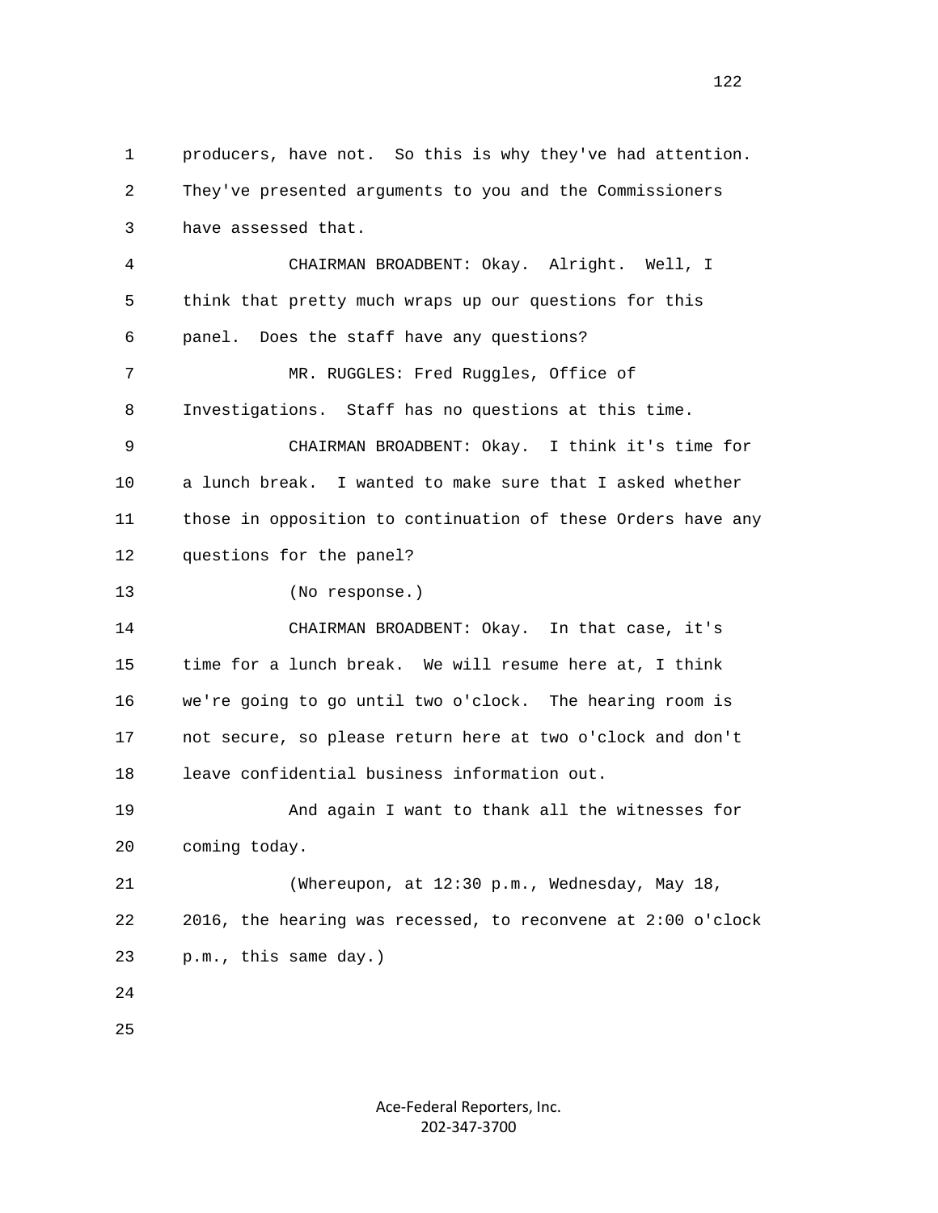producers, have not. So this is why they've had attention. They've presented arguments to you and the Commissioners have assessed that.

CHAIRMAN BROADBENT: Okay. Alright. Well, I think that pretty much wraps up our questions for this panel. Does the staff have any questions?

MR. RUGGLES: Fred Ruggles, Office of Investigations. Staff has no questions at this time.

CHAIRMAN BROADBENT: Okay. I think it's time for a lunch break. I wanted to make sure that I asked whether those in opposition to continuation of these Orders have any questions for the panel?

(No response.)

CHAIRMAN BROADBENT: Okay. In that case, it's time for a lunch break. We will resume here at, I think we're going to go until two o'clock. The hearing room is not secure, so please return here at two o'clock and don't leave confidential business information out.

And again I want to thank all the witnesses for coming today.

(Whereupon, at 12:30 p.m., Wednesday, May 18, 2016, the hearing was recessed, to reconvene at 2:00 o'clock p.m., this same day.)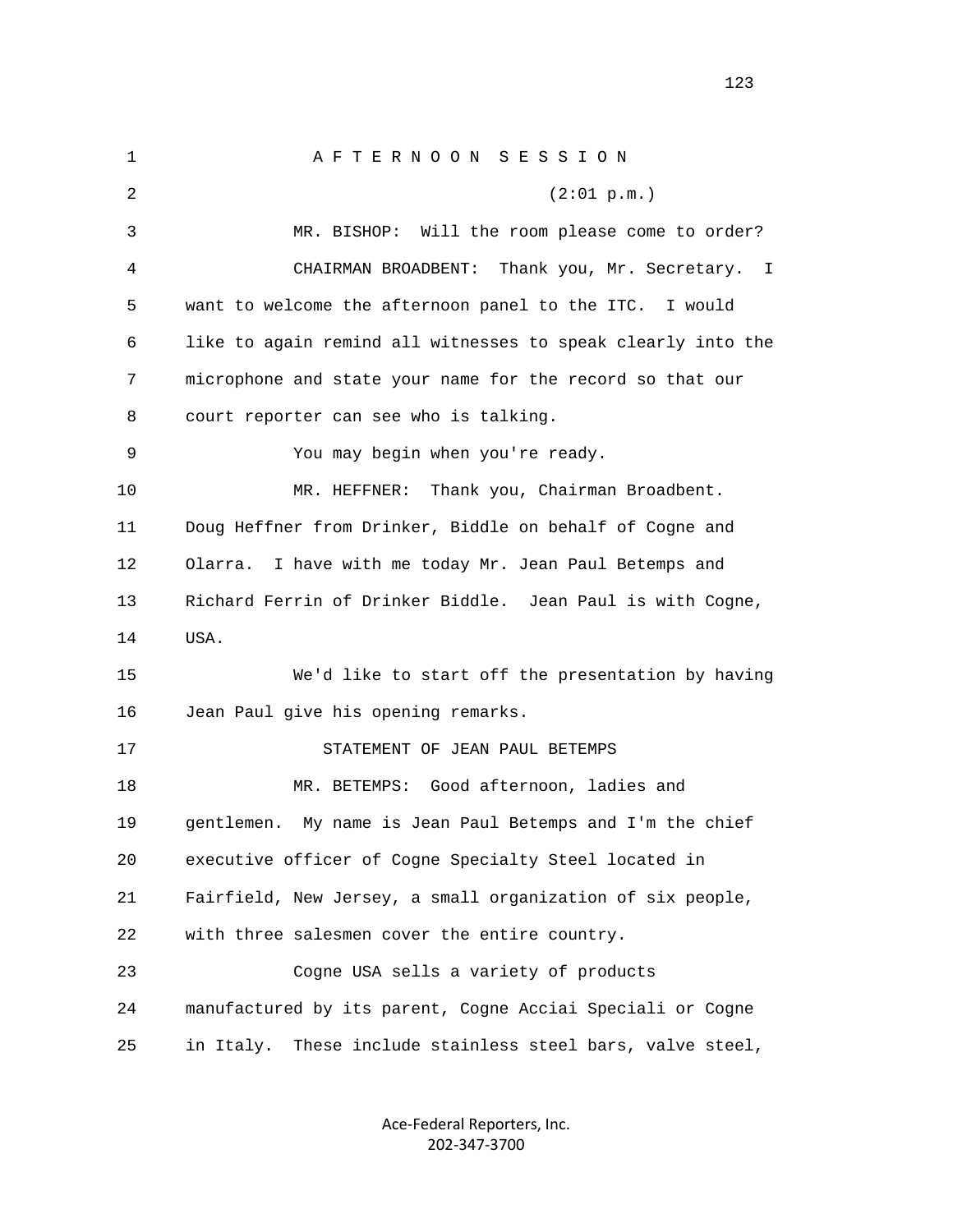A F T E R N O O N   S E S S I O N

(2:01 p.m.)

MR. BISHOP: Will the room please come to order?

CHAIRMAN BROADBENT: Thank you, Mr. Secretary. I want to welcome the afternoon panel to the ITC. I would like to again remind all witnesses to speak clearly into the microphone and state your name for the record so that our court reporter can see who is talking.

You may begin when you're ready.

MR. HEFFNER: Thank you, Chairman Broadbent. Doug Heffner from Drinker, Biddle on behalf of Cogne and Olarra. I have with me today Mr. Jean Paul Betemps and Richard Ferrin of Drinker Biddle. Jean Paul is with Cogne, USA.

We'd like to start off the presentation by having Jean Paul give his opening remarks.

STATEMENT OF JEAN PAUL BETEMPS

MR. BETEMPS: Good afternoon, ladies and gentlemen. My name is Jean Paul Betemps and I'm the chief executive officer of Cogne Specialty Steel located in Fairfield, New Jersey, a small organization of six people, with three salesmen cover the entire country.

Cogne USA sells a variety of products manufactured by its parent, Cogne Acciai Speciali or Cogne in Italy. These include stainless steel bars, valve steel,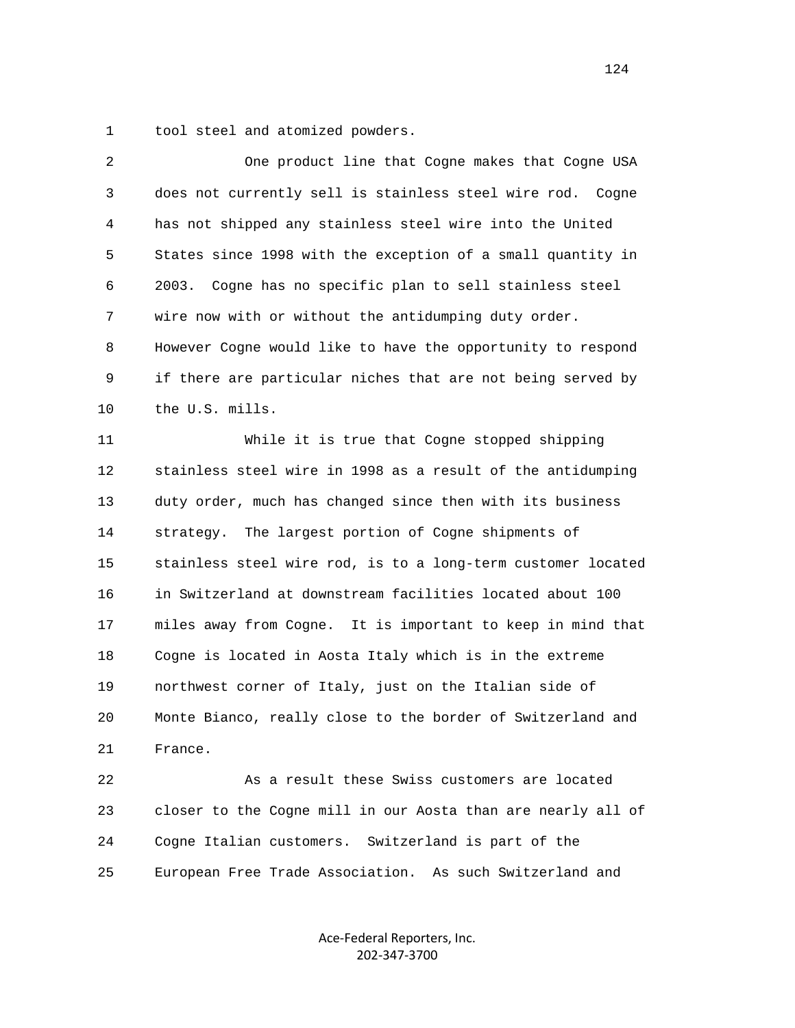tool steel and atomized powders.

One product line that Cogne makes that Cogne USA does not currently sell is stainless steel wire rod. Cogne has not shipped any stainless steel wire into the United States since 1998 with the exception of a small quantity in 2003. Cogne has no specific plan to sell stainless steel wire now with or without the antidumping duty order. However Cogne would like to have the opportunity to respond if there are particular niches that are not being served by the U.S. mills.

While it is true that Cogne stopped shipping stainless steel wire in 1998 as a result of the antidumping duty order, much has changed since then with its business strategy. The largest portion of Cogne shipments of stainless steel wire rod, is to a long-term customer located in Switzerland at downstream facilities located about 100 miles away from Cogne. It is important to keep in mind that Cogne is located in Aosta Italy which is in the extreme northwest corner of Italy, just on the Italian side of Monte Bianco, really close to the border of Switzerland and France.

As a result these Swiss customers are located closer to the Cogne mill in our Aosta than are nearly all of Cogne Italian customers. Switzerland is part of the European Free Trade Association. As such Switzerland and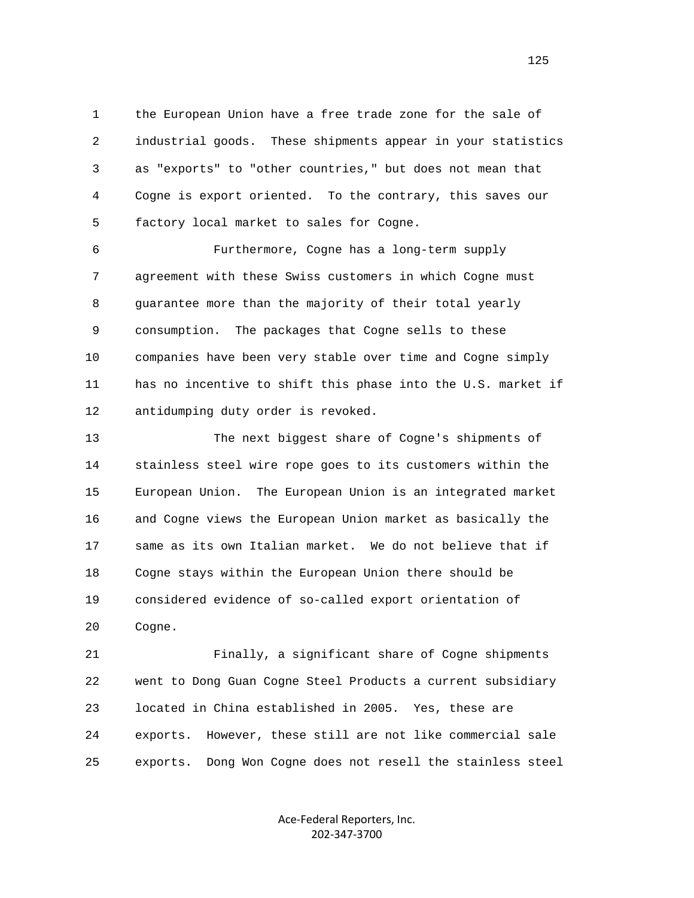the European Union have a free trade zone for the sale of industrial goods. These shipments appear in your statistics as "exports" to "other countries," but does not mean that Cogne is export oriented. To the contrary, this saves our factory local market to sales for Cogne.

Furthermore, Cogne has a long-term supply agreement with these Swiss customers in which Cogne must guarantee more than the majority of their total yearly consumption. The packages that Cogne sells to these companies have been very stable over time and Cogne simply has no incentive to shift this phase into the U.S. market if antidumping duty order is revoked.

The next biggest share of Cogne's shipments of stainless steel wire rope goes to its customers within the European Union. The European Union is an integrated market and Cogne views the European Union market as basically the same as its own Italian market. We do not believe that if Cogne stays within the European Union there should be considered evidence of so-called export orientation of Cogne.

Finally, a significant share of Cogne shipments went to Dong Guan Cogne Steel Products a current subsidiary located in China established in 2005. Yes, these are exports. However, these still are not like commercial sale exports. Dong Won Cogne does not resell the stainless steel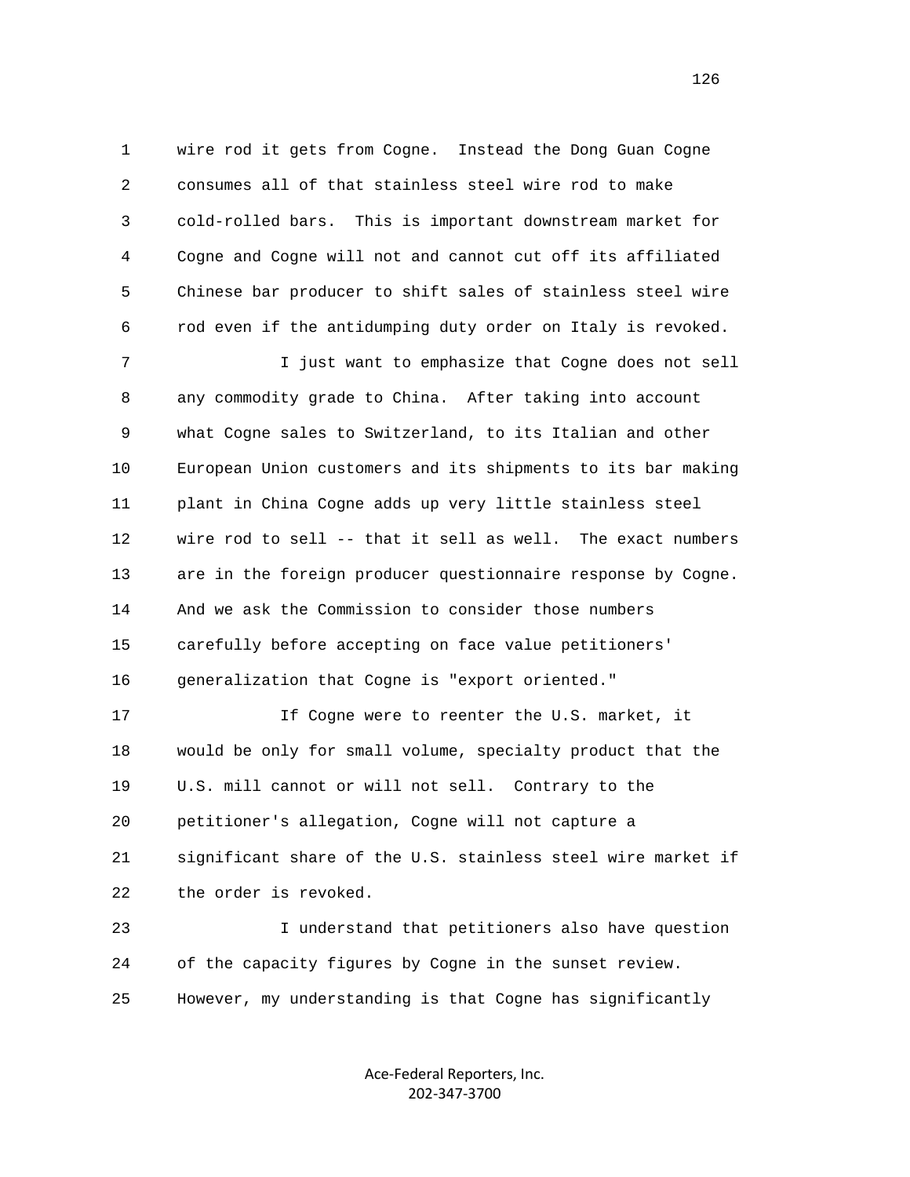wire rod it gets from Cogne. Instead the Dong Guan Cogne consumes all of that stainless steel wire rod to make cold-rolled bars. This is important downstream market for Cogne and Cogne will not and cannot cut off its affiliated Chinese bar producer to shift sales of stainless steel wire rod even if the antidumping duty order on Italy is revoked.

I just want to emphasize that Cogne does not sell any commodity grade to China. After taking into account what Cogne sales to Switzerland, to its Italian and other European Union customers and its shipments to its bar making plant in China Cogne adds up very little stainless steel wire rod to sell -- that it sell as well. The exact numbers are in the foreign producer questionnaire response by Cogne. And we ask the Commission to consider those numbers carefully before accepting on face value petitioners' generalization that Cogne is "export oriented."

If Cogne were to reenter the U.S. market, it would be only for small volume, specialty product that the U.S. mill cannot or will not sell. Contrary to the petitioner's allegation, Cogne will not capture a significant share of the U.S. stainless steel wire market if the order is revoked.

I understand that petitioners also have question of the capacity figures by Cogne in the sunset review. However, my understanding is that Cogne has significantly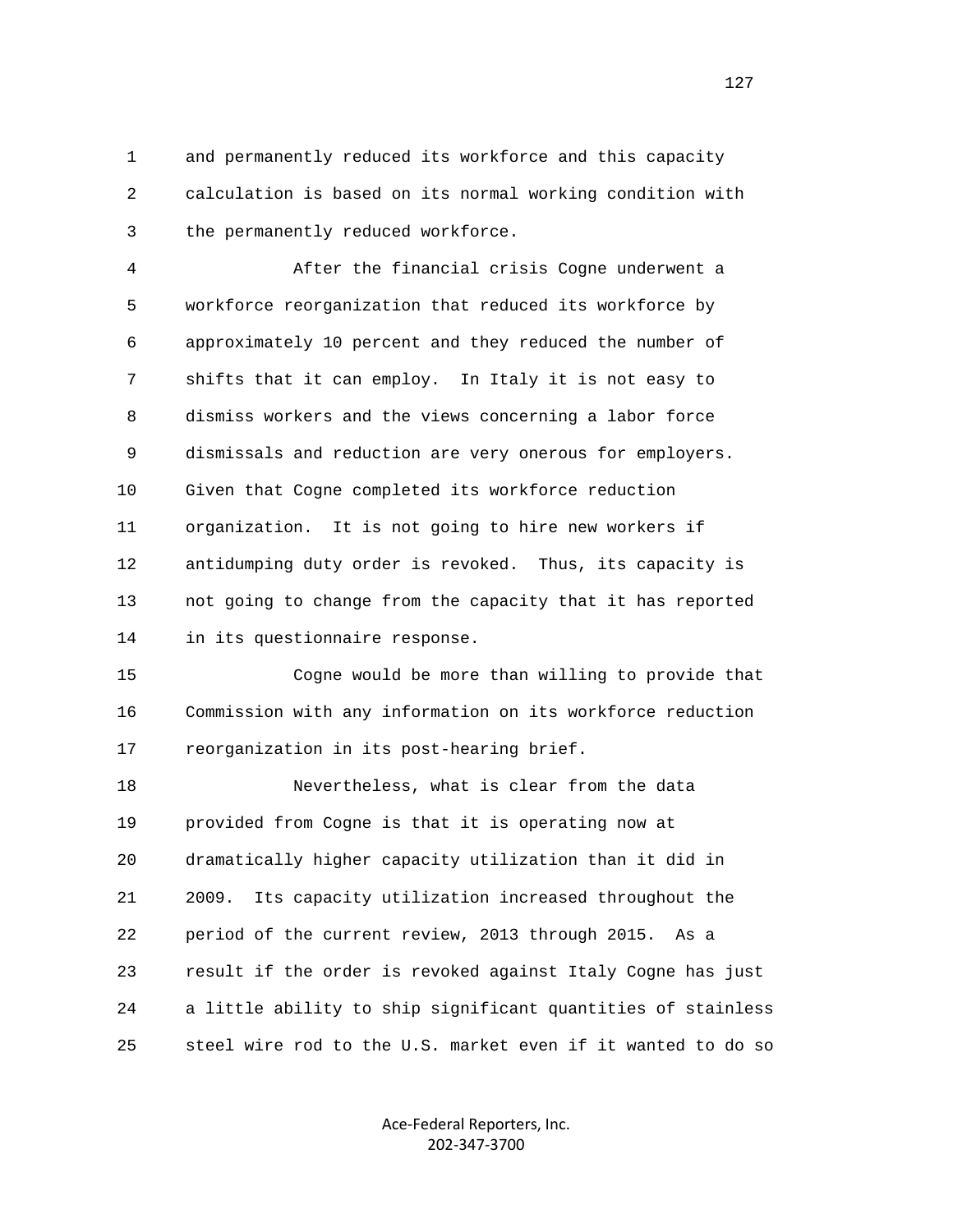and permanently reduced its workforce and this capacity calculation is based on its normal working condition with the permanently reduced workforce.

After the financial crisis Cogne underwent a workforce reorganization that reduced its workforce by approximately 10 percent and they reduced the number of shifts that it can employ. In Italy it is not easy to dismiss workers and the views concerning a labor force dismissals and reduction are very onerous for employers. Given that Cogne completed its workforce reduction organization. It is not going to hire new workers if antidumping duty order is revoked. Thus, its capacity is not going to change from the capacity that it has reported in its questionnaire response.

Cogne would be more than willing to provide that Commission with any information on its workforce reduction reorganization in its post-hearing brief.

Nevertheless, what is clear from the data provided from Cogne is that it is operating now at dramatically higher capacity utilization than it did in 2009. Its capacity utilization increased throughout the period of the current review, 2013 through 2015. As a result if the order is revoked against Italy Cogne has just a little ability to ship significant quantities of stainless steel wire rod to the U.S. market even if it wanted to do so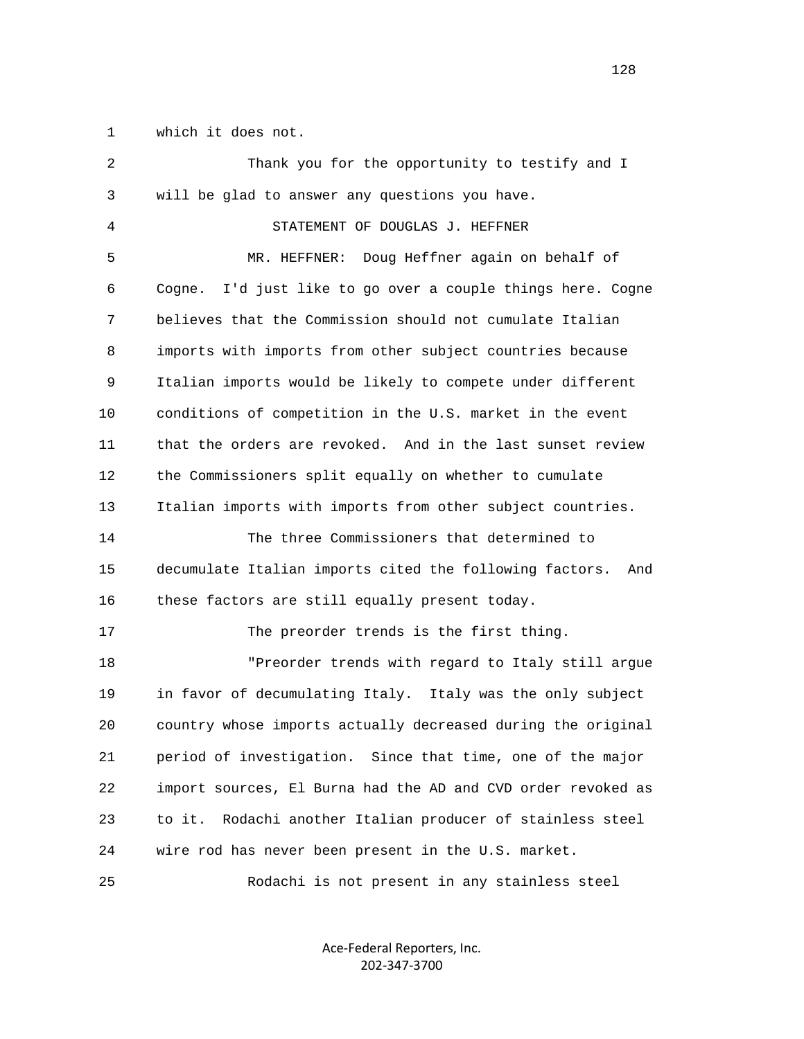which it does not.

Thank you for the opportunity to testify and I will be glad to answer any questions you have.

STATEMENT OF DOUGLAS J. HEFFNER

MR. HEFFNER: Doug Heffner again on behalf of Cogne. I'd just like to go over a couple things here. Cogne believes that the Commission should not cumulate Italian imports with imports from other subject countries because Italian imports would be likely to compete under different conditions of competition in the U.S. market in the event that the orders are revoked. And in the last sunset review the Commissioners split equally on whether to cumulate Italian imports with imports from other subject countries.

The three Commissioners that determined to decumulate Italian imports cited the following factors. And these factors are still equally present today.

The preorder trends is the first thing.

"Preorder trends with regard to Italy still argue in favor of decumulating Italy. Italy was the only subject country whose imports actually decreased during the original period of investigation. Since that time, one of the major import sources, El Burna had the AD and CVD order revoked as to it. Rodachi another Italian producer of stainless steel wire rod has never been present in the U.S. market.

Rodachi is not present in any stainless steel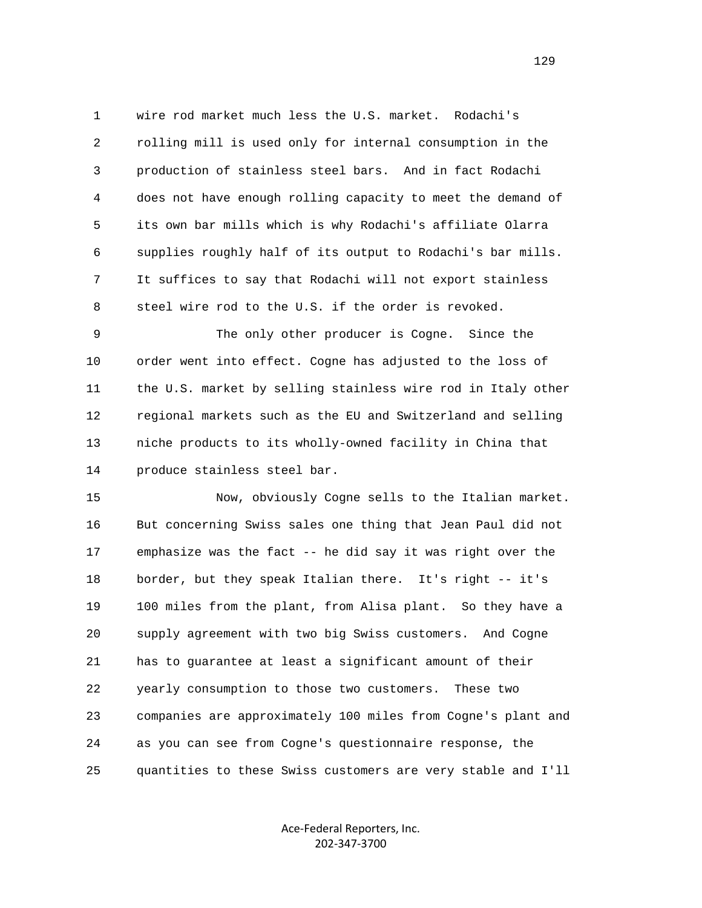wire rod market much less the U.S. market. Rodachi's rolling mill is used only for internal consumption in the production of stainless steel bars. And in fact Rodachi does not have enough rolling capacity to meet the demand of its own bar mills which is why Rodachi's affiliate Olarra supplies roughly half of its output to Rodachi's bar mills. It suffices to say that Rodachi will not export stainless steel wire rod to the U.S. if the order is revoked.

The only other producer is Cogne. Since the order went into effect. Cogne has adjusted to the loss of the U.S. market by selling stainless wire rod in Italy other regional markets such as the EU and Switzerland and selling niche products to its wholly-owned facility in China that produce stainless steel bar.

Now, obviously Cogne sells to the Italian market. But concerning Swiss sales one thing that Jean Paul did not emphasize was the fact -- he did say it was right over the border, but they speak Italian there. It's right -- it's 100 miles from the plant, from Alisa plant. So they have a supply agreement with two big Swiss customers. And Cogne has to guarantee at least a significant amount of their yearly consumption to those two customers. These two companies are approximately 100 miles from Cogne's plant and as you can see from Cogne's questionnaire response, the quantities to these Swiss customers are very stable and I'll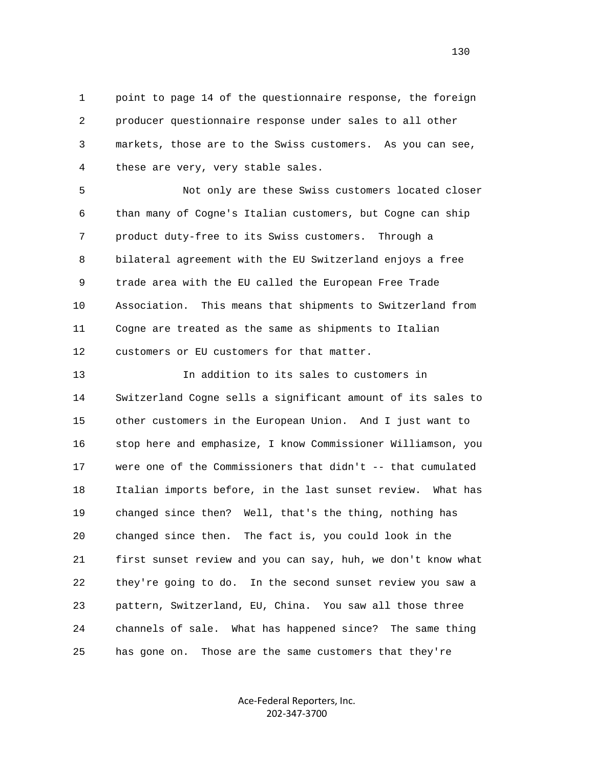point to page 14 of the questionnaire response, the foreign producer questionnaire response under sales to all other markets, those are to the Swiss customers. As you can see, these are very, very stable sales.

Not only are these Swiss customers located closer than many of Cogne's Italian customers, but Cogne can ship product duty-free to its Swiss customers. Through a bilateral agreement with the EU Switzerland enjoys a free trade area with the EU called the European Free Trade Association. This means that shipments to Switzerland from Cogne are treated as the same as shipments to Italian customers or EU customers for that matter.

In addition to its sales to customers in Switzerland Cogne sells a significant amount of its sales to other customers in the European Union. And I just want to stop here and emphasize, I know Commissioner Williamson, you were one of the Commissioners that didn't -- that cumulated Italian imports before, in the last sunset review. What has changed since then? Well, that's the thing, nothing has changed since then. The fact is, you could look in the first sunset review and you can say, huh, we don't know what they're going to do. In the second sunset review you saw a pattern, Switzerland, EU, China. You saw all those three channels of sale. What has happened since? The same thing has gone on. Those are the same customers that they're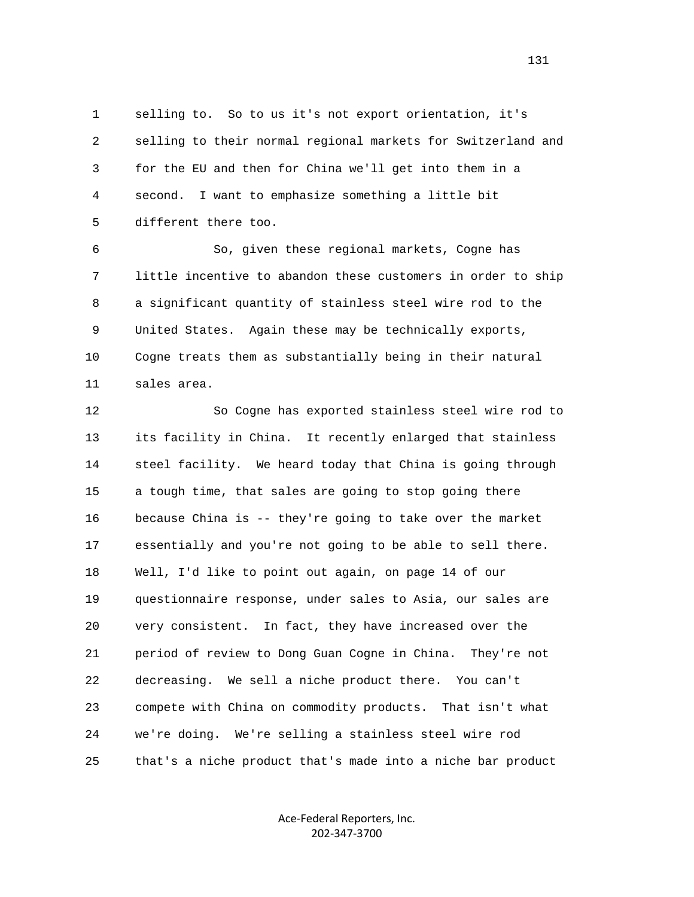selling to. So to us it's not export orientation, it's selling to their normal regional markets for Switzerland and for the EU and then for China we'll get into them in a second. I want to emphasize something a little bit different there too.

So, given these regional markets, Cogne has little incentive to abandon these customers in order to ship a significant quantity of stainless steel wire rod to the United States. Again these may be technically exports, Cogne treats them as substantially being in their natural sales area.

So Cogne has exported stainless steel wire rod to its facility in China. It recently enlarged that stainless steel facility. We heard today that China is going through a tough time, that sales are going to stop going there because China is -- they're going to take over the market essentially and you're not going to be able to sell there. Well, I'd like to point out again, on page 14 of our questionnaire response, under sales to Asia, our sales are very consistent. In fact, they have increased over the period of review to Dong Guan Cogne in China. They're not decreasing. We sell a niche product there. You can't compete with China on commodity products. That isn't what we're doing. We're selling a stainless steel wire rod that's a niche product that's made into a niche bar product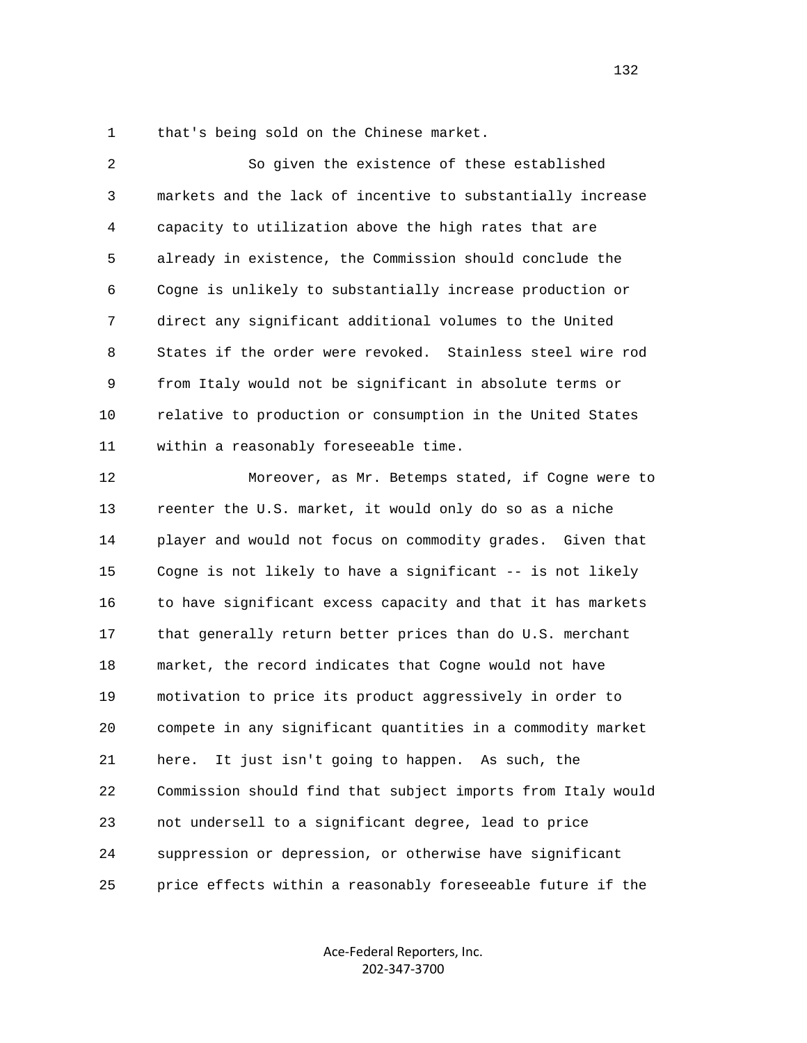that's being sold on the Chinese market.

So given the existence of these established markets and the lack of incentive to substantially increase capacity to utilization above the high rates that are already in existence, the Commission should conclude the Cogne is unlikely to substantially increase production or direct any significant additional volumes to the United States if the order were revoked. Stainless steel wire rod from Italy would not be significant in absolute terms or relative to production or consumption in the United States within a reasonably foreseeable time.

Moreover, as Mr. Betemps stated, if Cogne were to reenter the U.S. market, it would only do so as a niche player and would not focus on commodity grades. Given that Cogne is not likely to have a significant -- is not likely to have significant excess capacity and that it has markets that generally return better prices than do U.S. merchant market, the record indicates that Cogne would not have motivation to price its product aggressively in order to compete in any significant quantities in a commodity market here. It just isn't going to happen. As such, the Commission should find that subject imports from Italy would not undersell to a significant degree, lead to price suppression or depression, or otherwise have significant price effects within a reasonably foreseeable future if the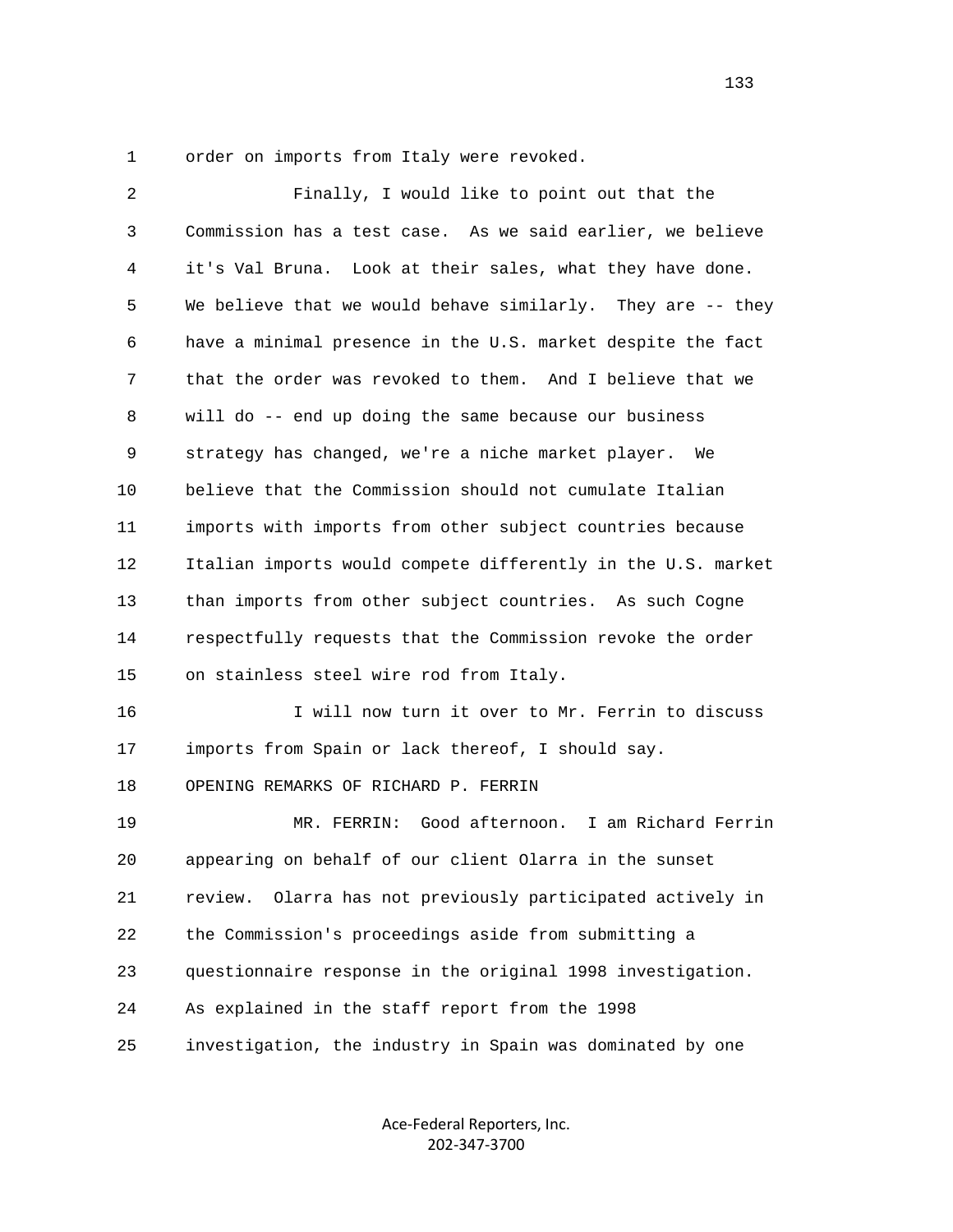order on imports from Italy were revoked.

Finally, I would like to point out that the Commission has a test case. As we said earlier, we believe it's Val Bruna. Look at their sales, what they have done. We believe that we would behave similarly. They are -- they have a minimal presence in the U.S. market despite the fact that the order was revoked to them. And I believe that we will do -- end up doing the same because our business strategy has changed, we're a niche market player. We believe that the Commission should not cumulate Italian imports with imports from other subject countries because Italian imports would compete differently in the U.S. market than imports from other subject countries. As such Cogne respectfully requests that the Commission revoke the order on stainless steel wire rod from Italy.

I will now turn it over to Mr. Ferrin to discuss imports from Spain or lack thereof, I should say.

OPENING REMARKS OF RICHARD P. FERRIN

MR. FERRIN: Good afternoon. I am Richard Ferrin appearing on behalf of our client Olarra in the sunset review. Olarra has not previously participated actively in the Commission's proceedings aside from submitting a questionnaire response in the original 1998 investigation. As explained in the staff report from the 1998 investigation, the industry in Spain was dominated by one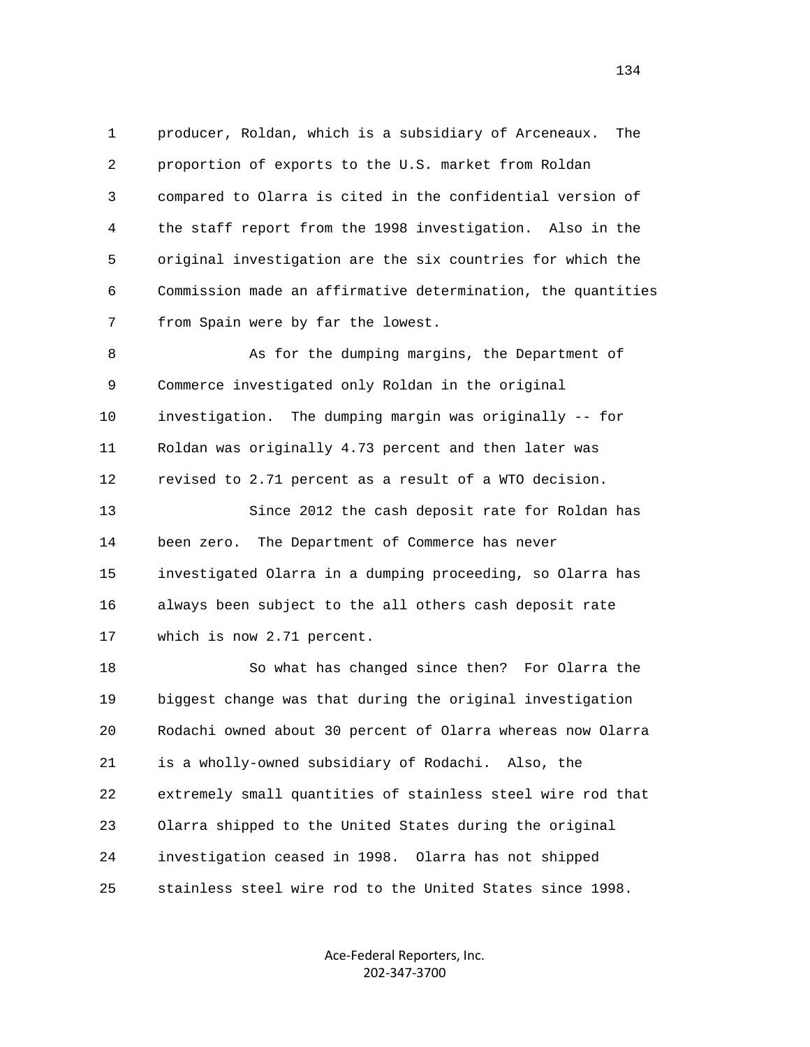producer, Roldan, which is a subsidiary of Arceneaux. The proportion of exports to the U.S. market from Roldan compared to Olarra is cited in the confidential version of the staff report from the 1998 investigation. Also in the original investigation are the six countries for which the Commission made an affirmative determination, the quantities from Spain were by far the lowest.

As for the dumping margins, the Department of Commerce investigated only Roldan in the original investigation. The dumping margin was originally -- for Roldan was originally 4.73 percent and then later was revised to 2.71 percent as a result of a WTO decision.

Since 2012 the cash deposit rate for Roldan has been zero. The Department of Commerce has never investigated Olarra in a dumping proceeding, so Olarra has always been subject to the all others cash deposit rate which is now 2.71 percent.

So what has changed since then? For Olarra the biggest change was that during the original investigation Rodachi owned about 30 percent of Olarra whereas now Olarra is a wholly-owned subsidiary of Rodachi. Also, the extremely small quantities of stainless steel wire rod that Olarra shipped to the United States during the original investigation ceased in 1998. Olarra has not shipped stainless steel wire rod to the United States since 1998.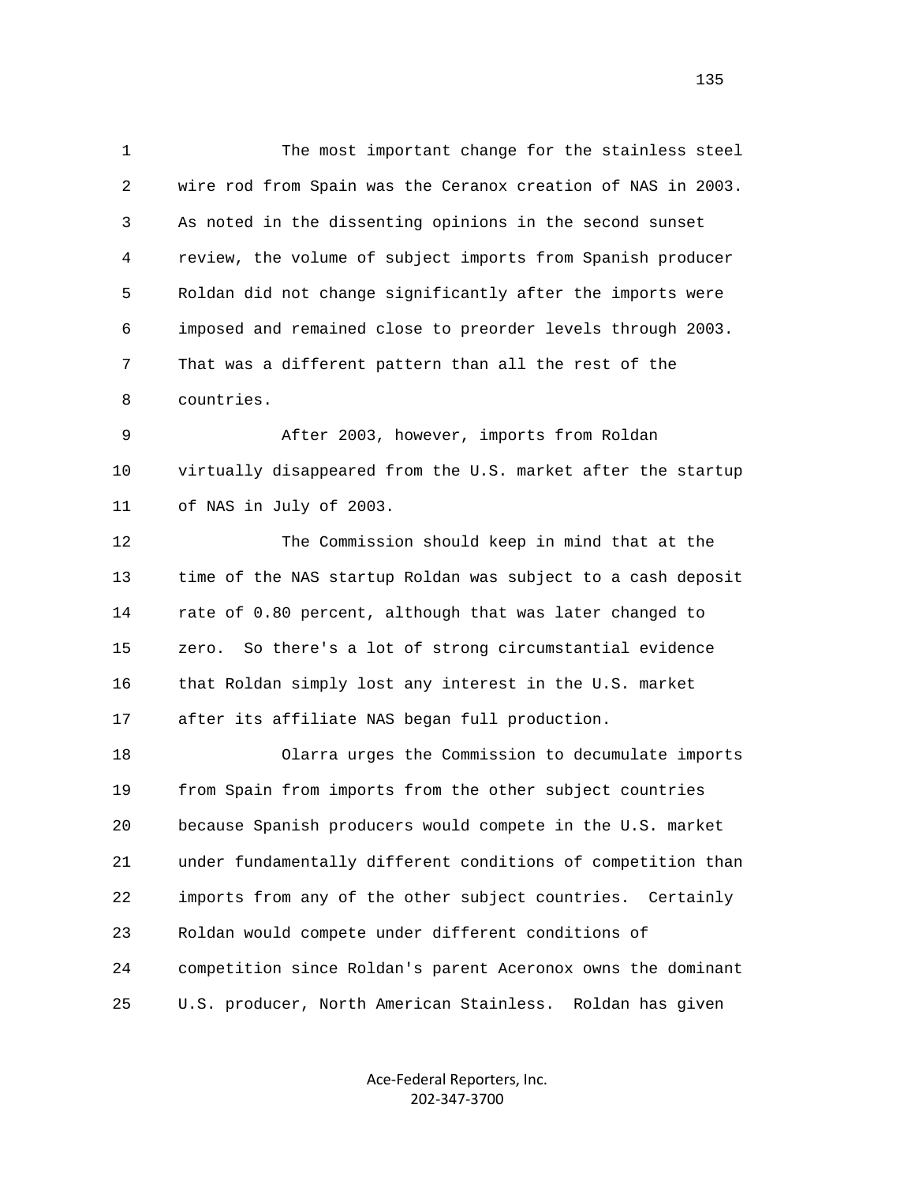The most important change for the stainless steel wire rod from Spain was the Ceranox creation of NAS in 2003. As noted in the dissenting opinions in the second sunset review, the volume of subject imports from Spanish producer Roldan did not change significantly after the imports were imposed and remained close to preorder levels through 2003. That was a different pattern than all the rest of the countries.

After 2003, however, imports from Roldan virtually disappeared from the U.S. market after the startup of NAS in July of 2003.

The Commission should keep in mind that at the time of the NAS startup Roldan was subject to a cash deposit rate of 0.80 percent, although that was later changed to zero. So there's a lot of strong circumstantial evidence that Roldan simply lost any interest in the U.S. market after its affiliate NAS began full production.

Olarra urges the Commission to decumulate imports from Spain from imports from the other subject countries because Spanish producers would compete in the U.S. market under fundamentally different conditions of competition than imports from any of the other subject countries. Certainly Roldan would compete under different conditions of competition since Roldan's parent Aceronox owns the dominant U.S. producer, North American Stainless. Roldan has given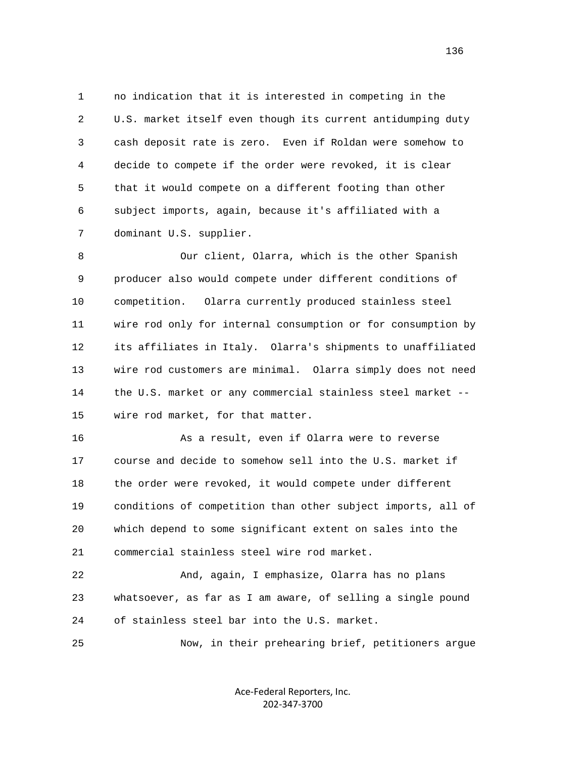no indication that it is interested in competing in the U.S. market itself even though its current antidumping duty cash deposit rate is zero. Even if Roldan were somehow to decide to compete if the order were revoked, it is clear that it would compete on a different footing than other subject imports, again, because it's affiliated with a dominant U.S. supplier.

Our client, Olarra, which is the other Spanish producer also would compete under different conditions of competition. Olarra currently produced stainless steel wire rod only for internal consumption or for consumption by its affiliates in Italy. Olarra's shipments to unaffiliated wire rod customers are minimal. Olarra simply does not need the U.S. market or any commercial stainless steel market -- wire rod market, for that matter.

As a result, even if Olarra were to reverse course and decide to somehow sell into the U.S. market if the order were revoked, it would compete under different conditions of competition than other subject imports, all of which depend to some significant extent on sales into the commercial stainless steel wire rod market.

And, again, I emphasize, Olarra has no plans whatsoever, as far as I am aware, of selling a single pound of stainless steel bar into the U.S. market.

Now, in their prehearing brief, petitioners argue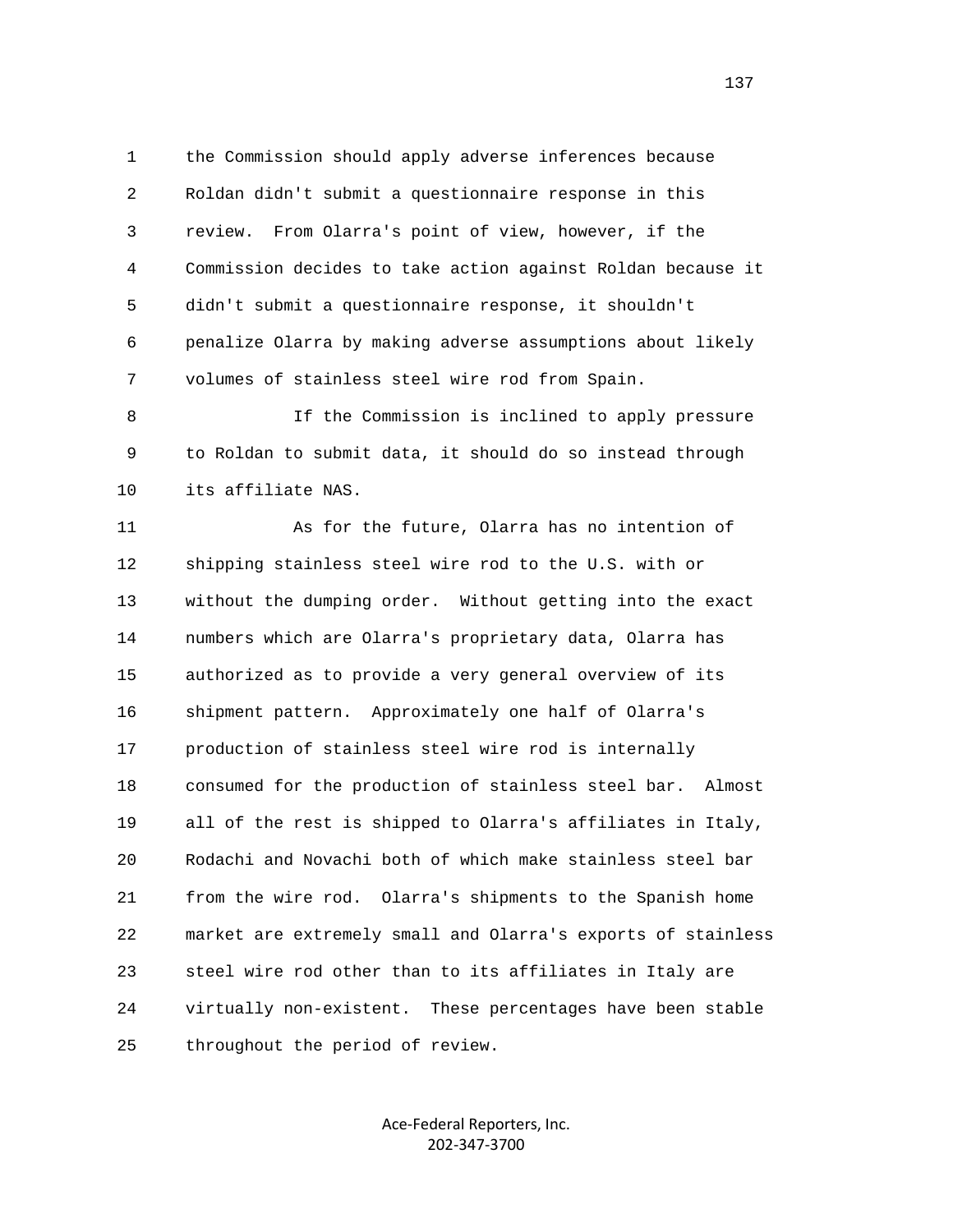the Commission should apply adverse inferences because Roldan didn't submit a questionnaire response in this review. From Olarra's point of view, however, if the Commission decides to take action against Roldan because it didn't submit a questionnaire response, it shouldn't penalize Olarra by making adverse assumptions about likely volumes of stainless steel wire rod from Spain.

If the Commission is inclined to apply pressure to Roldan to submit data, it should do so instead through its affiliate NAS.

As for the future, Olarra has no intention of shipping stainless steel wire rod to the U.S. with or without the dumping order. Without getting into the exact numbers which are Olarra's proprietary data, Olarra has authorized as to provide a very general overview of its shipment pattern. Approximately one half of Olarra's production of stainless steel wire rod is internally consumed for the production of stainless steel bar. Almost all of the rest is shipped to Olarra's affiliates in Italy, Rodachi and Novachi both of which make stainless steel bar from the wire rod. Olarra's shipments to the Spanish home market are extremely small and Olarra's exports of stainless steel wire rod other than to its affiliates in Italy are virtually non-existent. These percentages have been stable throughout the period of review.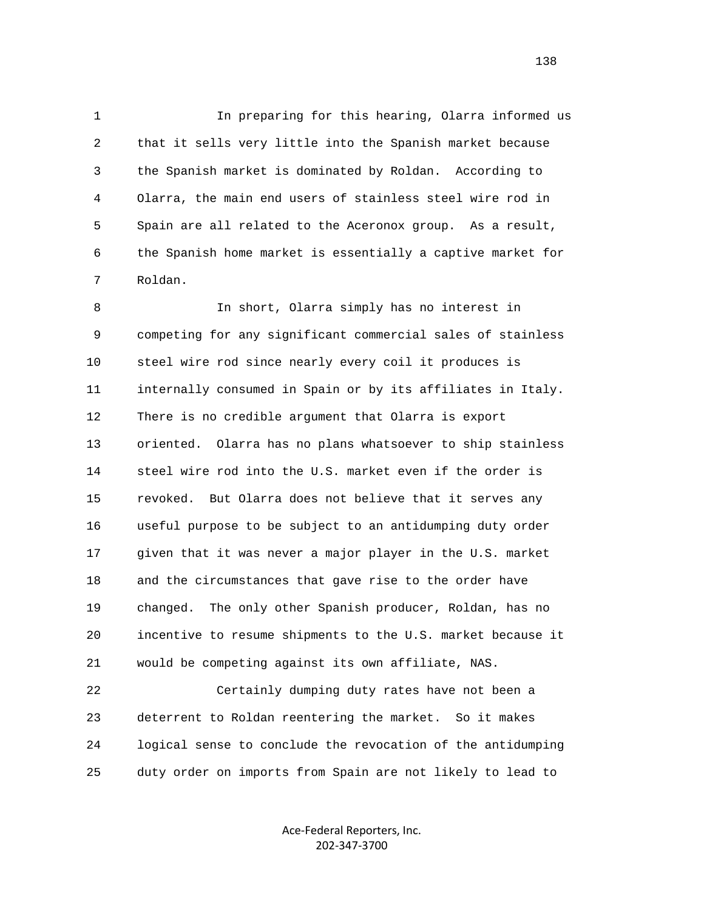In preparing for this hearing, Olarra informed us that it sells very little into the Spanish market because the Spanish market is dominated by Roldan. According to Olarra, the main end users of stainless steel wire rod in Spain are all related to the Aceronox group. As a result, the Spanish home market is essentially a captive market for Roldan.

In short, Olarra simply has no interest in competing for any significant commercial sales of stainless steel wire rod since nearly every coil it produces is internally consumed in Spain or by its affiliates in Italy. There is no credible argument that Olarra is export oriented. Olarra has no plans whatsoever to ship stainless steel wire rod into the U.S. market even if the order is revoked. But Olarra does not believe that it serves any useful purpose to be subject to an antidumping duty order given that it was never a major player in the U.S. market and the circumstances that gave rise to the order have changed. The only other Spanish producer, Roldan, has no incentive to resume shipments to the U.S. market because it would be competing against its own affiliate, NAS.

Certainly dumping duty rates have not been a deterrent to Roldan reentering the market. So it makes logical sense to conclude the revocation of the antidumping duty order on imports from Spain are not likely to lead to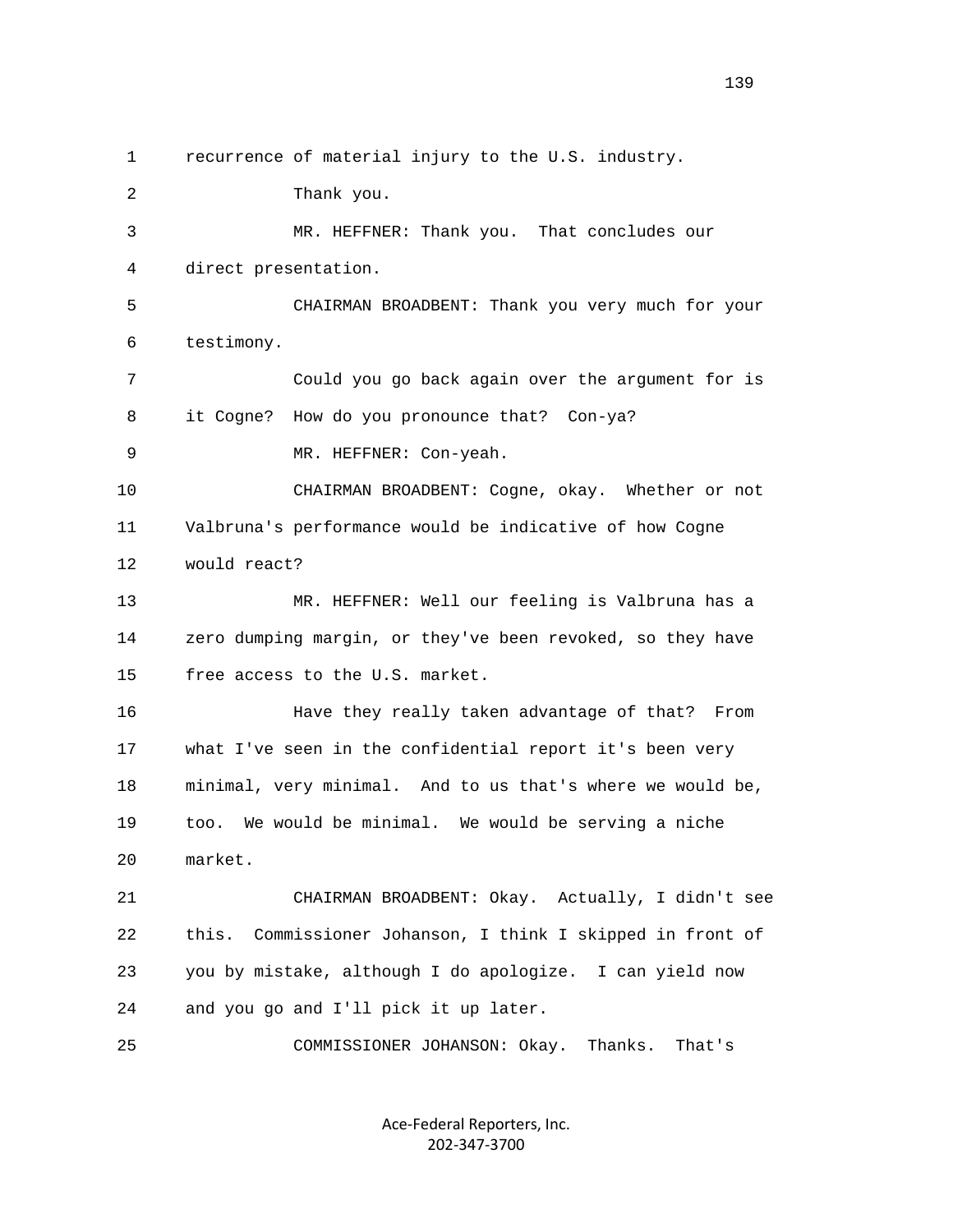recurrence of material injury to the U.S. industry.

Thank you.

MR. HEFFNER: Thank you. That concludes our direct presentation.

CHAIRMAN BROADBENT: Thank you very much for your testimony.

Could you go back again over the argument for is it Cogne? How do you pronounce that? Con-ya?

MR. HEFFNER: Con-yeah.

CHAIRMAN BROADBENT: Cogne, okay. Whether or not Valbruna's performance would be indicative of how Cogne would react?

MR. HEFFNER: Well our feeling is Valbruna has a zero dumping margin, or they've been revoked, so they have free access to the U.S. market.

Have they really taken advantage of that? From what I've seen in the confidential report it's been very minimal, very minimal. And to us that's where we would be, too. We would be minimal. We would be serving a niche market.

CHAIRMAN BROADBENT: Okay. Actually, I didn't see this. Commissioner Johanson, I think I skipped in front of you by mistake, although I do apologize. I can yield now and you go and I'll pick it up later.

COMMISSIONER JOHANSON: Okay. Thanks. That's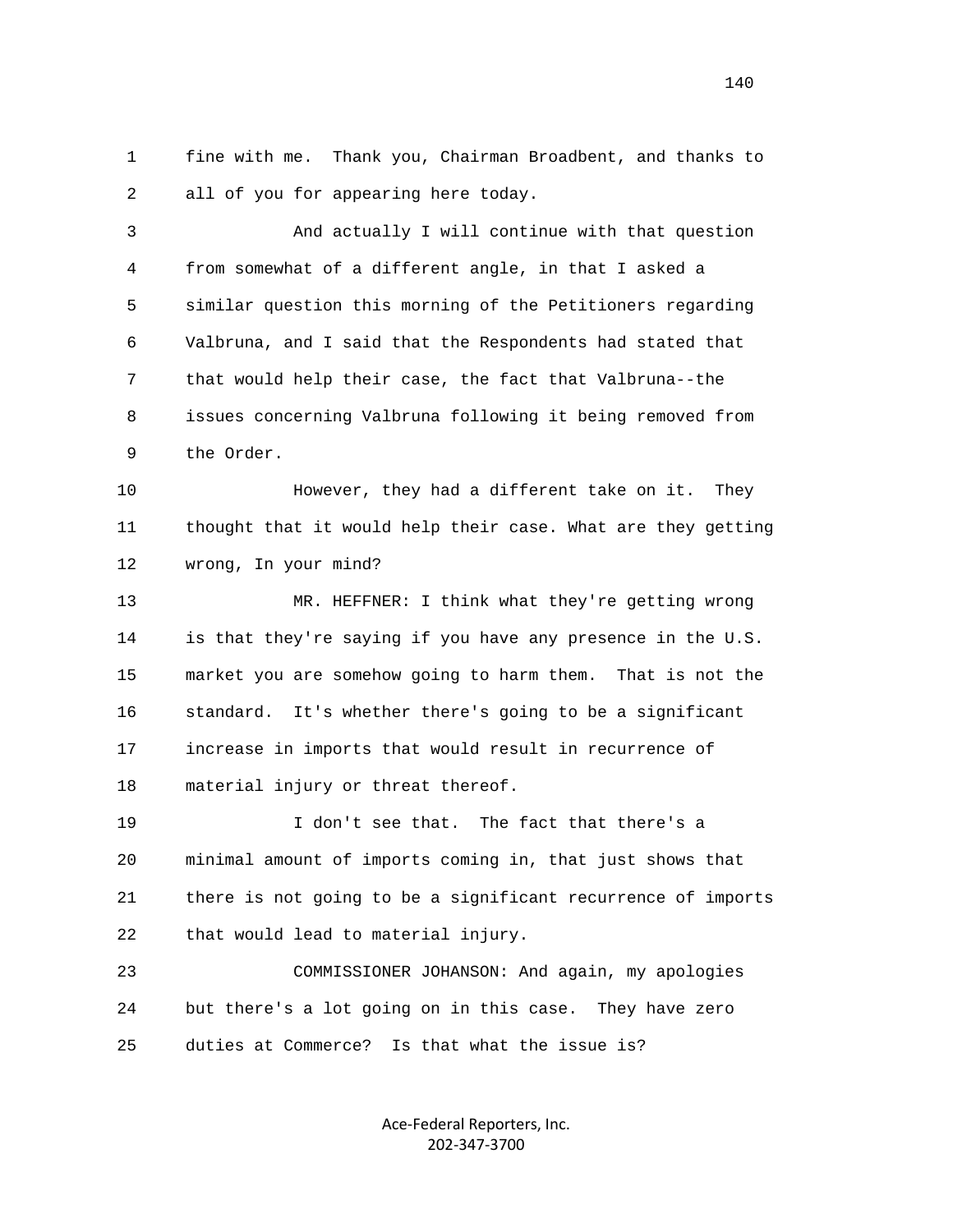1 fine with me. Thank you, Chairman Broadbent, and thanks to
2 all of you for appearing here today.

3 And actually I will continue with that question
4 from somewhat of a different angle, in that I asked a
5 similar question this morning of the Petitioners regarding
6 Valbruna, and I said that the Respondents had stated that
7 that would help their case, the fact that Valbruna--the
8 issues concerning Valbruna following it being removed from
9 the Order.

10 However, they had a different take on it. They
11 thought that it would help their case. What are they getting
12 wrong, In your mind?

13 MR. HEFFNER: I think what they're getting wrong
14 is that they're saying if you have any presence in the U.S.
15 market you are somehow going to harm them. That is not the
16 standard. It's whether there's going to be a significant
17 increase in imports that would result in recurrence of
18 material injury or threat thereof.

19 I don't see that. The fact that there's a
20 minimal amount of imports coming in, that just shows that
21 there is not going to be a significant recurrence of imports
22 that would lead to material injury.

23 COMMISSIONER JOHANSON: And again, my apologies
24 but there's a lot going on in this case. They have zero
25 duties at Commerce? Is that what the issue is?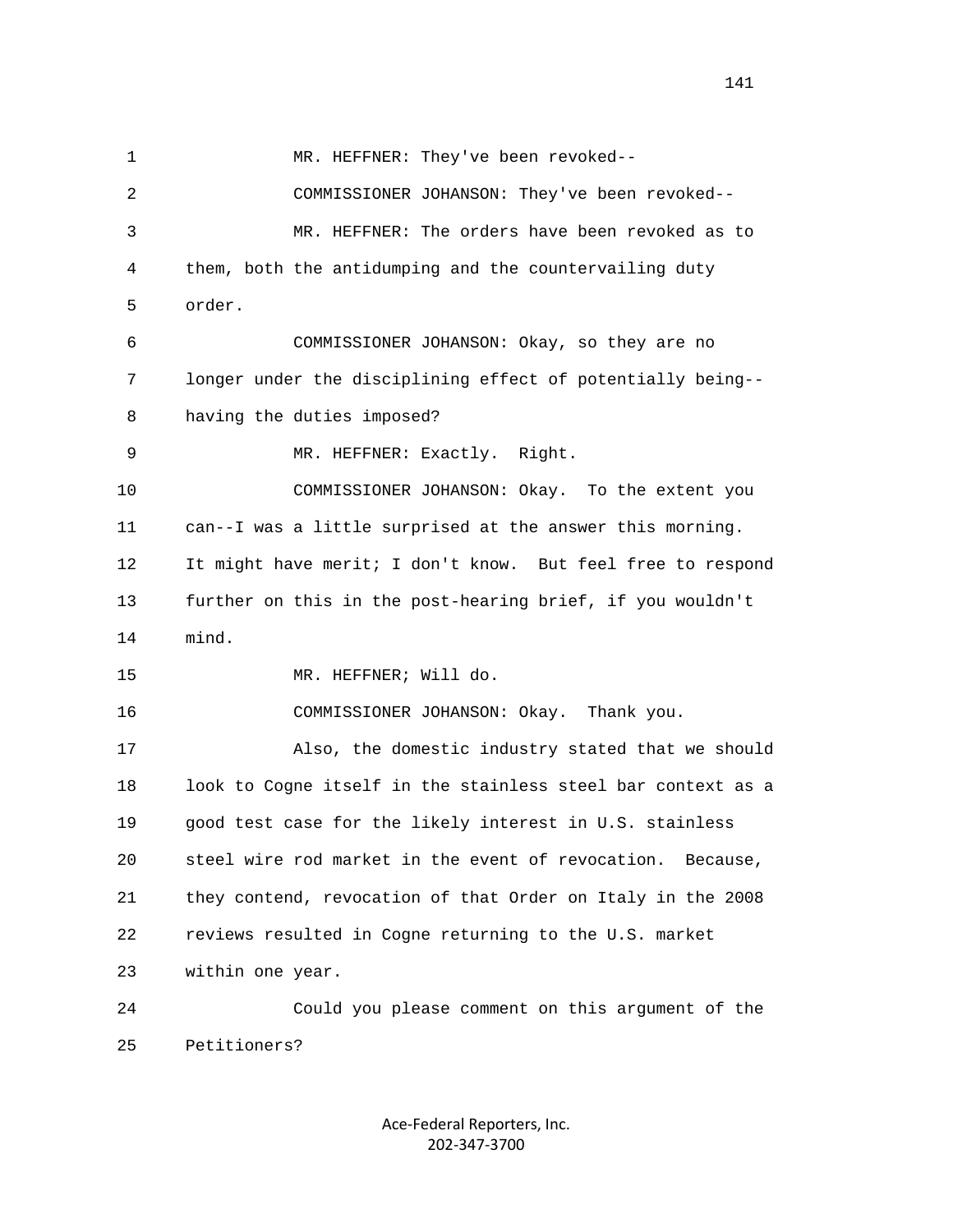MR. HEFFNER: They've been revoked--

COMMISSIONER JOHANSON: They've been revoked--

MR. HEFFNER: The orders have been revoked as to them, both the antidumping and the countervailing duty order.

COMMISSIONER JOHANSON: Okay, so they are no longer under the disciplining effect of potentially being--having the duties imposed?

MR. HEFFNER: Exactly. Right.

COMMISSIONER JOHANSON: Okay. To the extent you can--I was a little surprised at the answer this morning. It might have merit; I don't know. But feel free to respond further on this in the post-hearing brief, if you wouldn't mind.

MR. HEFFNER; Will do.

COMMISSIONER JOHANSON: Okay. Thank you.

Also, the domestic industry stated that we should look to Cogne itself in the stainless steel bar context as a good test case for the likely interest in U.S. stainless steel wire rod market in the event of revocation. Because, they contend, revocation of that Order on Italy in the 2008 reviews resulted in Cogne returning to the U.S. market within one year.

Could you please comment on this argument of the Petitioners?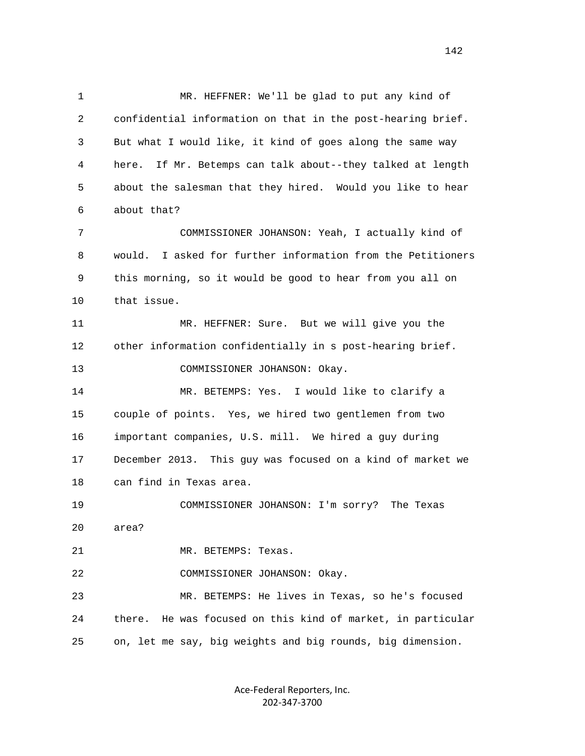MR. HEFFNER: We'll be glad to put any kind of confidential information on that in the post-hearing brief. But what I would like, it kind of goes along the same way here. If Mr. Betemps can talk about--they talked at length about the salesman that they hired. Would you like to hear about that?

COMMISSIONER JOHANSON: Yeah, I actually kind of would. I asked for further information from the Petitioners this morning, so it would be good to hear from you all on that issue.

MR. HEFFNER: Sure. But we will give you the other information confidentially in s post-hearing brief.

COMMISSIONER JOHANSON: Okay.

MR. BETEMPS: Yes. I would like to clarify a couple of points. Yes, we hired two gentlemen from two important companies, U.S. mill. We hired a guy during December 2013. This guy was focused on a kind of market we can find in Texas area.

COMMISSIONER JOHANSON: I'm sorry? The Texas area?

MR. BETEMPS: Texas.

COMMISSIONER JOHANSON: Okay.

MR. BETEMPS: He lives in Texas, so he's focused there. He was focused on this kind of market, in particular on, let me say, big weights and big rounds, big dimension.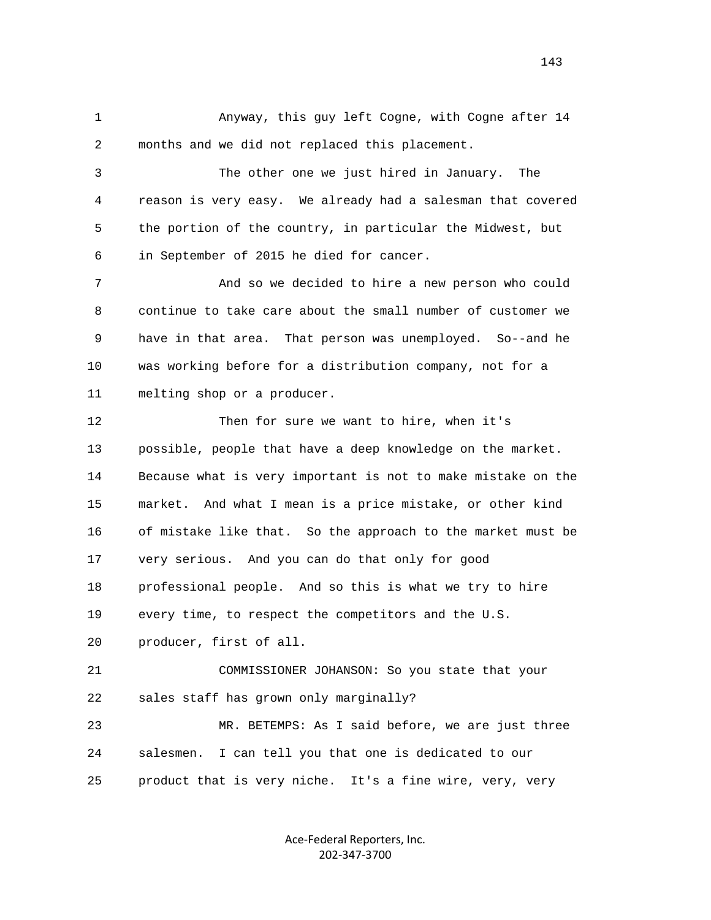Anyway, this guy left Cogne, with Cogne after 14 months and we did not replaced this placement.

The other one we just hired in January. The reason is very easy. We already had a salesman that covered the portion of the country, in particular the Midwest, but in September of 2015 he died for cancer.

And so we decided to hire a new person who could continue to take care about the small number of customer we have in that area. That person was unemployed. So--and he was working before for a distribution company, not for a melting shop or a producer.

Then for sure we want to hire, when it's possible, people that have a deep knowledge on the market. Because what is very important is not to make mistake on the market. And what I mean is a price mistake, or other kind of mistake like that. So the approach to the market must be very serious. And you can do that only for good professional people. And so this is what we try to hire every time, to respect the competitors and the U.S. producer, first of all.

COMMISSIONER JOHANSON: So you state that your sales staff has grown only marginally?

MR. BETEMPS: As I said before, we are just three salesmen. I can tell you that one is dedicated to our product that is very niche. It's a fine wire, very, very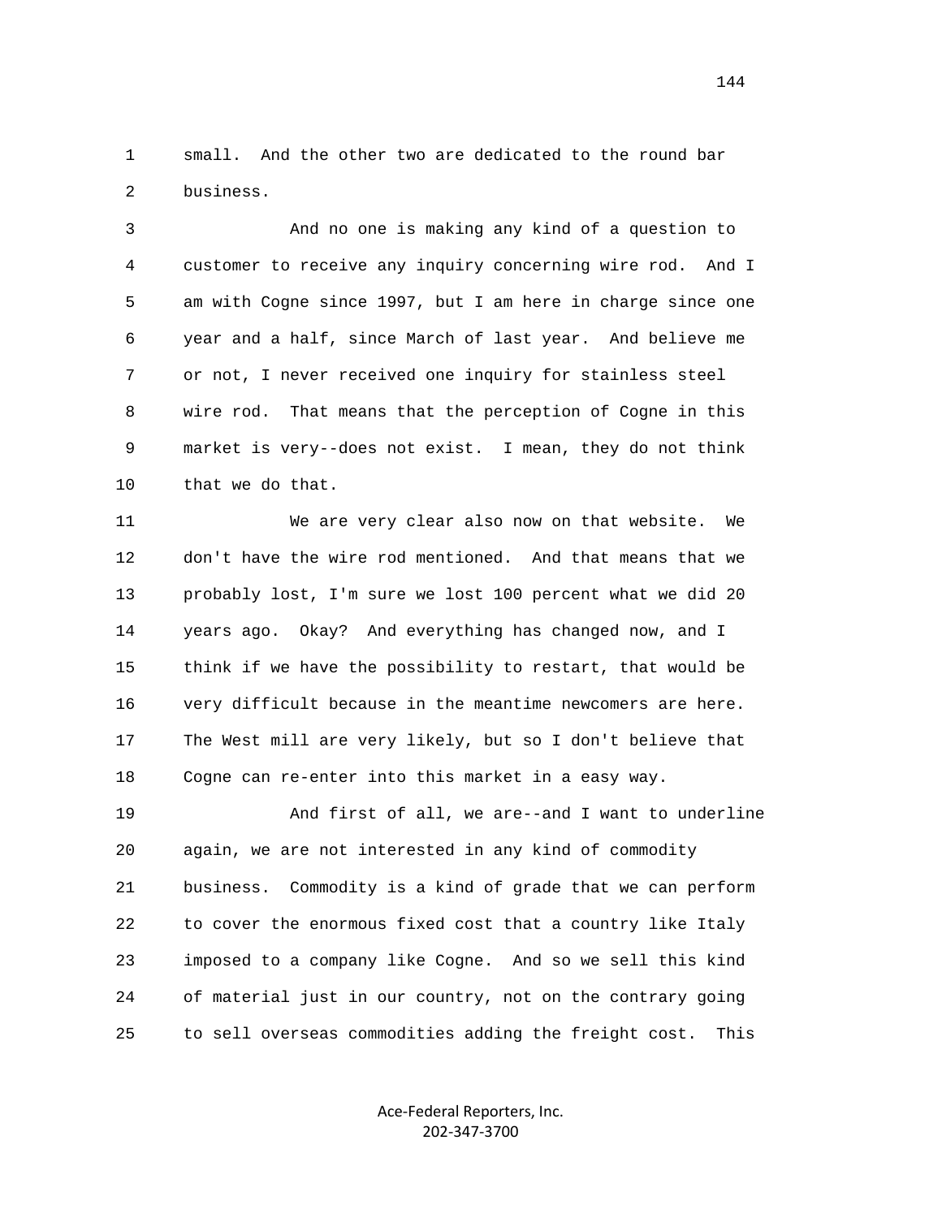small. And the other two are dedicated to the round bar business.

And no one is making any kind of a question to customer to receive any inquiry concerning wire rod. And I am with Cogne since 1997, but I am here in charge since one year and a half, since March of last year. And believe me or not, I never received one inquiry for stainless steel wire rod. That means that the perception of Cogne in this market is very--does not exist. I mean, they do not think that we do that.

We are very clear also now on that website. We don't have the wire rod mentioned. And that means that we probably lost, I'm sure we lost 100 percent what we did 20 years ago. Okay? And everything has changed now, and I think if we have the possibility to restart, that would be very difficult because in the meantime newcomers are here. The West mill are very likely, but so I don't believe that Cogne can re-enter into this market in a easy way.

And first of all, we are--and I want to underline again, we are not interested in any kind of commodity business. Commodity is a kind of grade that we can perform to cover the enormous fixed cost that a country like Italy imposed to a company like Cogne. And so we sell this kind of material just in our country, not on the contrary going to sell overseas commodities adding the freight cost. This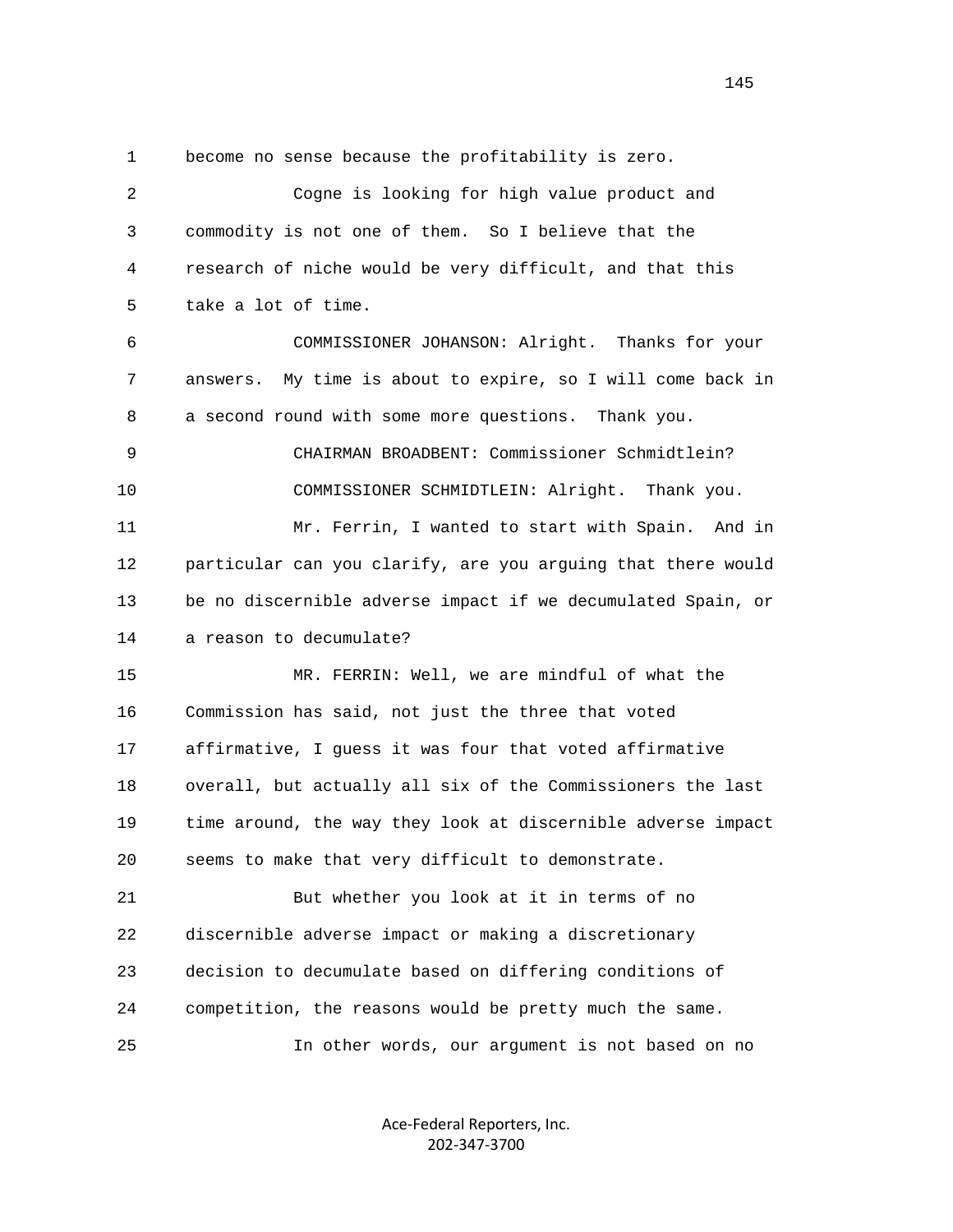become no sense because the profitability is zero.

Cogne is looking for high value product and commodity is not one of them. So I believe that the research of niche would be very difficult, and that this take a lot of time.

COMMISSIONER JOHANSON: Alright. Thanks for your answers. My time is about to expire, so I will come back in a second round with some more questions. Thank you.

CHAIRMAN BROADBENT: Commissioner Schmidtlein?

COMMISSIONER SCHMIDTLEIN: Alright. Thank you.

Mr. Ferrin, I wanted to start with Spain. And in particular can you clarify, are you arguing that there would be no discernible adverse impact if we decumulated Spain, or a reason to decumulate?

MR. FERRIN: Well, we are mindful of what the Commission has said, not just the three that voted affirmative, I guess it was four that voted affirmative overall, but actually all six of the Commissioners the last time around, the way they look at discernible adverse impact seems to make that very difficult to demonstrate.

But whether you look at it in terms of no discernible adverse impact or making a discretionary decision to decumulate based on differing conditions of competition, the reasons would be pretty much the same.

In other words, our argument is not based on no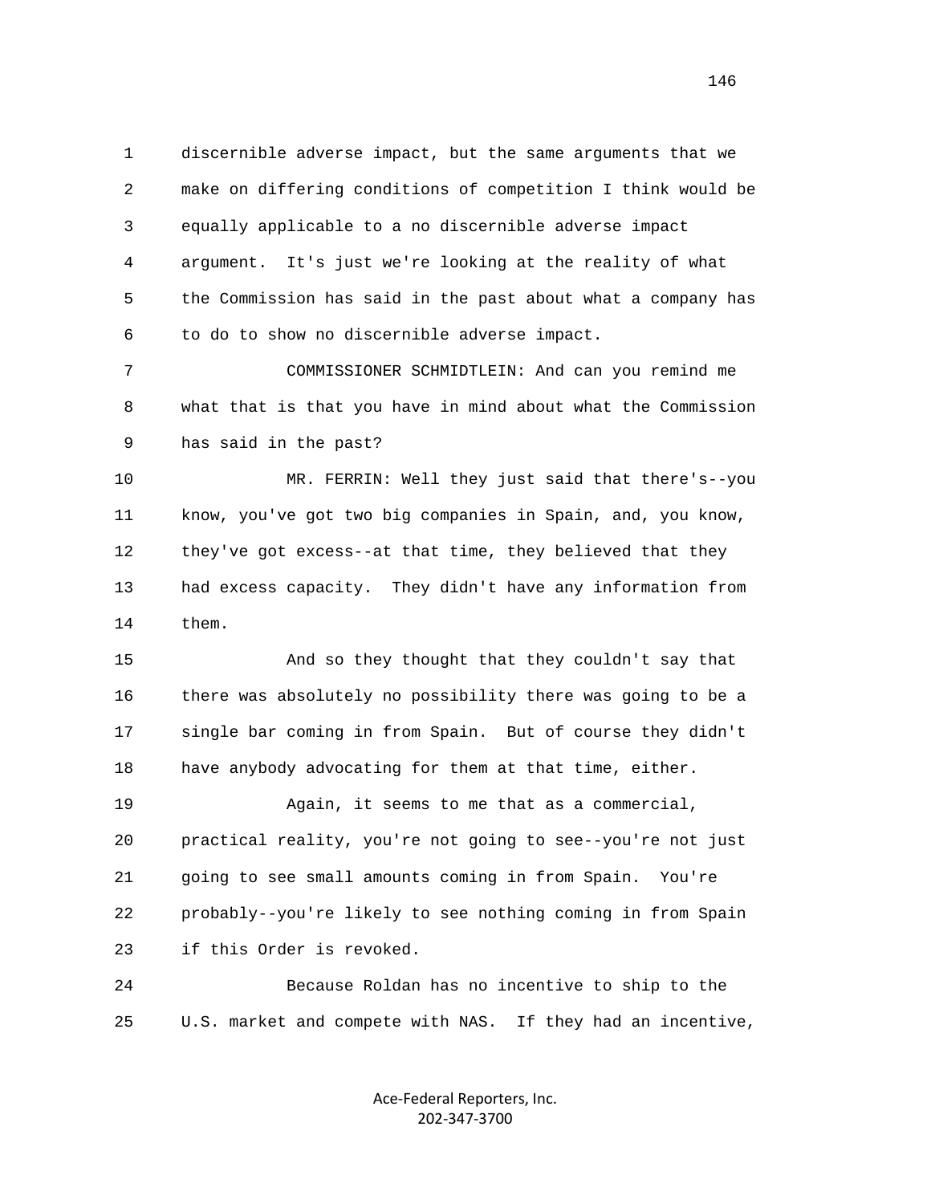discernible adverse impact, but the same arguments that we make on differing conditions of competition I think would be equally applicable to a no discernible adverse impact argument. It's just we're looking at the reality of what the Commission has said in the past about what a company has to do to show no discernible adverse impact.

COMMISSIONER SCHMIDTLEIN: And can you remind me what that is that you have in mind about what the Commission has said in the past?

MR. FERRIN: Well they just said that there's--you know, you've got two big companies in Spain, and, you know, they've got excess--at that time, they believed that they had excess capacity. They didn't have any information from them.

And so they thought that they couldn't say that there was absolutely no possibility there was going to be a single bar coming in from Spain. But of course they didn't have anybody advocating for them at that time, either.

Again, it seems to me that as a commercial, practical reality, you're not going to see--you're not just going to see small amounts coming in from Spain. You're probably--you're likely to see nothing coming in from Spain if this Order is revoked.

Because Roldan has no incentive to ship to the U.S. market and compete with NAS. If they had an incentive,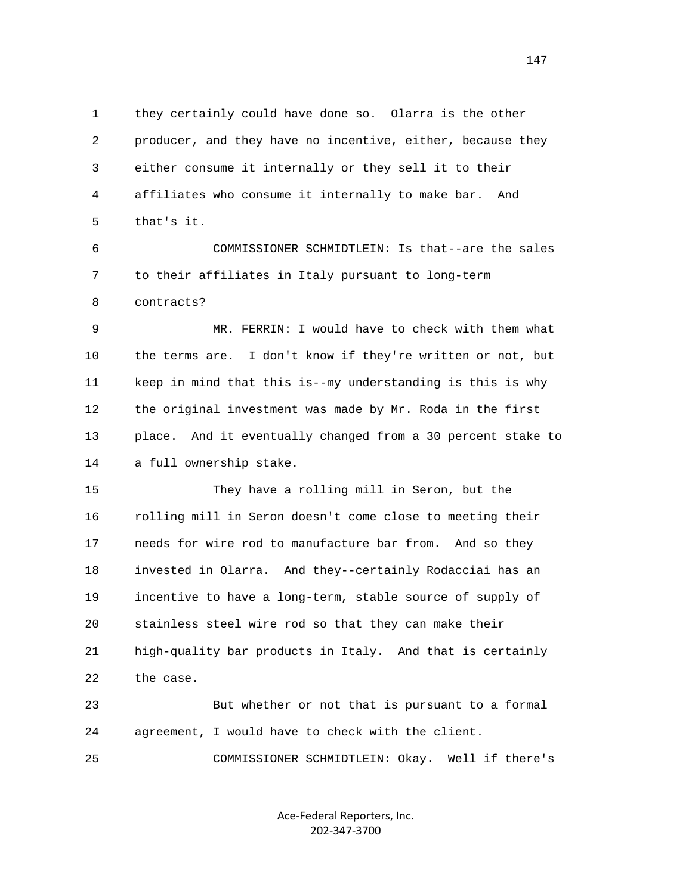they certainly could have done so. Olarra is the other producer, and they have no incentive, either, because they either consume it internally or they sell it to their affiliates who consume it internally to make bar. And that's it.

COMMISSIONER SCHMIDTLEIN: Is that--are the sales to their affiliates in Italy pursuant to long-term contracts?

MR. FERRIN: I would have to check with them what the terms are. I don't know if they're written or not, but keep in mind that this is--my understanding is this is why the original investment was made by Mr. Roda in the first place. And it eventually changed from a 30 percent stake to a full ownership stake.

They have a rolling mill in Seron, but the rolling mill in Seron doesn't come close to meeting their needs for wire rod to manufacture bar from. And so they invested in Olarra. And they--certainly Rodacciai has an incentive to have a long-term, stable source of supply of stainless steel wire rod so that they can make their high-quality bar products in Italy. And that is certainly the case.

But whether or not that is pursuant to a formal agreement, I would have to check with the client.

COMMISSIONER SCHMIDTLEIN: Okay. Well if there's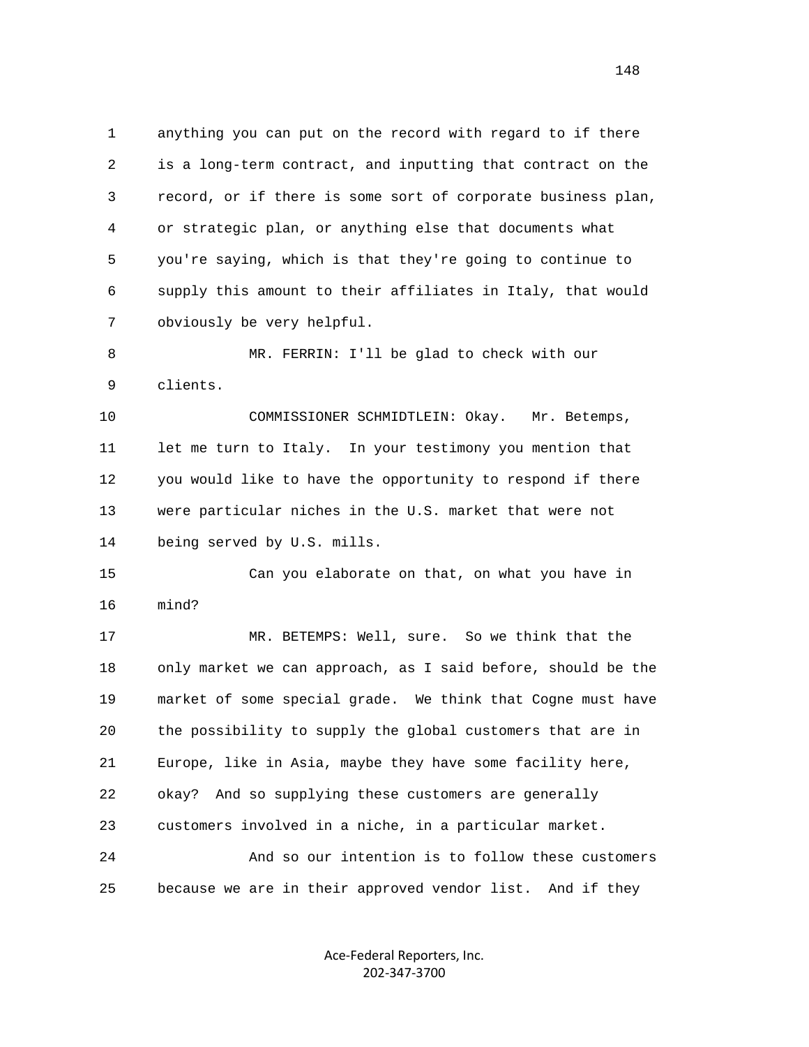anything you can put on the record with regard to if there is a long-term contract, and inputting that contract on the record, or if there is some sort of corporate business plan, or strategic plan, or anything else that documents what you're saying, which is that they're going to continue to supply this amount to their affiliates in Italy, that would obviously be very helpful.

MR. FERRIN: I'll be glad to check with our clients.

COMMISSIONER SCHMIDTLEIN: Okay. Mr. Betemps, let me turn to Italy. In your testimony you mention that you would like to have the opportunity to respond if there were particular niches in the U.S. market that were not being served by U.S. mills.

Can you elaborate on that, on what you have in mind?

MR. BETEMPS: Well, sure. So we think that the only market we can approach, as I said before, should be the market of some special grade. We think that Cogne must have the possibility to supply the global customers that are in Europe, like in Asia, maybe they have some facility here, okay? And so supplying these customers are generally customers involved in a niche, in a particular market.

And so our intention is to follow these customers because we are in their approved vendor list. And if they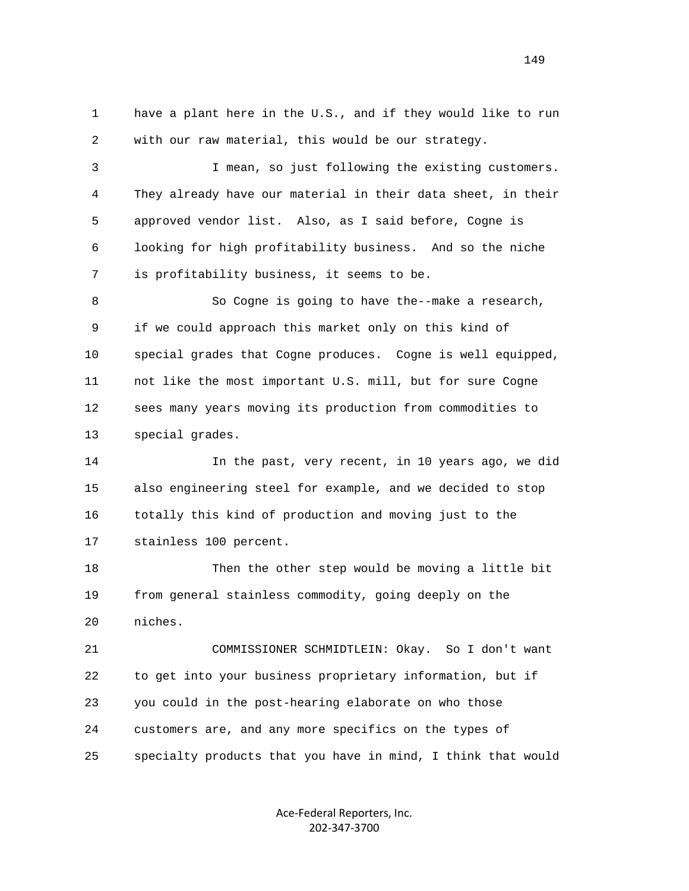1 have a plant here in the U.S., and if they would like to run
2 with our raw material, this would be our strategy.

3 I mean, so just following the existing customers.
4 They already have our material in their data sheet, in their
5 approved vendor list. Also, as I said before, Cogne is
6 looking for high profitability business. And so the niche
7 is profitability business, it seems to be.

8 So Cogne is going to have the--make a research,
9 if we could approach this market only on this kind of
10 special grades that Cogne produces. Cogne is well equipped,
11 not like the most important U.S. mill, but for sure Cogne
12 sees many years moving its production from commodities to
13 special grades.

14 In the past, very recent, in 10 years ago, we did
15 also engineering steel for example, and we decided to stop
16 totally this kind of production and moving just to the
17 stainless 100 percent.

18 Then the other step would be moving a little bit
19 from general stainless commodity, going deeply on the
20 niches.

21 COMMISSIONER SCHMIDTLEIN: Okay. So I don't want
22 to get into your business proprietary information, but if
23 you could in the post-hearing elaborate on who those
24 customers are, and any more specifics on the types of
25 specialty products that you have in mind, I think that would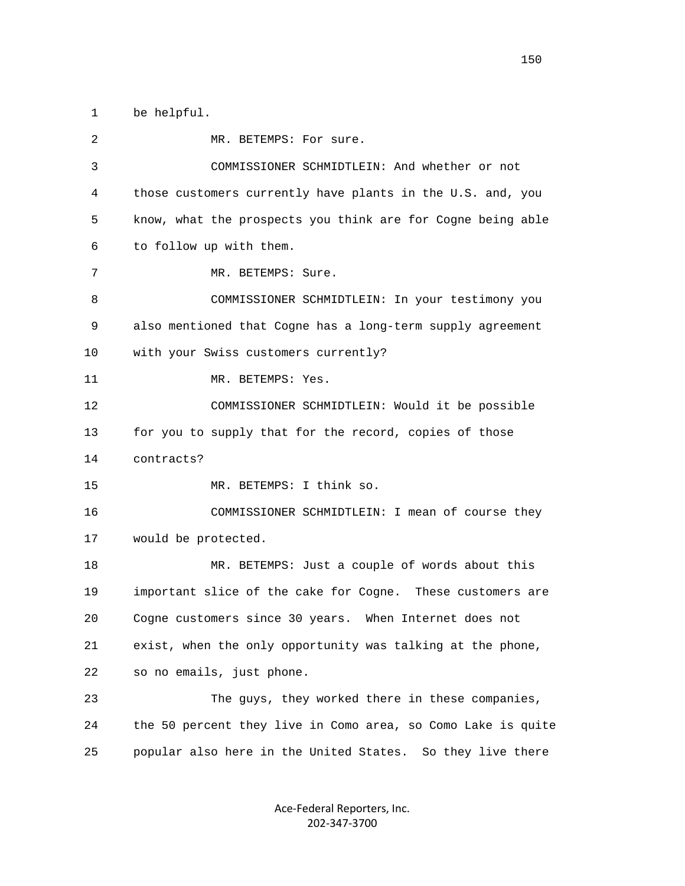1 be helpful.

2 MR. BETEMPS: For sure.

3 COMMISSIONER SCHMIDTLEIN: And whether or not

4 those customers currently have plants in the U.S. and, you

5 know, what the prospects you think are for Cogne being able

6 to follow up with them.

7 MR. BETEMPS: Sure.

8 COMMISSIONER SCHMIDTLEIN: In your testimony you

9 also mentioned that Cogne has a long-term supply agreement

10 with your Swiss customers currently?

11 MR. BETEMPS: Yes.

12 COMMISSIONER SCHMIDTLEIN: Would it be possible

13 for you to supply that for the record, copies of those

14 contracts?

15 MR. BETEMPS: I think so.

16 COMMISSIONER SCHMIDTLEIN: I mean of course they

17 would be protected.

18 MR. BETEMPS: Just a couple of words about this

19 important slice of the cake for Cogne. These customers are

20 Cogne customers since 30 years. When Internet does not

21 exist, when the only opportunity was talking at the phone,

22 so no emails, just phone.

23 The guys, they worked there in these companies,

24 the 50 percent they live in Como area, so Como Lake is quite

25 popular also here in the United States. So they live there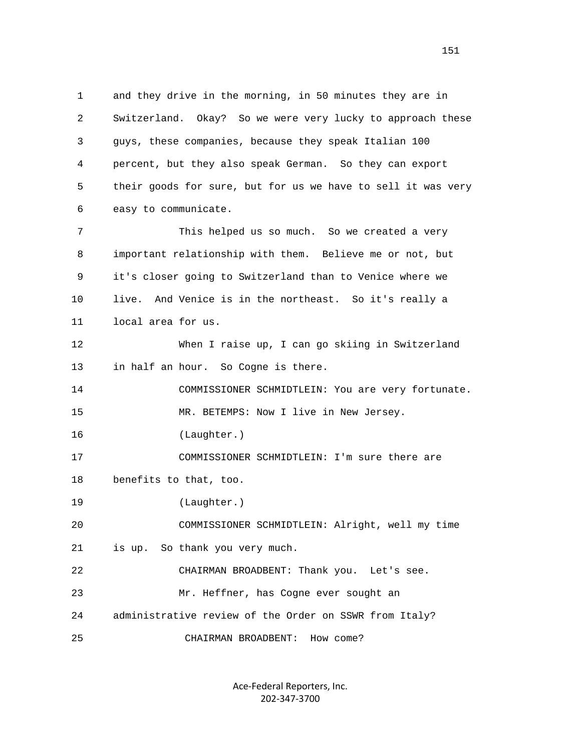1 and they drive in the morning, in 50 minutes they are in
2 Switzerland. Okay? So we were very lucky to approach these
3 guys, these companies, because they speak Italian 100
4 percent, but they also speak German. So they can export
5 their goods for sure, but for us we have to sell it was very
6 easy to communicate.

7 This helped us so much. So we created a very
8 important relationship with them. Believe me or not, but
9 it's closer going to Switzerland than to Venice where we
10 live. And Venice is in the northeast. So it's really a
11 local area for us.

12 When I raise up, I can go skiing in Switzerland
13 in half an hour. So Cogne is there.

14 COMMISSIONER SCHMIDTLEIN: You are very fortunate.

15 MR. BETEMPS: Now I live in New Jersey.

16 (Laughter.)

17 COMMISSIONER SCHMIDTLEIN: I'm sure there are
18 benefits to that, too.

19 (Laughter.)

20 COMMISSIONER SCHMIDTLEIN: Alright, well my time
21 is up. So thank you very much.

22 CHAIRMAN BROADBENT: Thank you. Let's see.

23 Mr. Heffner, has Cogne ever sought an
24 administrative review of the Order on SSWR from Italy?

25 CHAIRMAN BROADBENT: How come?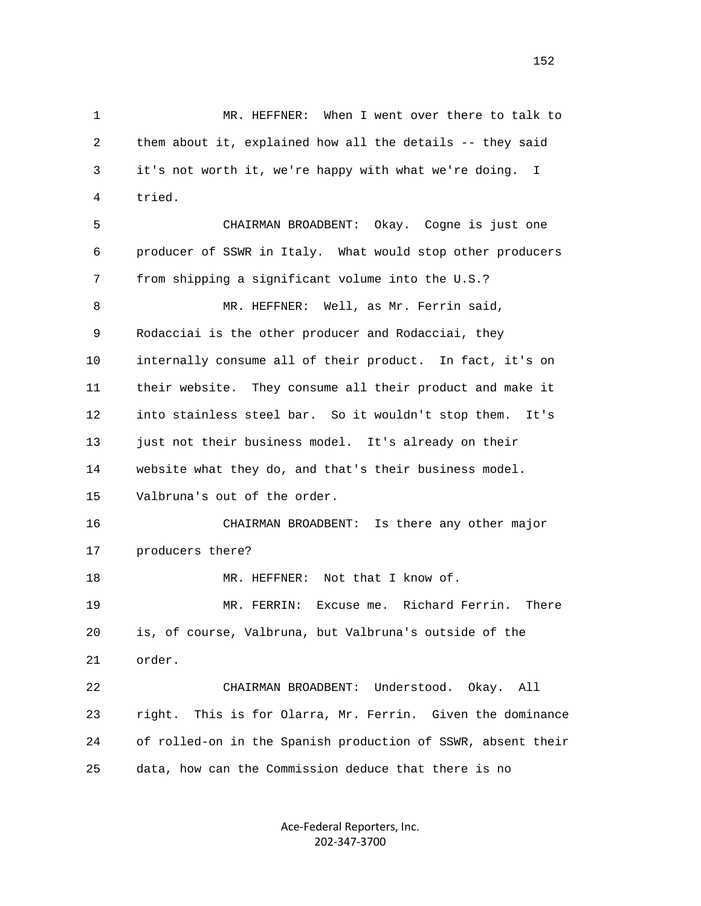MR. HEFFNER: When I went over there to talk to them about it, explained how all the details -- they said it's not worth it, we're happy with what we're doing. I tried.

CHAIRMAN BROADBENT: Okay. Cogne is just one producer of SSWR in Italy. What would stop other producers from shipping a significant volume into the U.S.?

MR. HEFFNER: Well, as Mr. Ferrin said, Rodacciai is the other producer and Rodacciai, they internally consume all of their product. In fact, it's on their website. They consume all their product and make it into stainless steel bar. So it wouldn't stop them. It's just not their business model. It's already on their website what they do, and that's their business model. Valbruna's out of the order.

CHAIRMAN BROADBENT: Is there any other major producers there?

MR. HEFFNER: Not that I know of.

MR. FERRIN: Excuse me. Richard Ferrin. There is, of course, Valbruna, but Valbruna's outside of the order.

CHAIRMAN BROADBENT: Understood. Okay. All right. This is for Olarra, Mr. Ferrin. Given the dominance of rolled-on in the Spanish production of SSWR, absent their data, how can the Commission deduce that there is no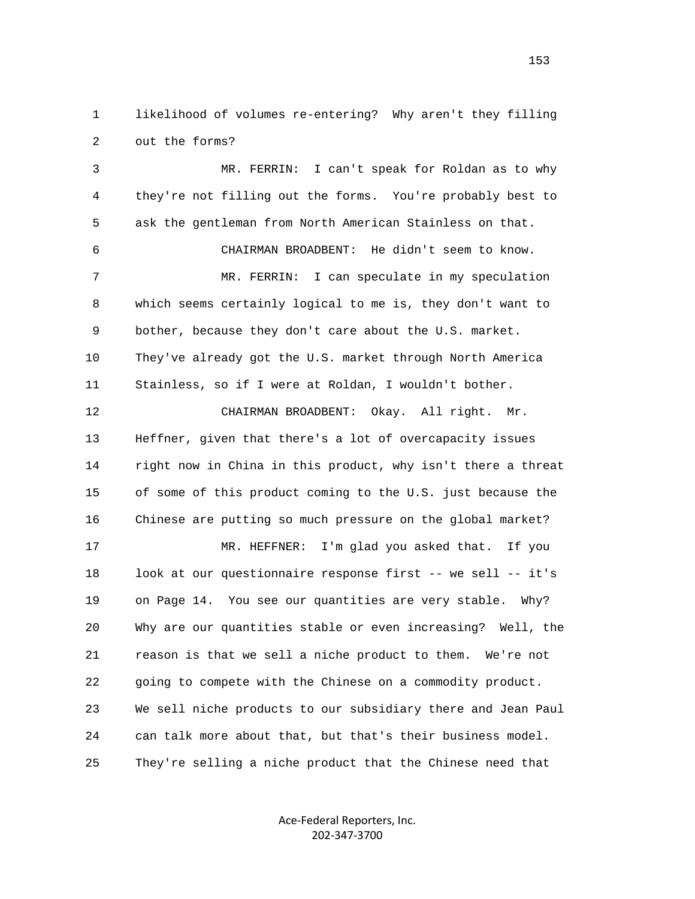1 likelihood of volumes re-entering? Why aren't they filling
2 out the forms?

3 MR. FERRIN: I can't speak for Roldan as to why
4 they're not filling out the forms. You're probably best to
5 ask the gentleman from North American Stainless on that.

6 CHAIRMAN BROADBENT: He didn't seem to know.

7 MR. FERRIN: I can speculate in my speculation
8 which seems certainly logical to me is, they don't want to
9 bother, because they don't care about the U.S. market.
10 They've already got the U.S. market through North America
11 Stainless, so if I were at Roldan, I wouldn't bother.

12 CHAIRMAN BROADBENT: Okay. All right. Mr.
13 Heffner, given that there's a lot of overcapacity issues
14 right now in China in this product, why isn't there a threat
15 of some of this product coming to the U.S. just because the
16 Chinese are putting so much pressure on the global market?

17 MR. HEFFNER: I'm glad you asked that. If you
18 look at our questionnaire response first -- we sell -- it's
19 on Page 14. You see our quantities are very stable. Why?
20 Why are our quantities stable or even increasing? Well, the
21 reason is that we sell a niche product to them. We're not
22 going to compete with the Chinese on a commodity product.
23 We sell niche products to our subsidiary there and Jean Paul
24 can talk more about that, but that's their business model.
25 They're selling a niche product that the Chinese need that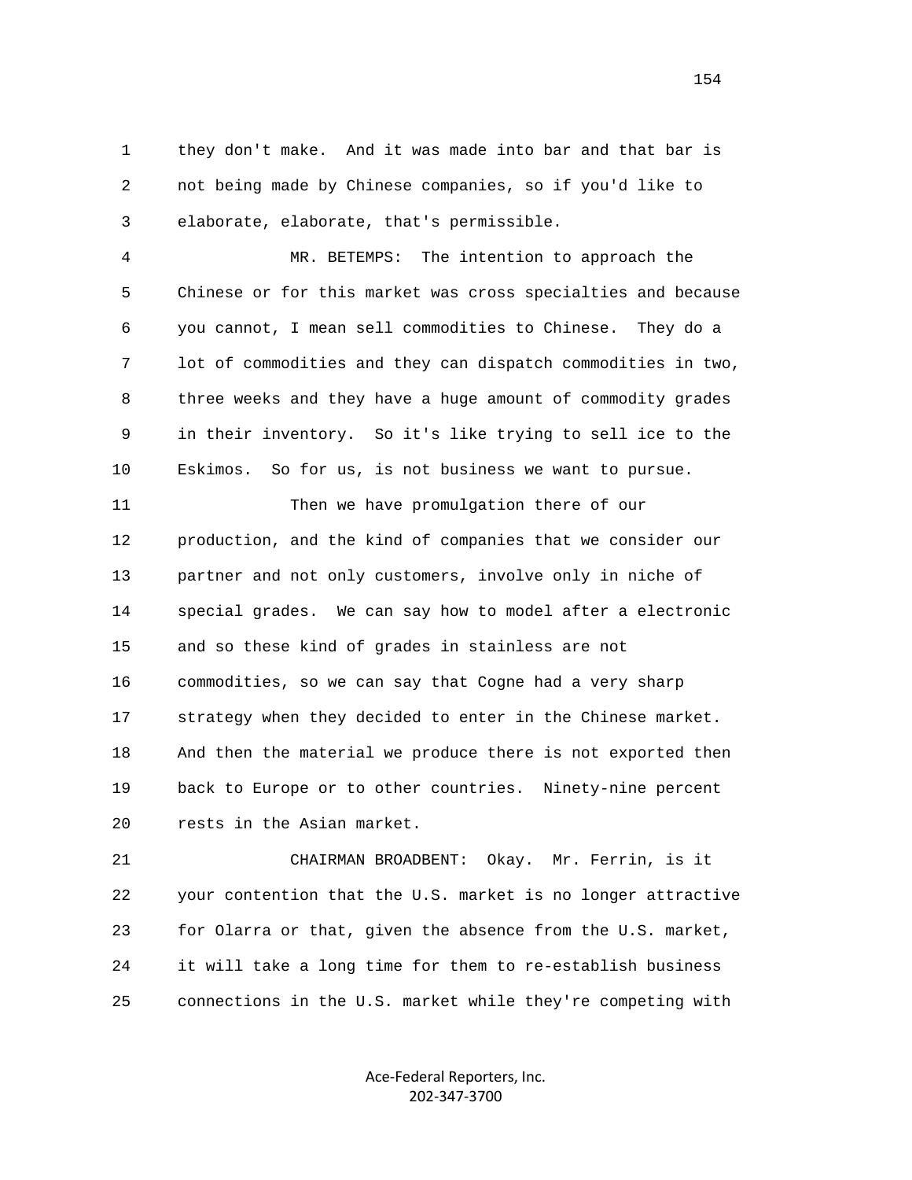1 they don't make. And it was made into bar and that bar is
2 not being made by Chinese companies, so if you'd like to
3 elaborate, elaborate, that's permissible.

4 MR. BETEMPS: The intention to approach the
5 Chinese or for this market was cross specialties and because
6 you cannot, I mean sell commodities to Chinese. They do a
7 lot of commodities and they can dispatch commodities in two,
8 three weeks and they have a huge amount of commodity grades
9 in their inventory. So it's like trying to sell ice to the
10 Eskimos. So for us, is not business we want to pursue.

11 Then we have promulgation there of our
12 production, and the kind of companies that we consider our
13 partner and not only customers, involve only in niche of
14 special grades. We can say how to model after a electronic
15 and so these kind of grades in stainless are not
16 commodities, so we can say that Cogne had a very sharp
17 strategy when they decided to enter in the Chinese market.
18 And then the material we produce there is not exported then
19 back to Europe or to other countries. Ninety-nine percent
20 rests in the Asian market.

21 CHAIRMAN BROADBENT: Okay. Mr. Ferrin, is it
22 your contention that the U.S. market is no longer attractive
23 for Olarra or that, given the absence from the U.S. market,
24 it will take a long time for them to re-establish business
25 connections in the U.S. market while they're competing with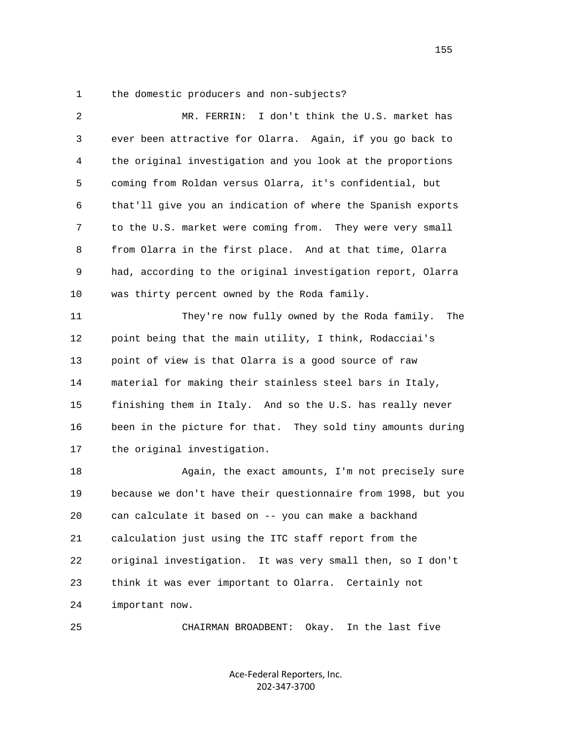1 the domestic producers and non-subjects?

2 MR. FERRIN: I don't think the U.S. market has
3 ever been attractive for Olarra. Again, if you go back to
4 the original investigation and you look at the proportions
5 coming from Roldan versus Olarra, it's confidential, but
6 that'll give you an indication of where the Spanish exports
7 to the U.S. market were coming from. They were very small
8 from Olarra in the first place. And at that time, Olarra
9 had, according to the original investigation report, Olarra
10 was thirty percent owned by the Roda family.

11 They're now fully owned by the Roda family. The
12 point being that the main utility, I think, Rodacciai's
13 point of view is that Olarra is a good source of raw
14 material for making their stainless steel bars in Italy,
15 finishing them in Italy. And so the U.S. has really never
16 been in the picture for that. They sold tiny amounts during
17 the original investigation.

18 Again, the exact amounts, I'm not precisely sure
19 because we don't have their questionnaire from 1998, but you
20 can calculate it based on -- you can make a backhand
21 calculation just using the ITC staff report from the
22 original investigation. It was very small then, so I don't
23 think it was ever important to Olarra. Certainly not
24 important now.

25 CHAIRMAN BROADBENT: Okay. In the last five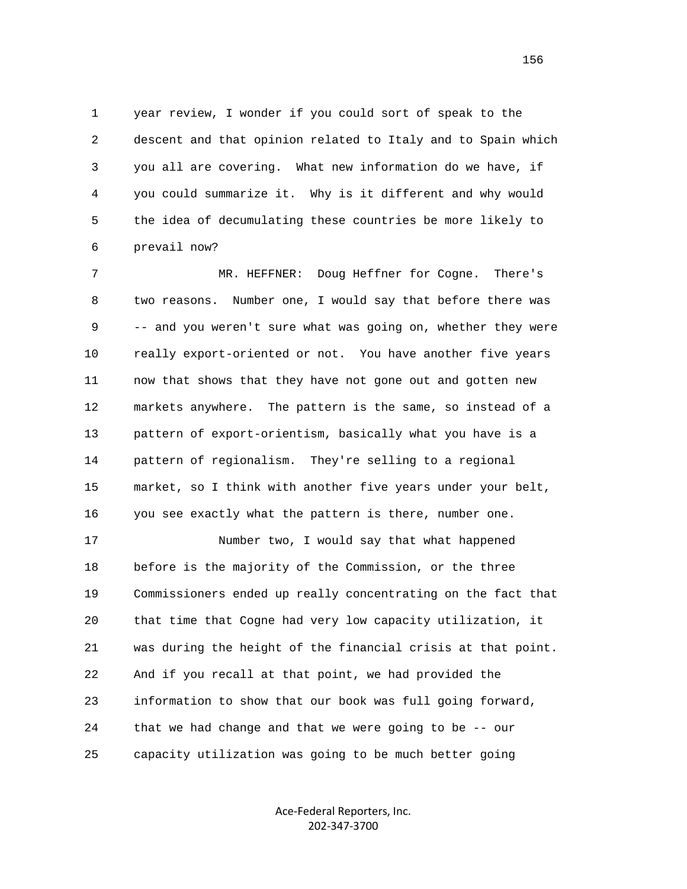1 year review, I wonder if you could sort of speak to the
2 descent and that opinion related to Italy and to Spain which
3 you all are covering. What new information do we have, if
4 you could summarize it. Why is it different and why would
5 the idea of decumulating these countries be more likely to
6 prevail now?

7 MR. HEFFNER: Doug Heffner for Cogne. There's
8 two reasons. Number one, I would say that before there was
9 -- and you weren't sure what was going on, whether they were
10 really export-oriented or not. You have another five years
11 now that shows that they have not gone out and gotten new
12 markets anywhere. The pattern is the same, so instead of a
13 pattern of export-orientism, basically what you have is a
14 pattern of regionalism. They're selling to a regional
15 market, so I think with another five years under your belt,
16 you see exactly what the pattern is there, number one.

17 Number two, I would say that what happened
18 before is the majority of the Commission, or the three
19 Commissioners ended up really concentrating on the fact that
20 that time that Cogne had very low capacity utilization, it
21 was during the height of the financial crisis at that point.
22 And if you recall at that point, we had provided the
23 information to show that our book was full going forward,
24 that we had change and that we were going to be -- our
25 capacity utilization was going to be much better going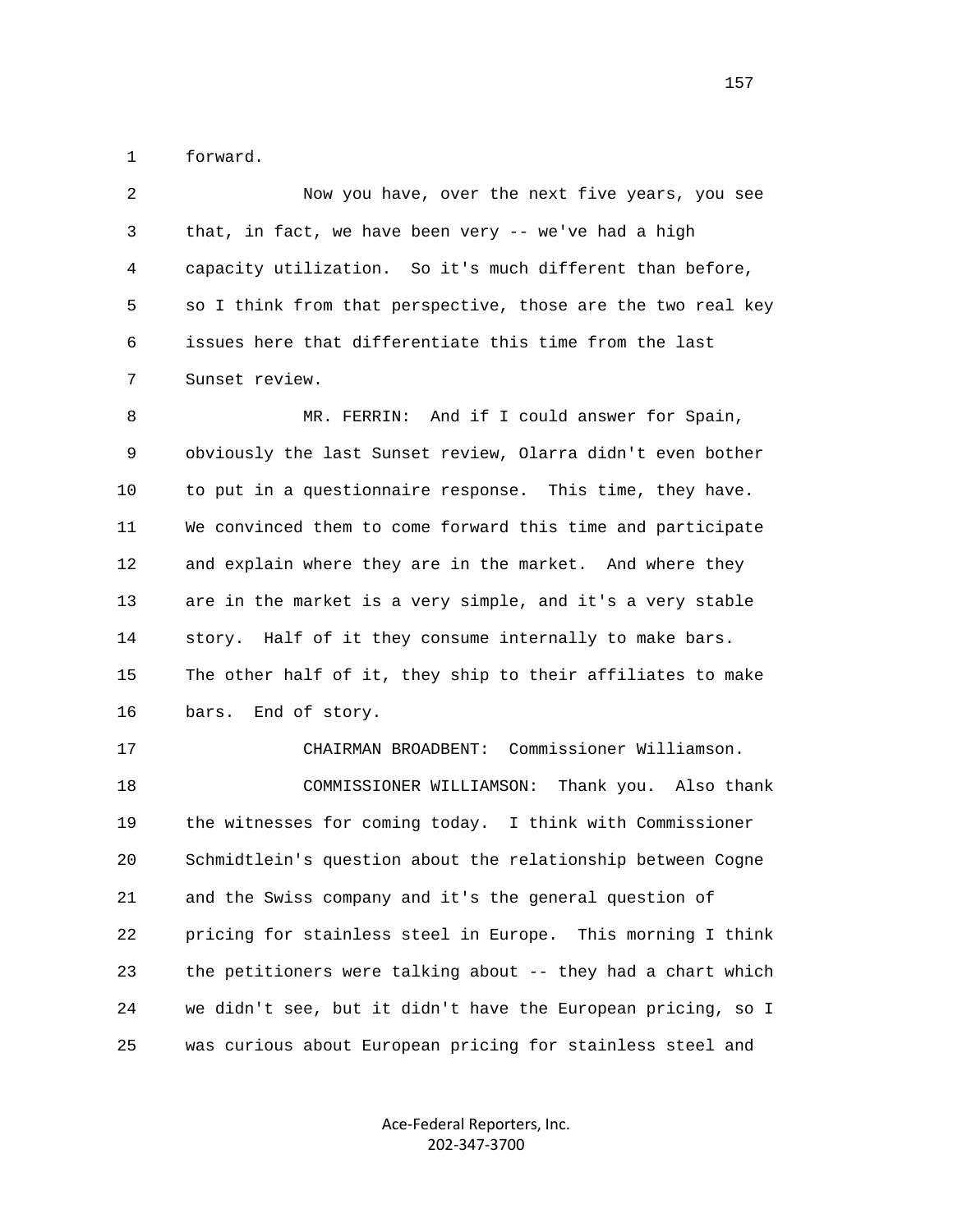forward.

Now you have, over the next five years, you see that, in fact, we have been very -- we've had a high capacity utilization. So it's much different than before, so I think from that perspective, those are the two real key issues here that differentiate this time from the last Sunset review.

MR. FERRIN: And if I could answer for Spain, obviously the last Sunset review, Olarra didn't even bother to put in a questionnaire response. This time, they have. We convinced them to come forward this time and participate and explain where they are in the market. And where they are in the market is a very simple, and it's a very stable story. Half of it they consume internally to make bars. The other half of it, they ship to their affiliates to make bars. End of story.

CHAIRMAN BROADBENT: Commissioner Williamson.

COMMISSIONER WILLIAMSON: Thank you. Also thank the witnesses for coming today. I think with Commissioner Schmidtlein's question about the relationship between Cogne and the Swiss company and it's the general question of pricing for stainless steel in Europe. This morning I think the petitioners were talking about -- they had a chart which we didn't see, but it didn't have the European pricing, so I was curious about European pricing for stainless steel and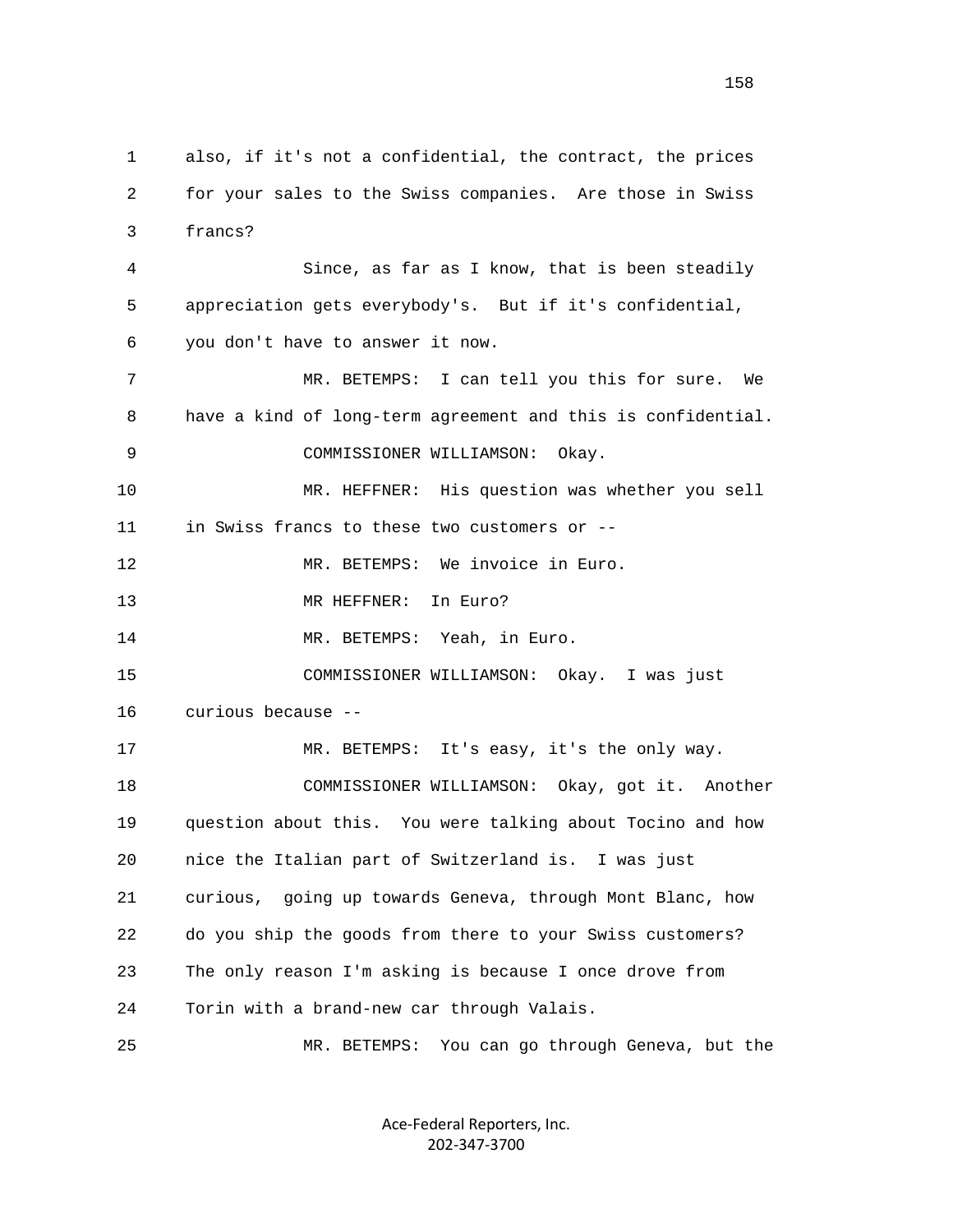1 also, if it's not a confidential, the contract, the prices
2 for your sales to the Swiss companies. Are those in Swiss
3 francs?
4 Since, as far as I know, that is been steadily
5 appreciation gets everybody's. But if it's confidential,
6 you don't have to answer it now.
7 MR. BETEMPS: I can tell you this for sure. We
8 have a kind of long-term agreement and this is confidential.
9 COMMISSIONER WILLIAMSON: Okay.
10 MR. HEFFNER: His question was whether you sell
11 in Swiss francs to these two customers or --
12 MR. BETEMPS: We invoice in Euro.
13 MR HEFFNER: In Euro?
14 MR. BETEMPS: Yeah, in Euro.
15 COMMISSIONER WILLIAMSON: Okay. I was just
16 curious because --
17 MR. BETEMPS: It's easy, it's the only way.
18 COMMISSIONER WILLIAMSON: Okay, got it. Another
19 question about this. You were talking about Tocino and how
20 nice the Italian part of Switzerland is. I was just
21 curious, going up towards Geneva, through Mont Blanc, how
22 do you ship the goods from there to your Swiss customers?
23 The only reason I'm asking is because I once drove from
24 Torin with a brand-new car through Valais.
25 MR. BETEMPS: You can go through Geneva, but the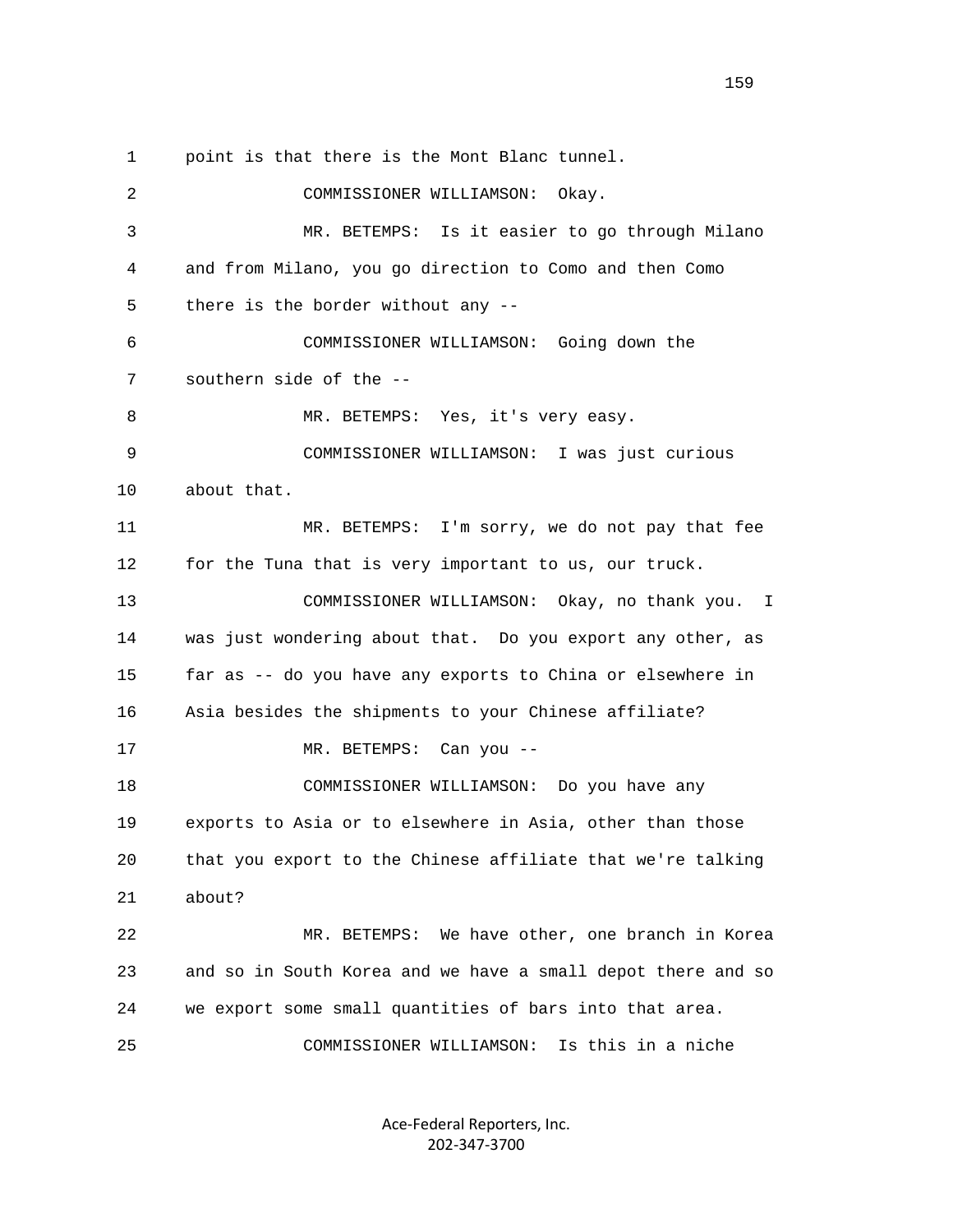1 point is that there is the Mont Blanc tunnel.

2 COMMISSIONER WILLIAMSON: Okay.

3 MR. BETEMPS: Is it easier to go through Milano

4 and from Milano, you go direction to Como and then Como

5 there is the border without any --

6 COMMISSIONER WILLIAMSON: Going down the

7 southern side of the --

8 MR. BETEMPS: Yes, it's very easy.

9 COMMISSIONER WILLIAMSON: I was just curious

10 about that.

11 MR. BETEMPS: I'm sorry, we do not pay that fee

12 for the Tuna that is very important to us, our truck.

13 COMMISSIONER WILLIAMSON: Okay, no thank you. I

14 was just wondering about that. Do you export any other, as

15 far as -- do you have any exports to China or elsewhere in

16 Asia besides the shipments to your Chinese affiliate?

17 MR. BETEMPS: Can you --

18 COMMISSIONER WILLIAMSON: Do you have any

19 exports to Asia or to elsewhere in Asia, other than those

20 that you export to the Chinese affiliate that we're talking

21 about?

22 MR. BETEMPS: We have other, one branch in Korea

23 and so in South Korea and we have a small depot there and so

24 we export some small quantities of bars into that area.

25 COMMISSIONER WILLIAMSON: Is this in a niche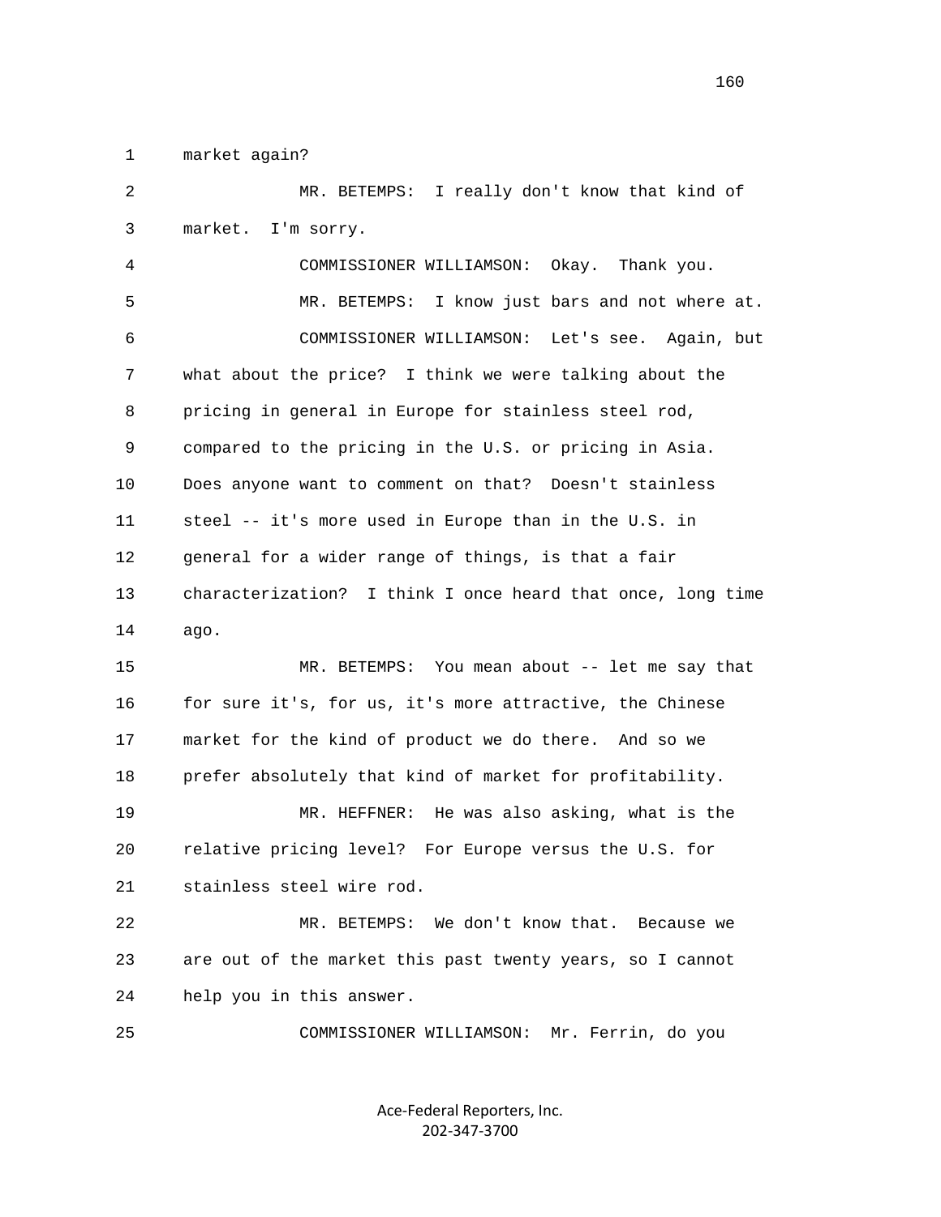1 market again?

2 MR. BETEMPS: I really don't know that kind of

3 market. I'm sorry.

4 COMMISSIONER WILLIAMSON: Okay. Thank you.

5 MR. BETEMPS: I know just bars and not where at.

6 COMMISSIONER WILLIAMSON: Let's see. Again, but

7 what about the price? I think we were talking about the

8 pricing in general in Europe for stainless steel rod,

9 compared to the pricing in the U.S. or pricing in Asia.

10 Does anyone want to comment on that? Doesn't stainless

11 steel -- it's more used in Europe than in the U.S. in

12 general for a wider range of things, is that a fair

13 characterization? I think I once heard that once, long time

14 ago.

15 MR. BETEMPS: You mean about -- let me say that

16 for sure it's, for us, it's more attractive, the Chinese

17 market for the kind of product we do there. And so we

18 prefer absolutely that kind of market for profitability.

19 MR. HEFFNER: He was also asking, what is the

20 relative pricing level? For Europe versus the U.S. for

21 stainless steel wire rod.

22 MR. BETEMPS: We don't know that. Because we

23 are out of the market this past twenty years, so I cannot

24 help you in this answer.

25 COMMISSIONER WILLIAMSON: Mr. Ferrin, do you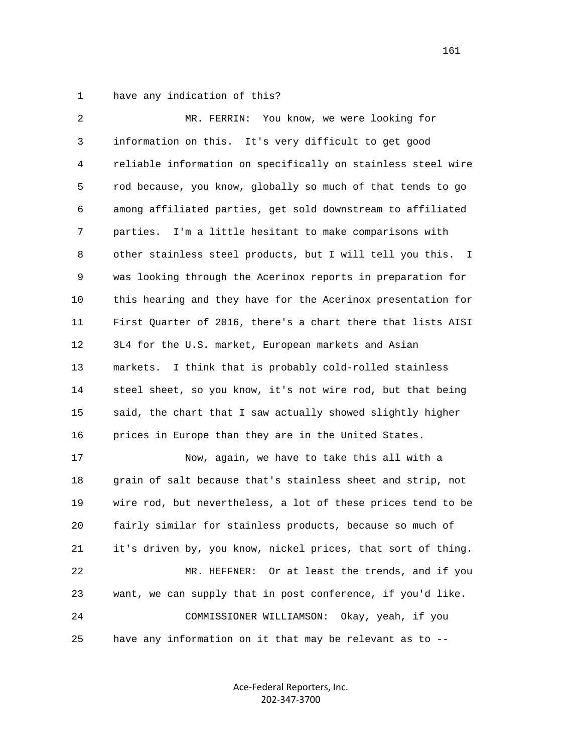have any indication of this?

MR. FERRIN: You know, we were looking for information on this. It's very difficult to get good reliable information on specifically on stainless steel wire rod because, you know, globally so much of that tends to go among affiliated parties, get sold downstream to affiliated parties. I'm a little hesitant to make comparisons with other stainless steel products, but I will tell you this. I was looking through the Acerinox reports in preparation for this hearing and they have for the Acerinox presentation for First Quarter of 2016, there's a chart there that lists AISI 3L4 for the U.S. market, European markets and Asian markets. I think that is probably cold-rolled stainless steel sheet, so you know, it's not wire rod, but that being said, the chart that I saw actually showed slightly higher prices in Europe than they are in the United States.

Now, again, we have to take this all with a grain of salt because that's stainless sheet and strip, not wire rod, but nevertheless, a lot of these prices tend to be fairly similar for stainless products, because so much of it's driven by, you know, nickel prices, that sort of thing.

MR. HEFFNER: Or at least the trends, and if you want, we can supply that in post conference, if you'd like.

COMMISSIONER WILLIAMSON: Okay, yeah, if you have any information on it that may be relevant as to --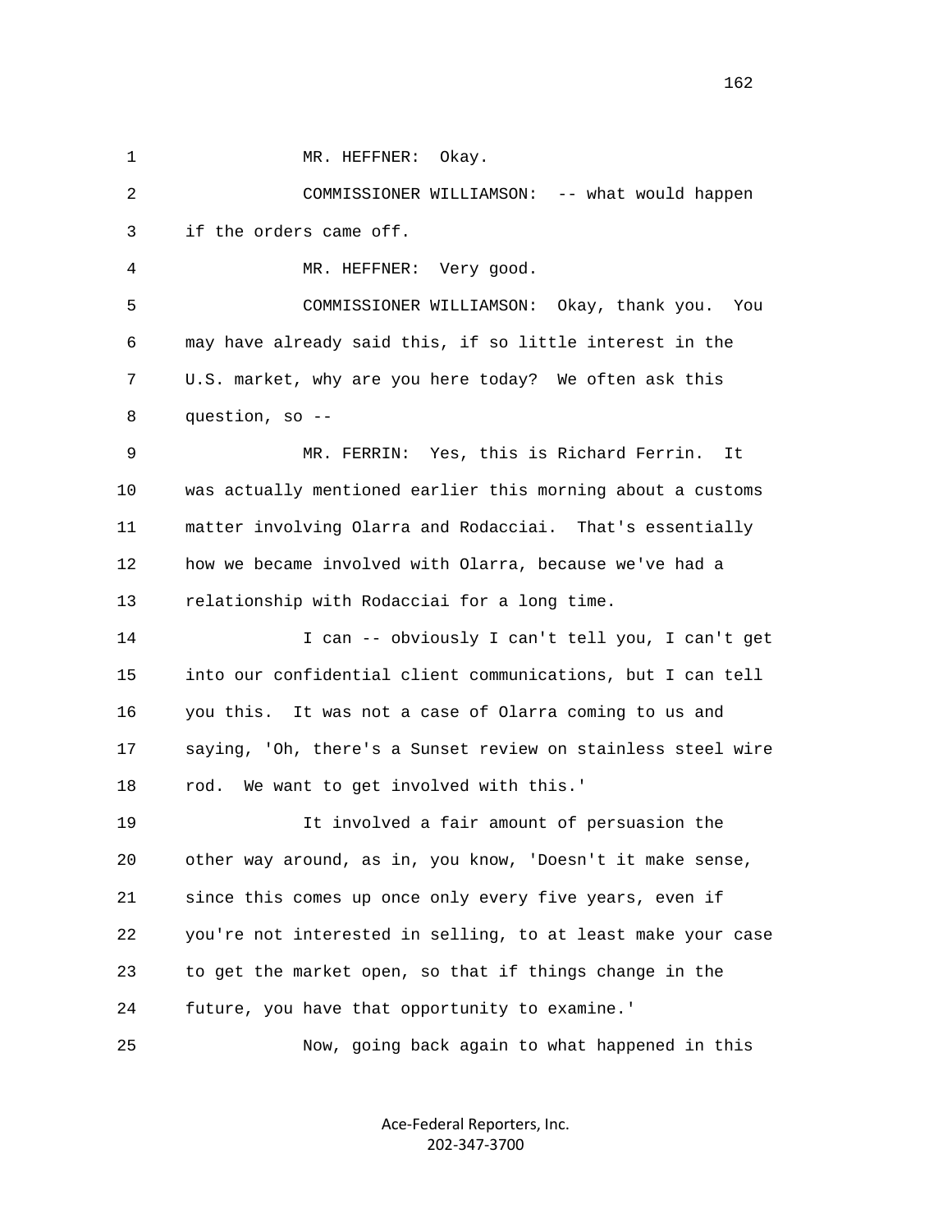MR. HEFFNER: Okay.

COMMISSIONER WILLIAMSON: -- what would happen if the orders came off.

MR. HEFFNER: Very good.

COMMISSIONER WILLIAMSON: Okay, thank you. You may have already said this, if so little interest in the U.S. market, why are you here today? We often ask this question, so --

MR. FERRIN: Yes, this is Richard Ferrin. It was actually mentioned earlier this morning about a customs matter involving Olarra and Rodacciai. That's essentially how we became involved with Olarra, because we've had a relationship with Rodacciai for a long time.

I can -- obviously I can't tell you, I can't get into our confidential client communications, but I can tell you this. It was not a case of Olarra coming to us and saying, 'Oh, there's a Sunset review on stainless steel wire rod. We want to get involved with this.'

It involved a fair amount of persuasion the other way around, as in, you know, 'Doesn't it make sense, since this comes up once only every five years, even if you're not interested in selling, to at least make your case to get the market open, so that if things change in the future, you have that opportunity to examine.'

Now, going back again to what happened in this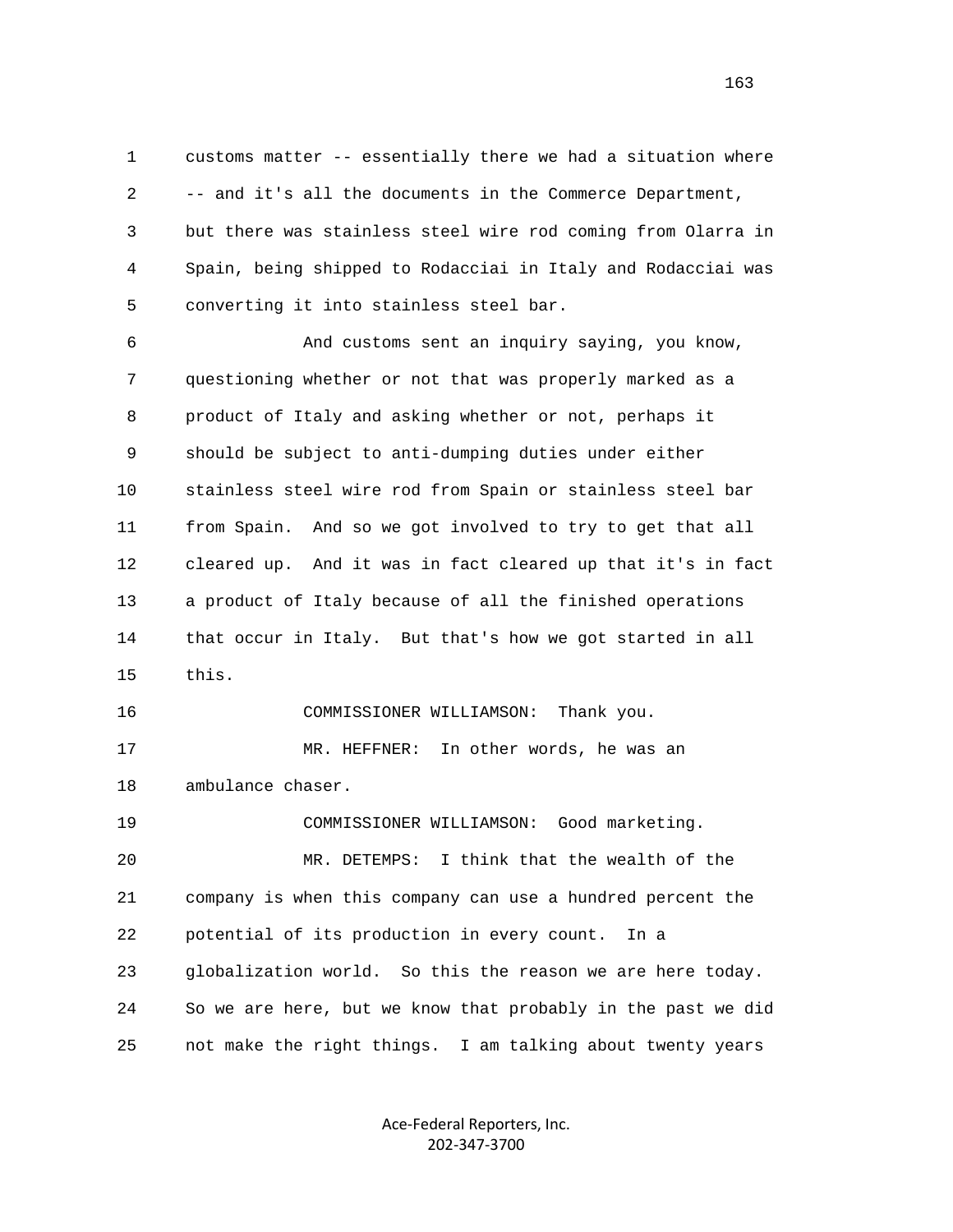customs matter -- essentially there we had a situation where -- and it's all the documents in the Commerce Department, but there was stainless steel wire rod coming from Olarra in Spain, being shipped to Rodacciai in Italy and Rodacciai was converting it into stainless steel bar.

And customs sent an inquiry saying, you know, questioning whether or not that was properly marked as a product of Italy and asking whether or not, perhaps it should be subject to anti-dumping duties under either stainless steel wire rod from Spain or stainless steel bar from Spain. And so we got involved to try to get that all cleared up. And it was in fact cleared up that it's in fact a product of Italy because of all the finished operations that occur in Italy. But that's how we got started in all this.

COMMISSIONER WILLIAMSON: Thank you.

MR. HEFFNER: In other words, he was an ambulance chaser.

COMMISSIONER WILLIAMSON: Good marketing.

MR. DETEMPS: I think that the wealth of the company is when this company can use a hundred percent the potential of its production in every count. In a globalization world. So this the reason we are here today. So we are here, but we know that probably in the past we did not make the right things. I am talking about twenty years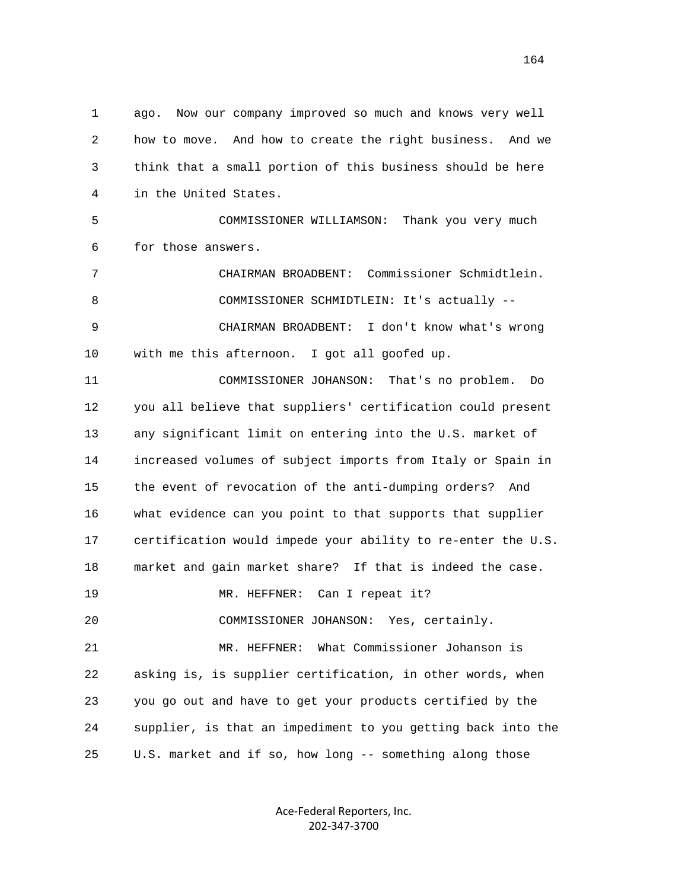1 ago. Now our company improved so much and knows very well
2 how to move. And how to create the right business. And we
3 think that a small portion of this business should be here
4 in the United States.

5 COMMISSIONER WILLIAMSON: Thank you very much
6 for those answers.

7 CHAIRMAN BROADBENT: Commissioner Schmidtlein.

8 COMMISSIONER SCHMIDTLEIN: It's actually --

9 CHAIRMAN BROADBENT: I don't know what's wrong
10 with me this afternoon. I got all goofed up.

11 COMMISSIONER JOHANSON: That's no problem. Do
12 you all believe that suppliers' certification could present
13 any significant limit on entering into the U.S. market of
14 increased volumes of subject imports from Italy or Spain in
15 the event of revocation of the anti-dumping orders? And
16 what evidence can you point to that supports that supplier
17 certification would impede your ability to re-enter the U.S.
18 market and gain market share? If that is indeed the case.

19 MR. HEFFNER: Can I repeat it?

20 COMMISSIONER JOHANSON: Yes, certainly.

21 MR. HEFFNER: What Commissioner Johanson is
22 asking is, is supplier certification, in other words, when
23 you go out and have to get your products certified by the
24 supplier, is that an impediment to you getting back into the
25 U.S. market and if so, how long -- something along those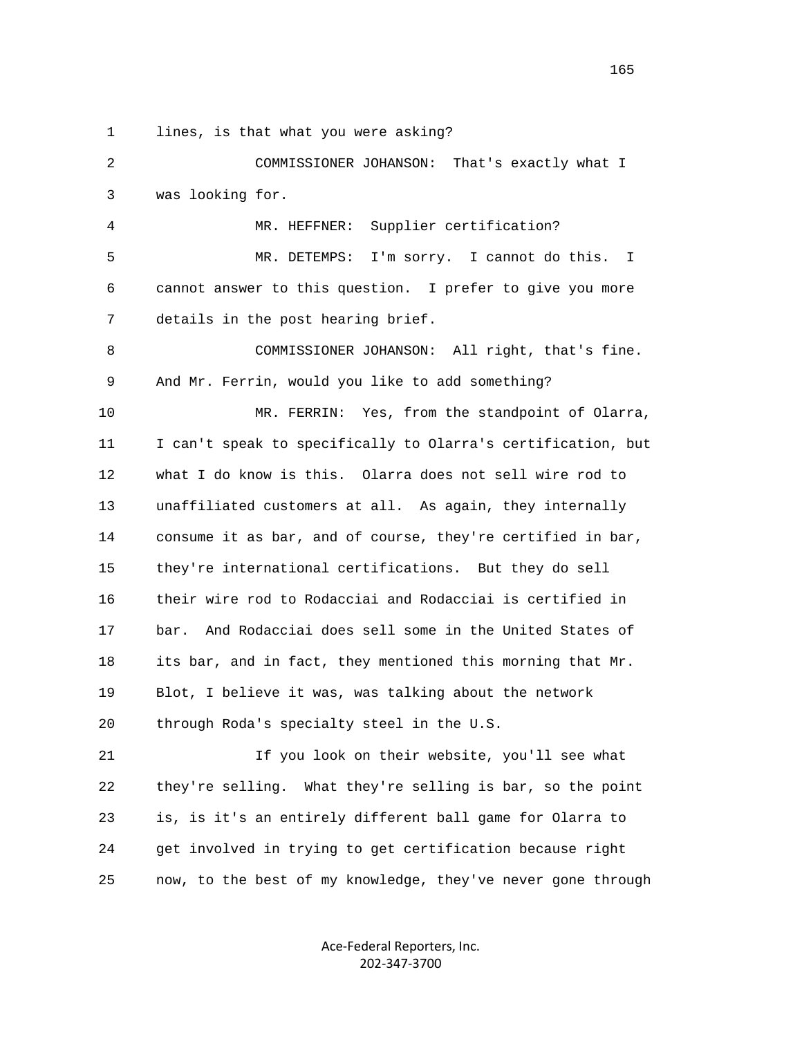lines, is that what you were asking?

COMMISSIONER JOHANSON: That's exactly what I was looking for.

MR. HEFFNER: Supplier certification?

MR. DETEMPS: I'm sorry. I cannot do this. I cannot answer to this question. I prefer to give you more details in the post hearing brief.

COMMISSIONER JOHANSON: All right, that's fine. And Mr. Ferrin, would you like to add something?

MR. FERRIN: Yes, from the standpoint of Olarra, I can't speak to specifically to Olarra's certification, but what I do know is this. Olarra does not sell wire rod to unaffiliated customers at all. As again, they internally consume it as bar, and of course, they're certified in bar, they're international certifications. But they do sell their wire rod to Rodacciai and Rodacciai is certified in bar. And Rodacciai does sell some in the United States of its bar, and in fact, they mentioned this morning that Mr. Blot, I believe it was, was talking about the network through Roda's specialty steel in the U.S.

If you look on their website, you'll see what they're selling. What they're selling is bar, so the point is, is it's an entirely different ball game for Olarra to get involved in trying to get certification because right now, to the best of my knowledge, they've never gone through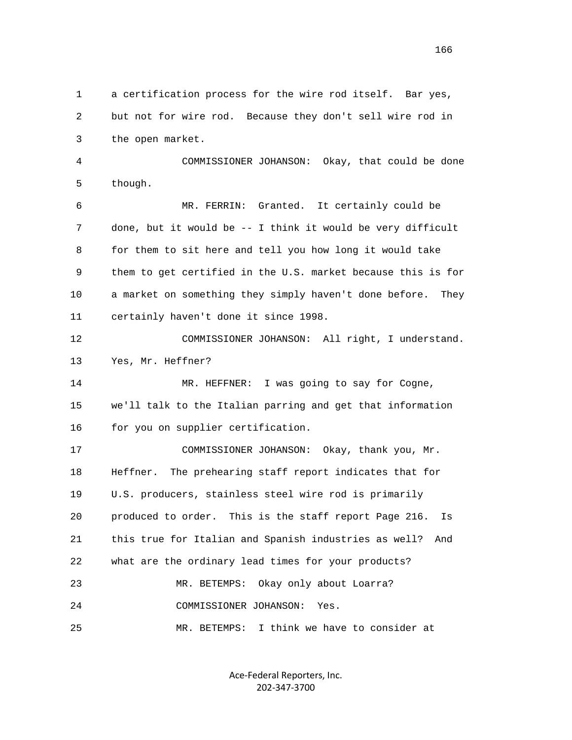a certification process for the wire rod itself. Bar yes, but not for wire rod. Because they don't sell wire rod in the open market.

COMMISSIONER JOHANSON: Okay, that could be done though.

MR. FERRIN: Granted. It certainly could be done, but it would be -- I think it would be very difficult for them to sit here and tell you how long it would take them to get certified in the U.S. market because this is for a market on something they simply haven't done before. They certainly haven't done it since 1998.

COMMISSIONER JOHANSON: All right, I understand. Yes, Mr. Heffner?

MR. HEFFNER: I was going to say for Cogne, we'll talk to the Italian parring and get that information for you on supplier certification.

COMMISSIONER JOHANSON: Okay, thank you, Mr. Heffner. The prehearing staff report indicates that for U.S. producers, stainless steel wire rod is primarily produced to order. This is the staff report Page 216. Is this true for Italian and Spanish industries as well? And what are the ordinary lead times for your products?

MR. BETEMPS: Okay only about Loarra?

COMMISSIONER JOHANSON: Yes.

MR. BETEMPS: I think we have to consider at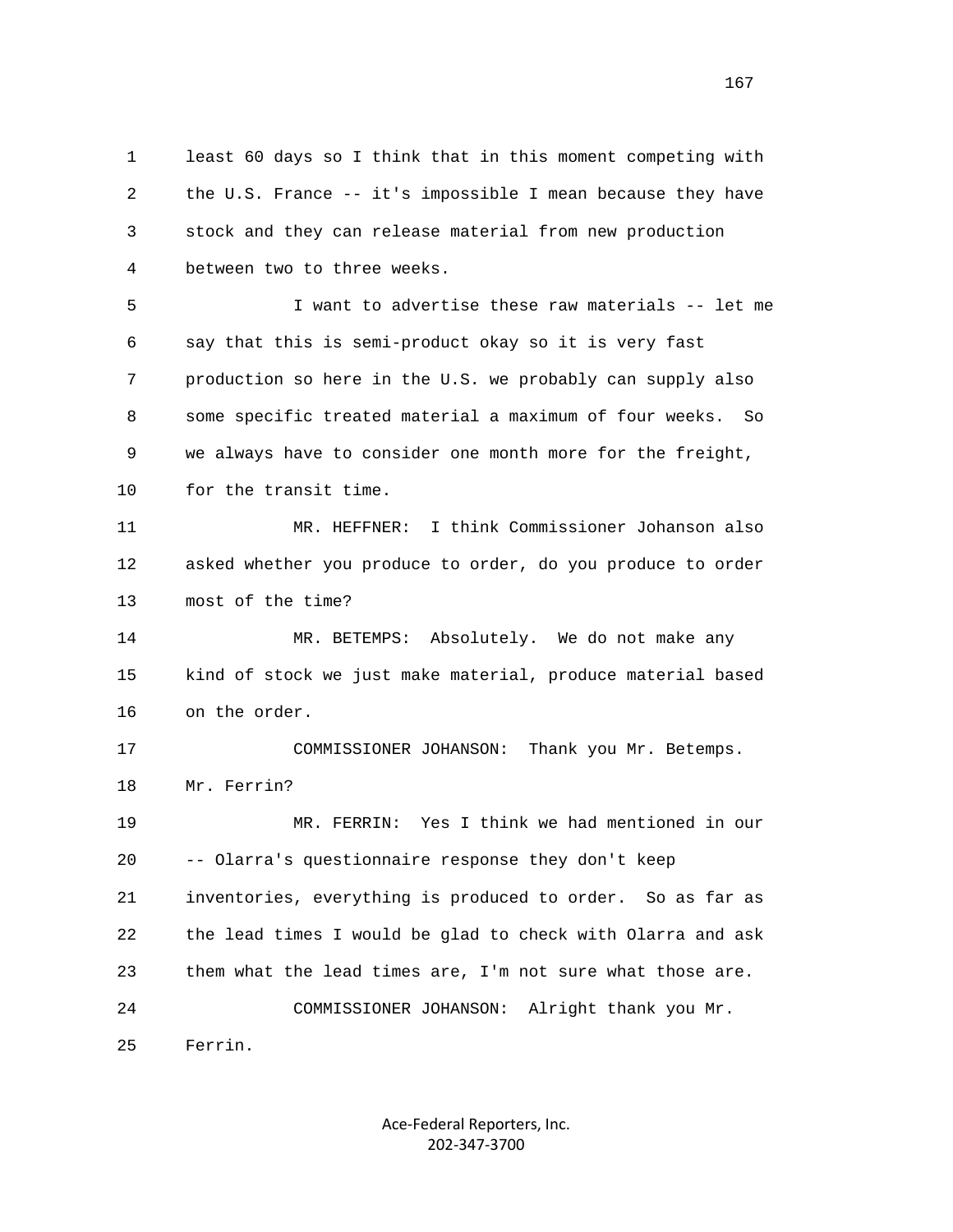least 60 days so I think that in this moment competing with the U.S. France -- it's impossible I mean because they have stock and they can release material from new production between two to three weeks.

I want to advertise these raw materials -- let me say that this is semi-product okay so it is very fast production so here in the U.S. we probably can supply also some specific treated material a maximum of four weeks. So we always have to consider one month more for the freight, for the transit time.

MR. HEFFNER: I think Commissioner Johanson also asked whether you produce to order, do you produce to order most of the time?

MR. BETEMPS: Absolutely. We do not make any kind of stock we just make material, produce material based on the order.

COMMISSIONER JOHANSON: Thank you Mr. Betemps. Mr. Ferrin?

MR. FERRIN: Yes I think we had mentioned in our -- Olarra's questionnaire response they don't keep inventories, everything is produced to order. So as far as the lead times I would be glad to check with Olarra and ask them what the lead times are, I'm not sure what those are.

COMMISSIONER JOHANSON: Alright thank you Mr. Ferrin.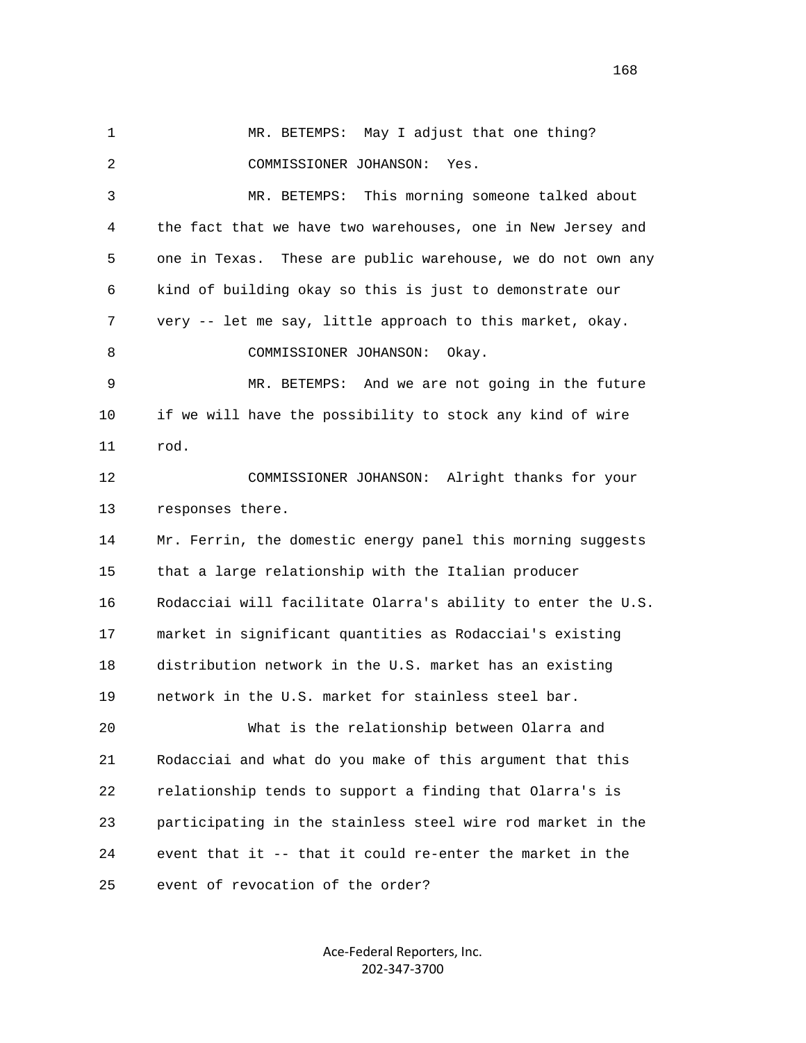MR. BETEMPS: May I adjust that one thing?

COMMISSIONER JOHANSON: Yes.

MR. BETEMPS: This morning someone talked about the fact that we have two warehouses, one in New Jersey and one in Texas. These are public warehouse, we do not own any kind of building okay so this is just to demonstrate our very -- let me say, little approach to this market, okay.

COMMISSIONER JOHANSON: Okay.

MR. BETEMPS: And we are not going in the future if we will have the possibility to stock any kind of wire rod.

COMMISSIONER JOHANSON: Alright thanks for your responses there.

Mr. Ferrin, the domestic energy panel this morning suggests that a large relationship with the Italian producer Rodacciai will facilitate Olarra's ability to enter the U.S. market in significant quantities as Rodacciai's existing distribution network in the U.S. market has an existing network in the U.S. market for stainless steel bar.

What is the relationship between Olarra and Rodacciai and what do you make of this argument that this relationship tends to support a finding that Olarra's is participating in the stainless steel wire rod market in the event that it -- that it could re-enter the market in the event of revocation of the order?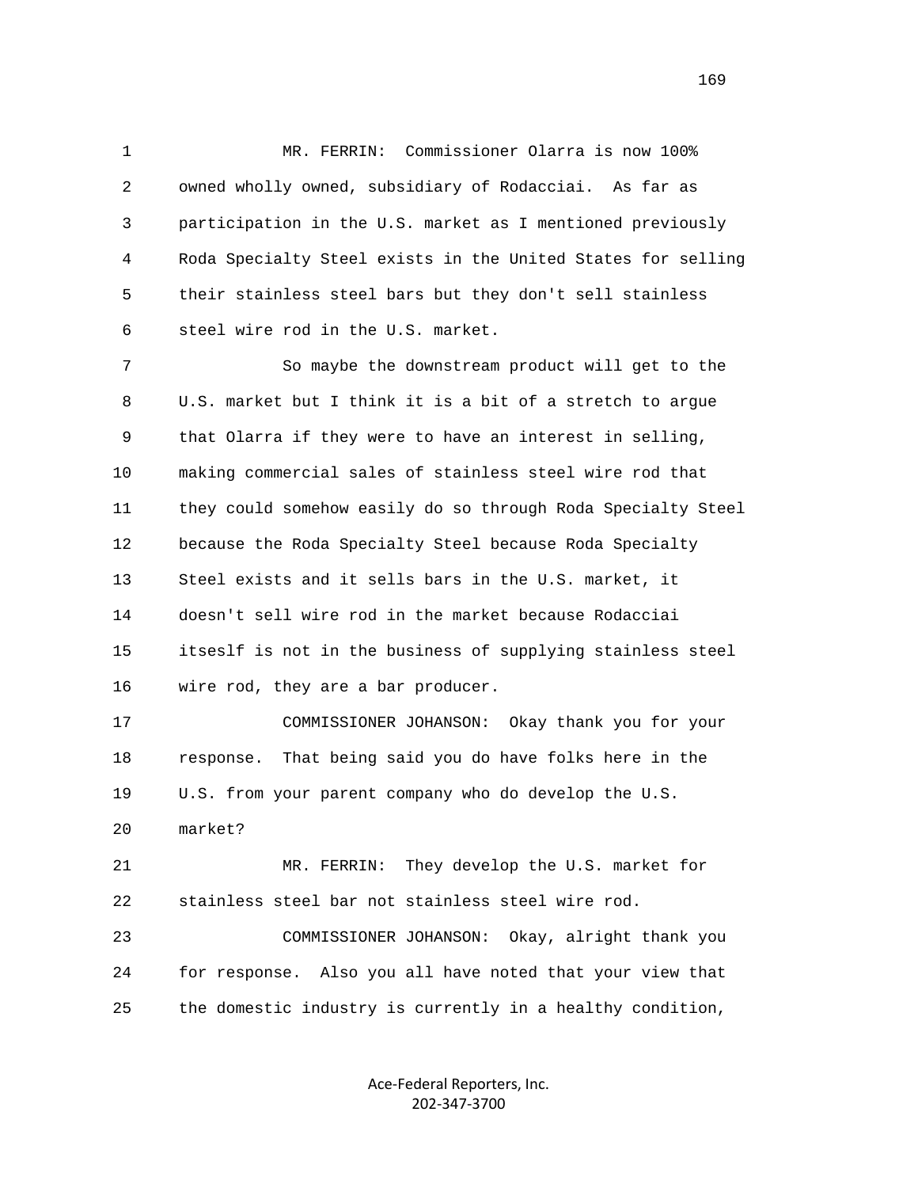MR. FERRIN: Commissioner Olarra is now 100% owned wholly owned, subsidiary of Rodacciai. As far as participation in the U.S. market as I mentioned previously Roda Specialty Steel exists in the United States for selling their stainless steel bars but they don't sell stainless steel wire rod in the U.S. market.

So maybe the downstream product will get to the U.S. market but I think it is a bit of a stretch to argue that Olarra if they were to have an interest in selling, making commercial sales of stainless steel wire rod that they could somehow easily do so through Roda Specialty Steel because the Roda Specialty Steel because Roda Specialty Steel exists and it sells bars in the U.S. market, it doesn't sell wire rod in the market because Rodacciai itseslf is not in the business of supplying stainless steel wire rod, they are a bar producer.

COMMISSIONER JOHANSON: Okay thank you for your response. That being said you do have folks here in the U.S. from your parent company who do develop the U.S. market?

MR. FERRIN: They develop the U.S. market for stainless steel bar not stainless steel wire rod.

COMMISSIONER JOHANSON: Okay, alright thank you for response. Also you all have noted that your view that the domestic industry is currently in a healthy condition,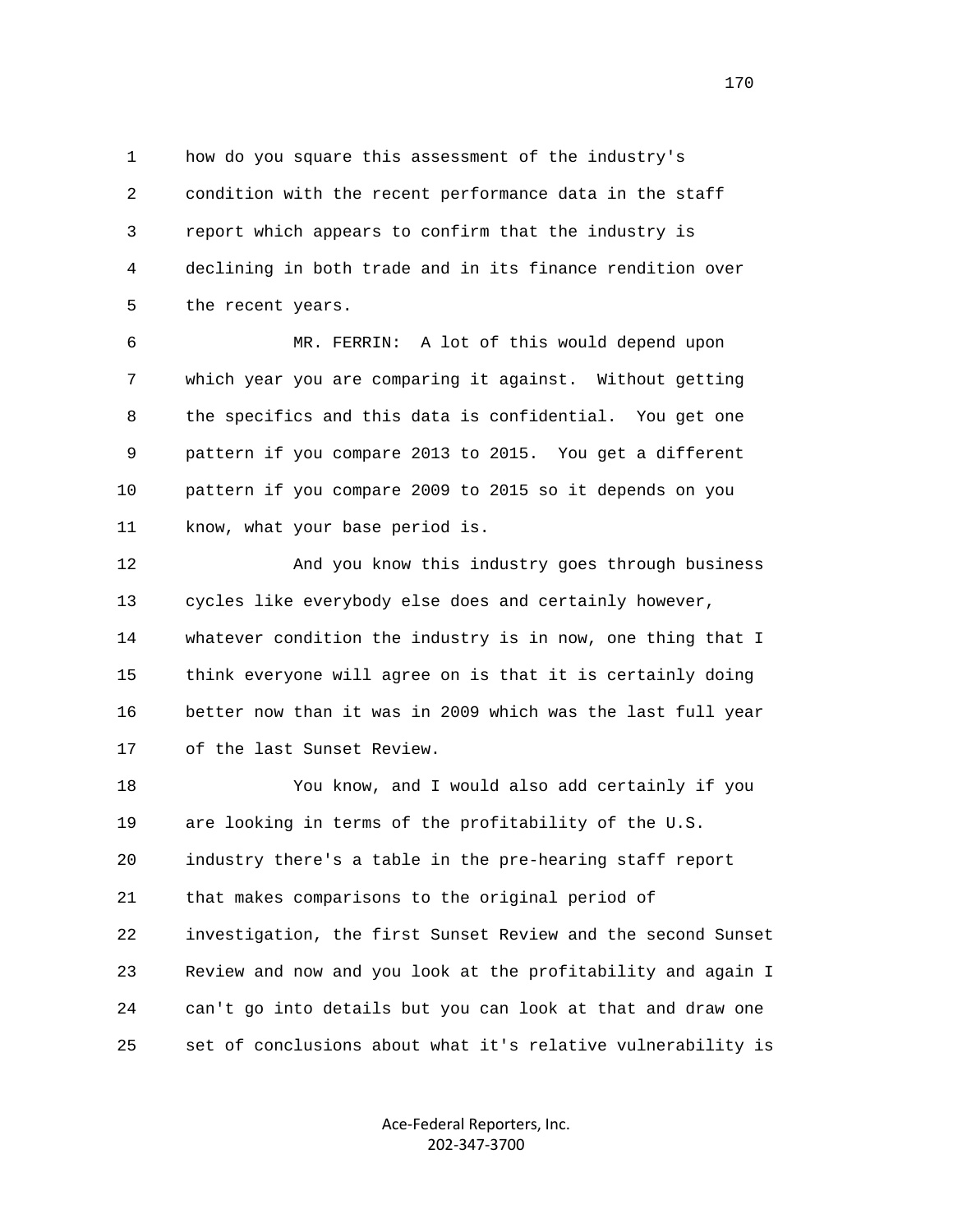how do you square this assessment of the industry's condition with the recent performance data in the staff report which appears to confirm that the industry is declining in both trade and in its finance rendition over the recent years.

MR. FERRIN: A lot of this would depend upon which year you are comparing it against. Without getting the specifics and this data is confidential. You get one pattern if you compare 2013 to 2015. You get a different pattern if you compare 2009 to 2015 so it depends on you know, what your base period is.

And you know this industry goes through business cycles like everybody else does and certainly however, whatever condition the industry is in now, one thing that I think everyone will agree on is that it is certainly doing better now than it was in 2009 which was the last full year of the last Sunset Review.

You know, and I would also add certainly if you are looking in terms of the profitability of the U.S. industry there's a table in the pre-hearing staff report that makes comparisons to the original period of investigation, the first Sunset Review and the second Sunset Review and now and you look at the profitability and again I can't go into details but you can look at that and draw one set of conclusions about what it's relative vulnerability is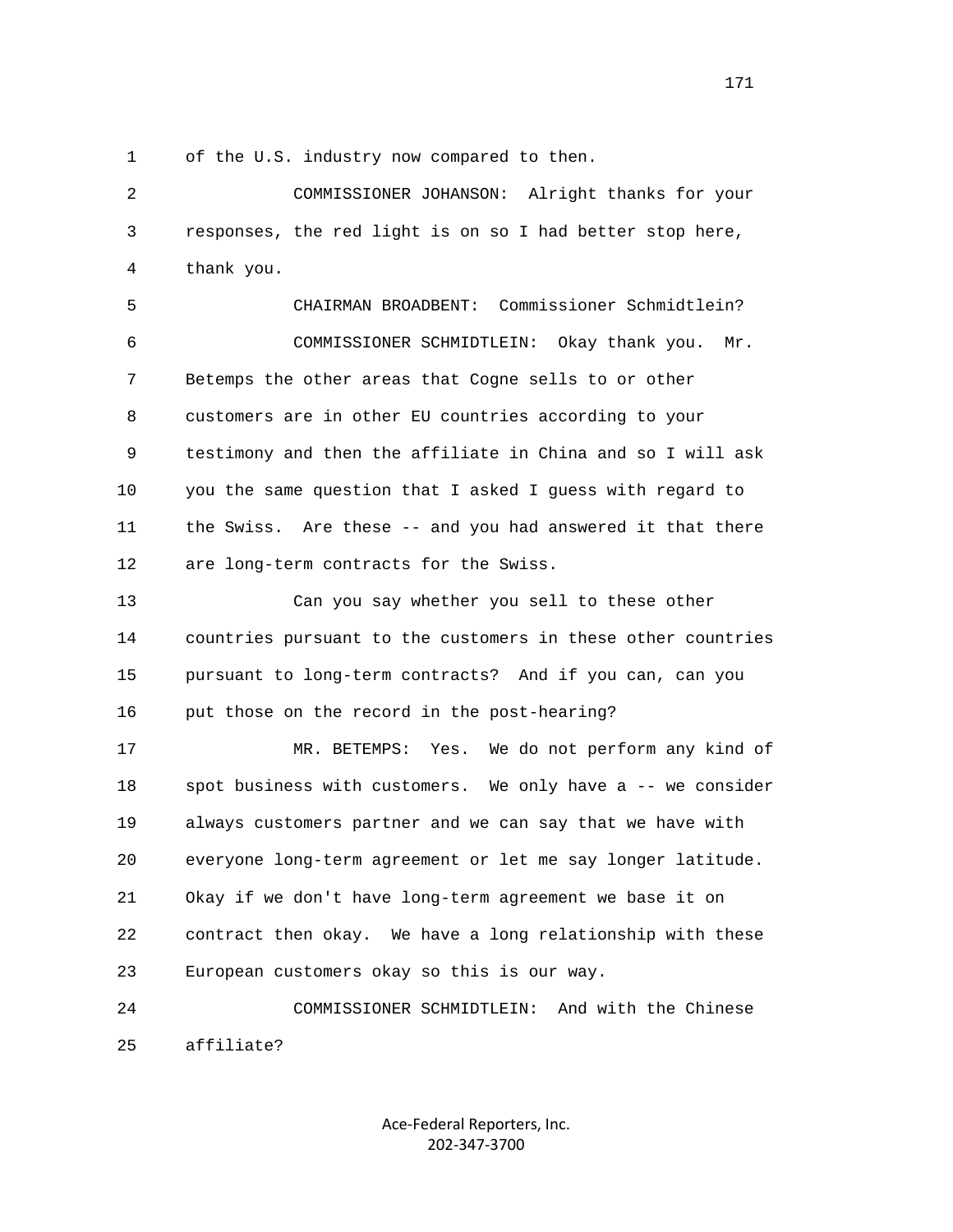of the U.S. industry now compared to then.

COMMISSIONER JOHANSON: Alright thanks for your responses, the red light is on so I had better stop here, thank you.

CHAIRMAN BROADBENT: Commissioner Schmidtlein?

COMMISSIONER SCHMIDTLEIN: Okay thank you. Mr. Betemps the other areas that Cogne sells to or other customers are in other EU countries according to your testimony and then the affiliate in China and so I will ask you the same question that I asked I guess with regard to the Swiss. Are these -- and you had answered it that there are long-term contracts for the Swiss.

Can you say whether you sell to these other countries pursuant to the customers in these other countries pursuant to long-term contracts? And if you can, can you put those on the record in the post-hearing?

MR. BETEMPS: Yes. We do not perform any kind of spot business with customers. We only have a -- we consider always customers partner and we can say that we have with everyone long-term agreement or let me say longer latitude. Okay if we don't have long-term agreement we base it on contract then okay. We have a long relationship with these European customers okay so this is our way.

COMMISSIONER SCHMIDTLEIN: And with the Chinese affiliate?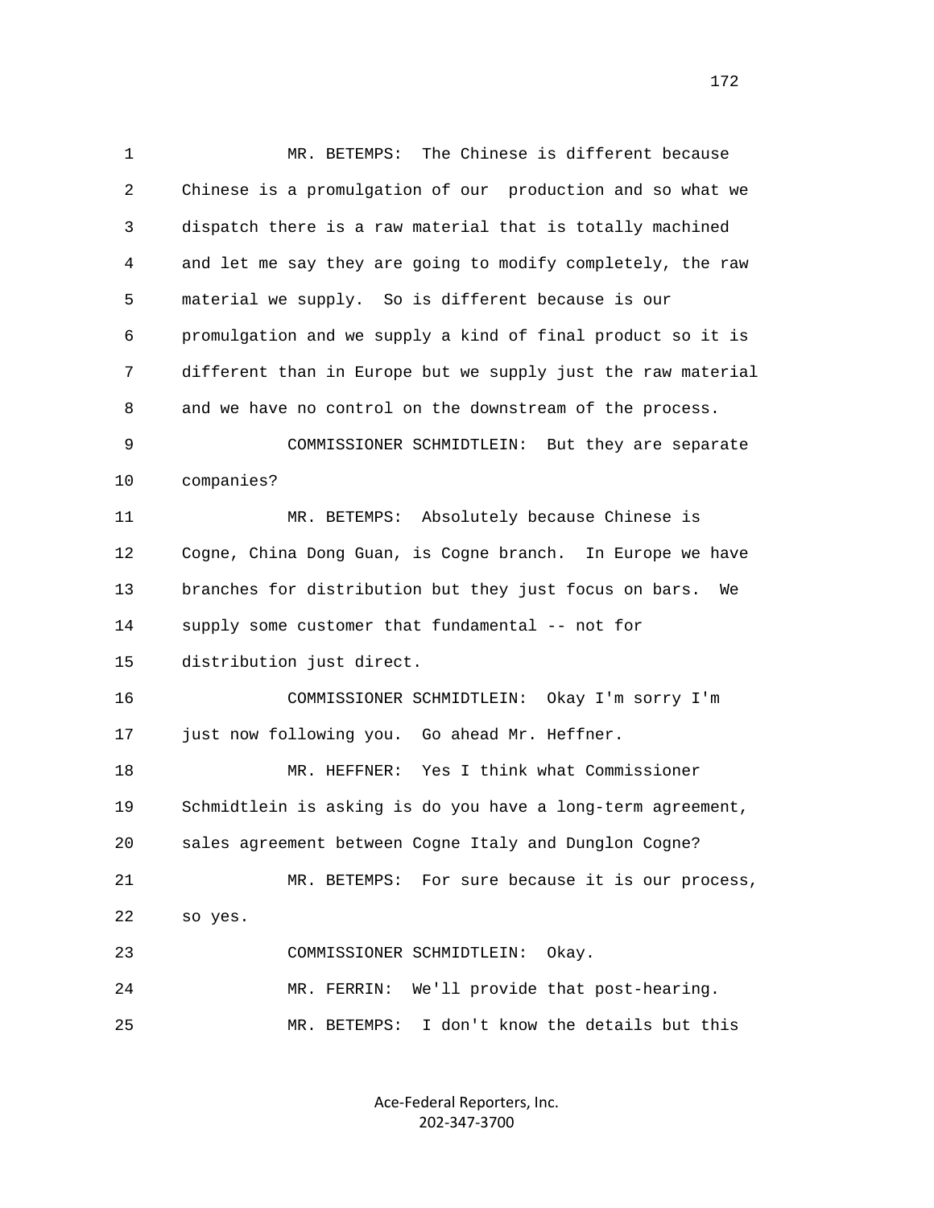MR. BETEMPS: The Chinese is different because Chinese is a promulgation of our production and so what we dispatch there is a raw material that is totally machined and let me say they are going to modify completely, the raw material we supply. So is different because is our promulgation and we supply a kind of final product so it is different than in Europe but we supply just the raw material and we have no control on the downstream of the process.

COMMISSIONER SCHMIDTLEIN: But they are separate companies?

MR. BETEMPS: Absolutely because Chinese is Cogne, China Dong Guan, is Cogne branch. In Europe we have branches for distribution but they just focus on bars. We supply some customer that fundamental -- not for distribution just direct.

COMMISSIONER SCHMIDTLEIN: Okay I'm sorry I'm just now following you. Go ahead Mr. Heffner.

MR. HEFFNER: Yes I think what Commissioner Schmidtlein is asking is do you have a long-term agreement, sales agreement between Cogne Italy and Dunglon Cogne?

MR. BETEMPS: For sure because it is our process, so yes.

COMMISSIONER SCHMIDTLEIN: Okay.

MR. FERRIN: We'll provide that post-hearing.

MR. BETEMPS: I don't know the details but this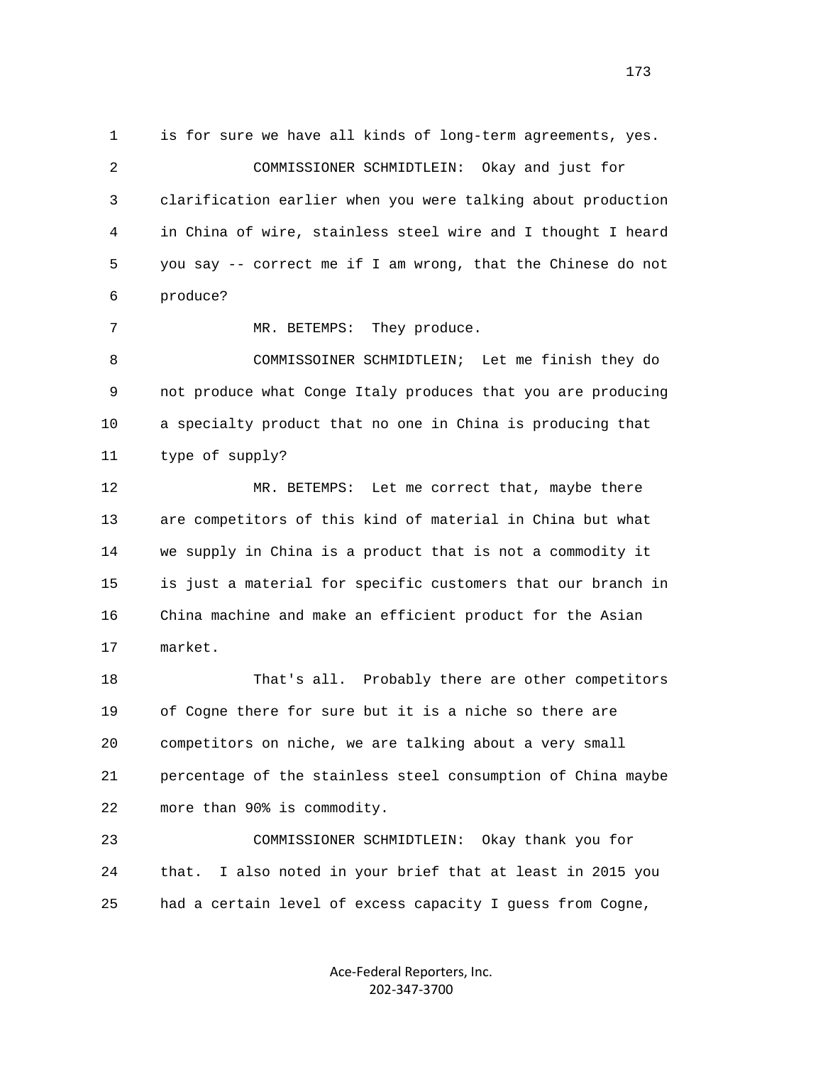1 is for sure we have all kinds of long-term agreements, yes.

2 COMMISSIONER SCHMIDTLEIN: Okay and just for

3 clarification earlier when you were talking about production

4 in China of wire, stainless steel wire and I thought I heard

5 you say -- correct me if I am wrong, that the Chinese do not

6 produce?

7 MR. BETEMPS: They produce.

8 COMMISSOINER SCHMIDTLEIN; Let me finish they do

9 not produce what Conge Italy produces that you are producing

10 a specialty product that no one in China is producing that

11 type of supply?

12 MR. BETEMPS: Let me correct that, maybe there

13 are competitors of this kind of material in China but what

14 we supply in China is a product that is not a commodity it

15 is just a material for specific customers that our branch in

16 China machine and make an efficient product for the Asian

17 market.

18 That's all. Probably there are other competitors

19 of Cogne there for sure but it is a niche so there are

20 competitors on niche, we are talking about a very small

21 percentage of the stainless steel consumption of China maybe

22 more than 90% is commodity.

23 COMMISSIONER SCHMIDTLEIN: Okay thank you for

24 that. I also noted in your brief that at least in 2015 you

25 had a certain level of excess capacity I guess from Cogne,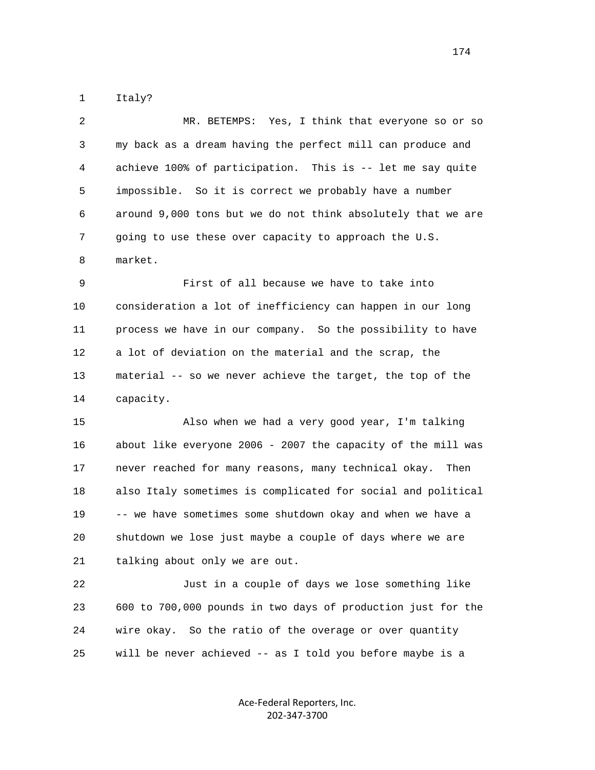1 Italy?

2 MR. BETEMPS: Yes, I think that everyone so or so
3 my back as a dream having the perfect mill can produce and
4 achieve 100% of participation. This is -- let me say quite
5 impossible. So it is correct we probably have a number
6 around 9,000 tons but we do not think absolutely that we are
7 going to use these over capacity to approach the U.S.
8 market.

9 First of all because we have to take into
10 consideration a lot of inefficiency can happen in our long
11 process we have in our company. So the possibility to have
12 a lot of deviation on the material and the scrap, the
13 material -- so we never achieve the target, the top of the
14 capacity.

15 Also when we had a very good year, I'm talking
16 about like everyone 2006 - 2007 the capacity of the mill was
17 never reached for many reasons, many technical okay. Then
18 also Italy sometimes is complicated for social and political
19 -- we have sometimes some shutdown okay and when we have a
20 shutdown we lose just maybe a couple of days where we are
21 talking about only we are out.

22 Just in a couple of days we lose something like
23 600 to 700,000 pounds in two days of production just for the
24 wire okay. So the ratio of the overage or over quantity
25 will be never achieved -- as I told you before maybe is a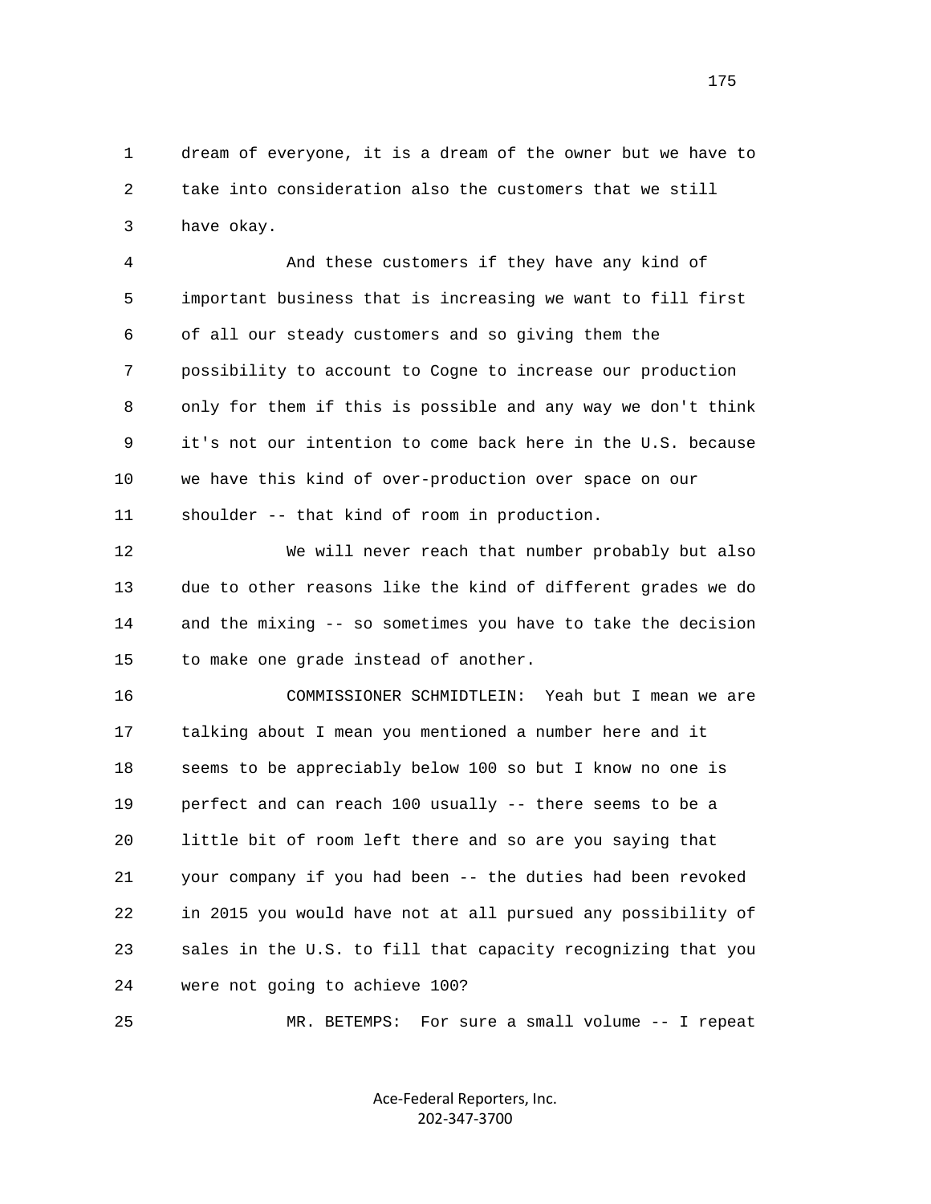dream of everyone, it is a dream of the owner but we have to take into consideration also the customers that we still have okay.

And these customers if they have any kind of important business that is increasing we want to fill first of all our steady customers and so giving them the possibility to account to Cogne to increase our production only for them if this is possible and any way we don't think it's not our intention to come back here in the U.S. because we have this kind of over-production over space on our shoulder -- that kind of room in production.

We will never reach that number probably but also due to other reasons like the kind of different grades we do and the mixing -- so sometimes you have to take the decision to make one grade instead of another.

COMMISSIONER SCHMIDTLEIN: Yeah but I mean we are talking about I mean you mentioned a number here and it seems to be appreciably below 100 so but I know no one is perfect and can reach 100 usually -- there seems to be a little bit of room left there and so are you saying that your company if you had been -- the duties had been revoked in 2015 you would have not at all pursued any possibility of sales in the U.S. to fill that capacity recognizing that you were not going to achieve 100?

MR. BETEMPS: For sure a small volume -- I repeat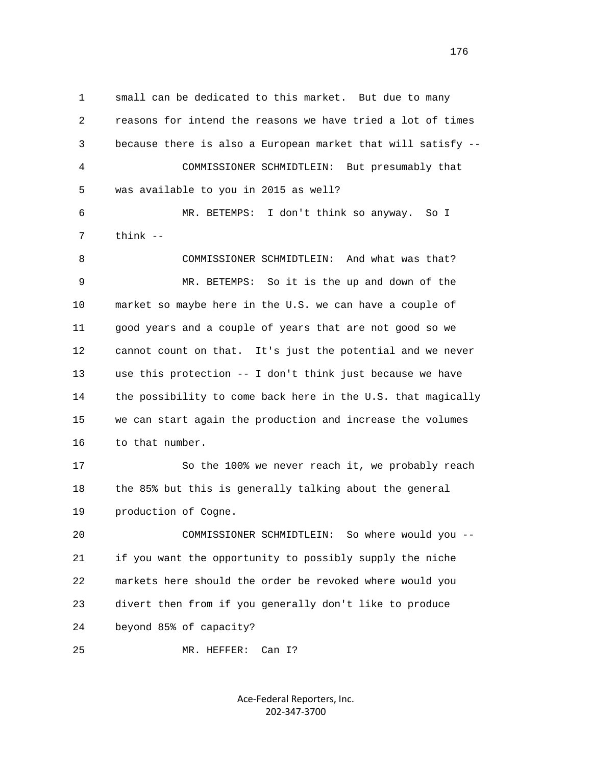small can be dedicated to this market. But due to many reasons for intend the reasons we have tried a lot of times because there is also a European market that will satisfy --

COMMISSIONER SCHMIDTLEIN: But presumably that was available to you in 2015 as well?

MR. BETEMPS: I don't think so anyway. So I think --

COMMISSIONER SCHMIDTLEIN: And what was that?

MR. BETEMPS: So it is the up and down of the market so maybe here in the U.S. we can have a couple of good years and a couple of years that are not good so we cannot count on that. It's just the potential and we never use this protection -- I don't think just because we have the possibility to come back here in the U.S. that magically we can start again the production and increase the volumes to that number.

So the 100% we never reach it, we probably reach the 85% but this is generally talking about the general production of Cogne.

COMMISSIONER SCHMIDTLEIN: So where would you -- if you want the opportunity to possibly supply the niche markets here should the order be revoked where would you divert then from if you generally don't like to produce beyond 85% of capacity?

MR. HEFFER: Can I?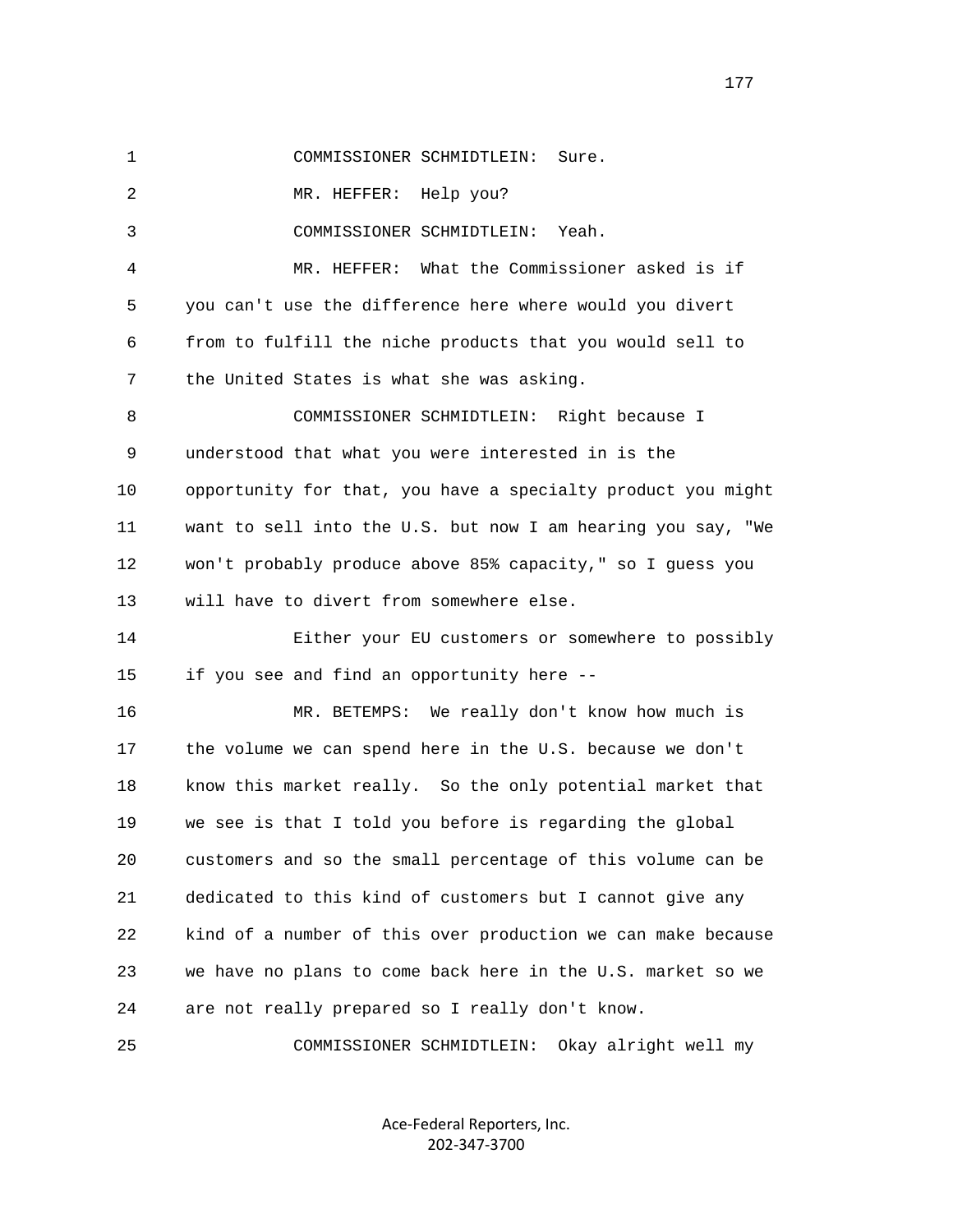COMMISSIONER SCHMIDTLEIN: Sure.

MR. HEFFER: Help you?

COMMISSIONER SCHMIDTLEIN: Yeah.

MR. HEFFER: What the Commissioner asked is if you can't use the difference here where would you divert from to fulfill the niche products that you would sell to the United States is what she was asking.

COMMISSIONER SCHMIDTLEIN: Right because I understood that what you were interested in is the opportunity for that, you have a specialty product you might want to sell into the U.S. but now I am hearing you say, "We won't probably produce above 85% capacity," so I guess you will have to divert from somewhere else.

Either your EU customers or somewhere to possibly if you see and find an opportunity here --

MR. BETEMPS: We really don't know how much is the volume we can spend here in the U.S. because we don't know this market really. So the only potential market that we see is that I told you before is regarding the global customers and so the small percentage of this volume can be dedicated to this kind of customers but I cannot give any kind of a number of this over production we can make because we have no plans to come back here in the U.S. market so we are not really prepared so I really don't know.

COMMISSIONER SCHMIDTLEIN: Okay alright well my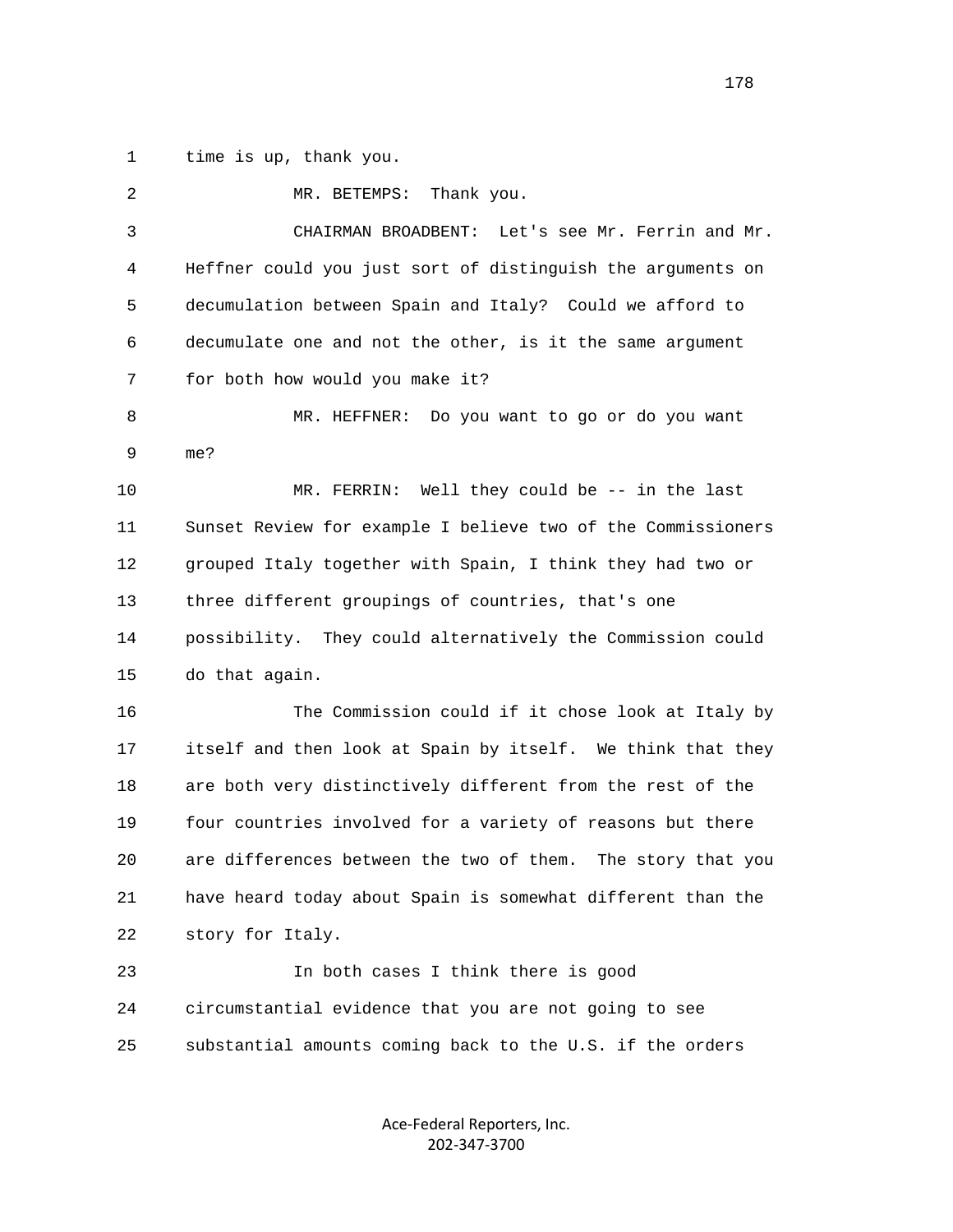1 time is up, thank you.

2 MR. BETEMPS: Thank you.

3 CHAIRMAN BROADBENT: Let's see Mr. Ferrin and Mr.

4 Heffner could you just sort of distinguish the arguments on

5 decumulation between Spain and Italy? Could we afford to

6 decumulate one and not the other, is it the same argument

7 for both how would you make it?

8 MR. HEFFNER: Do you want to go or do you want

9 me?

10 MR. FERRIN: Well they could be -- in the last

11 Sunset Review for example I believe two of the Commissioners

12 grouped Italy together with Spain, I think they had two or

13 three different groupings of countries, that's one

14 possibility. They could alternatively the Commission could

15 do that again.

16 The Commission could if it chose look at Italy by

17 itself and then look at Spain by itself. We think that they

18 are both very distinctively different from the rest of the

19 four countries involved for a variety of reasons but there

20 are differences between the two of them. The story that you

21 have heard today about Spain is somewhat different than the

22 story for Italy.

23 In both cases I think there is good

24 circumstantial evidence that you are not going to see

25 substantial amounts coming back to the U.S. if the orders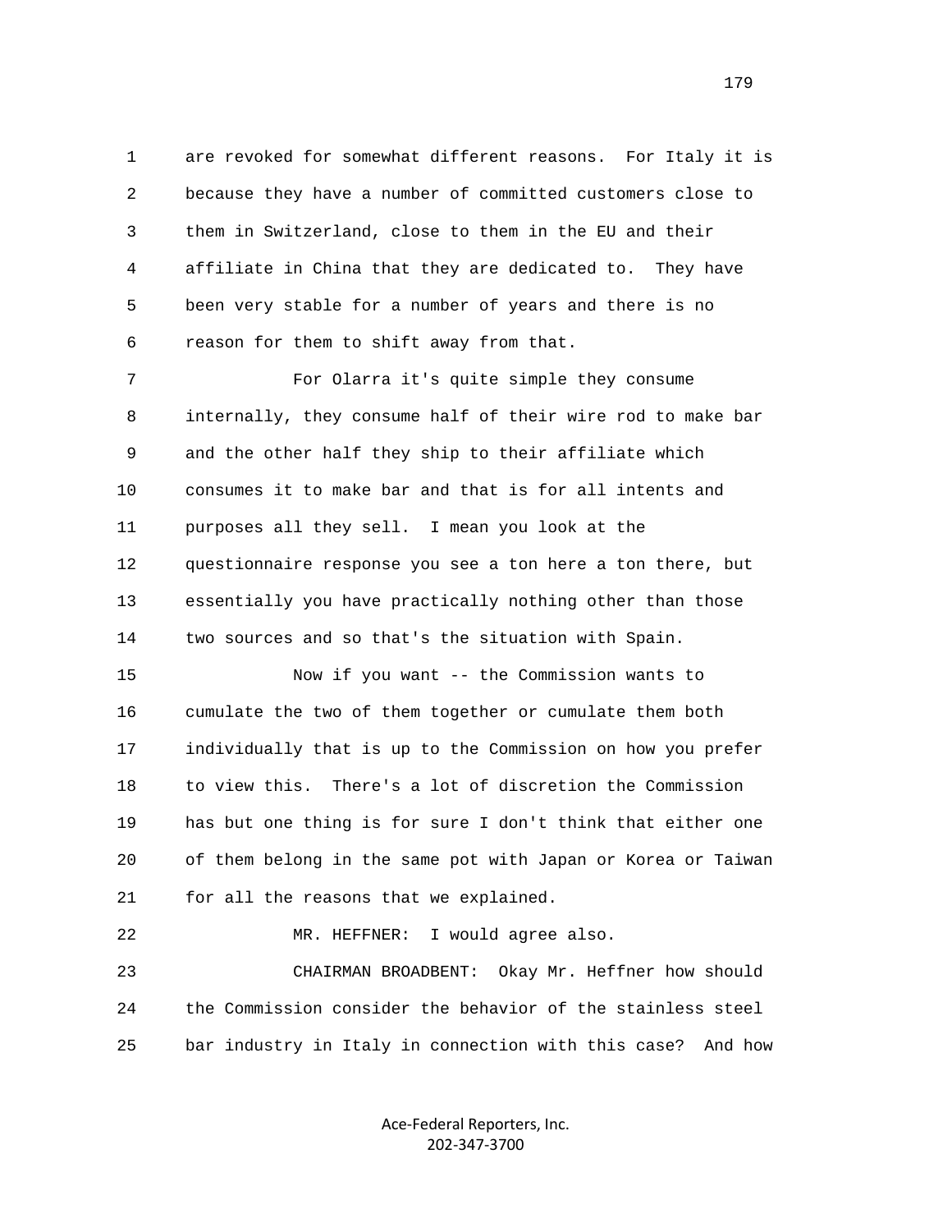are revoked for somewhat different reasons. For Italy it is because they have a number of committed customers close to them in Switzerland, close to them in the EU and their affiliate in China that they are dedicated to. They have been very stable for a number of years and there is no reason for them to shift away from that.

For Olarra it's quite simple they consume internally, they consume half of their wire rod to make bar and the other half they ship to their affiliate which consumes it to make bar and that is for all intents and purposes all they sell. I mean you look at the questionnaire response you see a ton here a ton there, but essentially you have practically nothing other than those two sources and so that's the situation with Spain.

Now if you want -- the Commission wants to cumulate the two of them together or cumulate them both individually that is up to the Commission on how you prefer to view this. There's a lot of discretion the Commission has but one thing is for sure I don't think that either one of them belong in the same pot with Japan or Korea or Taiwan for all the reasons that we explained.

MR. HEFFNER: I would agree also.

CHAIRMAN BROADBENT: Okay Mr. Heffner how should the Commission consider the behavior of the stainless steel bar industry in Italy in connection with this case? And how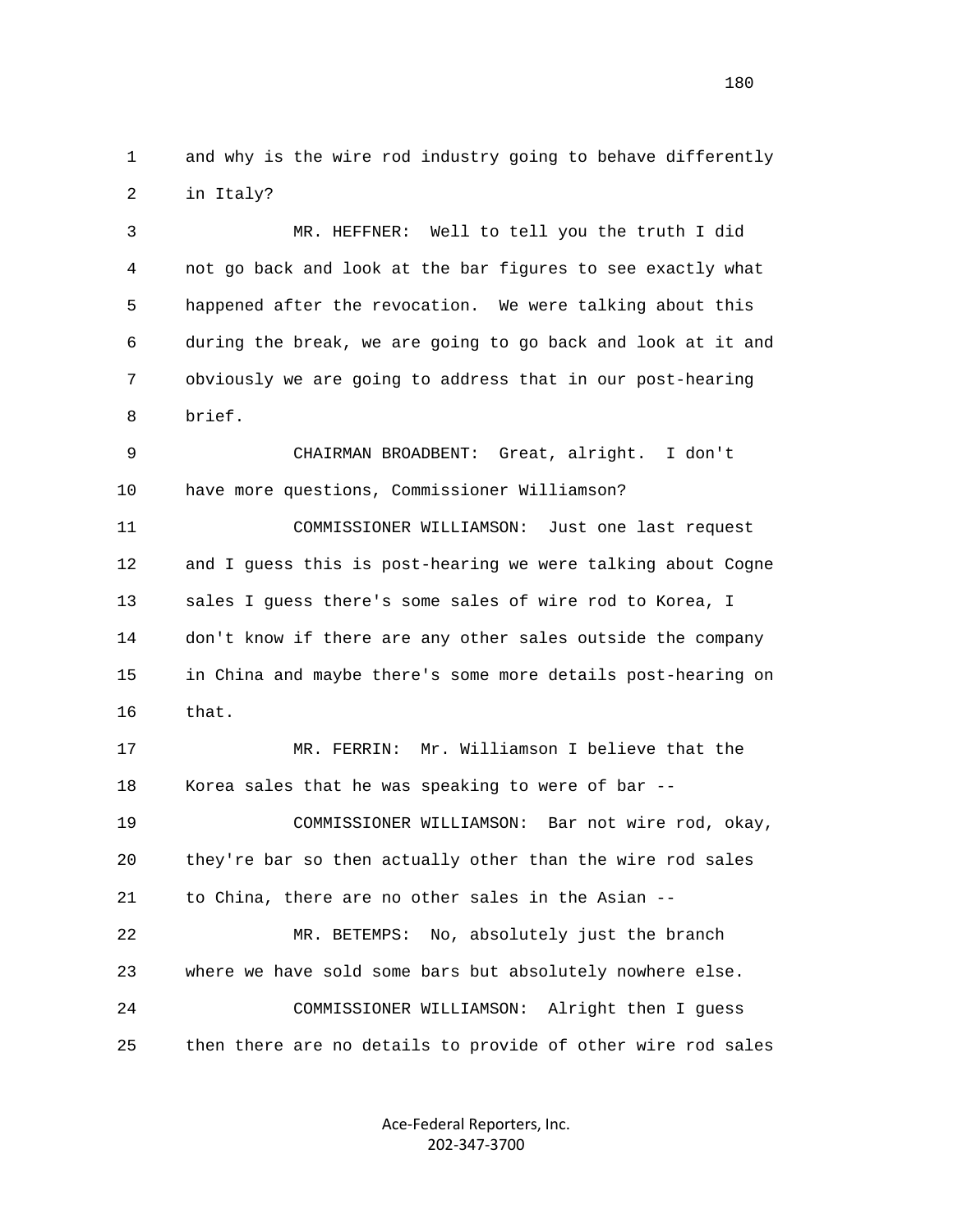1 and why is the wire rod industry going to behave differently
2 in Italy?

3 MR. HEFFNER: Well to tell you the truth I did
4 not go back and look at the bar figures to see exactly what
5 happened after the revocation. We were talking about this
6 during the break, we are going to go back and look at it and
7 obviously we are going to address that in our post-hearing
8 brief.

9 CHAIRMAN BROADBENT: Great, alright. I don't
10 have more questions, Commissioner Williamson?

11 COMMISSIONER WILLIAMSON: Just one last request
12 and I guess this is post-hearing we were talking about Cogne
13 sales I guess there's some sales of wire rod to Korea, I
14 don't know if there are any other sales outside the company
15 in China and maybe there's some more details post-hearing on
16 that.

17 MR. FERRIN: Mr. Williamson I believe that the
18 Korea sales that he was speaking to were of bar --

19 COMMISSIONER WILLIAMSON: Bar not wire rod, okay,
20 they're bar so then actually other than the wire rod sales
21 to China, there are no other sales in the Asian --

22 MR. BETEMPS: No, absolutely just the branch
23 where we have sold some bars but absolutely nowhere else.

24 COMMISSIONER WILLIAMSON: Alright then I guess
25 then there are no details to provide of other wire rod sales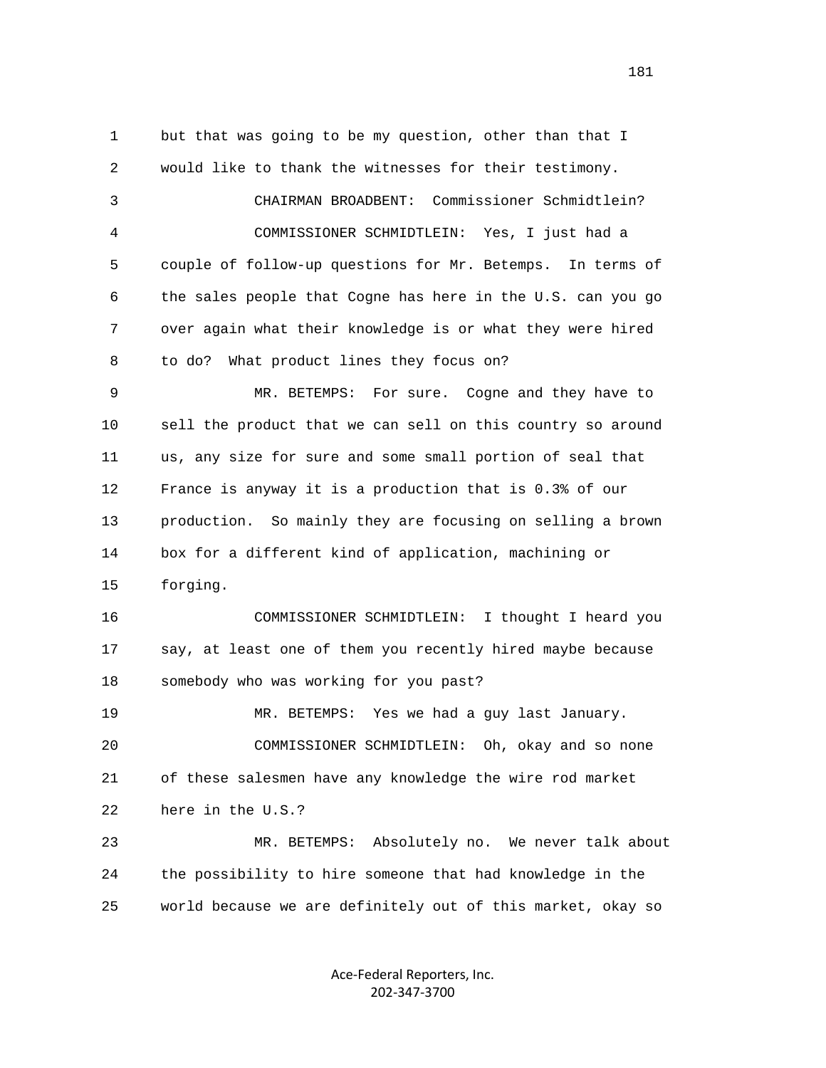but that was going to be my question, other than that I would like to thank the witnesses for their testimony.

CHAIRMAN BROADBENT: Commissioner Schmidtlein?

COMMISSIONER SCHMIDTLEIN: Yes, I just had a couple of follow-up questions for Mr. Betemps. In terms of the sales people that Cogne has here in the U.S. can you go over again what their knowledge is or what they were hired to do? What product lines they focus on?

MR. BETEMPS: For sure. Cogne and they have to sell the product that we can sell on this country so around us, any size for sure and some small portion of seal that France is anyway it is a production that is 0.3% of our production. So mainly they are focusing on selling a brown box for a different kind of application, machining or forging.

COMMISSIONER SCHMIDTLEIN: I thought I heard you say, at least one of them you recently hired maybe because somebody who was working for you past?

MR. BETEMPS: Yes we had a guy last January.

COMMISSIONER SCHMIDTLEIN: Oh, okay and so none of these salesmen have any knowledge the wire rod market here in the U.S.?

MR. BETEMPS: Absolutely no. We never talk about the possibility to hire someone that had knowledge in the world because we are definitely out of this market, okay so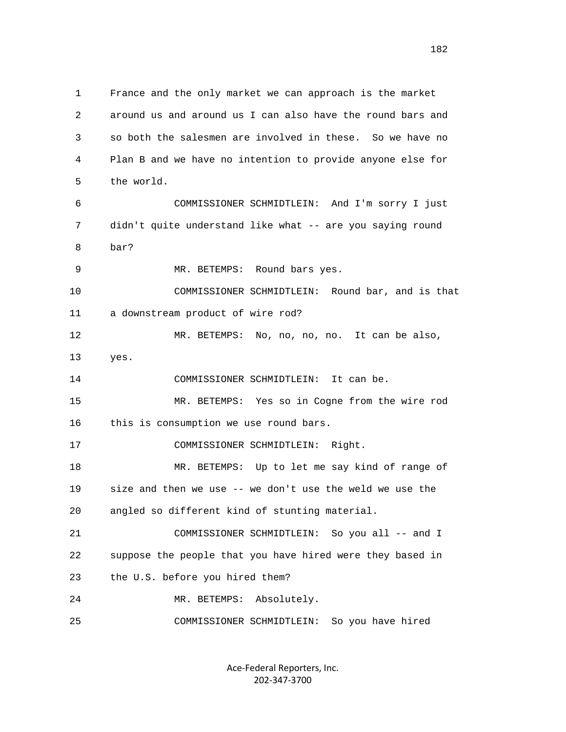1 France and the only market we can approach is the market
2 around us and around us I can also have the round bars and
3 so both the salesmen are involved in these. So we have no
4 Plan B and we have no intention to provide anyone else for
5 the world.
6 COMMISSIONER SCHMIDTLEIN: And I'm sorry I just
7 didn't quite understand like what -- are you saying round
8 bar?
9 MR. BETEMPS: Round bars yes.
10 COMMISSIONER SCHMIDTLEIN: Round bar, and is that
11 a downstream product of wire rod?
12 MR. BETEMPS: No, no, no, no. It can be also,
13 yes.
14 COMMISSIONER SCHMIDTLEIN: It can be.
15 MR. BETEMPS: Yes so in Cogne from the wire rod
16 this is consumption we use round bars.
17 COMMISSIONER SCHMIDTLEIN: Right.
18 MR. BETEMPS: Up to let me say kind of range of
19 size and then we use -- we don't use the weld we use the
20 angled so different kind of stunting material.
21 COMMISSIONER SCHMIDTLEIN: So you all -- and I
22 suppose the people that you have hired were they based in
23 the U.S. before you hired them?
24 MR. BETEMPS: Absolutely.
25 COMMISSIONER SCHMIDTLEIN: So you have hired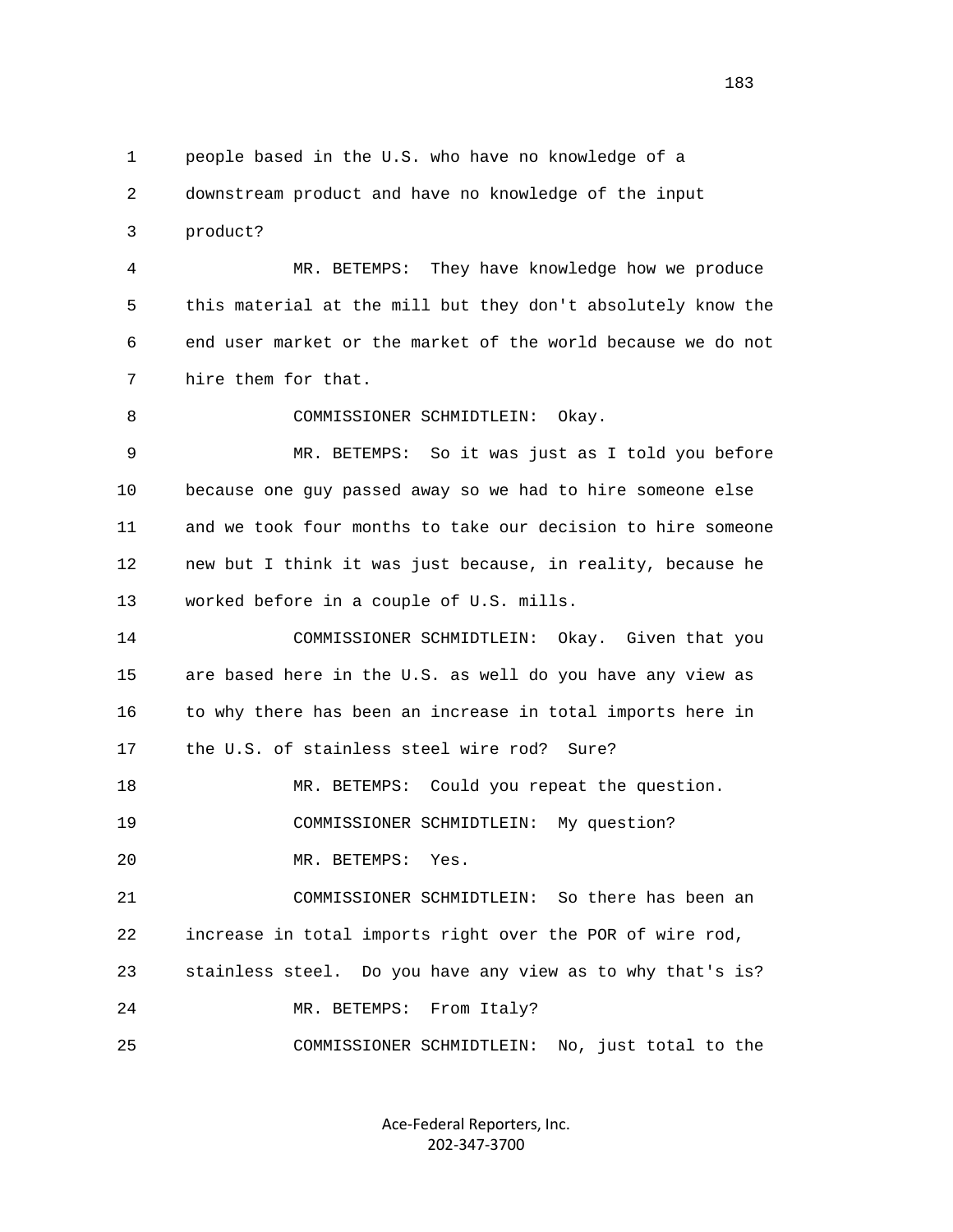1 people based in the U.S. who have no knowledge of a
2 downstream product and have no knowledge of the input
3 product?

4 MR. BETEMPS: They have knowledge how we produce
5 this material at the mill but they don't absolutely know the
6 end user market or the market of the world because we do not
7 hire them for that.

8 COMMISSIONER SCHMIDTLEIN: Okay.

9 MR. BETEMPS: So it was just as I told you before
10 because one guy passed away so we had to hire someone else
11 and we took four months to take our decision to hire someone
12 new but I think it was just because, in reality, because he
13 worked before in a couple of U.S. mills.

14 COMMISSIONER SCHMIDTLEIN: Okay. Given that you
15 are based here in the U.S. as well do you have any view as
16 to why there has been an increase in total imports here in
17 the U.S. of stainless steel wire rod? Sure?

18 MR. BETEMPS: Could you repeat the question.

19 COMMISSIONER SCHMIDTLEIN: My question?

20 MR. BETEMPS: Yes.

21 COMMISSIONER SCHMIDTLEIN: So there has been an
22 increase in total imports right over the POR of wire rod,
23 stainless steel. Do you have any view as to why that's is?

24 MR. BETEMPS: From Italy?

25 COMMISSIONER SCHMIDTLEIN: No, just total to the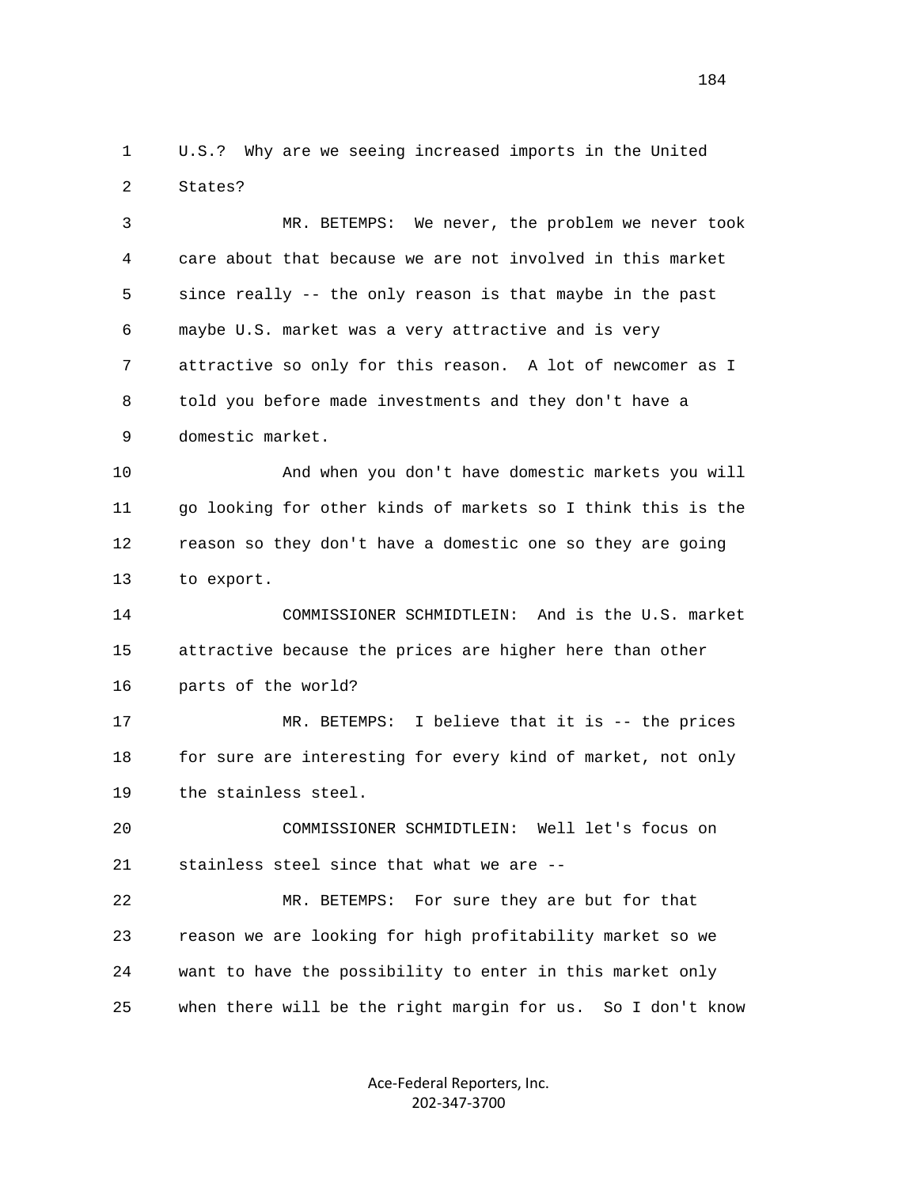U.S.? Why are we seeing increased imports in the United States?

MR. BETEMPS: We never, the problem we never took care about that because we are not involved in this market since really -- the only reason is that maybe in the past maybe U.S. market was a very attractive and is very attractive so only for this reason. A lot of newcomer as I told you before made investments and they don't have a domestic market.

And when you don't have domestic markets you will go looking for other kinds of markets so I think this is the reason so they don't have a domestic one so they are going to export.

COMMISSIONER SCHMIDTLEIN: And is the U.S. market attractive because the prices are higher here than other parts of the world?

MR. BETEMPS: I believe that it is -- the prices for sure are interesting for every kind of market, not only the stainless steel.

COMMISSIONER SCHMIDTLEIN: Well let's focus on stainless steel since that what we are --

MR. BETEMPS: For sure they are but for that reason we are looking for high profitability market so we want to have the possibility to enter in this market only when there will be the right margin for us. So I don't know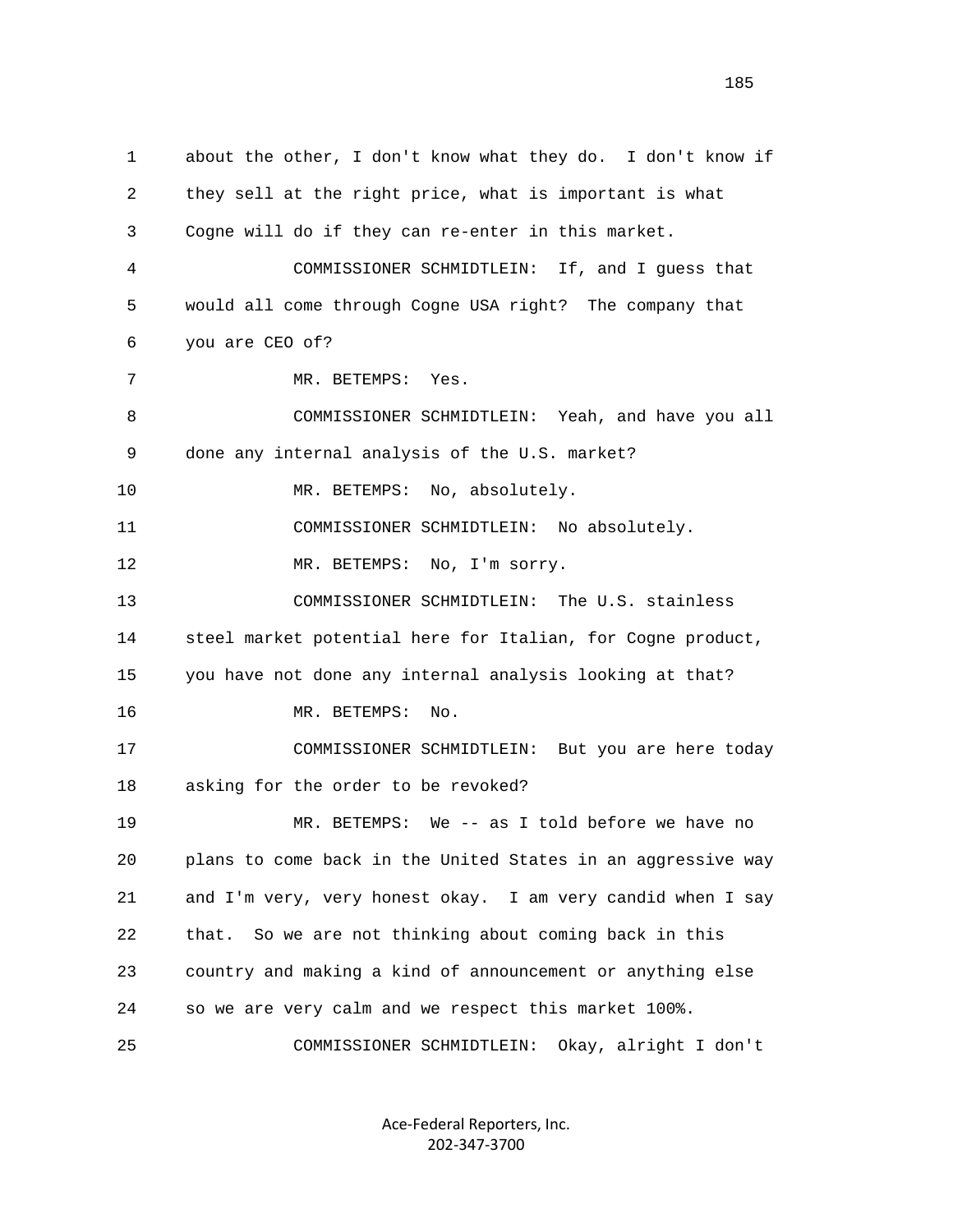about the other, I don't know what they do. I don't know if they sell at the right price, what is important is what Cogne will do if they can re-enter in this market.

COMMISSIONER SCHMIDTLEIN: If, and I guess that would all come through Cogne USA right? The company that you are CEO of?

MR. BETEMPS: Yes.

COMMISSIONER SCHMIDTLEIN: Yeah, and have you all done any internal analysis of the U.S. market?

MR. BETEMPS: No, absolutely.

COMMISSIONER SCHMIDTLEIN: No absolutely.

MR. BETEMPS: No, I'm sorry.

COMMISSIONER SCHMIDTLEIN: The U.S. stainless steel market potential here for Italian, for Cogne product, you have not done any internal analysis looking at that?

MR. BETEMPS: No.

COMMISSIONER SCHMIDTLEIN: But you are here today asking for the order to be revoked?

MR. BETEMPS: We -- as I told before we have no plans to come back in the United States in an aggressive way and I'm very, very honest okay. I am very candid when I say that. So we are not thinking about coming back in this country and making a kind of announcement or anything else so we are very calm and we respect this market 100%.

COMMISSIONER SCHMIDTLEIN: Okay, alright I don't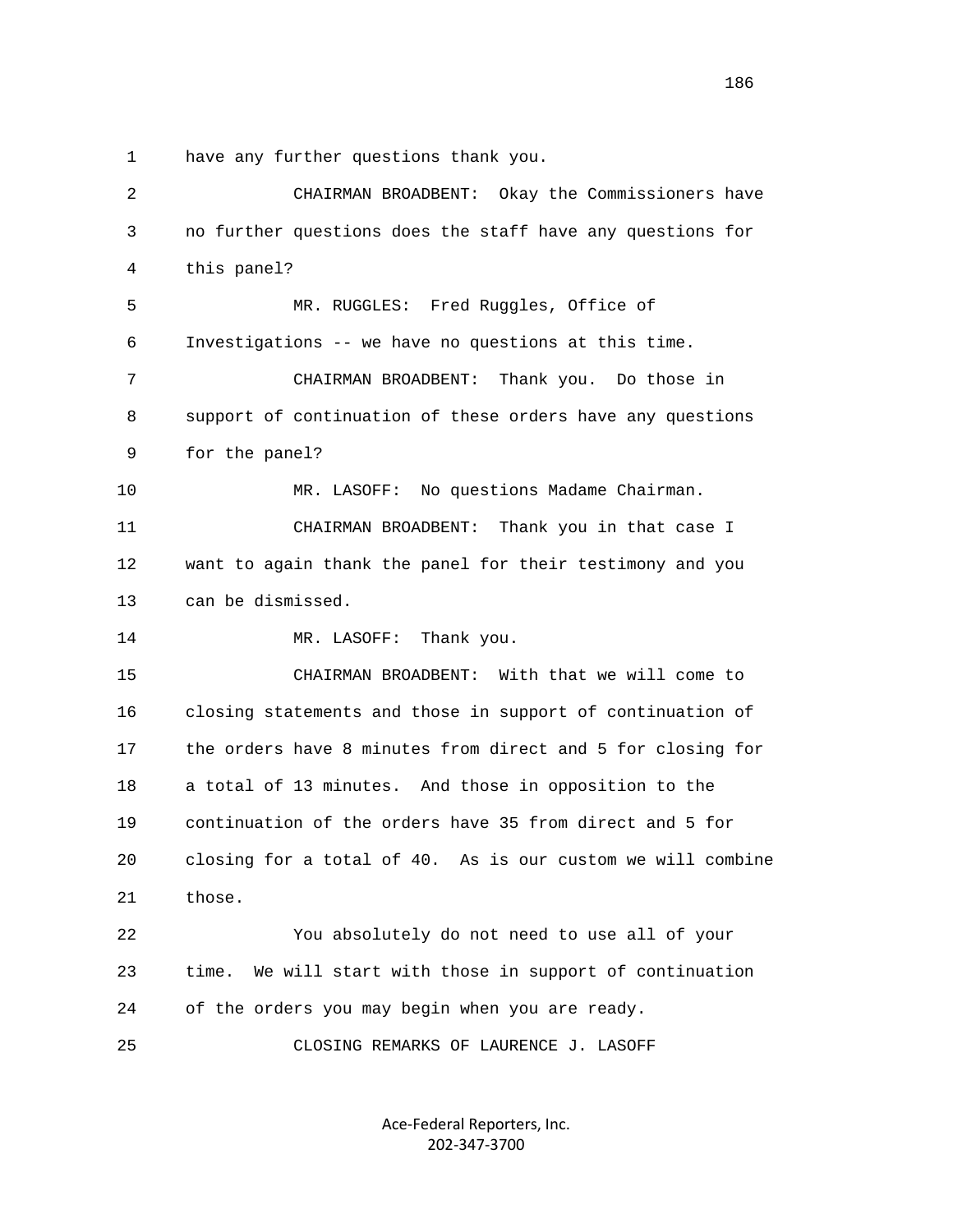1 have any further questions thank you.

2 CHAIRMAN BROADBENT: Okay the Commissioners have

3 no further questions does the staff have any questions for

4 this panel?

5 MR. RUGGLES: Fred Ruggles, Office of

6 Investigations -- we have no questions at this time.

7 CHAIRMAN BROADBENT: Thank you. Do those in

8 support of continuation of these orders have any questions

9 for the panel?

10 MR. LASOFF: No questions Madame Chairman.

11 CHAIRMAN BROADBENT: Thank you in that case I

12 want to again thank the panel for their testimony and you

13 can be dismissed.

14 MR. LASOFF: Thank you.

15 CHAIRMAN BROADBENT: With that we will come to

16 closing statements and those in support of continuation of

17 the orders have 8 minutes from direct and 5 for closing for

18 a total of 13 minutes. And those in opposition to the

19 continuation of the orders have 35 from direct and 5 for

20 closing for a total of 40. As is our custom we will combine

21 those.

22 You absolutely do not need to use all of your

23 time. We will start with those in support of continuation

24 of the orders you may begin when you are ready.

25 CLOSING REMARKS OF LAURENCE J. LASOFF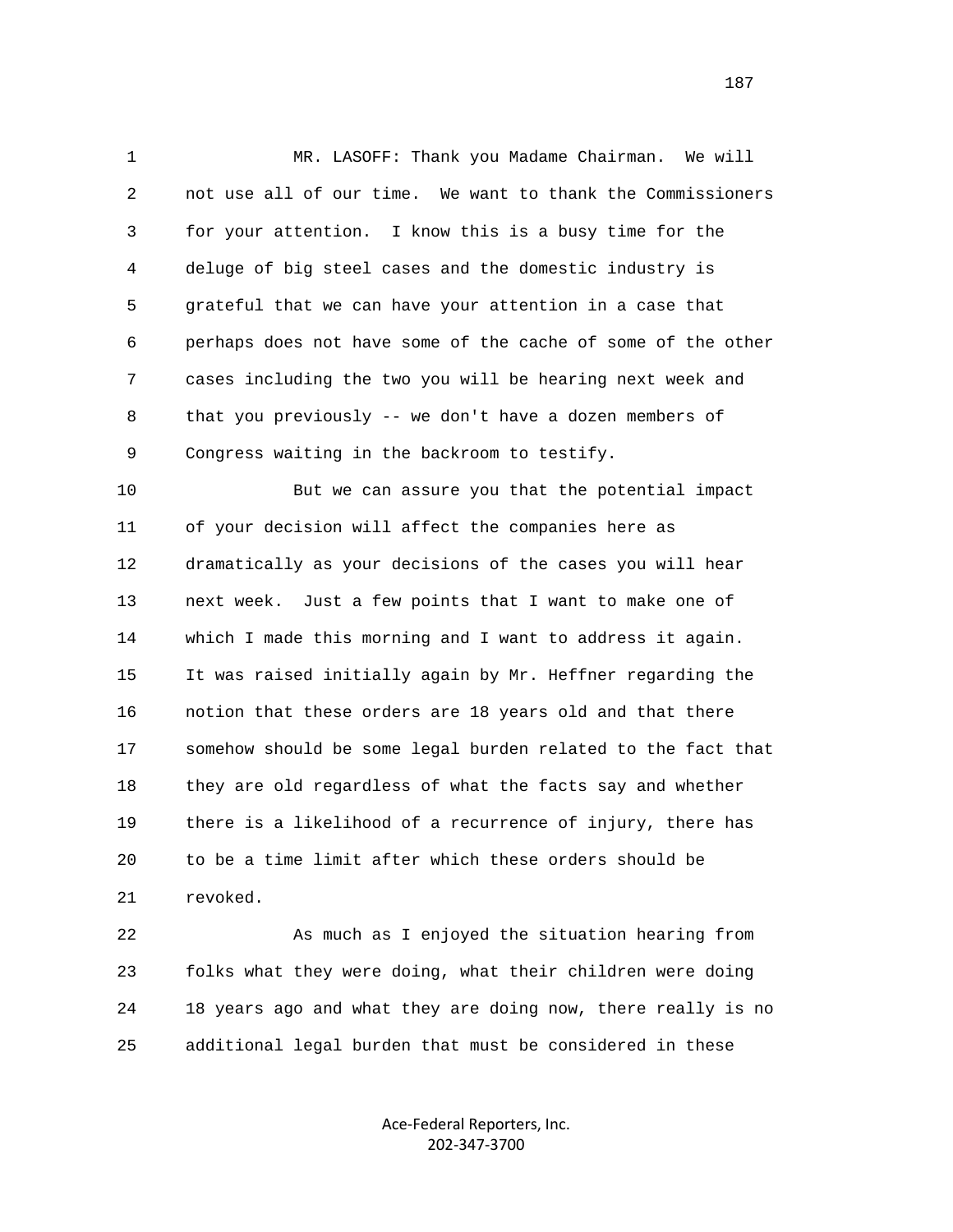MR. LASOFF: Thank you Madame Chairman. We will not use all of our time. We want to thank the Commissioners for your attention. I know this is a busy time for the deluge of big steel cases and the domestic industry is grateful that we can have your attention in a case that perhaps does not have some of the cache of some of the other cases including the two you will be hearing next week and that you previously -- we don't have a dozen members of Congress waiting in the backroom to testify.

But we can assure you that the potential impact of your decision will affect the companies here as dramatically as your decisions of the cases you will hear next week. Just a few points that I want to make one of which I made this morning and I want to address it again. It was raised initially again by Mr. Heffner regarding the notion that these orders are 18 years old and that there somehow should be some legal burden related to the fact that they are old regardless of what the facts say and whether there is a likelihood of a recurrence of injury, there has to be a time limit after which these orders should be revoked.

As much as I enjoyed the situation hearing from folks what they were doing, what their children were doing 18 years ago and what they are doing now, there really is no additional legal burden that must be considered in these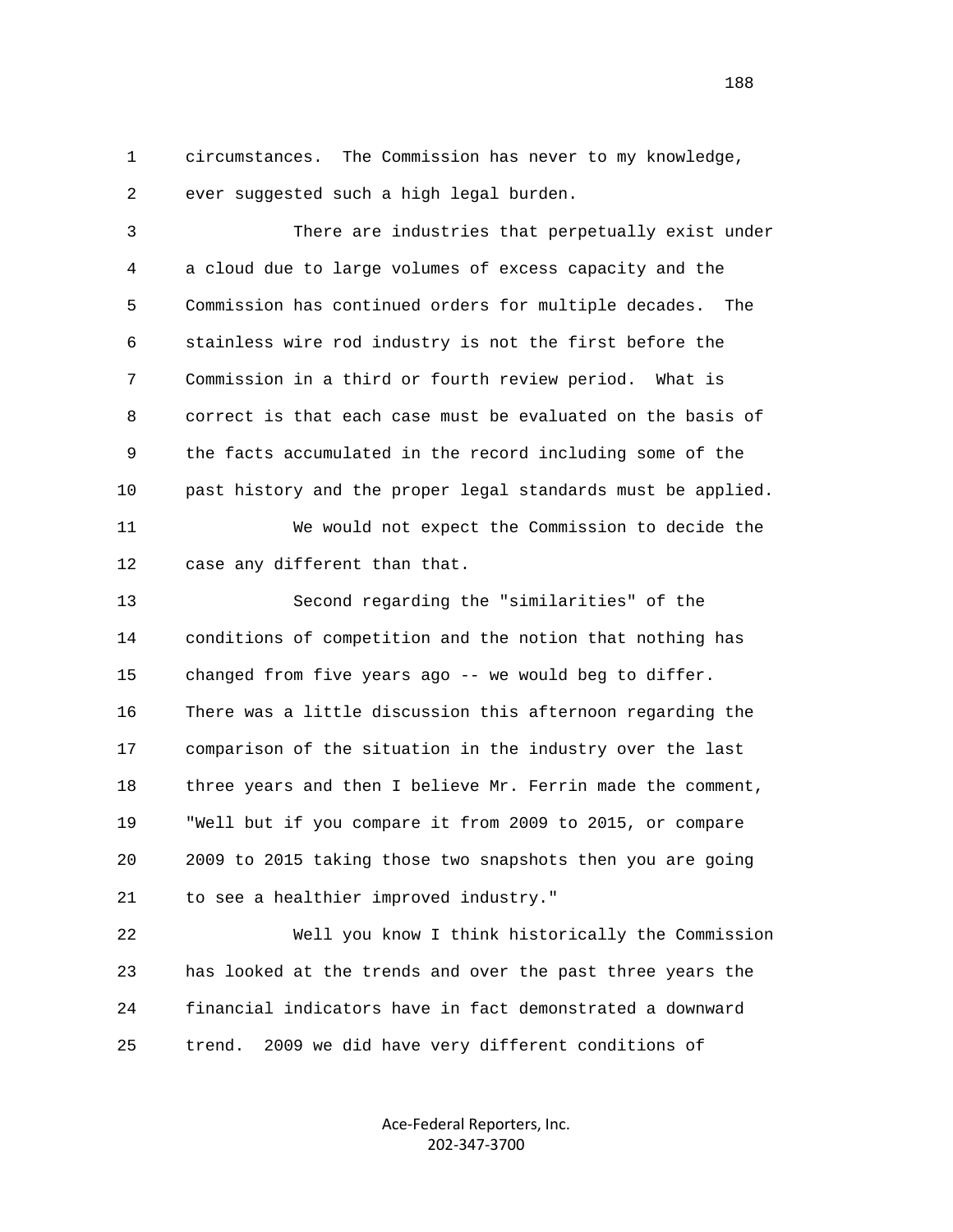circumstances. The Commission has never to my knowledge, ever suggested such a high legal burden.

There are industries that perpetually exist under a cloud due to large volumes of excess capacity and the Commission has continued orders for multiple decades. The stainless wire rod industry is not the first before the Commission in a third or fourth review period. What is correct is that each case must be evaluated on the basis of the facts accumulated in the record including some of the past history and the proper legal standards must be applied.

We would not expect the Commission to decide the case any different than that.

Second regarding the "similarities" of the conditions of competition and the notion that nothing has changed from five years ago -- we would beg to differ. There was a little discussion this afternoon regarding the comparison of the situation in the industry over the last three years and then I believe Mr. Ferrin made the comment, "Well but if you compare it from 2009 to 2015, or compare 2009 to 2015 taking those two snapshots then you are going to see a healthier improved industry."

Well you know I think historically the Commission has looked at the trends and over the past three years the financial indicators have in fact demonstrated a downward trend. 2009 we did have very different conditions of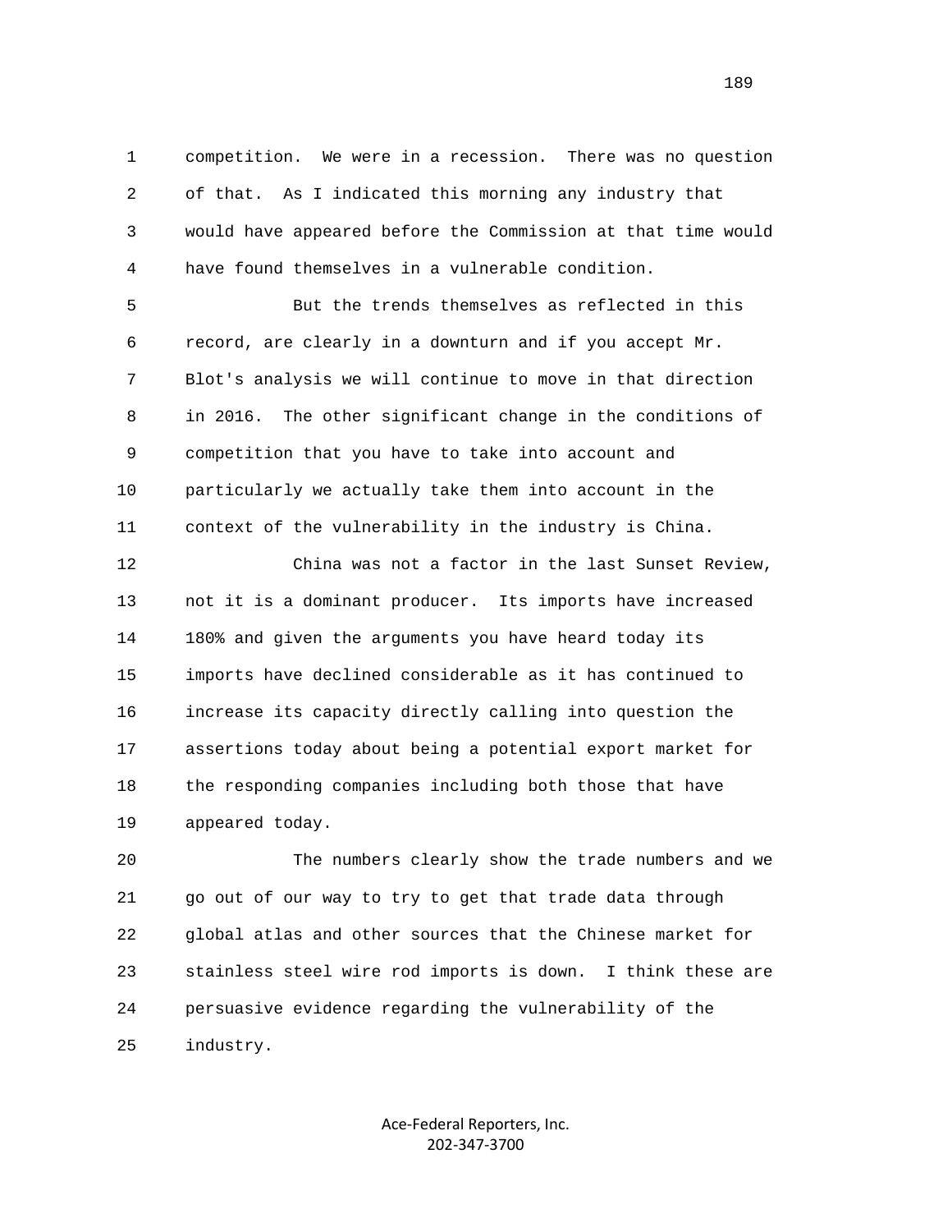competition. We were in a recession. There was no question of that. As I indicated this morning any industry that would have appeared before the Commission at that time would have found themselves in a vulnerable condition.

But the trends themselves as reflected in this record, are clearly in a downturn and if you accept Mr. Blot's analysis we will continue to move in that direction in 2016. The other significant change in the conditions of competition that you have to take into account and particularly we actually take them into account in the context of the vulnerability in the industry is China.

China was not a factor in the last Sunset Review, not it is a dominant producer. Its imports have increased 180% and given the arguments you have heard today its imports have declined considerable as it has continued to increase its capacity directly calling into question the assertions today about being a potential export market for the responding companies including both those that have appeared today.

The numbers clearly show the trade numbers and we go out of our way to try to get that trade data through global atlas and other sources that the Chinese market for stainless steel wire rod imports is down. I think these are persuasive evidence regarding the vulnerability of the industry.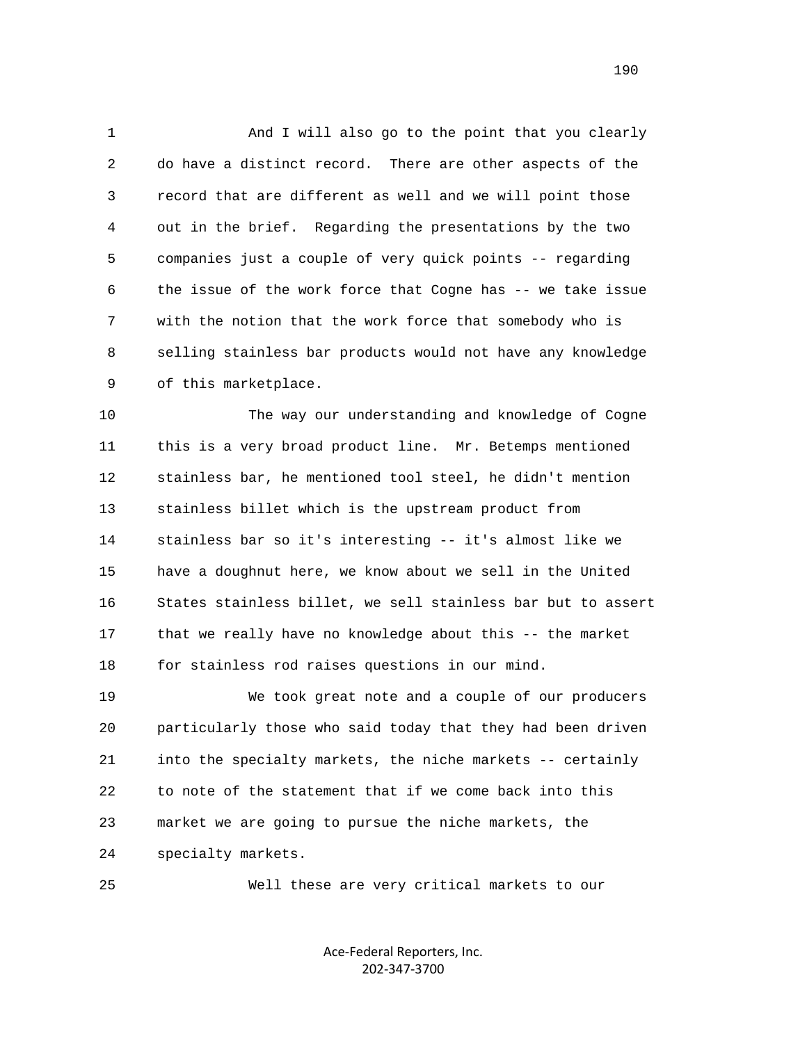And I will also go to the point that you clearly do have a distinct record. There are other aspects of the record that are different as well and we will point those out in the brief. Regarding the presentations by the two companies just a couple of very quick points -- regarding the issue of the work force that Cogne has -- we take issue with the notion that the work force that somebody who is selling stainless bar products would not have any knowledge of this marketplace.

The way our understanding and knowledge of Cogne this is a very broad product line. Mr. Betemps mentioned stainless bar, he mentioned tool steel, he didn't mention stainless billet which is the upstream product from stainless bar so it's interesting -- it's almost like we have a doughnut here, we know about we sell in the United States stainless billet, we sell stainless bar but to assert that we really have no knowledge about this -- the market for stainless rod raises questions in our mind.

We took great note and a couple of our producers particularly those who said today that they had been driven into the specialty markets, the niche markets -- certainly to note of the statement that if we come back into this market we are going to pursue the niche markets, the specialty markets.

Well these are very critical markets to our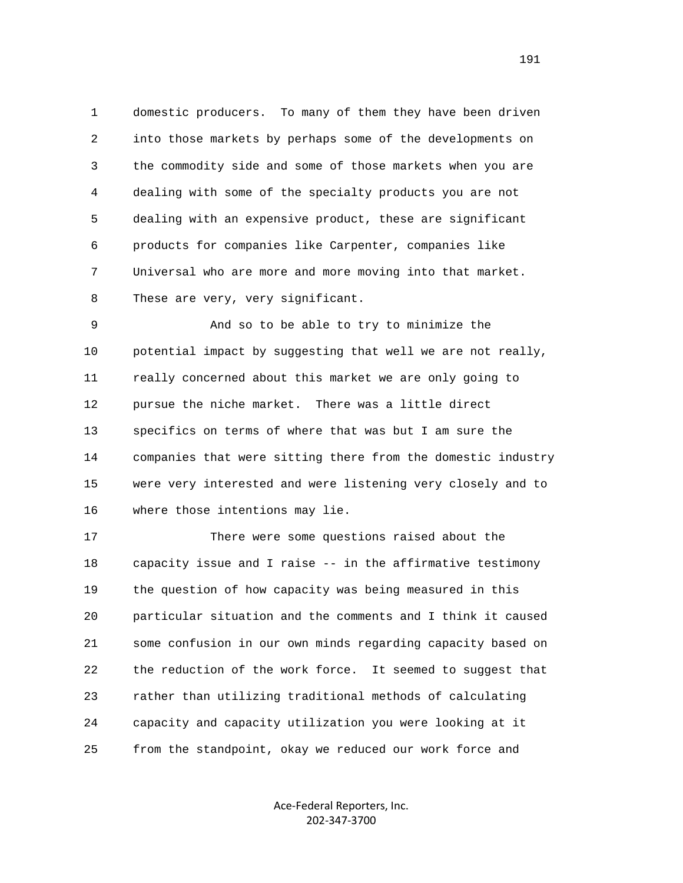domestic producers. To many of them they have been driven into those markets by perhaps some of the developments on the commodity side and some of those markets when you are dealing with some of the specialty products you are not dealing with an expensive product, these are significant products for companies like Carpenter, companies like Universal who are more and more moving into that market. These are very, very significant.

And so to be able to try to minimize the potential impact by suggesting that well we are not really, really concerned about this market we are only going to pursue the niche market. There was a little direct specifics on terms of where that was but I am sure the companies that were sitting there from the domestic industry were very interested and were listening very closely and to where those intentions may lie.

There were some questions raised about the capacity issue and I raise -- in the affirmative testimony the question of how capacity was being measured in this particular situation and the comments and I think it caused some confusion in our own minds regarding capacity based on the reduction of the work force. It seemed to suggest that rather than utilizing traditional methods of calculating capacity and capacity utilization you were looking at it from the standpoint, okay we reduced our work force and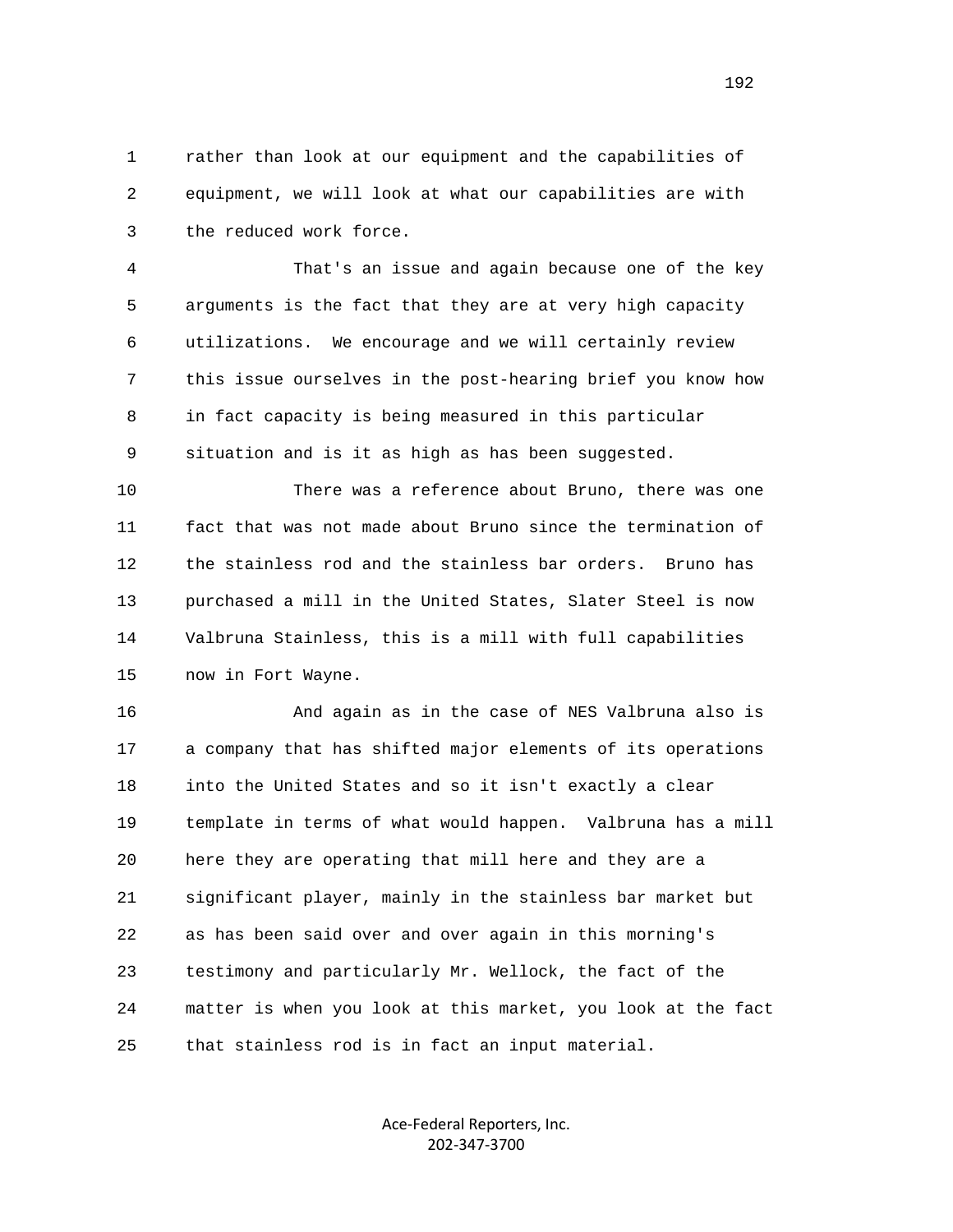rather than look at our equipment and the capabilities of equipment, we will look at what our capabilities are with the reduced work force.

That's an issue and again because one of the key arguments is the fact that they are at very high capacity utilizations. We encourage and we will certainly review this issue ourselves in the post-hearing brief you know how in fact capacity is being measured in this particular situation and is it as high as has been suggested.

There was a reference about Bruno, there was one fact that was not made about Bruno since the termination of the stainless rod and the stainless bar orders. Bruno has purchased a mill in the United States, Slater Steel is now Valbruna Stainless, this is a mill with full capabilities now in Fort Wayne.

And again as in the case of NES Valbruna also is a company that has shifted major elements of its operations into the United States and so it isn't exactly a clear template in terms of what would happen. Valbruna has a mill here they are operating that mill here and they are a significant player, mainly in the stainless bar market but as has been said over and over again in this morning's testimony and particularly Mr. Wellock, the fact of the matter is when you look at this market, you look at the fact that stainless rod is in fact an input material.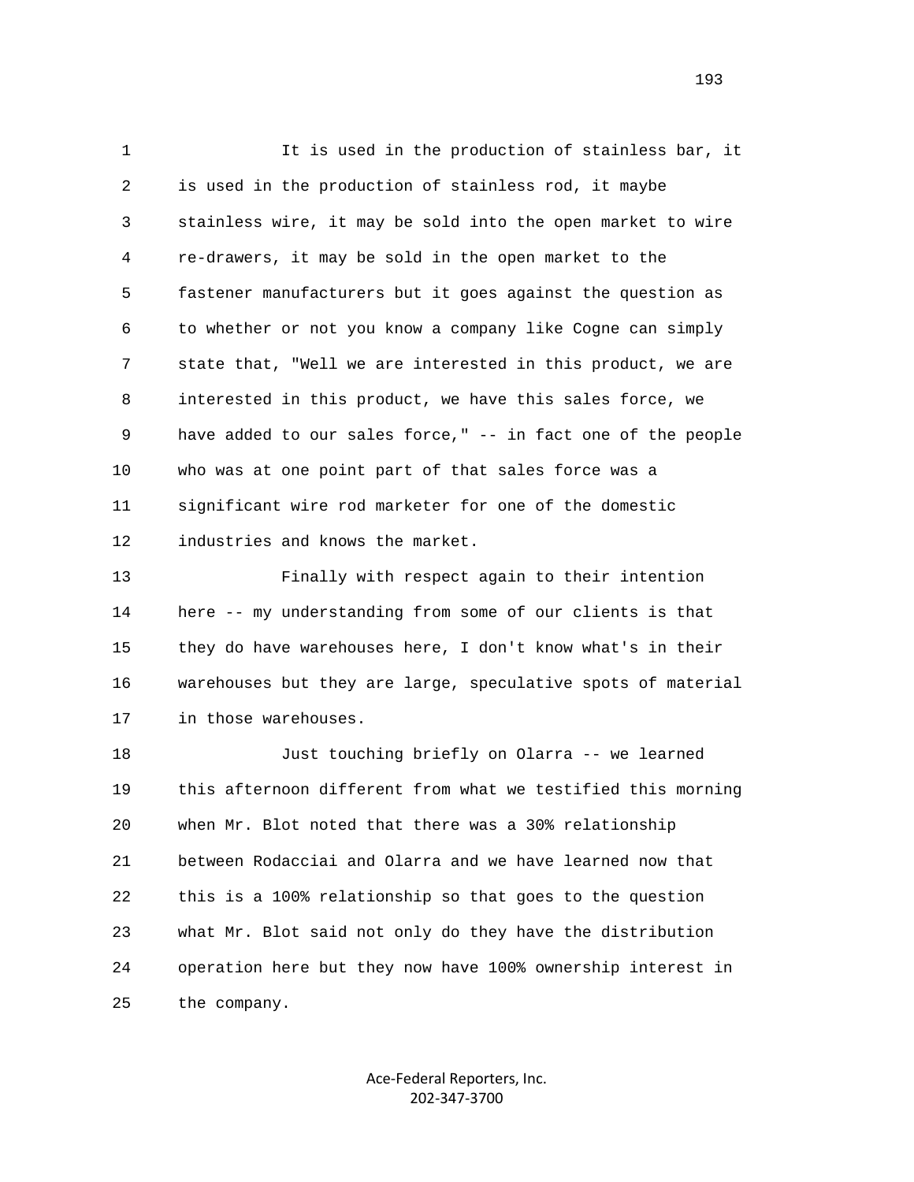It is used in the production of stainless bar, it is used in the production of stainless rod, it maybe stainless wire, it may be sold into the open market to wire re-drawers, it may be sold in the open market to the fastener manufacturers but it goes against the question as to whether or not you know a company like Cogne can simply state that, "Well we are interested in this product, we are interested in this product, we have this sales force, we have added to our sales force," -- in fact one of the people who was at one point part of that sales force was a significant wire rod marketer for one of the domestic industries and knows the market.

Finally with respect again to their intention here -- my understanding from some of our clients is that they do have warehouses here, I don't know what's in their warehouses but they are large, speculative spots of material in those warehouses.

Just touching briefly on Olarra -- we learned this afternoon different from what we testified this morning when Mr. Blot noted that there was a 30% relationship between Rodacciai and Olarra and we have learned now that this is a 100% relationship so that goes to the question what Mr. Blot said not only do they have the distribution operation here but they now have 100% ownership interest in the company.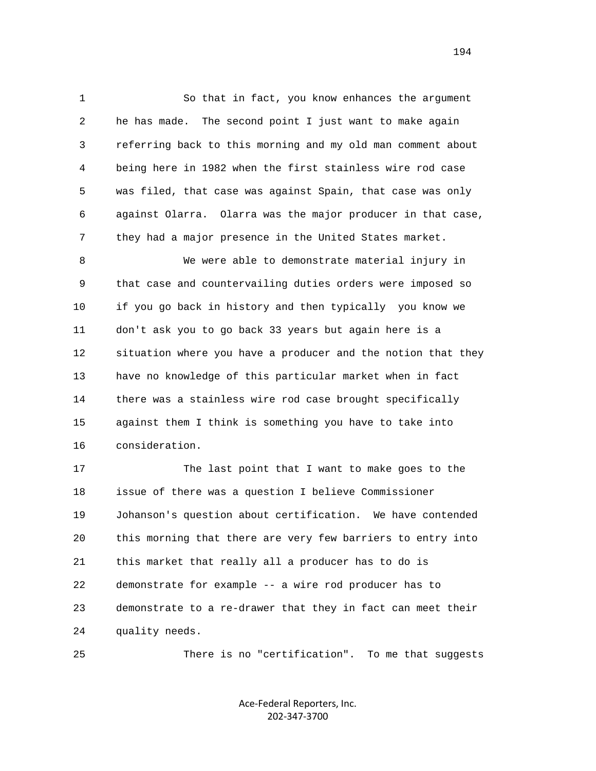So that in fact, you know enhances the argument he has made. The second point I just want to make again referring back to this morning and my old man comment about being here in 1982 when the first stainless wire rod case was filed, that case was against Spain, that case was only against Olarra. Olarra was the major producer in that case, they had a major presence in the United States market.

We were able to demonstrate material injury in that case and countervailing duties orders were imposed so if you go back in history and then typically you know we don't ask you to go back 33 years but again here is a situation where you have a producer and the notion that they have no knowledge of this particular market when in fact there was a stainless wire rod case brought specifically against them I think is something you have to take into consideration.

The last point that I want to make goes to the issue of there was a question I believe Commissioner Johanson's question about certification. We have contended this morning that there are very few barriers to entry into this market that really all a producer has to do is demonstrate for example -- a wire rod producer has to demonstrate to a re-drawer that they in fact can meet their quality needs.

There is no "certification". To me that suggests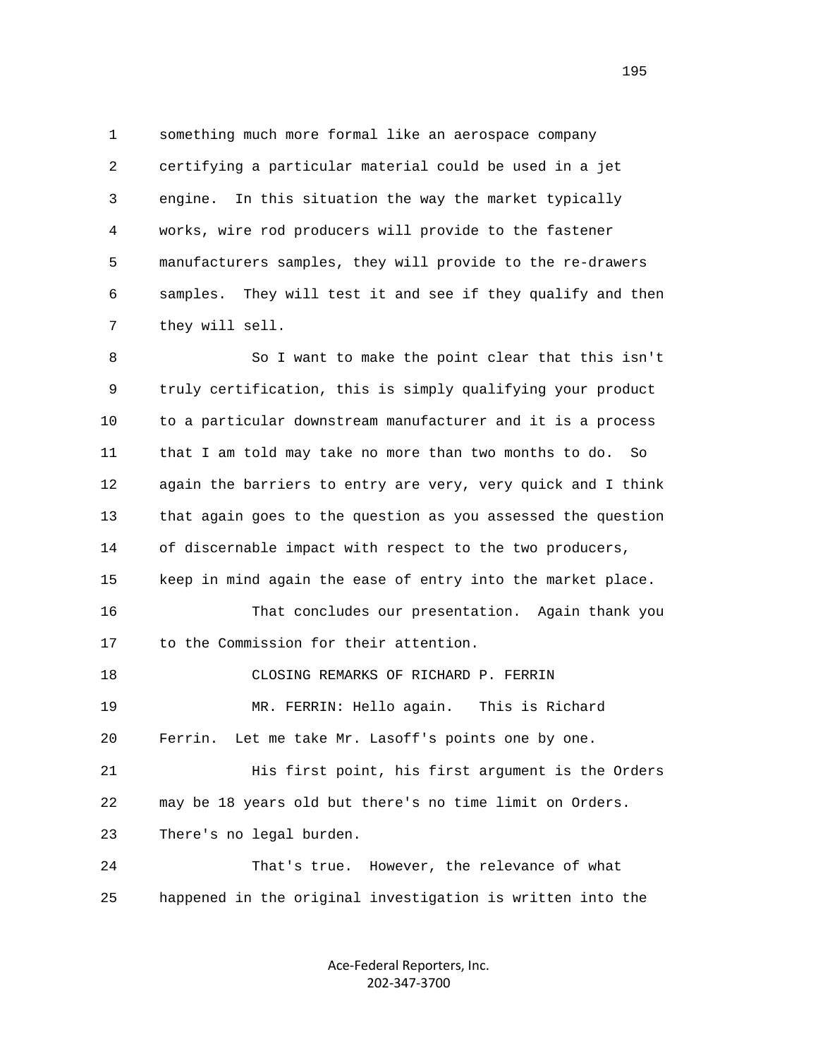something much more formal like an aerospace company certifying a particular material could be used in a jet engine. In this situation the way the market typically works, wire rod producers will provide to the fastener manufacturers samples, they will provide to the re-drawers samples. They will test it and see if they qualify and then they will sell.

So I want to make the point clear that this isn't truly certification, this is simply qualifying your product to a particular downstream manufacturer and it is a process that I am told may take no more than two months to do. So again the barriers to entry are very, very quick and I think that again goes to the question as you assessed the question of discernable impact with respect to the two producers, keep in mind again the ease of entry into the market place.

That concludes our presentation. Again thank you to the Commission for their attention.

CLOSING REMARKS OF RICHARD P. FERRIN

MR. FERRIN: Hello again. This is Richard Ferrin. Let me take Mr. Lasoff's points one by one.

His first point, his first argument is the Orders may be 18 years old but there's no time limit on Orders. There's no legal burden.

That's true. However, the relevance of what happened in the original investigation is written into the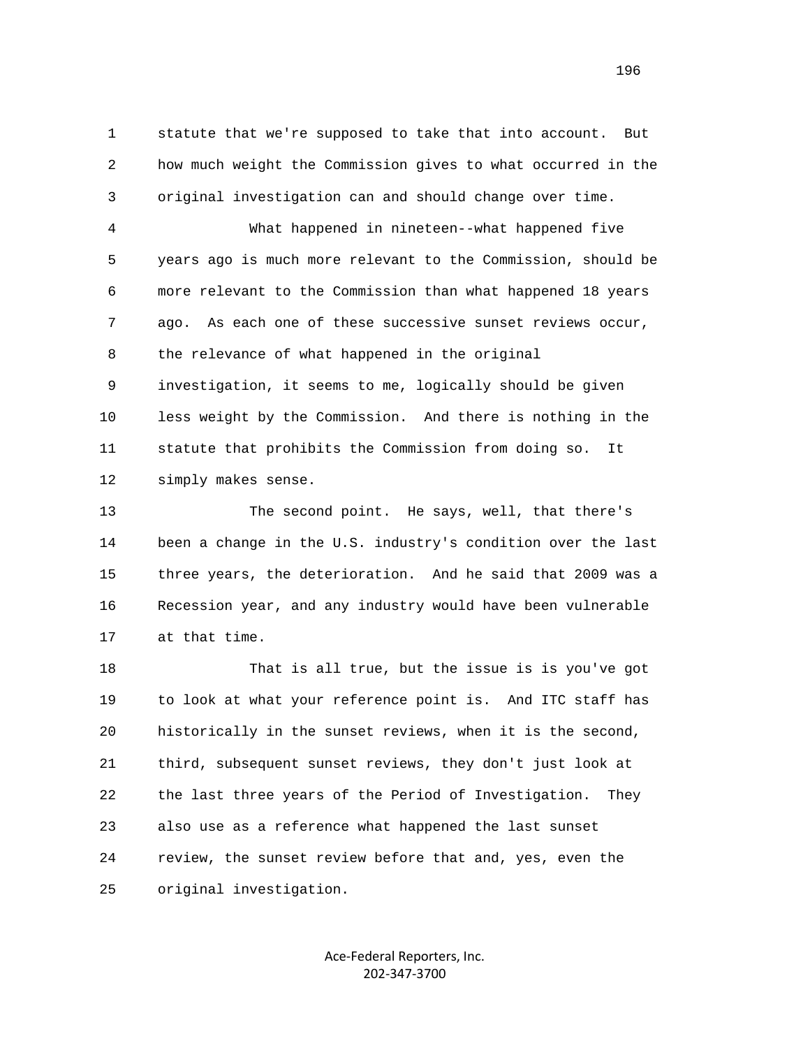1 statute that we're supposed to take that into account. But
2 how much weight the Commission gives to what occurred in the
3 original investigation can and should change over time.

4 What happened in nineteen--what happened five
5 years ago is much more relevant to the Commission, should be
6 more relevant to the Commission than what happened 18 years
7 ago. As each one of these successive sunset reviews occur,
8 the relevance of what happened in the original
9 investigation, it seems to me, logically should be given
10 less weight by the Commission. And there is nothing in the
11 statute that prohibits the Commission from doing so. It
12 simply makes sense.

13 The second point. He says, well, that there's
14 been a change in the U.S. industry's condition over the last
15 three years, the deterioration. And he said that 2009 was a
16 Recession year, and any industry would have been vulnerable
17 at that time.

18 That is all true, but the issue is is you've got
19 to look at what your reference point is. And ITC staff has
20 historically in the sunset reviews, when it is the second,
21 third, subsequent sunset reviews, they don't just look at
22 the last three years of the Period of Investigation. They
23 also use as a reference what happened the last sunset
24 review, the sunset review before that and, yes, even the
25 original investigation.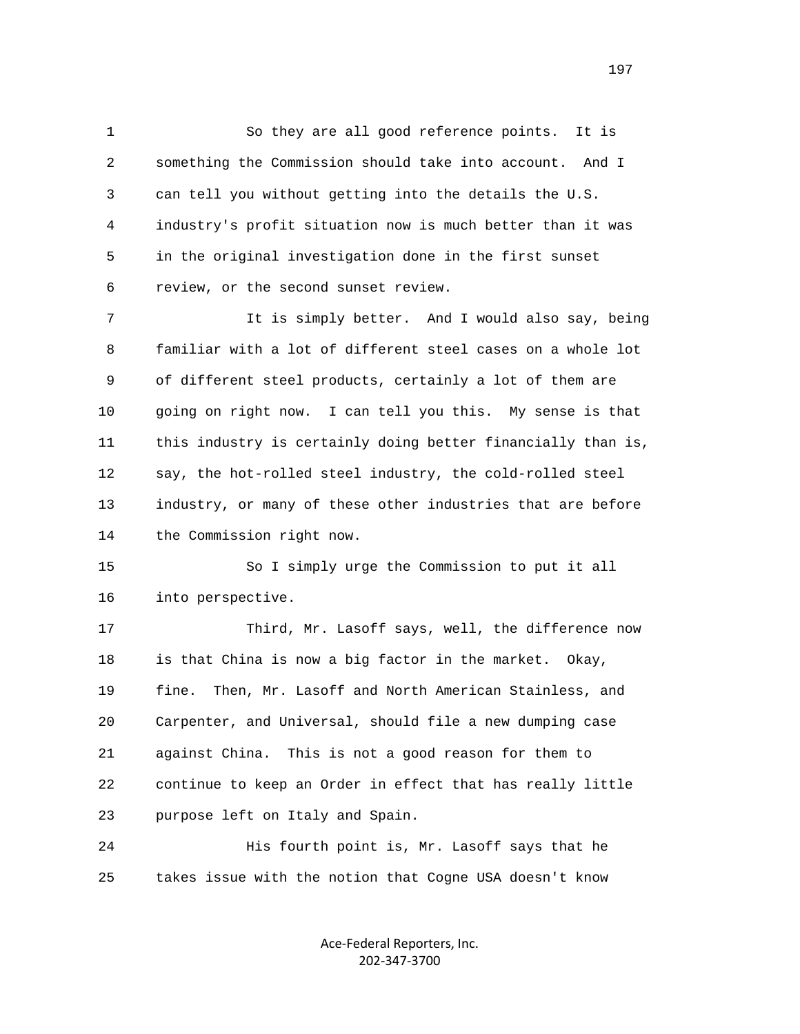So they are all good reference points. It is something the Commission should take into account. And I can tell you without getting into the details the U.S. industry's profit situation now is much better than it was in the original investigation done in the first sunset review, or the second sunset review.

It is simply better. And I would also say, being familiar with a lot of different steel cases on a whole lot of different steel products, certainly a lot of them are going on right now. I can tell you this. My sense is that this industry is certainly doing better financially than is, say, the hot-rolled steel industry, the cold-rolled steel industry, or many of these other industries that are before the Commission right now.

So I simply urge the Commission to put it all into perspective.

Third, Mr. Lasoff says, well, the difference now is that China is now a big factor in the market. Okay, fine. Then, Mr. Lasoff and North American Stainless, and Carpenter, and Universal, should file a new dumping case against China. This is not a good reason for them to continue to keep an Order in effect that has really little purpose left on Italy and Spain.

His fourth point is, Mr. Lasoff says that he takes issue with the notion that Cogne USA doesn't know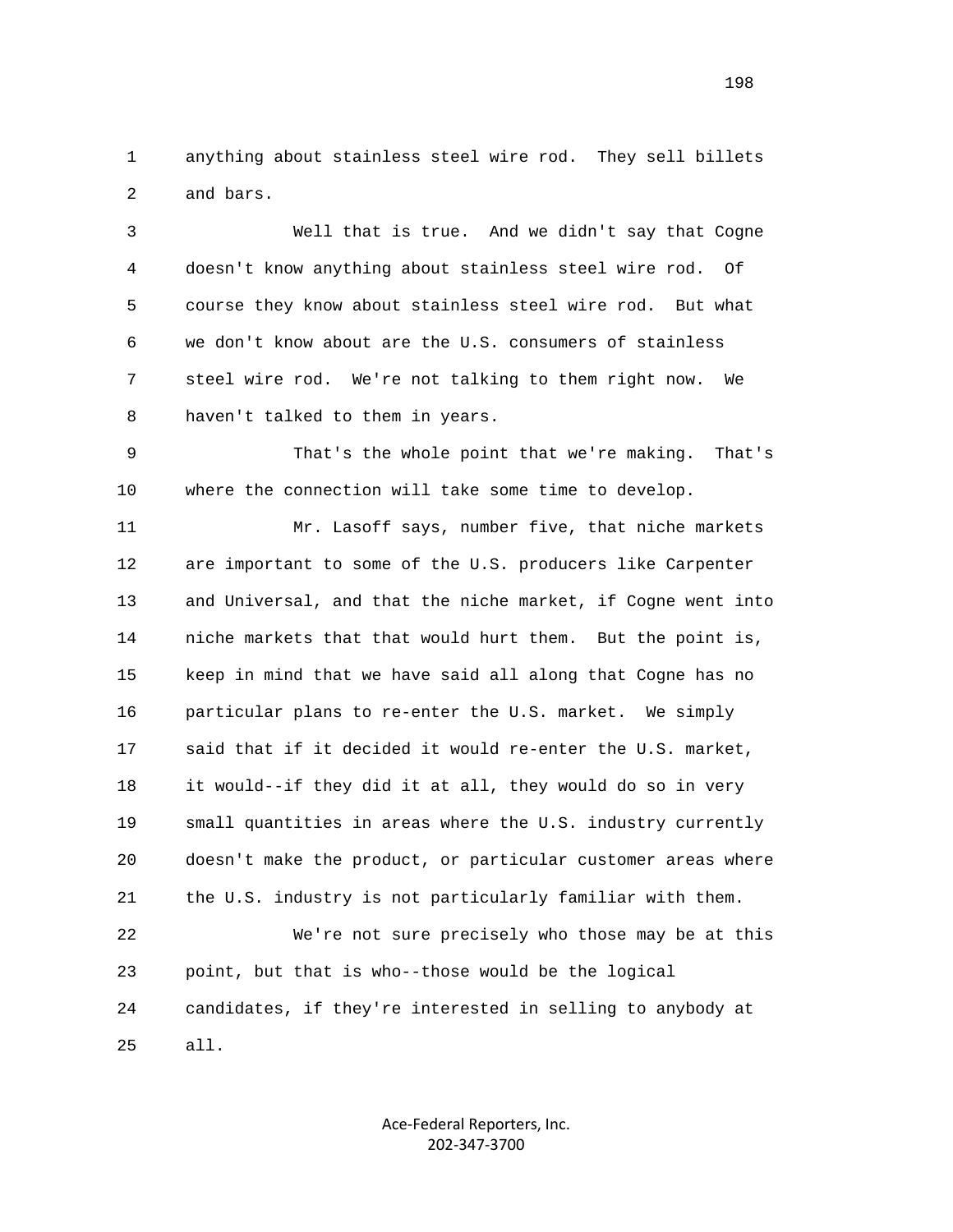anything about stainless steel wire rod. They sell billets and bars.

Well that is true. And we didn't say that Cogne doesn't know anything about stainless steel wire rod. Of course they know about stainless steel wire rod. But what we don't know about are the U.S. consumers of stainless steel wire rod. We're not talking to them right now. We haven't talked to them in years.

That's the whole point that we're making. That's where the connection will take some time to develop.

Mr. Lasoff says, number five, that niche markets are important to some of the U.S. producers like Carpenter and Universal, and that the niche market, if Cogne went into niche markets that that would hurt them. But the point is, keep in mind that we have said all along that Cogne has no particular plans to re-enter the U.S. market. We simply said that if it decided it would re-enter the U.S. market, it would--if they did it at all, they would do so in very small quantities in areas where the U.S. industry currently doesn't make the product, or particular customer areas where the U.S. industry is not particularly familiar with them.

We're not sure precisely who those may be at this point, but that is who--those would be the logical candidates, if they're interested in selling to anybody at all.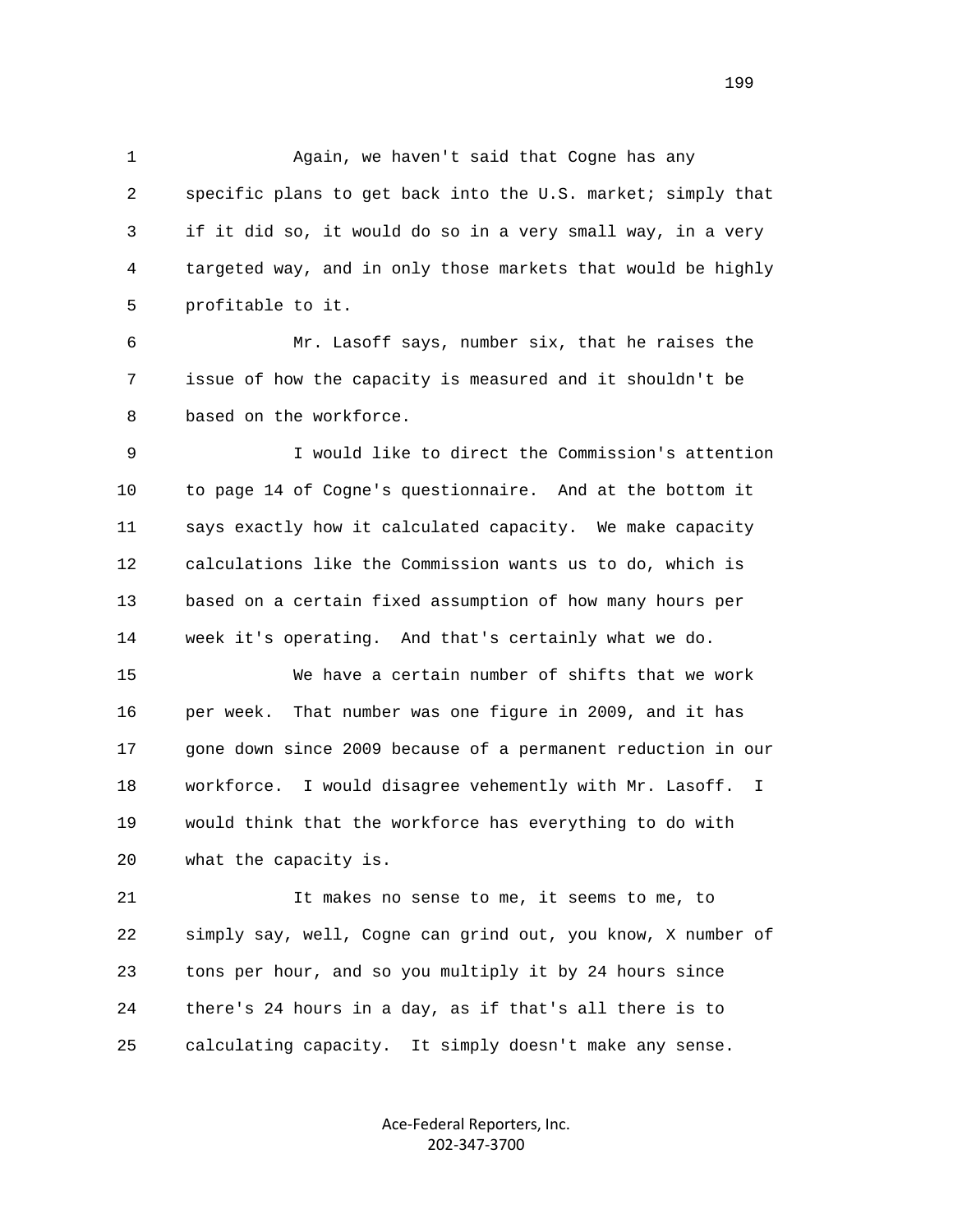Again, we haven't said that Cogne has any specific plans to get back into the U.S. market; simply that if it did so, it would do so in a very small way, in a very targeted way, and in only those markets that would be highly profitable to it.

Mr. Lasoff says, number six, that he raises the issue of how the capacity is measured and it shouldn't be based on the workforce.

I would like to direct the Commission's attention to page 14 of Cogne's questionnaire. And at the bottom it says exactly how it calculated capacity. We make capacity calculations like the Commission wants us to do, which is based on a certain fixed assumption of how many hours per week it's operating. And that's certainly what we do.

We have a certain number of shifts that we work per week. That number was one figure in 2009, and it has gone down since 2009 because of a permanent reduction in our workforce. I would disagree vehemently with Mr. Lasoff. I would think that the workforce has everything to do with what the capacity is.

It makes no sense to me, it seems to me, to simply say, well, Cogne can grind out, you know, X number of tons per hour, and so you multiply it by 24 hours since there's 24 hours in a day, as if that's all there is to calculating capacity. It simply doesn't make any sense.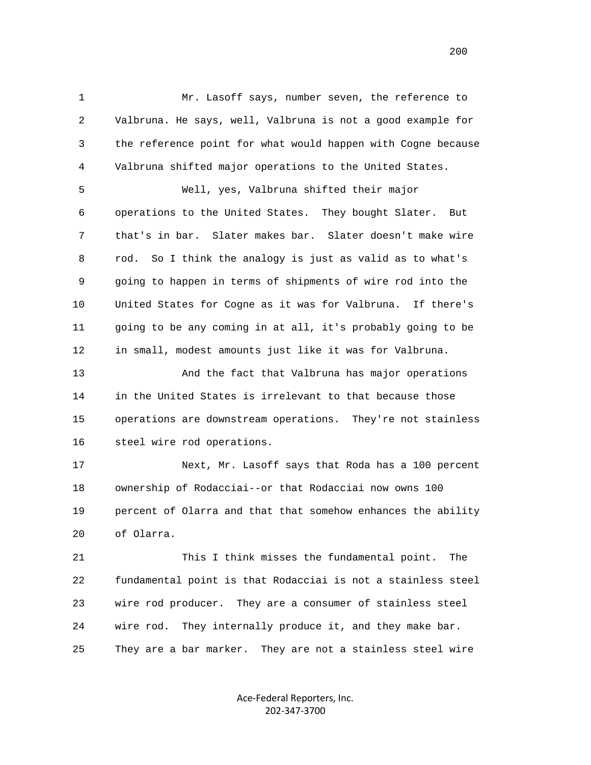Mr. Lasoff says, number seven, the reference to Valbruna. He says, well, Valbruna is not a good example for the reference point for what would happen with Cogne because Valbruna shifted major operations to the United States.

Well, yes, Valbruna shifted their major operations to the United States. They bought Slater. But that's in bar. Slater makes bar. Slater doesn't make wire rod. So I think the analogy is just as valid as to what's going to happen in terms of shipments of wire rod into the United States for Cogne as it was for Valbruna. If there's going to be any coming in at all, it's probably going to be in small, modest amounts just like it was for Valbruna.

And the fact that Valbruna has major operations in the United States is irrelevant to that because those operations are downstream operations. They're not stainless steel wire rod operations.

Next, Mr. Lasoff says that Roda has a 100 percent ownership of Rodacciai--or that Rodacciai now owns 100 percent of Olarra and that that somehow enhances the ability of Olarra.

This I think misses the fundamental point. The fundamental point is that Rodacciai is not a stainless steel wire rod producer. They are a consumer of stainless steel wire rod. They internally produce it, and they make bar. They are a bar marker. They are not a stainless steel wire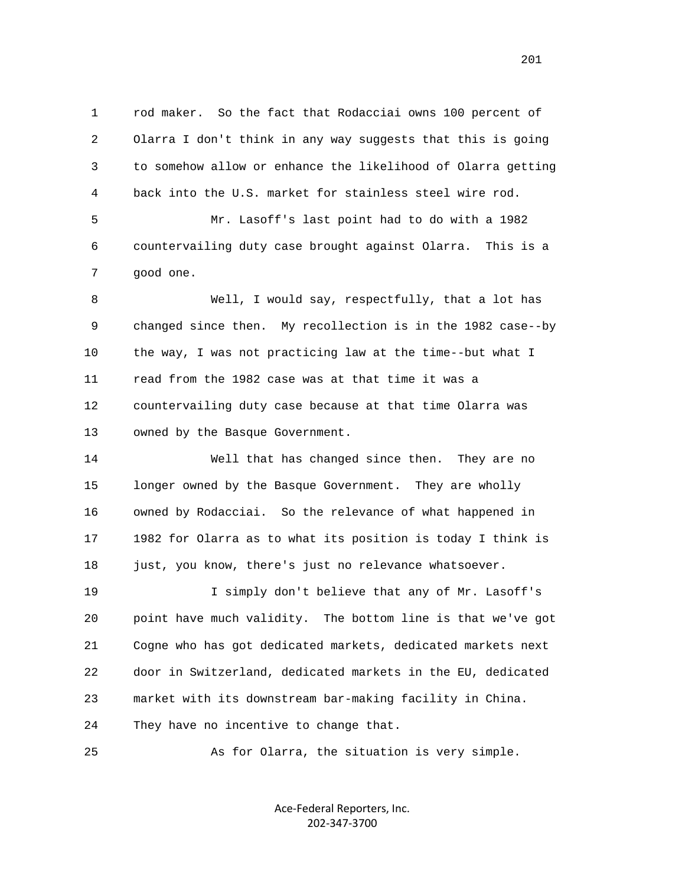rod maker. So the fact that Rodacciai owns 100 percent of Olarra I don't think in any way suggests that this is going to somehow allow or enhance the likelihood of Olarra getting back into the U.S. market for stainless steel wire rod.

Mr. Lasoff's last point had to do with a 1982 countervailing duty case brought against Olarra. This is a good one.

Well, I would say, respectfully, that a lot has changed since then. My recollection is in the 1982 case--by the way, I was not practicing law at the time--but what I read from the 1982 case was at that time it was a countervailing duty case because at that time Olarra was owned by the Basque Government.

Well that has changed since then. They are no longer owned by the Basque Government. They are wholly owned by Rodacciai. So the relevance of what happened in 1982 for Olarra as to what its position is today I think is just, you know, there's just no relevance whatsoever.

I simply don't believe that any of Mr. Lasoff's point have much validity. The bottom line is that we've got Cogne who has got dedicated markets, dedicated markets next door in Switzerland, dedicated markets in the EU, dedicated market with its downstream bar-making facility in China. They have no incentive to change that.

As for Olarra, the situation is very simple.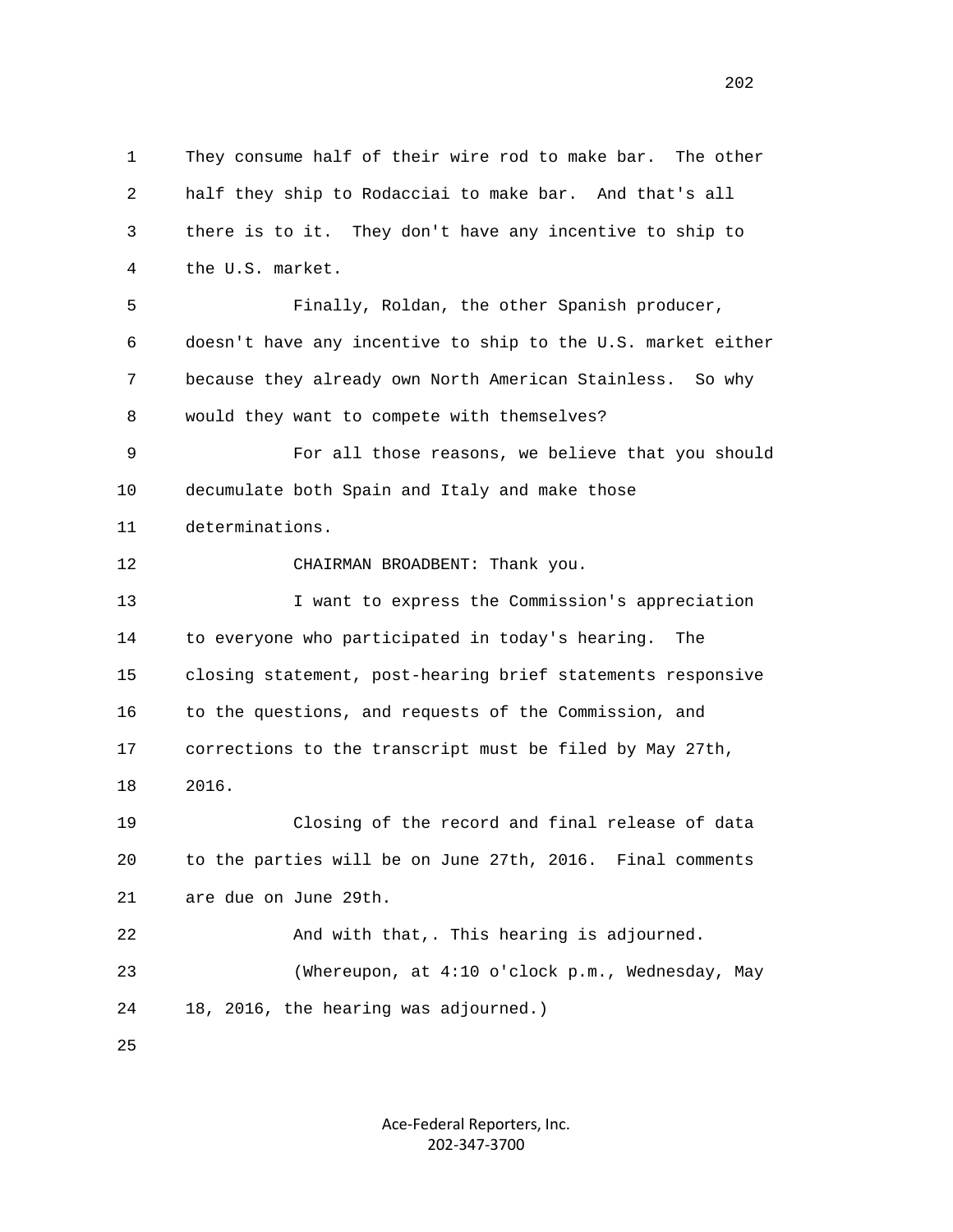They consume half of their wire rod to make bar. The other half they ship to Rodacciai to make bar. And that's all there is to it. They don't have any incentive to ship to the U.S. market.

Finally, Roldan, the other Spanish producer, doesn't have any incentive to ship to the U.S. market either because they already own North American Stainless. So why would they want to compete with themselves?

For all those reasons, we believe that you should decumulate both Spain and Italy and make those determinations.

CHAIRMAN BROADBENT: Thank you.

I want to express the Commission's appreciation to everyone who participated in today's hearing. The closing statement, post-hearing brief statements responsive to the questions, and requests of the Commission, and corrections to the transcript must be filed by May 27th, 2016.

Closing of the record and final release of data to the parties will be on June 27th, 2016. Final comments are due on June 29th.

And with that,. This hearing is adjourned.

(Whereupon, at 4:10 o'clock p.m., Wednesday, May 18, 2016, the hearing was adjourned.)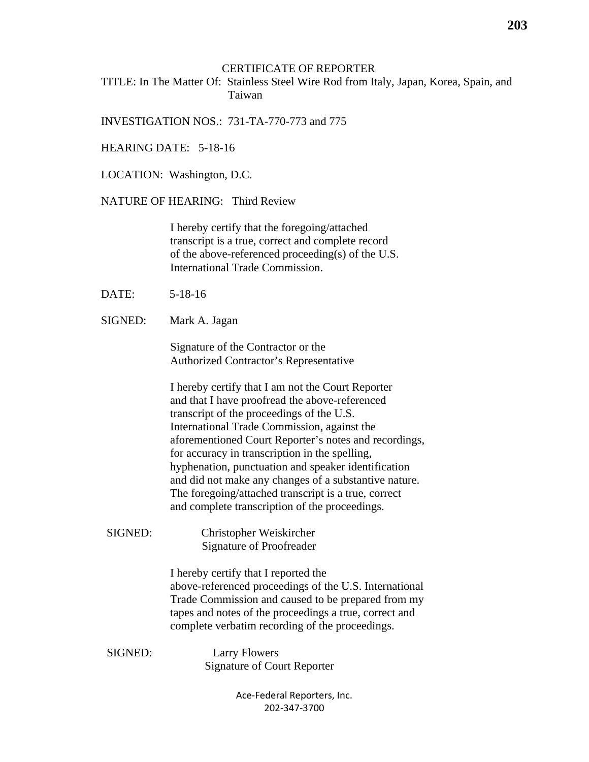CERTIFICATE OF REPORTER

TITLE: In The Matter Of: Stainless Steel Wire Rod from Italy, Japan, Korea, Spain, and Taiwan

INVESTIGATION NOS.: 731-TA-770-773 and 775

HEARING DATE: 5-18-16

LOCATION: Washington, D.C.

NATURE OF HEARING: Third Review

I hereby certify that the foregoing/attached transcript is a true, correct and complete record of the above-referenced proceeding(s) of the U.S. International Trade Commission.

DATE: 5-18-16

SIGNED: Mark A. Jagan

Signature of the Contractor or the Authorized Contractor's Representative

I hereby certify that I am not the Court Reporter and that I have proofread the above-referenced transcript of the proceedings of the U.S. International Trade Commission, against the aforementioned Court Reporter's notes and recordings, for accuracy in transcription in the spelling, hyphenation, punctuation and speaker identification and did not make any changes of a substantive nature. The foregoing/attached transcript is a true, correct and complete transcription of the proceedings.

SIGNED: Christopher Weiskircher
Signature of Proofreader

I hereby certify that I reported the above-referenced proceedings of the U.S. International Trade Commission and caused to be prepared from my tapes and notes of the proceedings a true, correct and complete verbatim recording of the proceedings.

SIGNED: Larry Flowers
Signature of Court Reporter